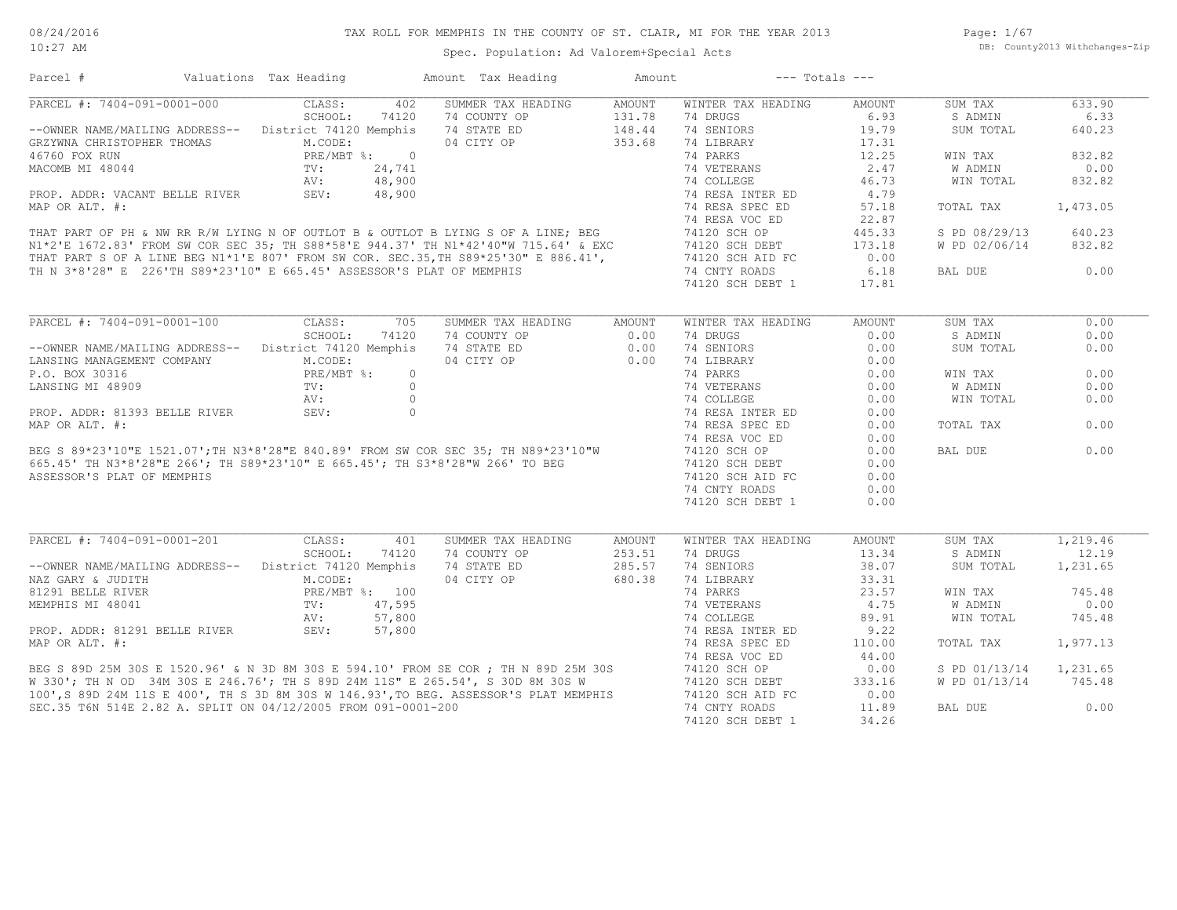# TAX ROLL FOR MEMPHIS IN THE COUNTY OF ST. CLAIR, MI FOR THE YEAR 2013

Spec. Population: Ad Valorem+Special Acts

DB: County2013 Withchanges-Zip

08/24/2016 10:27 AM

## PARCEL #: 7404-091-0001-000

| Parcel # | Valuations | Tax Heading | Amount | Tax Heading | Amount | --- Totals --- | |
|---|---|---|---|---|---|---|---|
| CLASS: | 402 | SUMMER TAX HEADING | AMOUNT | WINTER TAX HEADING | AMOUNT | SUM TAX | 633.90 |
| SCHOOL: | 74120 | 74 COUNTY OP | 131.78 | 74 DRUGS | 6.93 | S ADMIN | 6.33 |
| District 74120 Memphis | | 74 STATE ED | 148.44 | 74 SENIORS | 19.79 | SUM TOTAL | 640.23 |
| M.CODE: | | 04 CITY OP | 353.68 | 74 LIBRARY | 17.31 | | |
| PRE/MBT %: | 0 | | | 74 PARKS | 12.25 | WIN TAX | 832.82 |
| TV: | 24,741 | | | 74 VETERANS | 2.47 | W ADMIN | 0.00 |
| AV: | 48,900 | | | 74 COLLEGE | 46.73 | WIN TOTAL | 832.82 |
| SEV: | 48,900 | | | 74 RESA INTER ED | 4.79 | | |
| | | | | 74 RESA SPEC ED | 57.18 | TOTAL TAX | 1,473.05 |
| | | | | 74 RESA VOC ED | 22.87 | | |
| | | | | 74120 SCH OP | 445.33 | S PD 08/29/13 | 640.23 |
| | | | | 74120 SCH DEBT | 173.18 | W PD 02/06/14 | 832.82 |
| | | | | 74120 SCH AID FC | 0.00 | | |
| | | | | 74 CNTY ROADS | 6.18 | BAL DUE | 0.00 |
| | | | | 74120 SCH DEBT 1 | 17.81 | | |

--OWNER NAME/MAILING ADDRESS--
GRZYWNA CHRISTOPHER THOMAS
46760 FOX RUN
MACOMB MI 48044

PROP. ADDR: VACANT BELLE RIVER
MAP OR ALT. #:

THAT PART OF PH & NW RR R/W LYING N OF OUTLOT B & OUTLOT B LYING S OF A LINE; BEG N1*2'E 1672.83' FROM SW COR SEC 35; TH S88*58'E 944.37' TH N1*42'40"W 715.64' & EXC THAT PART S OF A LINE BEG N1*1'E 807' FROM SW COR. SEC.35,TH S89*25'30" E 886.41', TH N 3*8'28" E 226'TH S89*23'10" E 665.45' ASSESSOR'S PLAT OF MEMPHIS

## PARCEL #: 7404-091-0001-100

| Valuations | | Tax Heading | Amount | Tax Heading | Amount | Totals | |
|---|---|---|---|---|---|---|---|
| CLASS: | 705 | SUMMER TAX HEADING | AMOUNT | WINTER TAX HEADING | AMOUNT | SUM TAX | 0.00 |
| SCHOOL: | 74120 | 74 COUNTY OP | 0.00 | 74 DRUGS | 0.00 | S ADMIN | 0.00 |
| District 74120 Memphis | | 74 STATE ED | 0.00 | 74 SENIORS | 0.00 | SUM TOTAL | 0.00 |
| M.CODE: | | 04 CITY OP | 0.00 | 74 LIBRARY | 0.00 | | |
| PRE/MBT %: | 0 | | | 74 PARKS | 0.00 | WIN TAX | 0.00 |
| TV: | 0 | | | 74 VETERANS | 0.00 | W ADMIN | 0.00 |
| AV: | 0 | | | 74 COLLEGE | 0.00 | WIN TOTAL | 0.00 |
| SEV: | 0 | | | 74 RESA INTER ED | 0.00 | | |
| | | | | 74 RESA SPEC ED | 0.00 | TOTAL TAX | 0.00 |
| | | | | 74 RESA VOC ED | 0.00 | | |
| | | | | 74120 SCH OP | 0.00 | BAL DUE | 0.00 |
| | | | | 74120 SCH DEBT | 0.00 | | |
| | | | | 74120 SCH AID FC | 0.00 | | |
| | | | | 74 CNTY ROADS | 0.00 | | |
| | | | | 74120 SCH DEBT 1 | 0.00 | | |

--OWNER NAME/MAILING ADDRESS--
LANSING MANAGEMENT COMPANY
P.O. BOX 30316
LANSING MI 48909

PROP. ADDR: 81393 BELLE RIVER
MAP OR ALT. #:

BEG S 89*23'10"E 1521.07';TH N3*8'28"E 840.89' FROM SW COR SEC 35; TH N89*23'10"W 665.45' TH N3*8'28"E 266'; TH S89*23'10" E 665.45'; TH S3*8'28"W 266' TO BEG ASSESSOR'S PLAT OF MEMPHIS

## PARCEL #: 7404-091-0001-201

| Valuations | | Tax Heading | Amount | Tax Heading | Amount | Totals | |
|---|---|---|---|---|---|---|---|
| CLASS: | 401 | SUMMER TAX HEADING | AMOUNT | WINTER TAX HEADING | AMOUNT | SUM TAX | 1,219.46 |
| SCHOOL: | 74120 | 74 COUNTY OP | 253.51 | 74 DRUGS | 13.34 | S ADMIN | 12.19 |
| District 74120 Memphis | | 74 STATE ED | 285.57 | 74 SENIORS | 38.07 | SUM TOTAL | 1,231.65 |
| M.CODE: | | 04 CITY OP | 680.38 | 74 LIBRARY | 33.31 | | |
| PRE/MBT %: | 100 | | | 74 PARKS | 23.57 | WIN TAX | 745.48 |
| TV: | 47,595 | | | 74 VETERANS | 4.75 | W ADMIN | 0.00 |
| AV: | 57,800 | | | 74 COLLEGE | 89.91 | WIN TOTAL | 745.48 |
| SEV: | 57,800 | | | 74 RESA INTER ED | 9.22 | | |
| | | | | 74 RESA SPEC ED | 110.00 | TOTAL TAX | 1,977.13 |
| | | | | 74 RESA VOC ED | 44.00 | | |
| | | | | 74120 SCH OP | 0.00 | S PD 01/13/14 | 1,231.65 |
| | | | | 74120 SCH DEBT | 333.16 | W PD 01/13/14 | 745.48 |
| | | | | 74120 SCH AID FC | 0.00 | | |
| | | | | 74 CNTY ROADS | 11.89 | BAL DUE | 0.00 |
| | | | | 74120 SCH DEBT 1 | 34.26 | | |

--OWNER NAME/MAILING ADDRESS--
NAZ GARY & JUDITH
81291 BELLE RIVER
MEMPHIS MI 48041

PROP. ADDR: 81291 BELLE RIVER
MAP OR ALT. #:

BEG S 89D 25M 30S E 1520.96' & N 3D 8M 30S E 594.10' FROM SE COR ; TH N 89D 25M 30S W 330'; TH N OD 34M 30S E 246.76'; TH S 89D 24M 11S" E 265.54', S 30D 8M 30S W 100',S 89D 24M 11S E 400', TH S 3D 8M 30S W 146.93',TO BEG. ASSESSOR'S PLAT MEMPHIS SEC.35 T6N 514E 2.82 A. SPLIT ON 04/12/2005 FROM 091-0001-200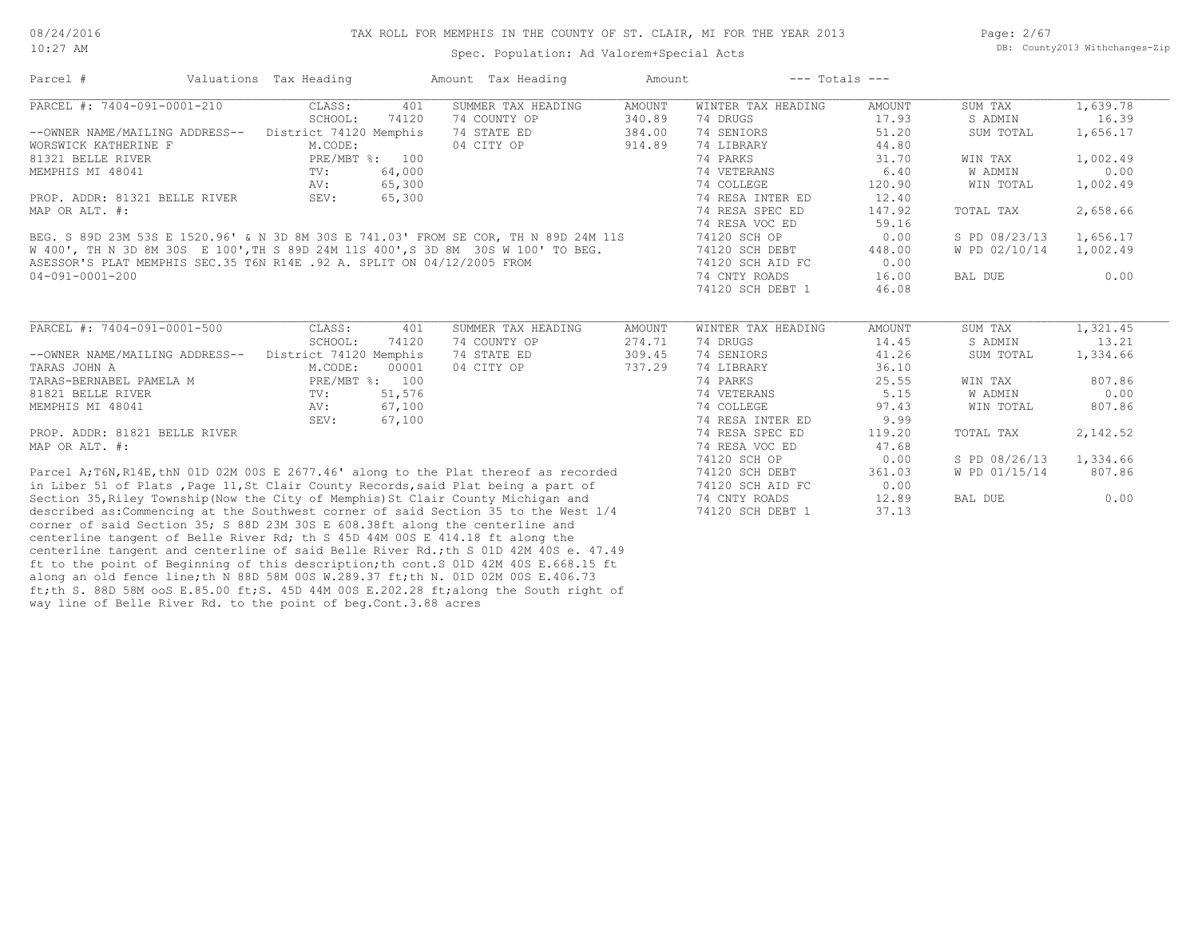# TAX ROLL FOR MEMPHIS IN THE COUNTY OF ST. CLAIR, MI FOR THE YEAR 2013

Spec. Population: Ad Valorem+Special Acts

| Parcel # | Valuations | Tax Heading | Amount | Tax Heading | Amount | --- Totals --- |
|---|---|---|---|---|---|---|

## PARCEL #: 7404-091-0001-210

| Field | Value | Summer Tax Heading | Amount | Winter Tax Heading | Amount | Totals | |
|---|---|---|---|---|---|---|---|
| CLASS: | 401 | SUMMER TAX HEADING | AMOUNT | WINTER TAX HEADING | AMOUNT | SUM TAX | 1,639.78 |
| SCHOOL: | 74120 | 74 COUNTY OP | 340.89 | 74 DRUGS | 17.93 | S ADMIN | 16.39 |
| District 74120 Memphis | | 74 STATE ED | 384.00 | 74 SENIORS | 51.20 | SUM TOTAL | 1,656.17 |
| M.CODE: | | 04 CITY OP | 914.89 | 74 LIBRARY | 44.80 | | |
| PRE/MBT %: | 100 | | | 74 PARKS | 31.70 | WIN TAX | 1,002.49 |
| TV: | 64,000 | | | 74 VETERANS | 6.40 | W ADMIN | 0.00 |
| AV: | 65,300 | | | 74 COLLEGE | 120.90 | WIN TOTAL | 1,002.49 |
| SEV: | 65,300 | | | 74 RESA INTER ED | 12.40 | | |
| | | | | 74 RESA SPEC ED | 147.92 | TOTAL TAX | 2,658.66 |
| | | | | 74 RESA VOC ED | 59.16 | | |
| | | | | 74120 SCH OP | 0.00 | S PD 08/23/13 | 1,656.17 |
| | | | | 74120 SCH DEBT | 448.00 | W PD 02/10/14 | 1,002.49 |
| | | | | 74120 SCH AID FC | 0.00 | | |
| | | | | 74 CNTY ROADS | 16.00 | BAL DUE | 0.00 |
| | | | | 74120 SCH DEBT 1 | 46.08 | | |

--OWNER NAME/MAILING ADDRESS--
WORSWICK KATHERINE F
81321 BELLE RIVER
MEMPHIS MI 48041

PROP. ADDR: 81321 BELLE RIVER
MAP OR ALT. #:

BEG. S 89D 23M 53S E 1520.96' & N 3D 8M 30S E 741.03' FROM SE COR, TH N 89D 24M 11S W 400', TH N 3D 8M 30S E 100',TH S 89D 24M 11S 400',S 3D 8M 30S W 100' TO BEG. ASESSOR'S PLAT MEMPHIS SEC.35 T6N R14E .92 A. SPLIT ON 04/12/2005 FROM 04-091-0001-200

## PARCEL #: 7404-091-0001-500

| Field | Value | Summer Tax Heading | Amount | Winter Tax Heading | Amount | Totals | |
|---|---|---|---|---|---|---|---|
| CLASS: | 401 | SUMMER TAX HEADING | AMOUNT | WINTER TAX HEADING | AMOUNT | SUM TAX | 1,321.45 |
| SCHOOL: | 74120 | 74 COUNTY OP | 274.71 | 74 DRUGS | 14.45 | S ADMIN | 13.21 |
| District 74120 Memphis | | 74 STATE ED | 309.45 | 74 SENIORS | 41.26 | SUM TOTAL | 1,334.66 |
| M.CODE: | 00001 | 04 CITY OP | 737.29 | 74 LIBRARY | 36.10 | | |
| PRE/MBT %: | 100 | | | 74 PARKS | 25.55 | WIN TAX | 807.86 |
| TV: | 51,576 | | | 74 VETERANS | 5.15 | W ADMIN | 0.00 |
| AV: | 67,100 | | | 74 COLLEGE | 97.43 | WIN TOTAL | 807.86 |
| SEV: | 67,100 | | | 74 RESA INTER ED | 9.99 | | |
| | | | | 74 RESA SPEC ED | 119.20 | TOTAL TAX | 2,142.52 |
| | | | | 74 RESA VOC ED | 47.68 | | |
| | | | | 74120 SCH OP | 0.00 | S PD 08/26/13 | 1,334.66 |
| | | | | 74120 SCH DEBT | 361.03 | W PD 01/15/14 | 807.86 |
| | | | | 74120 SCH AID FC | 0.00 | | |
| | | | | 74 CNTY ROADS | 12.89 | BAL DUE | 0.00 |
| | | | | 74120 SCH DEBT 1 | 37.13 | | |

--OWNER NAME/MAILING ADDRESS--
TARAS JOHN A
TARAS-BERNABEL PAMELA M
81821 BELLE RIVER
MEMPHIS MI 48041

PROP. ADDR: 81821 BELLE RIVER
MAP OR ALT. #:

Parcel A;T6N,R14E,thN 01D 02M 00S E 2677.46' along to the Plat thereof as recorded in Liber 51 of Plats ,Page 11,St Clair County Records,said Plat being a part of Section 35,Riley Township(Now the City of Memphis)St Clair County Michigan and described as:Commencing at the Southwest corner of said Section 35 to the West 1/4 corner of said Section 35; S 88D 23M 30S E 608.38ft along the centerline and centerline tangent of Belle River Rd; th S 45D 44M 00S E 414.18 ft along the centerline tangent and centerline of said Belle River Rd.;th S 01D 42M 40S e. 47.49 ft to the point of Beginning of this description;th cont.S 01D 42M 40S E.668.15 ft along an old fence line;th N 88D 58M 00S W.289.37 ft;th N. 01D 02M 00S E.406.73 ft;th S. 88D 58M ooS E.85.00 ft;S. 45D 44M 00S E.202.28 ft;along the South right of way line of Belle River Rd. to the point of beg.Cont.3.88 acres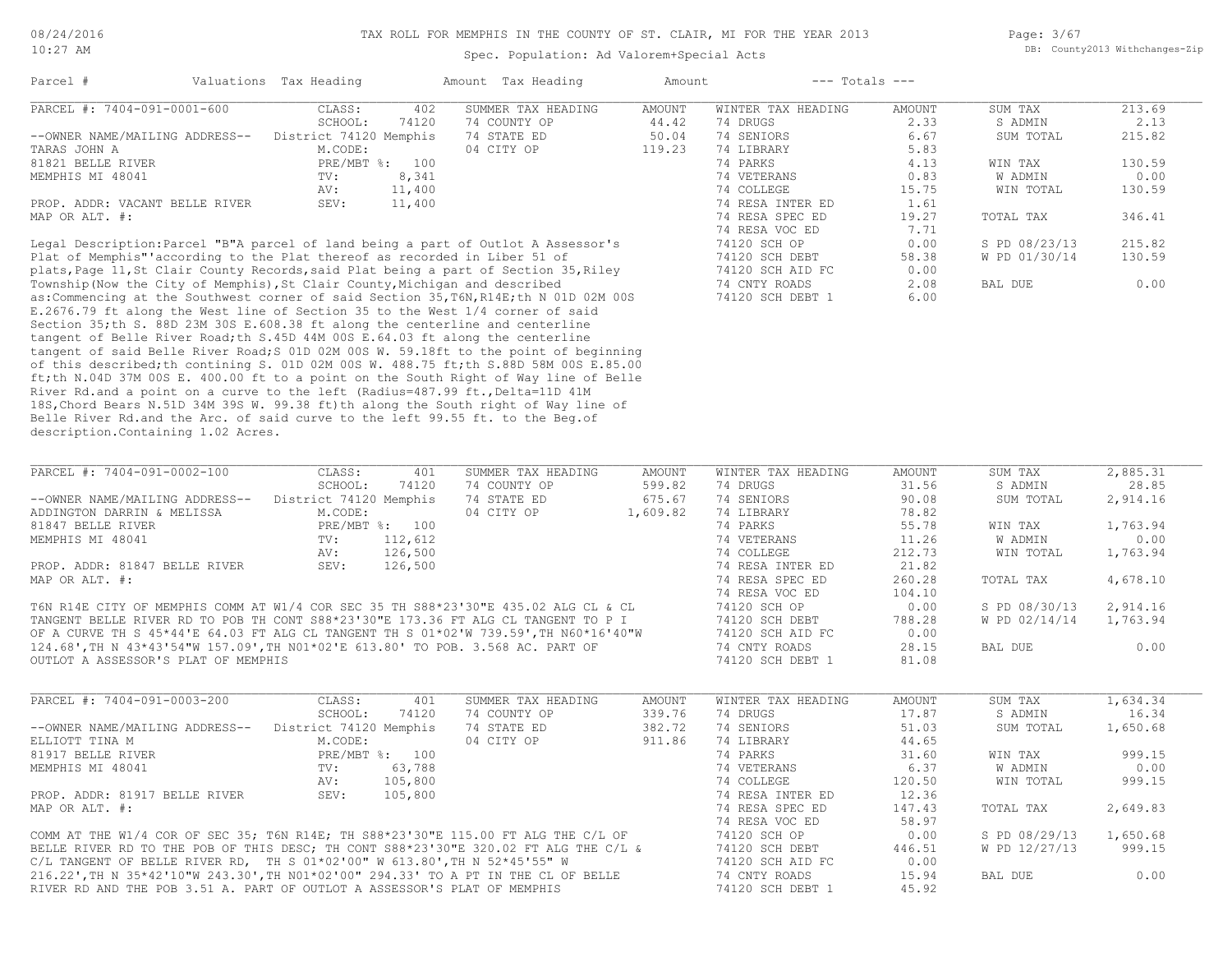# TAX ROLL FOR MEMPHIS IN THE COUNTY OF ST. CLAIR, MI FOR THE YEAR 2013

Spec. Population: Ad Valorem+Special Acts

| Parcel # | Valuations | Tax Heading | Amount | Tax Heading | Amount | --- Totals --- | |
|---|---|---|---|---|---|---|---|

## PARCEL #: 7404-091-0001-600

| | | | | | | | |
|---|---|---|---|---|---|---|---|
| CLASS: | 402 | SUMMER TAX HEADING | AMOUNT | WINTER TAX HEADING | AMOUNT | SUM TAX | 213.69 |
| SCHOOL: | 74120 | 74 COUNTY OP | 44.42 | 74 DRUGS | 2.33 | S ADMIN | 2.13 |
| District 74120 Memphis | | 74 STATE ED | 50.04 | 74 SENIORS | 6.67 | SUM TOTAL | 215.82 |
| M.CODE: | | 04 CITY OP | 119.23 | 74 LIBRARY | 5.83 | | |
| PRE/MBT %: | 100 | | | 74 PARKS | 4.13 | WIN TAX | 130.59 |
| TV: | 8,341 | | | 74 VETERANS | 0.83 | W ADMIN | 0.00 |
| AV: | 11,400 | | | 74 COLLEGE | 15.75 | WIN TOTAL | 130.59 |
| SEV: | 11,400 | | | 74 RESA INTER ED | 1.61 | | |
| | | | | 74 RESA SPEC ED | 19.27 | TOTAL TAX | 346.41 |
| | | | | 74 RESA VOC ED | 7.71 | | |
| | | | | 74120 SCH OP | 0.00 | S PD 08/23/13 | 215.82 |
| | | | | 74120 SCH DEBT | 58.38 | W PD 01/30/14 | 130.59 |
| | | | | 74120 SCH AID FC | 0.00 | | |
| | | | | 74 CNTY ROADS | 2.08 | BAL DUE | 0.00 |
| | | | | 74120 SCH DEBT 1 | 6.00 | | |

--OWNER NAME/MAILING ADDRESS--
TARAS JOHN A
81821 BELLE RIVER
MEMPHIS MI 48041

PROP. ADDR: VACANT BELLE RIVER
MAP OR ALT. #:

Legal Description:Parcel "B"A parcel of land being a part of Outlot A Assessor's Plat of Memphis"'according to the Plat thereof as recorded in Liber 51 of plats,Page 11,St Clair County Records,said Plat being a part of Section 35,Riley Township(Now the City of Memphis),St Clair County,Michigan and described as:Commencing at the Southwest corner of said Section 35,T6N,R14E;th N 01D 02M 00S E.2676.79 ft along the West line of Section 35 to the West 1/4 corner of said Section 35;th S. 88D 23M 30S E.608.38 ft along the centerline and centerline tangent of Belle River Road;th S.45D 44M 00S E.64.03 ft along the centerline tangent of said Belle River Road;S 01D 02M 00S W. 59.18ft to the point of beginning of this described;th contining S. 01D 02M 00S W. 488.75 ft;th S.88D 58M 00S E.85.00 ft;th N.04D 37M 00S E. 400.00 ft to a point on the South Right of Way line of Belle River Rd.and a point on a curve to the left (Radius=487.99 ft.,Delta=11D 41M 18S,Chord Bears N.51D 34M 39S W. 99.38 ft)th along the South right of Way line of Belle River Rd.and the Arc. of said curve to the left 99.55 ft. to the Beg.of description.Containing 1.02 Acres.

## PARCEL #: 7404-091-0002-100

| | | | | | | | |
|---|---|---|---|---|---|---|---|
| CLASS: | 401 | SUMMER TAX HEADING | AMOUNT | WINTER TAX HEADING | AMOUNT | SUM TAX | 2,885.31 |
| SCHOOL: | 74120 | 74 COUNTY OP | 599.82 | 74 DRUGS | 31.56 | S ADMIN | 28.85 |
| District 74120 Memphis | | 74 STATE ED | 675.67 | 74 SENIORS | 90.08 | SUM TOTAL | 2,914.16 |
| M.CODE: | | 04 CITY OP | 1,609.82 | 74 LIBRARY | 78.82 | | |
| PRE/MBT %: | 100 | | | 74 PARKS | 55.78 | WIN TAX | 1,763.94 |
| TV: | 112,612 | | | 74 VETERANS | 11.26 | W ADMIN | 0.00 |
| AV: | 126,500 | | | 74 COLLEGE | 212.73 | WIN TOTAL | 1,763.94 |
| SEV: | 126,500 | | | 74 RESA INTER ED | 21.82 | | |
| | | | | 74 RESA SPEC ED | 260.28 | TOTAL TAX | 4,678.10 |
| | | | | 74 RESA VOC ED | 104.10 | | |
| | | | | 74120 SCH OP | 0.00 | S PD 08/30/13 | 2,914.16 |
| | | | | 74120 SCH DEBT | 788.28 | W PD 02/14/14 | 1,763.94 |
| | | | | 74120 SCH AID FC | 0.00 | | |
| | | | | 74 CNTY ROADS | 28.15 | BAL DUE | 0.00 |
| | | | | 74120 SCH DEBT 1 | 81.08 | | |

--OWNER NAME/MAILING ADDRESS--
ADDINGTON DARRIN & MELISSA
81847 BELLE RIVER
MEMPHIS MI 48041

PROP. ADDR: 81847 BELLE RIVER
MAP OR ALT. #:

T6N R14E CITY OF MEMPHIS COMM AT W1/4 COR SEC 35 TH S88*23'30"E 435.02 ALG CL & CL TANGENT BELLE RIVER RD TO POB TH CONT S88*23'30"E 173.36 FT ALG CL TANGENT TO P I OF A CURVE TH S 45*44'E 64.03 FT ALG CL TANGENT TH S 01*02'W 739.59',TH N60*16'40"W 124.68',TH N 43*43'54"W 157.09',TH N01*02'E 613.80' TO POB. 3.568 AC. PART OF OUTLOT A ASSESSOR'S PLAT OF MEMPHIS

## PARCEL #: 7404-091-0003-200

| | | | | | | | |
|---|---|---|---|---|---|---|---|
| CLASS: | 401 | SUMMER TAX HEADING | AMOUNT | WINTER TAX HEADING | AMOUNT | SUM TAX | 1,634.34 |
| SCHOOL: | 74120 | 74 COUNTY OP | 339.76 | 74 DRUGS | 17.87 | S ADMIN | 16.34 |
| District 74120 Memphis | | 74 STATE ED | 382.72 | 74 SENIORS | 51.03 | SUM TOTAL | 1,650.68 |
| M.CODE: | | 04 CITY OP | 911.86 | 74 LIBRARY | 44.65 | | |
| PRE/MBT %: | 100 | | | 74 PARKS | 31.60 | WIN TAX | 999.15 |
| TV: | 63,788 | | | 74 VETERANS | 6.37 | W ADMIN | 0.00 |
| AV: | 105,800 | | | 74 COLLEGE | 120.50 | WIN TOTAL | 999.15 |
| SEV: | 105,800 | | | 74 RESA INTER ED | 12.36 | | |
| | | | | 74 RESA SPEC ED | 147.43 | TOTAL TAX | 2,649.83 |
| | | | | 74 RESA VOC ED | 58.97 | | |
| | | | | 74120 SCH OP | 0.00 | S PD 08/29/13 | 1,650.68 |
| | | | | 74120 SCH DEBT | 446.51 | W PD 12/27/13 | 999.15 |
| | | | | 74120 SCH AID FC | 0.00 | | |
| | | | | 74 CNTY ROADS | 15.94 | BAL DUE | 0.00 |
| | | | | 74120 SCH DEBT 1 | 45.92 | | |

--OWNER NAME/MAILING ADDRESS--
ELLIOTT TINA M
81917 BELLE RIVER
MEMPHIS MI 48041

PROP. ADDR: 81917 BELLE RIVER
MAP OR ALT. #:

COMM AT THE W1/4 COR OF SEC 35; T6N R14E; TH S88*23'30"E 115.00 FT ALG THE C/L OF BELLE RIVER RD TO THE POB OF THIS DESC; TH CONT S88*23'30"E 320.02 FT ALG THE C/L & C/L TANGENT OF BELLE RIVER RD, TH S 01*02'00" W 613.80',TH N 52*45'55" W 216.22',TH N 35*42'10"W 243.30',TH N01*02'00" 294.33' TO A PT IN THE CL OF BELLE RIVER RD AND THE POB 3.51 A. PART OF OUTLOT A ASSESSOR'S PLAT OF MEMPHIS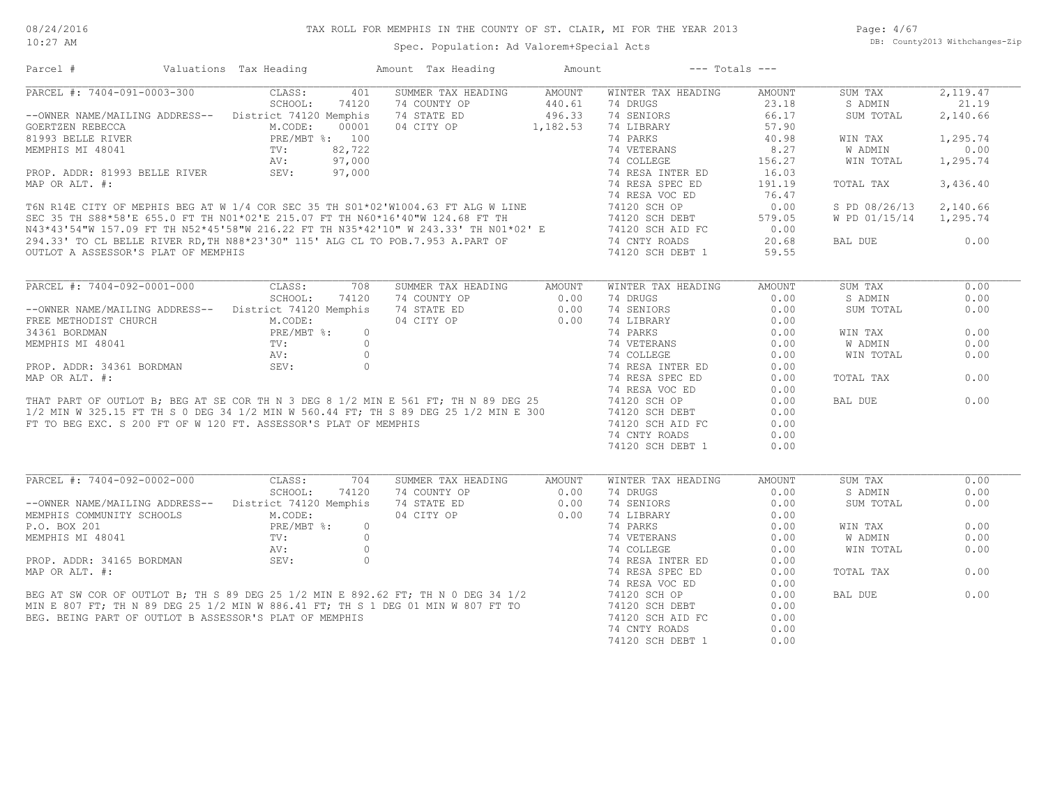# TAX ROLL FOR MEMPHIS IN THE COUNTY OF ST. CLAIR, MI FOR THE YEAR 2013

Spec. Population: Ad Valorem+Special Acts

| Parcel # | Valuations | Tax Heading | Amount | Tax Heading | Amount | --- Totals --- | |
|---|---|---|---|---|---|---|---|

## PARCEL #: 7404-091-0003-300

| | | | | | | |
|---|---|---|---|---|---|---|
| CLASS: 401 | SUMMER TAX HEADING | AMOUNT | WINTER TAX HEADING | AMOUNT | SUM TAX | 2,119.47 |
| SCHOOL: 74120 | 74 COUNTY OP | 440.61 | 74 DRUGS | 23.18 | S ADMIN | 21.19 |
| District 74120 Memphis | 74 STATE ED | 496.33 | 74 SENIORS | 66.17 | SUM TOTAL | 2,140.66 |
| M.CODE: 00001 | 04 CITY OP | 1,182.53 | 74 LIBRARY | 57.90 | | |
| PRE/MBT %: 100 | | | 74 PARKS | 40.98 | WIN TAX | 1,295.74 |
| TV: 82,722 | | | 74 VETERANS | 8.27 | W ADMIN | 0.00 |
| AV: 97,000 | | | 74 COLLEGE | 156.27 | WIN TOTAL | 1,295.74 |
| SEV: 97,000 | | | 74 RESA INTER ED | 16.03 | | |
| | | | 74 RESA SPEC ED | 191.19 | TOTAL TAX | 3,436.40 |
| | | | 74 RESA VOC ED | 76.47 | | |
| | | | 74120 SCH OP | 0.00 | S PD 08/26/13 | 2,140.66 |
| | | | 74120 SCH DEBT | 579.05 | W PD 01/15/14 | 1,295.74 |
| | | | 74120 SCH AID FC | 0.00 | | |
| | | | 74 CNTY ROADS | 20.68 | BAL DUE | 0.00 |
| | | | 74120 SCH DEBT 1 | 59.55 | | |

--OWNER NAME/MAILING ADDRESS--
GOERTZEN REBECCA
81993 BELLE RIVER
MEMPHIS MI 48041

PROP. ADDR: 81993 BELLE RIVER
MAP OR ALT. #:

T6N R14E CITY OF MEPHIS BEG AT W 1/4 COR SEC 35 TH S01*02'W1004.63 FT ALG W LINE SEC 35 TH S88*58'E 655.0 FT TH N01*02'E 215.07 FT TH N60*16'40"W 124.68 FT TH N43*43'54"W 157.09 FT TH N52*45'58"W 216.22 FT TH N35*42'10" W 243.33' TH N01*02' E 294.33' TO CL BELLE RIVER RD,TH N88*23'30" 115' ALG CL TO POB.7.953 A.PART OF OUTLOT A ASSESSOR'S PLAT OF MEMPHIS

## PARCEL #: 7404-092-0001-000

| | | | | | | |
|---|---|---|---|---|---|---|
| CLASS: 708 | SUMMER TAX HEADING | AMOUNT | WINTER TAX HEADING | AMOUNT | SUM TAX | 0.00 |
| SCHOOL: 74120 | 74 COUNTY OP | 0.00 | 74 DRUGS | 0.00 | S ADMIN | 0.00 |
| District 74120 Memphis | 74 STATE ED | 0.00 | 74 SENIORS | 0.00 | SUM TOTAL | 0.00 |
| M.CODE: | 04 CITY OP | 0.00 | 74 LIBRARY | 0.00 | | |
| PRE/MBT %: 0 | | | 74 PARKS | 0.00 | WIN TAX | 0.00 |
| TV: 0 | | | 74 VETERANS | 0.00 | W ADMIN | 0.00 |
| AV: 0 | | | 74 COLLEGE | 0.00 | WIN TOTAL | 0.00 |
| SEV: 0 | | | 74 RESA INTER ED | 0.00 | | |
| | | | 74 RESA SPEC ED | 0.00 | TOTAL TAX | 0.00 |
| | | | 74 RESA VOC ED | 0.00 | | |
| | | | 74120 SCH OP | 0.00 | BAL DUE | 0.00 |
| | | | 74120 SCH DEBT | 0.00 | | |
| | | | 74120 SCH AID FC | 0.00 | | |
| | | | 74 CNTY ROADS | 0.00 | | |
| | | | 74120 SCH DEBT 1 | 0.00 | | |

--OWNER NAME/MAILING ADDRESS--
FREE METHODIST CHURCH
34361 BORDMAN
MEMPHIS MI 48041

PROP. ADDR: 34361 BORDMAN
MAP OR ALT. #:

THAT PART OF OUTLOT B; BEG AT SE COR TH N 3 DEG 8 1/2 MIN E 561 FT; TH N 89 DEG 25 1/2 MIN W 325.15 FT TH S 0 DEG 34 1/2 MIN W 560.44 FT; TH S 89 DEG 25 1/2 MIN E 300 FT TO BEG EXC. S 200 FT OF W 120 FT. ASSESSOR'S PLAT OF MEMPHIS

## PARCEL #: 7404-092-0002-000

| | | | | | | |
|---|---|---|---|---|---|---|
| CLASS: 704 | SUMMER TAX HEADING | AMOUNT | WINTER TAX HEADING | AMOUNT | SUM TAX | 0.00 |
| SCHOOL: 74120 | 74 COUNTY OP | 0.00 | 74 DRUGS | 0.00 | S ADMIN | 0.00 |
| District 74120 Memphis | 74 STATE ED | 0.00 | 74 SENIORS | 0.00 | SUM TOTAL | 0.00 |
| M.CODE: | 04 CITY OP | 0.00 | 74 LIBRARY | 0.00 | | |
| PRE/MBT %: 0 | | | 74 PARKS | 0.00 | WIN TAX | 0.00 |
| TV: 0 | | | 74 VETERANS | 0.00 | W ADMIN | 0.00 |
| AV: 0 | | | 74 COLLEGE | 0.00 | WIN TOTAL | 0.00 |
| SEV: 0 | | | 74 RESA INTER ED | 0.00 | | |
| | | | 74 RESA SPEC ED | 0.00 | TOTAL TAX | 0.00 |
| | | | 74 RESA VOC ED | 0.00 | | |
| | | | 74120 SCH OP | 0.00 | BAL DUE | 0.00 |
| | | | 74120 SCH DEBT | 0.00 | | |
| | | | 74120 SCH AID FC | 0.00 | | |
| | | | 74 CNTY ROADS | 0.00 | | |
| | | | 74120 SCH DEBT 1 | 0.00 | | |

--OWNER NAME/MAILING ADDRESS--
MEMPHIS COMMUNITY SCHOOLS
P.O. BOX 201
MEMPHIS MI 48041

PROP. ADDR: 34165 BORDMAN
MAP OR ALT. #:

BEG AT SW COR OF OUTLOT B; TH S 89 DEG 25 1/2 MIN E 892.62 FT; TH N 0 DEG 34 1/2 MIN E 807 FT; TH N 89 DEG 25 1/2 MIN W 886.41 FT; TH S 1 DEG 01 MIN W 807 FT TO BEG. BEING PART OF OUTLOT B ASSESSOR'S PLAT OF MEMPHIS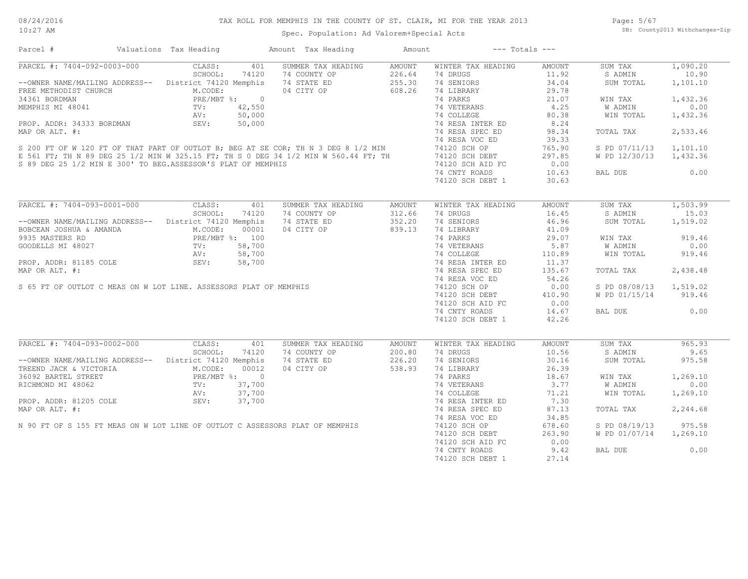# TAX ROLL FOR MEMPHIS IN THE COUNTY OF ST. CLAIR, MI FOR THE YEAR 2013

Spec. Population: Ad Valorem+Special Acts

| Parcel # | Valuations | Tax Heading | Amount | Tax Heading | Amount | --- Totals --- | |
|---|---|---|---|---|---|---|---|

---

**PARCEL #: 7404-092-0003-000**

| | | | | | | | |
|---|---|---|---|---|---|---|---|
| CLASS: | 401 | SUMMER TAX HEADING | AMOUNT | WINTER TAX HEADING | AMOUNT | SUM TAX | 1,090.20 |
| SCHOOL: | 74120 | 74 COUNTY OP | 226.64 | 74 DRUGS | 11.92 | S ADMIN | 10.90 |
| District 74120 Memphis | | 74 STATE ED | 255.30 | 74 SENIORS | 34.04 | SUM TOTAL | 1,101.10 |
| M.CODE: | | 04 CITY OP | 608.26 | 74 LIBRARY | 29.78 | | |
| PRE/MBT %: | 0 | | | 74 PARKS | 21.07 | WIN TAX | 1,432.36 |
| TV: | 42,550 | | | 74 VETERANS | 4.25 | W ADMIN | 0.00 |
| AV: | 50,000 | | | 74 COLLEGE | 80.38 | WIN TOTAL | 1,432.36 |
| SEV: | 50,000 | | | 74 RESA INTER ED | 8.24 | | |
| | | | | 74 RESA SPEC ED | 98.34 | TOTAL TAX | 2,533.46 |
| | | | | 74 RESA VOC ED | 39.33 | | |
| | | | | 74120 SCH OP | 765.90 | S PD 07/11/13 | 1,101.10 |
| | | | | 74120 SCH DEBT | 297.85 | W PD 12/30/13 | 1,432.36 |
| | | | | 74120 SCH AID FC | 0.00 | | |
| | | | | 74 CNTY ROADS | 10.63 | BAL DUE | 0.00 |
| | | | | 74120 SCH DEBT 1 | 30.63 | | |

--OWNER NAME/MAILING ADDRESS--
FREE METHODIST CHURCH
34361 BORDMAN
MEMPHIS MI 48041

PROP. ADDR: 34333 BORDMAN
MAP OR ALT. #:

S 200 FT OF W 120 FT OF THAT PART OF OUTLOT B; BEG AT SE COR; TH N 3 DEG 8 1/2 MIN E 561 FT; TH N 89 DEG 25 1/2 MIN W 325.15 FT; TH S 0 DEG 34 1/2 MIN W 560.44 FT; TH S 89 DEG 25 1/2 MIN E 300' TO BEG.ASSESSOR'S PLAT OF MEMPHIS

---

**PARCEL #: 7404-093-0001-000**

| | | | | | | | |
|---|---|---|---|---|---|---|---|
| CLASS: | 401 | SUMMER TAX HEADING | AMOUNT | WINTER TAX HEADING | AMOUNT | SUM TAX | 1,503.99 |
| SCHOOL: | 74120 | 74 COUNTY OP | 312.66 | 74 DRUGS | 16.45 | S ADMIN | 15.03 |
| District 74120 Memphis | | 74 STATE ED | 352.20 | 74 SENIORS | 46.96 | SUM TOTAL | 1,519.02 |
| M.CODE: | 00001 | 04 CITY OP | 839.13 | 74 LIBRARY | 41.09 | | |
| PRE/MBT %: | 100 | | | 74 PARKS | 29.07 | WIN TAX | 919.46 |
| TV: | 58,700 | | | 74 VETERANS | 5.87 | W ADMIN | 0.00 |
| AV: | 58,700 | | | 74 COLLEGE | 110.89 | WIN TOTAL | 919.46 |
| SEV: | 58,700 | | | 74 RESA INTER ED | 11.37 | | |
| | | | | 74 RESA SPEC ED | 135.67 | TOTAL TAX | 2,438.48 |
| | | | | 74 RESA VOC ED | 54.26 | | |
| | | | | 74120 SCH OP | 0.00 | S PD 08/08/13 | 1,519.02 |
| | | | | 74120 SCH DEBT | 410.90 | W PD 01/15/14 | 919.46 |
| | | | | 74120 SCH AID FC | 0.00 | | |
| | | | | 74 CNTY ROADS | 14.67 | BAL DUE | 0.00 |
| | | | | 74120 SCH DEBT 1 | 42.26 | | |

--OWNER NAME/MAILING ADDRESS--
BOBCEAN JOSHUA & AMANDA
9935 MASTERS RD
GOODELLS MI 48027

PROP. ADDR: 81185 COLE
MAP OR ALT. #:

S 65 FT OF OUTLOT C MEAS ON W LOT LINE. ASSESSORS PLAT OF MEMPHIS

---

**PARCEL #: 7404-093-0002-000**

| | | | | | | | |
|---|---|---|---|---|---|---|---|
| CLASS: | 401 | SUMMER TAX HEADING | AMOUNT | WINTER TAX HEADING | AMOUNT | SUM TAX | 965.93 |
| SCHOOL: | 74120 | 74 COUNTY OP | 200.80 | 74 DRUGS | 10.56 | S ADMIN | 9.65 |
| District 74120 Memphis | | 74 STATE ED | 226.20 | 74 SENIORS | 30.16 | SUM TOTAL | 975.58 |
| M.CODE: | 00012 | 04 CITY OP | 538.93 | 74 LIBRARY | 26.39 | | |
| PRE/MBT %: | 0 | | | 74 PARKS | 18.67 | WIN TAX | 1,269.10 |
| TV: | 37,700 | | | 74 VETERANS | 3.77 | W ADMIN | 0.00 |
| AV: | 37,700 | | | 74 COLLEGE | 71.21 | WIN TOTAL | 1,269.10 |
| SEV: | 37,700 | | | 74 RESA INTER ED | 7.30 | | |
| | | | | 74 RESA SPEC ED | 87.13 | TOTAL TAX | 2,244.68 |
| | | | | 74 RESA VOC ED | 34.85 | | |
| | | | | 74120 SCH OP | 678.60 | S PD 08/19/13 | 975.58 |
| | | | | 74120 SCH DEBT | 263.90 | W PD 01/07/14 | 1,269.10 |
| | | | | 74120 SCH AID FC | 0.00 | | |
| | | | | 74 CNTY ROADS | 9.42 | BAL DUE | 0.00 |
| | | | | 74120 SCH DEBT 1 | 27.14 | | |

--OWNER NAME/MAILING ADDRESS--
TREEND JACK & VICTORIA
36092 BARTEL STREET
RICHMOND MI 48062

PROP. ADDR: 81205 COLE
MAP OR ALT. #:

N 90 FT OF S 155 FT MEAS ON W LOT LINE OF OUTLOT C ASSESSORS PLAT OF MEMPHIS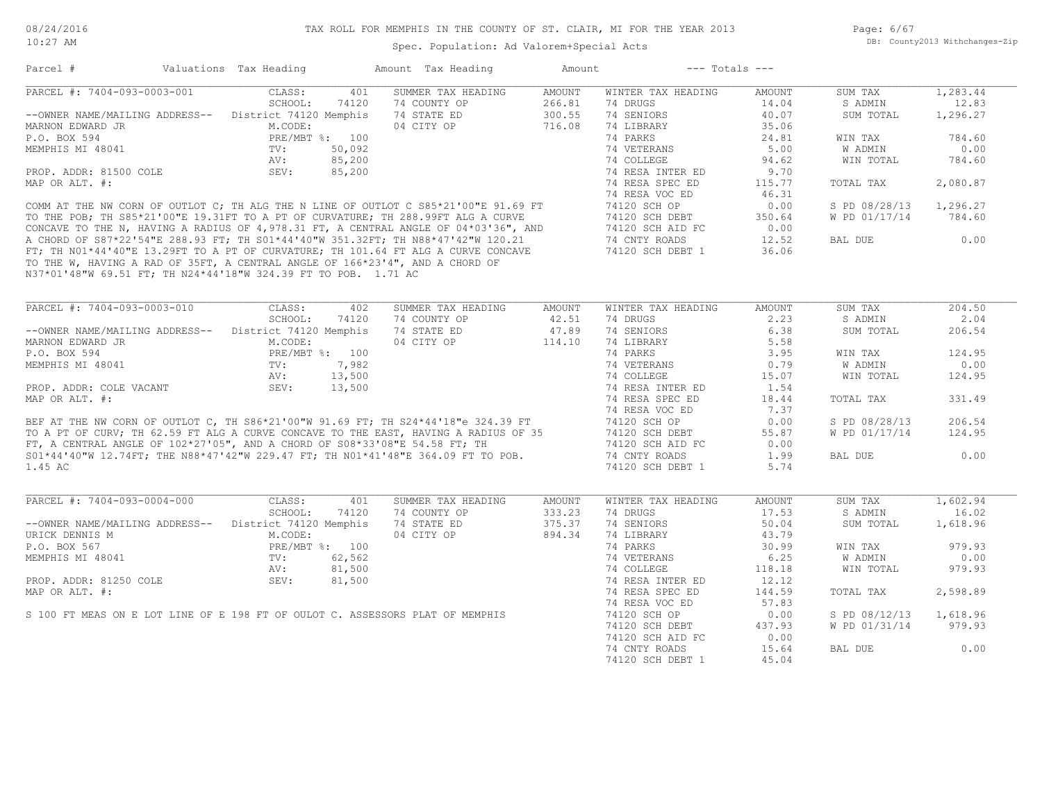TAX ROLL FOR MEMPHIS IN THE COUNTY OF ST. CLAIR, MI FOR THE YEAR 2013

Spec. Population: Ad Valorem+Special Acts

DB: County2013 Withchanges-Zip

| Parcel # | Valuations | Tax Heading | Amount | Tax Heading | Amount | --- Totals --- | |
|---|---|---|---|---|---|---|---|

## PARCEL #: 7404-093-0003-001

| | | | | | | | |
|---|---|---|---|---|---|---|---|
| CLASS: | 401 | SUMMER TAX HEADING | AMOUNT | WINTER TAX HEADING | AMOUNT | SUM TAX | 1,283.44 |
| SCHOOL: | 74120 | 74 COUNTY OP | 266.81 | 74 DRUGS | 14.04 | S ADMIN | 12.83 |
| District 74120 Memphis | | 74 STATE ED | 300.55 | 74 SENIORS | 40.07 | SUM TOTAL | 1,296.27 |
| M.CODE: | | 04 CITY OP | 716.08 | 74 LIBRARY | 35.06 | | |
| PRE/MBT %: | 100 | | | 74 PARKS | 24.81 | WIN TAX | 784.60 |
| TV: | 50,092 | | | 74 VETERANS | 5.00 | W ADMIN | 0.00 |
| AV: | 85,200 | | | 74 COLLEGE | 94.62 | WIN TOTAL | 784.60 |
| SEV: | 85,200 | | | 74 RESA INTER ED | 9.70 | | |
| | | | | 74 RESA SPEC ED | 115.77 | TOTAL TAX | 2,080.87 |
| | | | | 74 RESA VOC ED | 46.31 | | |
| | | | | 74120 SCH OP | 0.00 | S PD 08/28/13 | 1,296.27 |
| | | | | 74120 SCH DEBT | 350.64 | W PD 01/17/14 | 784.60 |
| | | | | 74120 SCH AID FC | 0.00 | | |
| | | | | 74 CNTY ROADS | 12.52 | BAL DUE | 0.00 |
| | | | | 74120 SCH DEBT 1 | 36.06 | | |

--OWNER NAME/MAILING ADDRESS--
MARNON EDWARD JR
P.O. BOX 594
MEMPHIS MI 48041

PROP. ADDR: 81500 COLE
MAP OR ALT. #:

COMM AT THE NW CORN OF OUTLOT C; TH ALG THE N LINE OF OUTLOT C S85*21'00"E 91.69 FT TO THE POB; TH S85*21'00"E 19.31FT TO A PT OF CURVATURE; TH 288.99FT ALG A CURVE CONCAVE TO THE N, HAVING A RADIUS OF 4,978.31 FT, A CENTRAL ANGLE OF 04*03'36", AND A CHORD OF S87*22'54"E 288.93 FT; TH S01*44'40"W 351.32FT; TH N88*47'42"W 120.21 FT; TH N01*44'40"E 13.29FT TO A PT OF CURVATURE; TH 101.64 FT ALG A CURVE CONCAVE TO THE W, HAVING A RAD OF 35FT, A CENTRAL ANGLE OF 166*23'4", AND A CHORD OF N37*01'48"W 69.51 FT; TH N24*44'18"W 324.39 FT TO POB. 1.71 AC

## PARCEL #: 7404-093-0003-010

| | | | | | | | |
|---|---|---|---|---|---|---|---|
| CLASS: | 402 | SUMMER TAX HEADING | AMOUNT | WINTER TAX HEADING | AMOUNT | SUM TAX | 204.50 |
| SCHOOL: | 74120 | 74 COUNTY OP | 42.51 | 74 DRUGS | 2.23 | S ADMIN | 2.04 |
| District 74120 Memphis | | 74 STATE ED | 47.89 | 74 SENIORS | 6.38 | SUM TOTAL | 206.54 |
| M.CODE: | | 04 CITY OP | 114.10 | 74 LIBRARY | 5.58 | | |
| PRE/MBT %: | 100 | | | 74 PARKS | 3.95 | WIN TAX | 124.95 |
| TV: | 7,982 | | | 74 VETERANS | 0.79 | W ADMIN | 0.00 |
| AV: | 13,500 | | | 74 COLLEGE | 15.07 | WIN TOTAL | 124.95 |
| SEV: | 13,500 | | | 74 RESA INTER ED | 1.54 | | |
| | | | | 74 RESA SPEC ED | 18.44 | TOTAL TAX | 331.49 |
| | | | | 74 RESA VOC ED | 7.37 | | |
| | | | | 74120 SCH OP | 0.00 | S PD 08/28/13 | 206.54 |
| | | | | 74120 SCH DEBT | 55.87 | W PD 01/17/14 | 124.95 |
| | | | | 74120 SCH AID FC | 0.00 | | |
| | | | | 74 CNTY ROADS | 1.99 | BAL DUE | 0.00 |
| | | | | 74120 SCH DEBT 1 | 5.74 | | |

--OWNER NAME/MAILING ADDRESS--
MARNON EDWARD JR
P.O. BOX 594
MEMPHIS MI 48041

PROP. ADDR: COLE VACANT
MAP OR ALT. #:

BEF AT THE NW CORN OF OUTLOT C, TH S86*21'00"W 91.69 FT; TH S24*44'18"e 324.39 FT TO A PT OF CURV; TH 62.59 FT ALG A CURVE CONCAVE TO THE EAST, HAVING A RADIUS OF 35 FT, A CENTRAL ANGLE OF 102*27'05", AND A CHORD OF S08*33'08"E 54.58 FT; TH S01*44'40"W 12.74FT; THE N88*47'42"W 229.47 FT; TH N01*41'48"E 364.09 FT TO POB. 1.45 AC

## PARCEL #: 7404-093-0004-000

| | | | | | | | |
|---|---|---|---|---|---|---|---|
| CLASS: | 401 | SUMMER TAX HEADING | AMOUNT | WINTER TAX HEADING | AMOUNT | SUM TAX | 1,602.94 |
| SCHOOL: | 74120 | 74 COUNTY OP | 333.23 | 74 DRUGS | 17.53 | S ADMIN | 16.02 |
| District 74120 Memphis | | 74 STATE ED | 375.37 | 74 SENIORS | 50.04 | SUM TOTAL | 1,618.96 |
| M.CODE: | | 04 CITY OP | 894.34 | 74 LIBRARY | 43.79 | | |
| PRE/MBT %: | 100 | | | 74 PARKS | 30.99 | WIN TAX | 979.93 |
| TV: | 62,562 | | | 74 VETERANS | 6.25 | W ADMIN | 0.00 |
| AV: | 81,500 | | | 74 COLLEGE | 118.18 | WIN TOTAL | 979.93 |
| SEV: | 81,500 | | | 74 RESA INTER ED | 12.12 | | |
| | | | | 74 RESA SPEC ED | 144.59 | TOTAL TAX | 2,598.89 |
| | | | | 74 RESA VOC ED | 57.83 | | |
| | | | | 74120 SCH OP | 0.00 | S PD 08/12/13 | 1,618.96 |
| | | | | 74120 SCH DEBT | 437.93 | W PD 01/31/14 | 979.93 |
| | | | | 74120 SCH AID FC | 0.00 | | |
| | | | | 74 CNTY ROADS | 15.64 | BAL DUE | 0.00 |
| | | | | 74120 SCH DEBT 1 | 45.04 | | |

--OWNER NAME/MAILING ADDRESS--
URICK DENNIS M
P.O. BOX 567
MEMPHIS MI 48041

PROP. ADDR: 81250 COLE
MAP OR ALT. #:

S 100 FT MEAS ON E LOT LINE OF E 198 FT OF OULOT C. ASSESSORS PLAT OF MEMPHIS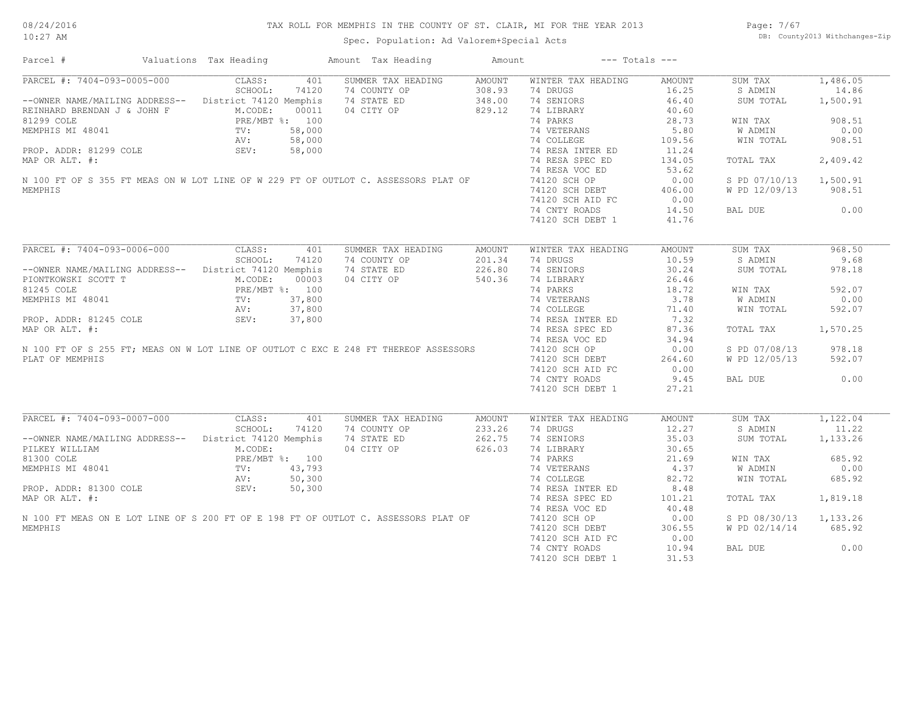# TAX ROLL FOR MEMPHIS IN THE COUNTY OF ST. CLAIR, MI FOR THE YEAR 2013

Spec. Population: Ad Valorem+Special Acts

| Parcel # | Valuations | Tax Heading | Amount | Tax Heading | Amount | --- Totals --- | |
|---|---|---|---|---|---|---|---|

## PARCEL #: 7404-093-0005-000

| Field | Value | SUMMER TAX HEADING | AMOUNT | WINTER TAX HEADING | AMOUNT | Totals | |
|---|---|---|---|---|---|---|---|
| CLASS: | 401 | 74 COUNTY OP | 308.93 | 74 DRUGS | 16.25 | SUM TAX | 1,486.05 |
| SCHOOL: | 74120 | 74 STATE ED | 348.00 | 74 SENIORS | 46.40 | S ADMIN | 14.86 |
| District 74120 Memphis | | 04 CITY OP | 829.12 | 74 LIBRARY | 40.60 | SUM TOTAL | 1,500.91 |
| M.CODE: | 00011 | | | 74 PARKS | 28.73 | WIN TAX | 908.51 |
| PRE/MBT %: | 100 | | | 74 VETERANS | 5.80 | W ADMIN | 0.00 |
| TV: | 58,000 | | | 74 COLLEGE | 109.56 | WIN TOTAL | 908.51 |
| AV: | 58,000 | | | 74 RESA INTER ED | 11.24 | | |
| SEV: | 58,000 | | | 74 RESA SPEC ED | 134.05 | TOTAL TAX | 2,409.42 |
| | | | | 74 RESA VOC ED | 53.62 | | |
| | | | | 74120 SCH OP | 0.00 | S PD 07/10/13 | 1,500.91 |
| | | | | 74120 SCH DEBT | 406.00 | W PD 12/09/13 | 908.51 |
| | | | | 74120 SCH AID FC | 0.00 | | |
| | | | | 74 CNTY ROADS | 14.50 | BAL DUE | 0.00 |
| | | | | 74120 SCH DEBT 1 | 41.76 | | |

--OWNER NAME/MAILING ADDRESS--
REINHARD BRENDAN J & JOHN F
81299 COLE
MEMPHIS MI 48041

PROP. ADDR: 81299 COLE
MAP OR ALT. #:

N 100 FT OF S 355 FT MEAS ON W LOT LINE OF W 229 FT OF OUTLOT C. ASSESSORS PLAT OF MEMPHIS

## PARCEL #: 7404-093-0006-000

| Field | Value | SUMMER TAX HEADING | AMOUNT | WINTER TAX HEADING | AMOUNT | Totals | |
|---|---|---|---|---|---|---|---|
| CLASS: | 401 | 74 COUNTY OP | 201.34 | 74 DRUGS | 10.59 | SUM TAX | 968.50 |
| SCHOOL: | 74120 | 74 STATE ED | 226.80 | 74 SENIORS | 30.24 | S ADMIN | 9.68 |
| District 74120 Memphis | | 04 CITY OP | 540.36 | 74 LIBRARY | 26.46 | SUM TOTAL | 978.18 |
| M.CODE: | 00003 | | | 74 PARKS | 18.72 | WIN TAX | 592.07 |
| PRE/MBT %: | 100 | | | 74 VETERANS | 3.78 | W ADMIN | 0.00 |
| TV: | 37,800 | | | 74 COLLEGE | 71.40 | WIN TOTAL | 592.07 |
| AV: | 37,800 | | | 74 RESA INTER ED | 7.32 | | |
| SEV: | 37,800 | | | 74 RESA SPEC ED | 87.36 | TOTAL TAX | 1,570.25 |
| | | | | 74 RESA VOC ED | 34.94 | | |
| | | | | 74120 SCH OP | 0.00 | S PD 07/08/13 | 978.18 |
| | | | | 74120 SCH DEBT | 264.60 | W PD 12/05/13 | 592.07 |
| | | | | 74120 SCH AID FC | 0.00 | | |
| | | | | 74 CNTY ROADS | 9.45 | BAL DUE | 0.00 |
| | | | | 74120 SCH DEBT 1 | 27.21 | | |

--OWNER NAME/MAILING ADDRESS--
PIONTKOWSKI SCOTT T
81245 COLE
MEMPHIS MI 48041

PROP. ADDR: 81245 COLE
MAP OR ALT. #:

N 100 FT OF S 255 FT; MEAS ON W LOT LINE OF OUTLOT C EXC E 248 FT THEREOF ASSESSORS PLAT OF MEMPHIS

## PARCEL #: 7404-093-0007-000

| Field | Value | SUMMER TAX HEADING | AMOUNT | WINTER TAX HEADING | AMOUNT | Totals | |
|---|---|---|---|---|---|---|---|
| CLASS: | 401 | 74 COUNTY OP | 233.26 | 74 DRUGS | 12.27 | SUM TAX | 1,122.04 |
| SCHOOL: | 74120 | 74 STATE ED | 262.75 | 74 SENIORS | 35.03 | S ADMIN | 11.22 |
| District 74120 Memphis | | 04 CITY OP | 626.03 | 74 LIBRARY | 30.65 | SUM TOTAL | 1,133.26 |
| M.CODE: | | | | 74 PARKS | 21.69 | WIN TAX | 685.92 |
| PRE/MBT %: | 100 | | | 74 VETERANS | 4.37 | W ADMIN | 0.00 |
| TV: | 43,793 | | | 74 COLLEGE | 82.72 | WIN TOTAL | 685.92 |
| AV: | 50,300 | | | 74 RESA INTER ED | 8.48 | | |
| SEV: | 50,300 | | | 74 RESA SPEC ED | 101.21 | TOTAL TAX | 1,819.18 |
| | | | | 74 RESA VOC ED | 40.48 | | |
| | | | | 74120 SCH OP | 0.00 | S PD 08/30/13 | 1,133.26 |
| | | | | 74120 SCH DEBT | 306.55 | W PD 02/14/14 | 685.92 |
| | | | | 74120 SCH AID FC | 0.00 | | |
| | | | | 74 CNTY ROADS | 10.94 | BAL DUE | 0.00 |
| | | | | 74120 SCH DEBT 1 | 31.53 | | |

--OWNER NAME/MAILING ADDRESS--
PILKEY WILLIAM
81300 COLE
MEMPHIS MI 48041

PROP. ADDR: 81300 COLE
MAP OR ALT. #:

N 100 FT MEAS ON E LOT LINE OF S 200 FT OF E 198 FT OF OUTLOT C. ASSESSORS PLAT OF MEMPHIS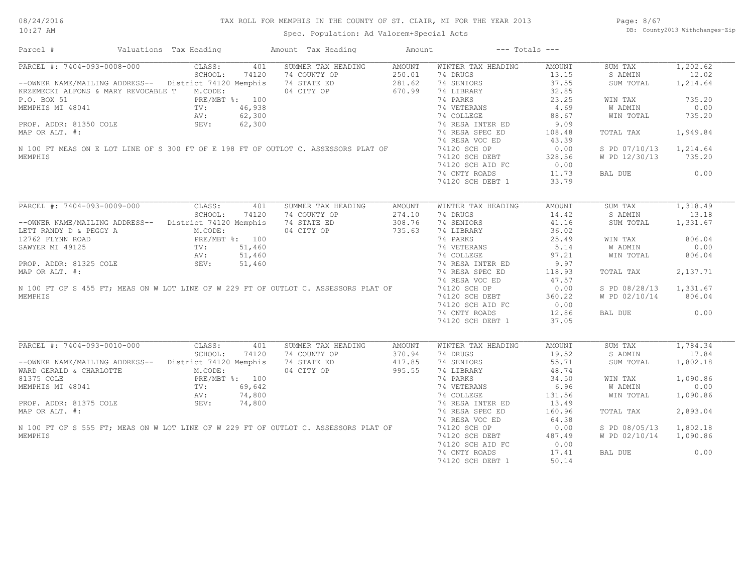## TAX ROLL FOR MEMPHIS IN THE COUNTY OF ST. CLAIR, MI FOR THE YEAR 2013

Spec. Population: Ad Valorem+Special Acts

| Parcel # | Valuations | Tax Heading | Amount | Tax Heading | Amount | --- Totals --- | |
|---|---|---|---|---|---|---|---|

### PARCEL #: 7404-093-0008-000

| Field | Value | Summer Tax Heading | Amount | Winter Tax Heading | Amount | Totals | |
|---|---|---|---|---|---|---|---|
| CLASS: | 401 | SUMMER TAX HEADING | AMOUNT | WINTER TAX HEADING | AMOUNT | SUM TAX | 1,202.62 |
| SCHOOL: | 74120 | 74 COUNTY OP | 250.01 | 74 DRUGS | 13.15 | S ADMIN | 12.02 |
| District 74120 Memphis | | 74 STATE ED | 281.62 | 74 SENIORS | 37.55 | SUM TOTAL | 1,214.64 |
| M.CODE: | | 04 CITY OP | 670.99 | 74 LIBRARY | 32.85 | | |
| PRE/MBT %: | 100 | | | 74 PARKS | 23.25 | WIN TAX | 735.20 |
| TV: | 46,938 | | | 74 VETERANS | 4.69 | W ADMIN | 0.00 |
| AV: | 62,300 | | | 74 COLLEGE | 88.67 | WIN TOTAL | 735.20 |
| SEV: | 62,300 | | | 74 RESA INTER ED | 9.09 | | |
| | | | | 74 RESA SPEC ED | 108.48 | TOTAL TAX | 1,949.84 |
| | | | | 74 RESA VOC ED | 43.39 | | |
| | | | | 74120 SCH OP | 0.00 | S PD 07/10/13 | 1,214.64 |
| | | | | 74120 SCH DEBT | 328.56 | W PD 12/30/13 | 735.20 |
| | | | | 74120 SCH AID FC | 0.00 | | |
| | | | | 74 CNTY ROADS | 11.73 | BAL DUE | 0.00 |
| | | | | 74120 SCH DEBT 1 | 33.79 | | |

--OWNER NAME/MAILING ADDRESS--
KRZEMECKI ALFONS & MARY REVOCABLE T
P.O. BOX 51
MEMPHIS MI 48041

PROP. ADDR: 81350 COLE
MAP OR ALT. #:

N 100 FT MEAS ON E LOT LINE OF S 300 FT OF E 198 FT OF OUTLOT C. ASSESSORS PLAT OF MEMPHIS

### PARCEL #: 7404-093-0009-000

| Field | Value | Summer Tax Heading | Amount | Winter Tax Heading | Amount | Totals | |
|---|---|---|---|---|---|---|---|
| CLASS: | 401 | SUMMER TAX HEADING | AMOUNT | WINTER TAX HEADING | AMOUNT | SUM TAX | 1,318.49 |
| SCHOOL: | 74120 | 74 COUNTY OP | 274.10 | 74 DRUGS | 14.42 | S ADMIN | 13.18 |
| District 74120 Memphis | | 74 STATE ED | 308.76 | 74 SENIORS | 41.16 | SUM TOTAL | 1,331.67 |
| M.CODE: | | 04 CITY OP | 735.63 | 74 LIBRARY | 36.02 | | |
| PRE/MBT %: | 100 | | | 74 PARKS | 25.49 | WIN TAX | 806.04 |
| TV: | 51,460 | | | 74 VETERANS | 5.14 | W ADMIN | 0.00 |
| AV: | 51,460 | | | 74 COLLEGE | 97.21 | WIN TOTAL | 806.04 |
| SEV: | 51,460 | | | 74 RESA INTER ED | 9.97 | | |
| | | | | 74 RESA SPEC ED | 118.93 | TOTAL TAX | 2,137.71 |
| | | | | 74 RESA VOC ED | 47.57 | | |
| | | | | 74120 SCH OP | 0.00 | S PD 08/28/13 | 1,331.67 |
| | | | | 74120 SCH DEBT | 360.22 | W PD 02/10/14 | 806.04 |
| | | | | 74120 SCH AID FC | 0.00 | | |
| | | | | 74 CNTY ROADS | 12.86 | BAL DUE | 0.00 |
| | | | | 74120 SCH DEBT 1 | 37.05 | | |

--OWNER NAME/MAILING ADDRESS--
LETT RANDY D & PEGGY A
12762 FLYNN ROAD
SAWYER MI 49125

PROP. ADDR: 81325 COLE
MAP OR ALT. #:

N 100 FT OF S 455 FT; MEAS ON W LOT LINE OF W 229 FT OF OUTLOT C. ASSESSORS PLAT OF MEMPHIS

### PARCEL #: 7404-093-0010-000

| Field | Value | Summer Tax Heading | Amount | Winter Tax Heading | Amount | Totals | |
|---|---|---|---|---|---|---|---|
| CLASS: | 401 | SUMMER TAX HEADING | AMOUNT | WINTER TAX HEADING | AMOUNT | SUM TAX | 1,784.34 |
| SCHOOL: | 74120 | 74 COUNTY OP | 370.94 | 74 DRUGS | 19.52 | S ADMIN | 17.84 |
| District 74120 Memphis | | 74 STATE ED | 417.85 | 74 SENIORS | 55.71 | SUM TOTAL | 1,802.18 |
| M.CODE: | | 04 CITY OP | 995.55 | 74 LIBRARY | 48.74 | | |
| PRE/MBT %: | 100 | | | 74 PARKS | 34.50 | WIN TAX | 1,090.86 |
| TV: | 69,642 | | | 74 VETERANS | 6.96 | W ADMIN | 0.00 |
| AV: | 74,800 | | | 74 COLLEGE | 131.56 | WIN TOTAL | 1,090.86 |
| SEV: | 74,800 | | | 74 RESA INTER ED | 13.49 | | |
| | | | | 74 RESA SPEC ED | 160.96 | TOTAL TAX | 2,893.04 |
| | | | | 74 RESA VOC ED | 64.38 | | |
| | | | | 74120 SCH OP | 0.00 | S PD 08/05/13 | 1,802.18 |
| | | | | 74120 SCH DEBT | 487.49 | W PD 02/10/14 | 1,090.86 |
| | | | | 74120 SCH AID FC | 0.00 | | |
| | | | | 74 CNTY ROADS | 17.41 | BAL DUE | 0.00 |
| | | | | 74120 SCH DEBT 1 | 50.14 | | |

--OWNER NAME/MAILING ADDRESS--
WARD GERALD & CHARLOTTE
81375 COLE
MEMPHIS MI 48041

PROP. ADDR: 81375 COLE
MAP OR ALT. #:

N 100 FT OF S 555 FT; MEAS ON W LOT LINE OF W 229 FT OF OUTLOT C. ASSESSORS PLAT OF MEMPHIS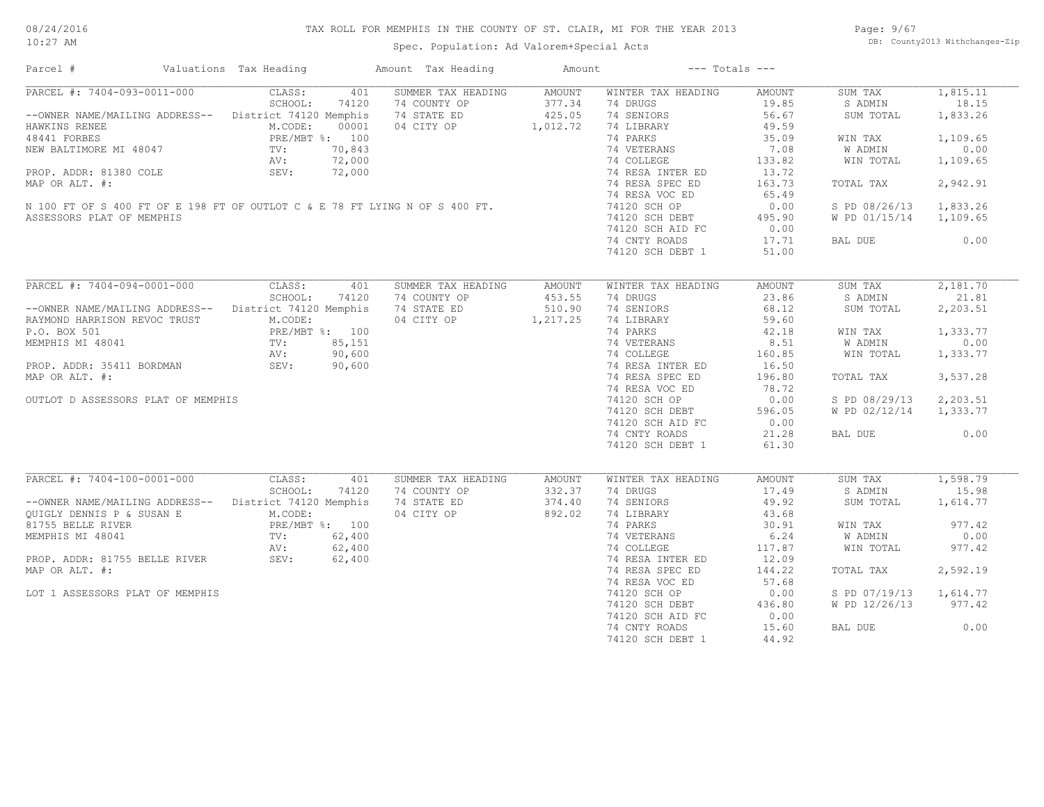# TAX ROLL FOR MEMPHIS IN THE COUNTY OF ST. CLAIR, MI FOR THE YEAR 2013

Spec. Population: Ad Valorem+Special Acts

08/24/2016 10:27 AM — DB: County2013 Withchanges-Zip

| Parcel # | Valuations | Tax Heading | Amount | Tax Heading | Amount | --- Totals --- | |
|---|---|---|---|---|---|---|---|
| PARCEL #: 7404-093-0011-000 | CLASS: 401 | SUMMER TAX HEADING | AMOUNT | WINTER TAX HEADING | AMOUNT | SUM TAX | 1,815.11 |
| | SCHOOL: 74120 | 74 COUNTY OP | 377.34 | 74 DRUGS | 19.85 | S ADMIN | 18.15 |
| --OWNER NAME/MAILING ADDRESS-- | District 74120 Memphis | 74 STATE ED | 425.05 | 74 SENIORS | 56.67 | SUM TOTAL | 1,833.26 |
| HAWKINS RENEE | M.CODE: 00001 | 04 CITY OP | 1,012.72 | 74 LIBRARY | 49.59 | | |
| 48441 FORBES | PRE/MBT %: 100 | | | 74 PARKS | 35.09 | WIN TAX | 1,109.65 |
| NEW BALTIMORE MI 48047 | TV: 70,843 | | | 74 VETERANS | 7.08 | W ADMIN | 0.00 |
| | AV: 72,000 | | | 74 COLLEGE | 133.82 | WIN TOTAL | 1,109.65 |
| PROP. ADDR: 81380 COLE | SEV: 72,000 | | | 74 RESA INTER ED | 13.72 | | |
| MAP OR ALT. #: | | | | 74 RESA SPEC ED | 163.73 | TOTAL TAX | 2,942.91 |
| | | | | 74 RESA VOC ED | 65.49 | | |
| N 100 FT OF S 400 FT OF E 198 FT OF OUTLOT C & E 78 FT LYING N OF S 400 FT. | | | | 74120 SCH OP | 0.00 | S PD 08/26/13 | 1,833.26 |
| ASSESSORS PLAT OF MEMPHIS | | | | 74120 SCH DEBT | 495.90 | W PD 01/15/14 | 1,109.65 |
| | | | | 74120 SCH AID FC | 0.00 | | |
| | | | | 74 CNTY ROADS | 17.71 | BAL DUE | 0.00 |
| | | | | 74120 SCH DEBT 1 | 51.00 | | |
| PARCEL #: 7404-094-0001-000 | CLASS: 401 | SUMMER TAX HEADING | AMOUNT | WINTER TAX HEADING | AMOUNT | SUM TAX | 2,181.70 |
| | SCHOOL: 74120 | 74 COUNTY OP | 453.55 | 74 DRUGS | 23.86 | S ADMIN | 21.81 |
| --OWNER NAME/MAILING ADDRESS-- | District 74120 Memphis | 74 STATE ED | 510.90 | 74 SENIORS | 68.12 | SUM TOTAL | 2,203.51 |
| RAYMOND HARRISON REVOC TRUST | M.CODE: | 04 CITY OP | 1,217.25 | 74 LIBRARY | 59.60 | | |
| P.O. BOX 501 | PRE/MBT %: 100 | | | 74 PARKS | 42.18 | WIN TAX | 1,333.77 |
| MEMPHIS MI 48041 | TV: 85,151 | | | 74 VETERANS | 8.51 | W ADMIN | 0.00 |
| | AV: 90,600 | | | 74 COLLEGE | 160.85 | WIN TOTAL | 1,333.77 |
| PROP. ADDR: 35411 BORDMAN | SEV: 90,600 | | | 74 RESA INTER ED | 16.50 | | |
| MAP OR ALT. #: | | | | 74 RESA SPEC ED | 196.80 | TOTAL TAX | 3,537.28 |
| | | | | 74 RESA VOC ED | 78.72 | | |
| OUTLOT D ASSESSORS PLAT OF MEMPHIS | | | | 74120 SCH OP | 0.00 | S PD 08/29/13 | 2,203.51 |
| | | | | 74120 SCH DEBT | 596.05 | W PD 02/12/14 | 1,333.77 |
| | | | | 74120 SCH AID FC | 0.00 | | |
| | | | | 74 CNTY ROADS | 21.28 | BAL DUE | 0.00 |
| | | | | 74120 SCH DEBT 1 | 61.30 | | |
| PARCEL #: 7404-100-0001-000 | CLASS: 401 | SUMMER TAX HEADING | AMOUNT | WINTER TAX HEADING | AMOUNT | SUM TAX | 1,598.79 |
| | SCHOOL: 74120 | 74 COUNTY OP | 332.37 | 74 DRUGS | 17.49 | S ADMIN | 15.98 |
| --OWNER NAME/MAILING ADDRESS-- | District 74120 Memphis | 74 STATE ED | 374.40 | 74 SENIORS | 49.92 | SUM TOTAL | 1,614.77 |
| QUIGLY DENNIS P & SUSAN E | M.CODE: | 04 CITY OP | 892.02 | 74 LIBRARY | 43.68 | | |
| 81755 BELLE RIVER | PRE/MBT %: 100 | | | 74 PARKS | 30.91 | WIN TAX | 977.42 |
| MEMPHIS MI 48041 | TV: 62,400 | | | 74 VETERANS | 6.24 | W ADMIN | 0.00 |
| | AV: 62,400 | | | 74 COLLEGE | 117.87 | WIN TOTAL | 977.42 |
| PROP. ADDR: 81755 BELLE RIVER | SEV: 62,400 | | | 74 RESA INTER ED | 12.09 | | |
| MAP OR ALT. #: | | | | 74 RESA SPEC ED | 144.22 | TOTAL TAX | 2,592.19 |
| | | | | 74 RESA VOC ED | 57.68 | | |
| LOT 1 ASSESSORS PLAT OF MEMPHIS | | | | 74120 SCH OP | 0.00 | S PD 07/19/13 | 1,614.77 |
| | | | | 74120 SCH DEBT | 436.80 | W PD 12/26/13 | 977.42 |
| | | | | 74120 SCH AID FC | 0.00 | | |
| | | | | 74 CNTY ROADS | 15.60 | BAL DUE | 0.00 |
| | | | | 74120 SCH DEBT 1 | 44.92 | | |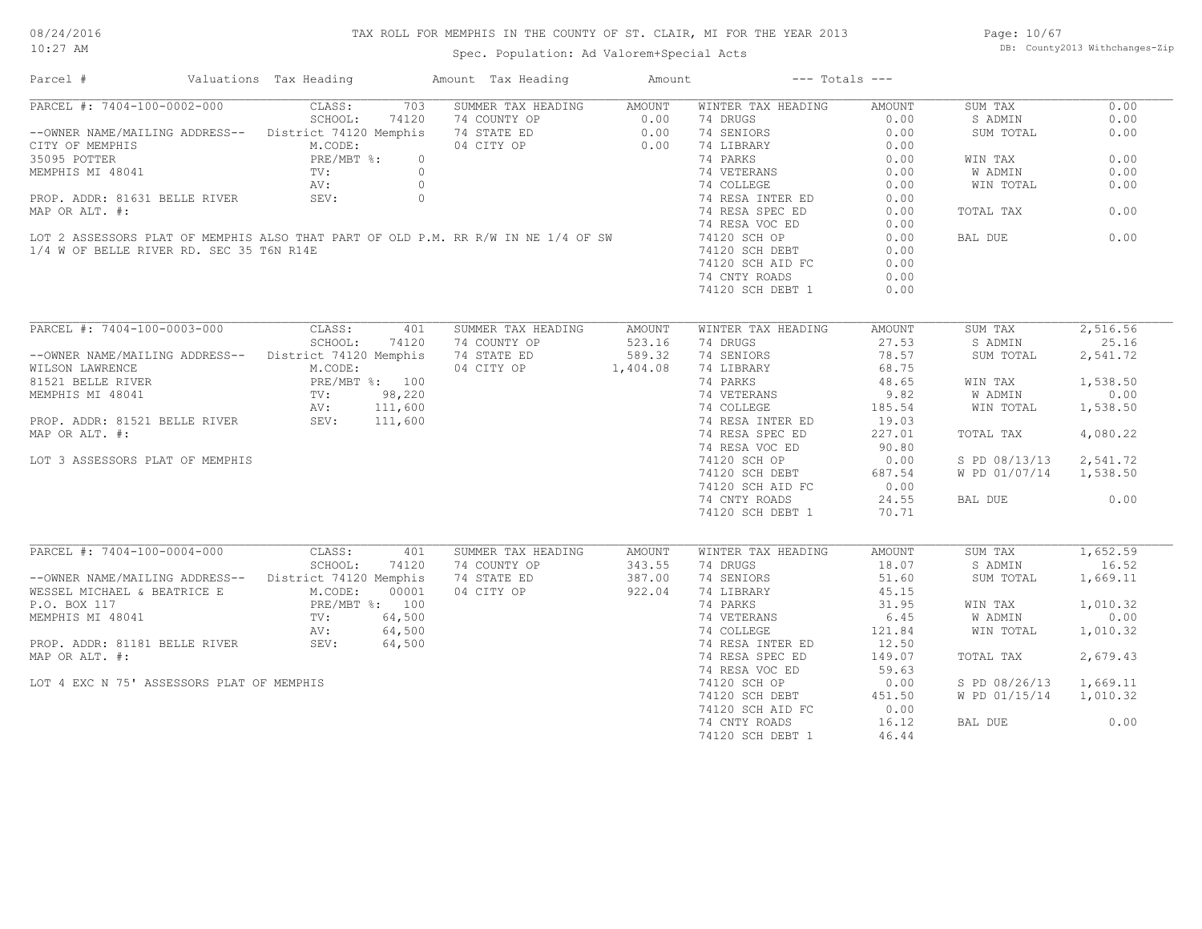# TAX ROLL FOR MEMPHIS IN THE COUNTY OF ST. CLAIR, MI FOR THE YEAR 2013

Spec. Population: Ad Valorem+Special Acts

DB: County2013 Withchanges-Zip

| Parcel # | Valuations | Tax Heading | Amount | Tax Heading | Amount | --- Totals --- | |
|---|---|---|---|---|---|---|---|

## PARCEL #: 7404-100-0002-000

| Owner / Property | Valuations | Summer Tax Heading | Amount | Winter Tax Heading | Amount | Totals | |
|---|---|---|---|---|---|---|---|
| --OWNER NAME/MAILING ADDRESS-- | CLASS: 703 | SUMMER TAX HEADING | AMOUNT | WINTER TAX HEADING | AMOUNT | SUM TAX | 0.00 |
| CITY OF MEMPHIS | SCHOOL: 74120 | 74 COUNTY OP | 0.00 | 74 DRUGS | 0.00 | S ADMIN | 0.00 |
| 35095 POTTER | District 74120 Memphis | 74 STATE ED | 0.00 | 74 SENIORS | 0.00 | SUM TOTAL | 0.00 |
| MEMPHIS MI 48041 | M.CODE: | 04 CITY OP | 0.00 | 74 LIBRARY | 0.00 | | |
| PROP. ADDR: 81631 BELLE RIVER | PRE/MBT %: 0 | | | 74 PARKS | 0.00 | WIN TAX | 0.00 |
| MAP OR ALT. #: | TV: 0 | | | 74 VETERANS | 0.00 | W ADMIN | 0.00 |
| | AV: 0 | | | 74 COLLEGE | 0.00 | WIN TOTAL | 0.00 |
| | SEV: 0 | | | 74 RESA INTER ED | 0.00 | | |
| | | | | 74 RESA SPEC ED | 0.00 | TOTAL TAX | 0.00 |
| | | | | 74 RESA VOC ED | 0.00 | | |
| | | | | 74120 SCH OP | 0.00 | BAL DUE | 0.00 |
| | | | | 74120 SCH DEBT | 0.00 | | |
| | | | | 74120 SCH AID FC | 0.00 | | |
| | | | | 74 CNTY ROADS | 0.00 | | |
| | | | | 74120 SCH DEBT 1 | 0.00 | | |

LOT 2 ASSESSORS PLAT OF MEMPHIS ALSO THAT PART OF OLD P.M. RR R/W IN NE 1/4 OF SW 1/4 W OF BELLE RIVER RD. SEC 35 T6N R14E

## PARCEL #: 7404-100-0003-000

| Owner / Property | Valuations | Summer Tax Heading | Amount | Winter Tax Heading | Amount | Totals | |
|---|---|---|---|---|---|---|---|
| --OWNER NAME/MAILING ADDRESS-- | CLASS: 401 | SUMMER TAX HEADING | AMOUNT | WINTER TAX HEADING | AMOUNT | SUM TAX | 2,516.56 |
| WILSON LAWRENCE | SCHOOL: 74120 | 74 COUNTY OP | 523.16 | 74 DRUGS | 27.53 | S ADMIN | 25.16 |
| 81521 BELLE RIVER | District 74120 Memphis | 74 STATE ED | 589.32 | 74 SENIORS | 78.57 | SUM TOTAL | 2,541.72 |
| MEMPHIS MI 48041 | M.CODE: | 04 CITY OP | 1,404.08 | 74 LIBRARY | 68.75 | | |
| PROP. ADDR: 81521 BELLE RIVER | PRE/MBT %: 100 | | | 74 PARKS | 48.65 | WIN TAX | 1,538.50 |
| MAP OR ALT. #: | TV: 98,220 | | | 74 VETERANS | 9.82 | W ADMIN | 0.00 |
| | AV: 111,600 | | | 74 COLLEGE | 185.54 | WIN TOTAL | 1,538.50 |
| | SEV: 111,600 | | | 74 RESA INTER ED | 19.03 | | |
| | | | | 74 RESA SPEC ED | 227.01 | TOTAL TAX | 4,080.22 |
| | | | | 74 RESA VOC ED | 90.80 | | |
| | | | | 74120 SCH OP | 0.00 | S PD 08/13/13 | 2,541.72 |
| | | | | 74120 SCH DEBT | 687.54 | W PD 01/07/14 | 1,538.50 |
| | | | | 74120 SCH AID FC | 0.00 | | |
| | | | | 74 CNTY ROADS | 24.55 | BAL DUE | 0.00 |
| | | | | 74120 SCH DEBT 1 | 70.71 | | |

LOT 3 ASSESSORS PLAT OF MEMPHIS

## PARCEL #: 7404-100-0004-000

| Owner / Property | Valuations | Summer Tax Heading | Amount | Winter Tax Heading | Amount | Totals | |
|---|---|---|---|---|---|---|---|
| --OWNER NAME/MAILING ADDRESS-- | CLASS: 401 | SUMMER TAX HEADING | AMOUNT | WINTER TAX HEADING | AMOUNT | SUM TAX | 1,652.59 |
| WESSEL MICHAEL & BEATRICE E | SCHOOL: 74120 | 74 COUNTY OP | 343.55 | 74 DRUGS | 18.07 | S ADMIN | 16.52 |
| P.O. BOX 117 | District 74120 Memphis | 74 STATE ED | 387.00 | 74 SENIORS | 51.60 | SUM TOTAL | 1,669.11 |
| MEMPHIS MI 48041 | M.CODE: 00001 | 04 CITY OP | 922.04 | 74 LIBRARY | 45.15 | | |
| PROP. ADDR: 81181 BELLE RIVER | PRE/MBT %: 100 | | | 74 PARKS | 31.95 | WIN TAX | 1,010.32 |
| MAP OR ALT. #: | TV: 64,500 | | | 74 VETERANS | 6.45 | W ADMIN | 0.00 |
| | AV: 64,500 | | | 74 COLLEGE | 121.84 | WIN TOTAL | 1,010.32 |
| | SEV: 64,500 | | | 74 RESA INTER ED | 12.50 | | |
| | | | | 74 RESA SPEC ED | 149.07 | TOTAL TAX | 2,679.43 |
| | | | | 74 RESA VOC ED | 59.63 | | |
| | | | | 74120 SCH OP | 0.00 | S PD 08/26/13 | 1,669.11 |
| | | | | 74120 SCH DEBT | 451.50 | W PD 01/15/14 | 1,010.32 |
| | | | | 74120 SCH AID FC | 0.00 | | |
| | | | | 74 CNTY ROADS | 16.12 | BAL DUE | 0.00 |
| | | | | 74120 SCH DEBT 1 | 46.44 | | |

LOT 4 EXC N 75' ASSESSORS PLAT OF MEMPHIS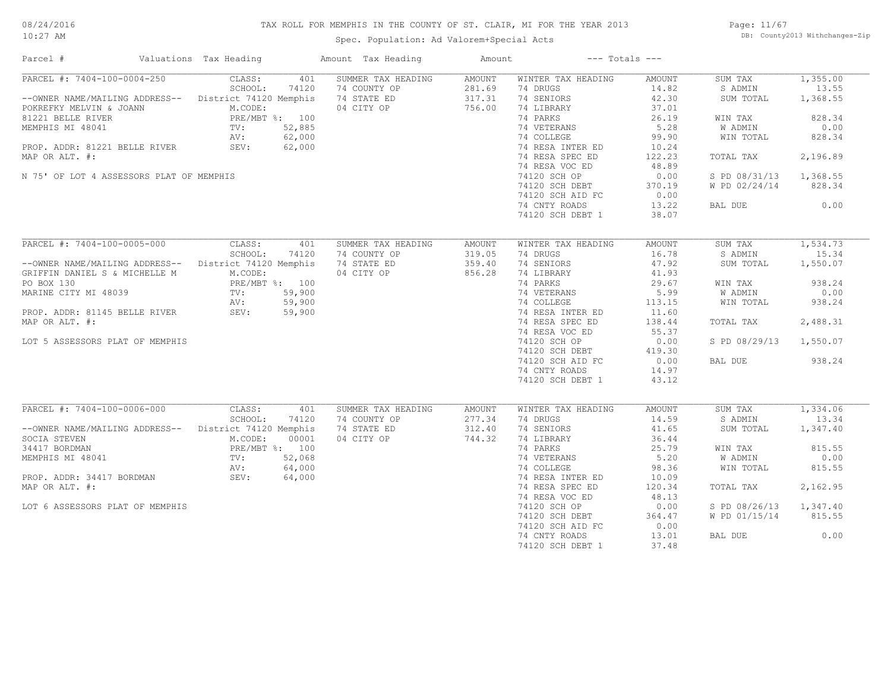# TAX ROLL FOR MEMPHIS IN THE COUNTY OF ST. CLAIR, MI FOR THE YEAR 2013

Spec. Population: Ad Valorem+Special Acts

| Parcel # | Valuations | Tax Heading | Amount | Tax Heading | Amount | --- Totals --- | |
|---|---|---|---|---|---|---|---|
| PARCEL #: 7404-100-0004-250 | CLASS: 401 | SUMMER TAX HEADING | AMOUNT | WINTER TAX HEADING | AMOUNT | SUM TAX | 1,355.00 |
| | SCHOOL: 74120 | 74 COUNTY OP | 281.69 | 74 DRUGS | 14.82 | S ADMIN | 13.55 |
| --OWNER NAME/MAILING ADDRESS-- | District 74120 Memphis | 74 STATE ED | 317.31 | 74 SENIORS | 42.30 | SUM TOTAL | 1,368.55 |
| POKREFKY MELVIN & JOANN | M.CODE: | 04 CITY OP | 756.00 | 74 LIBRARY | 37.01 | | |
| 81221 BELLE RIVER | PRE/MBT %: 100 | | | 74 PARKS | 26.19 | WIN TAX | 828.34 |
| MEMPHIS MI 48041 | TV: 52,885 | | | 74 VETERANS | 5.28 | W ADMIN | 0.00 |
| | AV: 62,000 | | | 74 COLLEGE | 99.90 | WIN TOTAL | 828.34 |
| PROP. ADDR: 81221 BELLE RIVER | SEV: 62,000 | | | 74 RESA INTER ED | 10.24 | | |
| MAP OR ALT. #: | | | | 74 RESA SPEC ED | 122.23 | TOTAL TAX | 2,196.89 |
| | | | | 74 RESA VOC ED | 48.89 | | |
| N 75' OF LOT 4 ASSESSORS PLAT OF MEMPHIS | | | | 74120 SCH OP | 0.00 | S PD 08/31/13 | 1,368.55 |
| | | | | 74120 SCH DEBT | 370.19 | W PD 02/24/14 | 828.34 |
| | | | | 74120 SCH AID FC | 0.00 | | |
| | | | | 74 CNTY ROADS | 13.22 | BAL DUE | 0.00 |
| | | | | 74120 SCH DEBT 1 | 38.07 | | |
| PARCEL #: 7404-100-0005-000 | CLASS: 401 | SUMMER TAX HEADING | AMOUNT | WINTER TAX HEADING | AMOUNT | SUM TAX | 1,534.73 |
| | SCHOOL: 74120 | 74 COUNTY OP | 319.05 | 74 DRUGS | 16.78 | S ADMIN | 15.34 |
| --OWNER NAME/MAILING ADDRESS-- | District 74120 Memphis | 74 STATE ED | 359.40 | 74 SENIORS | 47.92 | SUM TOTAL | 1,550.07 |
| GRIFFIN DANIEL S & MICHELLE M | M.CODE: | 04 CITY OP | 856.28 | 74 LIBRARY | 41.93 | | |
| PO BOX 130 | PRE/MBT %: 100 | | | 74 PARKS | 29.67 | WIN TAX | 938.24 |
| MARINE CITY MI 48039 | TV: 59,900 | | | 74 VETERANS | 5.99 | W ADMIN | 0.00 |
| | AV: 59,900 | | | 74 COLLEGE | 113.15 | WIN TOTAL | 938.24 |
| PROP. ADDR: 81145 BELLE RIVER | SEV: 59,900 | | | 74 RESA INTER ED | 11.60 | | |
| MAP OR ALT. #: | | | | 74 RESA SPEC ED | 138.44 | TOTAL TAX | 2,488.31 |
| | | | | 74 RESA VOC ED | 55.37 | | |
| LOT 5 ASSESSORS PLAT OF MEMPHIS | | | | 74120 SCH OP | 0.00 | S PD 08/29/13 | 1,550.07 |
| | | | | 74120 SCH DEBT | 419.30 | | |
| | | | | 74120 SCH AID FC | 0.00 | BAL DUE | 938.24 |
| | | | | 74 CNTY ROADS | 14.97 | | |
| | | | | 74120 SCH DEBT 1 | 43.12 | | |
| PARCEL #: 7404-100-0006-000 | CLASS: 401 | SUMMER TAX HEADING | AMOUNT | WINTER TAX HEADING | AMOUNT | SUM TAX | 1,334.06 |
| | SCHOOL: 74120 | 74 COUNTY OP | 277.34 | 74 DRUGS | 14.59 | S ADMIN | 13.34 |
| --OWNER NAME/MAILING ADDRESS-- | District 74120 Memphis | 74 STATE ED | 312.40 | 74 SENIORS | 41.65 | SUM TOTAL | 1,347.40 |
| SOCIA STEVEN | M.CODE: 00001 | 04 CITY OP | 744.32 | 74 LIBRARY | 36.44 | | |
| 34417 BORDMAN | PRE/MBT %: 100 | | | 74 PARKS | 25.79 | WIN TAX | 815.55 |
| MEMPHIS MI 48041 | TV: 52,068 | | | 74 VETERANS | 5.20 | W ADMIN | 0.00 |
| | AV: 64,000 | | | 74 COLLEGE | 98.36 | WIN TOTAL | 815.55 |
| PROP. ADDR: 34417 BORDMAN | SEV: 64,000 | | | 74 RESA INTER ED | 10.09 | | |
| MAP OR ALT. #: | | | | 74 RESA SPEC ED | 120.34 | TOTAL TAX | 2,162.95 |
| | | | | 74 RESA VOC ED | 48.13 | | |
| LOT 6 ASSESSORS PLAT OF MEMPHIS | | | | 74120 SCH OP | 0.00 | S PD 08/26/13 | 1,347.40 |
| | | | | 74120 SCH DEBT | 364.47 | W PD 01/15/14 | 815.55 |
| | | | | 74120 SCH AID FC | 0.00 | | |
| | | | | 74 CNTY ROADS | 13.01 | BAL DUE | 0.00 |
| | | | | 74120 SCH DEBT 1 | 37.48 | | |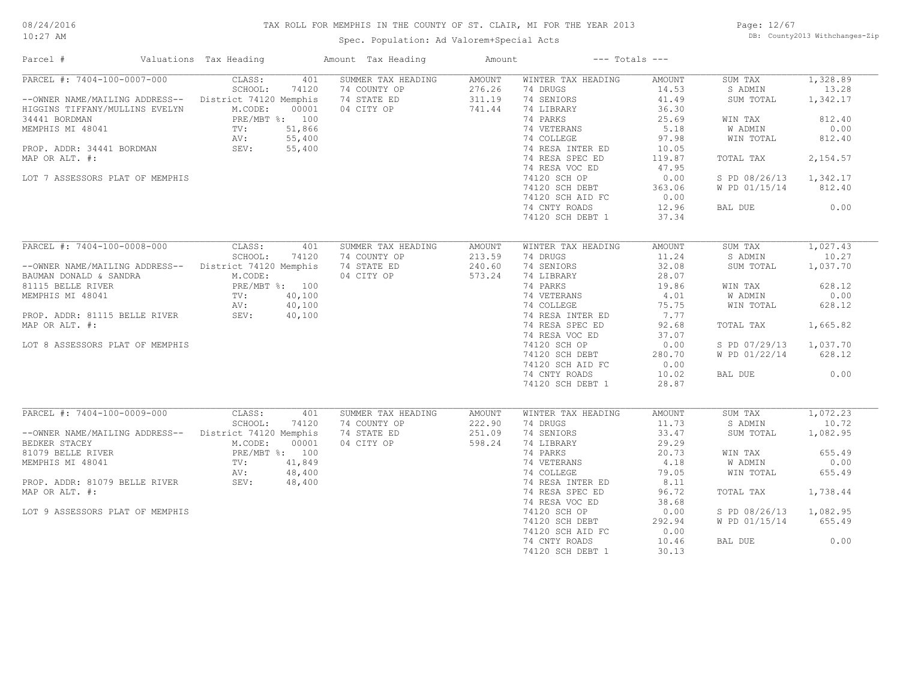# TAX ROLL FOR MEMPHIS IN THE COUNTY OF ST. CLAIR, MI FOR THE YEAR 2013

Spec. Population: Ad Valorem+Special Acts

| Parcel # | Valuations | Tax Heading | Amount | Tax Heading | Amount | --- Totals --- | |
|---|---|---|---|---|---|---|---|
| PARCEL #: 7404-100-0007-000 | CLASS: 401 | SUMMER TAX HEADING | AMOUNT | WINTER TAX HEADING | AMOUNT | SUM TAX | 1,328.89 |
| | SCHOOL: 74120 | 74 COUNTY OP | 276.26 | 74 DRUGS | 14.53 | S ADMIN | 13.28 |
| --OWNER NAME/MAILING ADDRESS-- | District 74120 Memphis | 74 STATE ED | 311.19 | 74 SENIORS | 41.49 | SUM TOTAL | 1,342.17 |
| HIGGINS TIFFANY/MULLINS EVELYN | M.CODE: 00001 | 04 CITY OP | 741.44 | 74 LIBRARY | 36.30 | | |
| 34441 BORDMAN | PRE/MBT %: 100 | | | 74 PARKS | 25.69 | WIN TAX | 812.40 |
| MEMPHIS MI 48041 | TV: 51,866 | | | 74 VETERANS | 5.18 | W ADMIN | 0.00 |
| | AV: 55,400 | | | 74 COLLEGE | 97.98 | WIN TOTAL | 812.40 |
| PROP. ADDR: 34441 BORDMAN | SEV: 55,400 | | | 74 RESA INTER ED | 10.05 | | |
| MAP OR ALT. #: | | | | 74 RESA SPEC ED | 119.87 | TOTAL TAX | 2,154.57 |
| | | | | 74 RESA VOC ED | 47.95 | | |
| LOT 7 ASSESSORS PLAT OF MEMPHIS | | | | 74120 SCH OP | 0.00 | S PD 08/26/13 | 1,342.17 |
| | | | | 74120 SCH DEBT | 363.06 | W PD 01/15/14 | 812.40 |
| | | | | 74120 SCH AID FC | 0.00 | | |
| | | | | 74 CNTY ROADS | 12.96 | BAL DUE | 0.00 |
| | | | | 74120 SCH DEBT 1 | 37.34 | | |
| PARCEL #: 7404-100-0008-000 | CLASS: 401 | SUMMER TAX HEADING | AMOUNT | WINTER TAX HEADING | AMOUNT | SUM TAX | 1,027.43 |
| | SCHOOL: 74120 | 74 COUNTY OP | 213.59 | 74 DRUGS | 11.24 | S ADMIN | 10.27 |
| --OWNER NAME/MAILING ADDRESS-- | District 74120 Memphis | 74 STATE ED | 240.60 | 74 SENIORS | 32.08 | SUM TOTAL | 1,037.70 |
| BAUMAN DONALD & SANDRA | M.CODE: | 04 CITY OP | 573.24 | 74 LIBRARY | 28.07 | | |
| 81115 BELLE RIVER | PRE/MBT %: 100 | | | 74 PARKS | 19.86 | WIN TAX | 628.12 |
| MEMPHIS MI 48041 | TV: 40,100 | | | 74 VETERANS | 4.01 | W ADMIN | 0.00 |
| | AV: 40,100 | | | 74 COLLEGE | 75.75 | WIN TOTAL | 628.12 |
| PROP. ADDR: 81115 BELLE RIVER | SEV: 40,100 | | | 74 RESA INTER ED | 7.77 | | |
| MAP OR ALT. #: | | | | 74 RESA SPEC ED | 92.68 | TOTAL TAX | 1,665.82 |
| | | | | 74 RESA VOC ED | 37.07 | | |
| LOT 8 ASSESSORS PLAT OF MEMPHIS | | | | 74120 SCH OP | 0.00 | S PD 07/29/13 | 1,037.70 |
| | | | | 74120 SCH DEBT | 280.70 | W PD 01/22/14 | 628.12 |
| | | | | 74120 SCH AID FC | 0.00 | | |
| | | | | 74 CNTY ROADS | 10.02 | BAL DUE | 0.00 |
| | | | | 74120 SCH DEBT 1 | 28.87 | | |
| PARCEL #: 7404-100-0009-000 | CLASS: 401 | SUMMER TAX HEADING | AMOUNT | WINTER TAX HEADING | AMOUNT | SUM TAX | 1,072.23 |
| | SCHOOL: 74120 | 74 COUNTY OP | 222.90 | 74 DRUGS | 11.73 | S ADMIN | 10.72 |
| --OWNER NAME/MAILING ADDRESS-- | District 74120 Memphis | 74 STATE ED | 251.09 | 74 SENIORS | 33.47 | SUM TOTAL | 1,082.95 |
| BEDKER STACEY | M.CODE: 00001 | 04 CITY OP | 598.24 | 74 LIBRARY | 29.29 | | |
| 81079 BELLE RIVER | PRE/MBT %: 100 | | | 74 PARKS | 20.73 | WIN TAX | 655.49 |
| MEMPHIS MI 48041 | TV: 41,849 | | | 74 VETERANS | 4.18 | W ADMIN | 0.00 |
| | AV: 48,400 | | | 74 COLLEGE | 79.05 | WIN TOTAL | 655.49 |
| PROP. ADDR: 81079 BELLE RIVER | SEV: 48,400 | | | 74 RESA INTER ED | 8.11 | | |
| MAP OR ALT. #: | | | | 74 RESA SPEC ED | 96.72 | TOTAL TAX | 1,738.44 |
| | | | | 74 RESA VOC ED | 38.68 | | |
| LOT 9 ASSESSORS PLAT OF MEMPHIS | | | | 74120 SCH OP | 0.00 | S PD 08/26/13 | 1,082.95 |
| | | | | 74120 SCH DEBT | 292.94 | W PD 01/15/14 | 655.49 |
| | | | | 74120 SCH AID FC | 0.00 | | |
| | | | | 74 CNTY ROADS | 10.46 | BAL DUE | 0.00 |
| | | | | 74120 SCH DEBT 1 | 30.13 | | |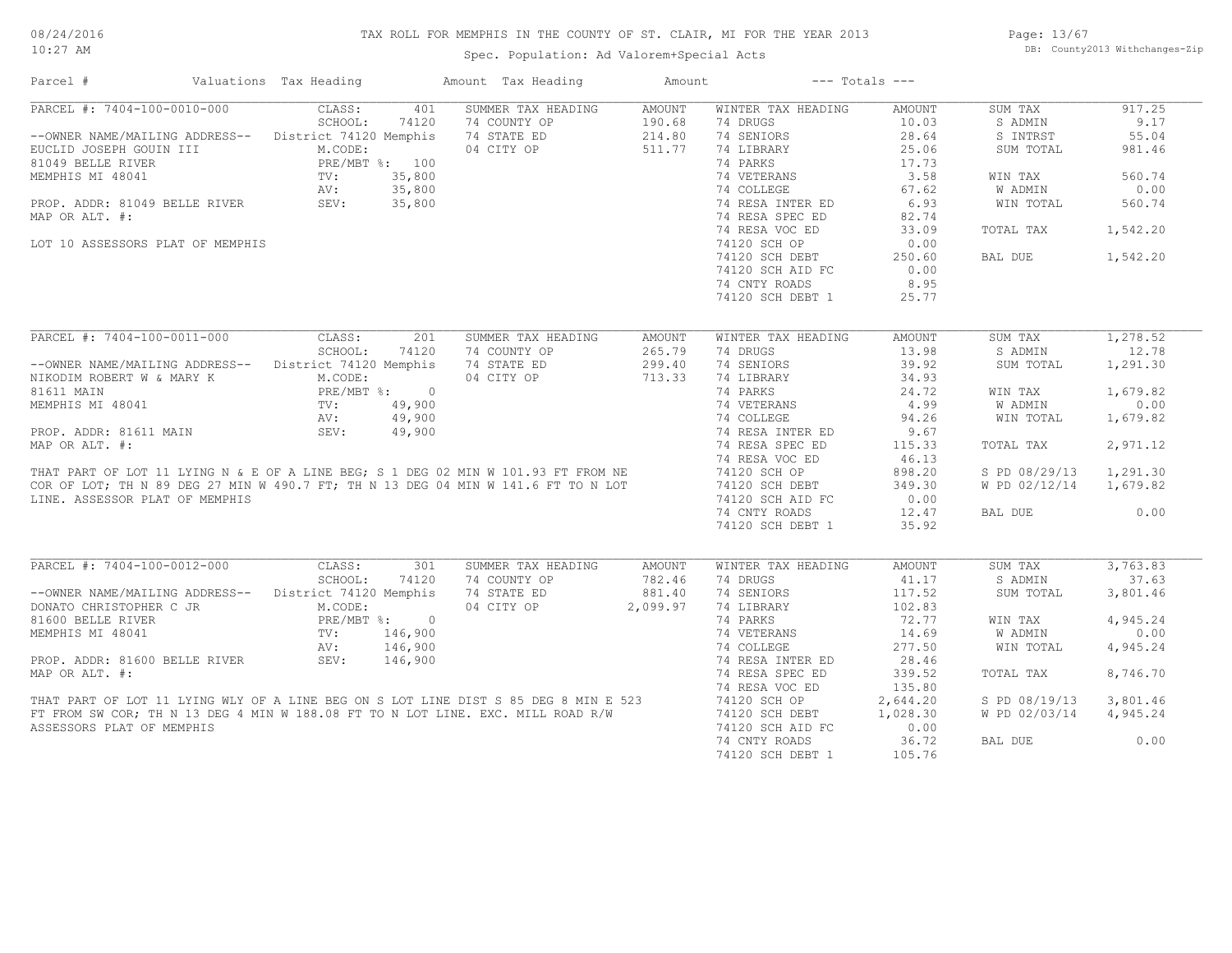# TAX ROLL FOR MEMPHIS IN THE COUNTY OF ST. CLAIR, MI FOR THE YEAR 2013

Spec. Population: Ad Valorem+Special Acts

| Parcel # | Valuations | Tax Heading | Amount | Tax Heading | Amount | --- Totals --- | |
|---|---|---|---|---|---|---|---|

## PARCEL #: 7404-100-0010-000

| Owner / Property | Valuations | Summer Tax Heading | Amount | Winter Tax Heading | Amount | Totals | |
|---|---|---|---|---|---|---|---|
| --OWNER NAME/MAILING ADDRESS-- | CLASS: 401 | SUMMER TAX HEADING | AMOUNT | WINTER TAX HEADING | AMOUNT | SUM TAX | 917.25 |
| EUCLID JOSEPH GOUIN III | SCHOOL: 74120 | 74 COUNTY OP | 190.68 | 74 DRUGS | 10.03 | S ADMIN | 9.17 |
| 81049 BELLE RIVER | District 74120 Memphis | 74 STATE ED | 214.80 | 74 SENIORS | 28.64 | S INTRST | 55.04 |
| MEMPHIS MI 48041 | M.CODE: | 04 CITY OP | 511.77 | 74 LIBRARY | 25.06 | SUM TOTAL | 981.46 |
| PROP. ADDR: 81049 BELLE RIVER | PRE/MBT %: 100 | | | 74 PARKS | 17.73 | | |
| MAP OR ALT. #: | TV: 35,800 | | | 74 VETERANS | 3.58 | WIN TAX | 560.74 |
| LOT 10 ASSESSORS PLAT OF MEMPHIS | AV: 35,800 | | | 74 COLLEGE | 67.62 | W ADMIN | 0.00 |
| | SEV: 35,800 | | | 74 RESA INTER ED | 6.93 | WIN TOTAL | 560.74 |
| | | | | 74 RESA SPEC ED | 82.74 | | |
| | | | | 74 RESA VOC ED | 33.09 | TOTAL TAX | 1,542.20 |
| | | | | 74120 SCH OP | 0.00 | | |
| | | | | 74120 SCH DEBT | 250.60 | BAL DUE | 1,542.20 |
| | | | | 74120 SCH AID FC | 0.00 | | |
| | | | | 74 CNTY ROADS | 8.95 | | |
| | | | | 74120 SCH DEBT 1 | 25.77 | | |

## PARCEL #: 7404-100-0011-000

| Owner / Property | Valuations | Summer Tax Heading | Amount | Winter Tax Heading | Amount | Totals | |
|---|---|---|---|---|---|---|---|
| --OWNER NAME/MAILING ADDRESS-- | CLASS: 201 | SUMMER TAX HEADING | AMOUNT | WINTER TAX HEADING | AMOUNT | SUM TAX | 1,278.52 |
| NIKODIM ROBERT W & MARY K | SCHOOL: 74120 | 74 COUNTY OP | 265.79 | 74 DRUGS | 13.98 | S ADMIN | 12.78 |
| 81611 MAIN | District 74120 Memphis | 74 STATE ED | 299.40 | 74 SENIORS | 39.92 | SUM TOTAL | 1,291.30 |
| MEMPHIS MI 48041 | M.CODE: | 04 CITY OP | 713.33 | 74 LIBRARY | 34.93 | | |
| PROP. ADDR: 81611 MAIN | PRE/MBT %: 0 | | | 74 PARKS | 24.72 | WIN TAX | 1,679.82 |
| MAP OR ALT. #: | TV: 49,900 | | | 74 VETERANS | 4.99 | W ADMIN | 0.00 |
| | AV: 49,900 | | | 74 COLLEGE | 94.26 | WIN TOTAL | 1,679.82 |
| | SEV: 49,900 | | | 74 RESA INTER ED | 9.67 | | |
| | | | | 74 RESA SPEC ED | 115.33 | TOTAL TAX | 2,971.12 |
| | | | | 74 RESA VOC ED | 46.13 | | |
| | | | | 74120 SCH OP | 898.20 | S PD 08/29/13 | 1,291.30 |
| | | | | 74120 SCH DEBT | 349.30 | W PD 02/12/14 | 1,679.82 |
| | | | | 74120 SCH AID FC | 0.00 | | |
| | | | | 74 CNTY ROADS | 12.47 | BAL DUE | 0.00 |
| | | | | 74120 SCH DEBT 1 | 35.92 | | |

THAT PART OF LOT 11 LYING N & E OF A LINE BEG; S 1 DEG 02 MIN W 101.93 FT FROM NE COR OF LOT; TH N 89 DEG 27 MIN W 490.7 FT; TH N 13 DEG 04 MIN W 141.6 FT TO N LOT LINE. ASSESSOR PLAT OF MEMPHIS

## PARCEL #: 7404-100-0012-000

| Owner / Property | Valuations | Summer Tax Heading | Amount | Winter Tax Heading | Amount | Totals | |
|---|---|---|---|---|---|---|---|
| --OWNER NAME/MAILING ADDRESS-- | CLASS: 301 | SUMMER TAX HEADING | AMOUNT | WINTER TAX HEADING | AMOUNT | SUM TAX | 3,763.83 |
| DONATO CHRISTOPHER C JR | SCHOOL: 74120 | 74 COUNTY OP | 782.46 | 74 DRUGS | 41.17 | S ADMIN | 37.63 |
| 81600 BELLE RIVER | District 74120 Memphis | 74 STATE ED | 881.40 | 74 SENIORS | 117.52 | SUM TOTAL | 3,801.46 |
| MEMPHIS MI 48041 | M.CODE: | 04 CITY OP | 2,099.97 | 74 LIBRARY | 102.83 | | |
| PROP. ADDR: 81600 BELLE RIVER | PRE/MBT %: 0 | | | 74 PARKS | 72.77 | WIN TAX | 4,945.24 |
| MAP OR ALT. #: | TV: 146,900 | | | 74 VETERANS | 14.69 | W ADMIN | 0.00 |
| | AV: 146,900 | | | 74 COLLEGE | 277.50 | WIN TOTAL | 4,945.24 |
| | SEV: 146,900 | | | 74 RESA INTER ED | 28.46 | | |
| | | | | 74 RESA SPEC ED | 339.52 | TOTAL TAX | 8,746.70 |
| | | | | 74 RESA VOC ED | 135.80 | | |
| | | | | 74120 SCH OP | 2,644.20 | S PD 08/19/13 | 3,801.46 |
| | | | | 74120 SCH DEBT | 1,028.30 | W PD 02/03/14 | 4,945.24 |
| | | | | 74120 SCH AID FC | 0.00 | | |
| | | | | 74 CNTY ROADS | 36.72 | BAL DUE | 0.00 |
| | | | | 74120 SCH DEBT 1 | 105.76 | | |

THAT PART OF LOT 11 LYING WLY OF A LINE BEG ON S LOT LINE DIST S 85 DEG 8 MIN E 523 FT FROM SW COR; TH N 13 DEG 4 MIN W 188.08 FT TO N LOT LINE. EXC. MILL ROAD R/W ASSESSORS PLAT OF MEMPHIS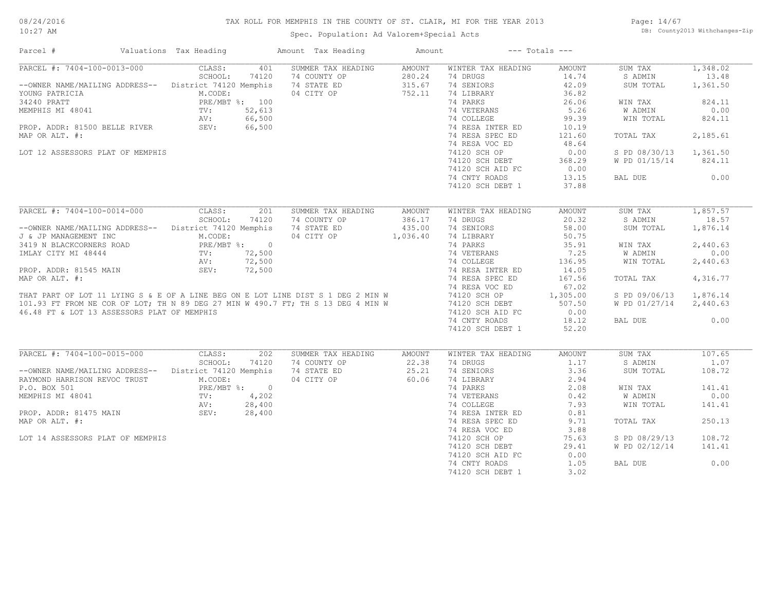# TAX ROLL FOR MEMPHIS IN THE COUNTY OF ST. CLAIR, MI FOR THE YEAR 2013

Spec. Population: Ad Valorem+Special Acts

08/24/2016 10:27 AM — DB: County2013 Withchanges-Zip

| Parcel # | Valuations | Tax Heading | Amount | Tax Heading | Amount | --- Totals --- | |
|---|---|---|---|---|---|---|---|

---

**PARCEL #: 7404-100-0013-000**

CLASS: 401 — SCHOOL: 74120 — District 74120 Memphis — M.CODE: — PRE/MBT %: 100 — TV: 52,613 — AV: 66,500 — SEV: 66,500

--OWNER NAME/MAILING ADDRESS--
YOUNG PATRICIA
34240 PRATT
MEMPHIS MI 48041

PROP. ADDR: 81500 BELLE RIVER
MAP OR ALT. #:

LOT 12 ASSESSORS PLAT OF MEMPHIS

| SUMMER TAX HEADING | AMOUNT | WINTER TAX HEADING | AMOUNT | TOTALS | |
|---|---|---|---|---|---|
| 74 COUNTY OP | 280.24 | 74 DRUGS | 14.74 | SUM TAX | 1,348.02 |
| 74 STATE ED | 315.67 | 74 SENIORS | 42.09 | S ADMIN | 13.48 |
| 04 CITY OP | 752.11 | 74 LIBRARY | 36.82 | SUM TOTAL | 1,361.50 |
| | | 74 PARKS | 26.06 | WIN TAX | 824.11 |
| | | 74 VETERANS | 5.26 | W ADMIN | 0.00 |
| | | 74 COLLEGE | 99.39 | WIN TOTAL | 824.11 |
| | | 74 RESA INTER ED | 10.19 | | |
| | | 74 RESA SPEC ED | 121.60 | TOTAL TAX | 2,185.61 |
| | | 74 RESA VOC ED | 48.64 | | |
| | | 74120 SCH OP | 0.00 | S PD 08/30/13 | 1,361.50 |
| | | 74120 SCH DEBT | 368.29 | W PD 01/15/14 | 824.11 |
| | | 74120 SCH AID FC | 0.00 | | |
| | | 74 CNTY ROADS | 13.15 | BAL DUE | 0.00 |
| | | 74120 SCH DEBT 1 | 37.88 | | |

---

**PARCEL #: 7404-100-0014-000**

CLASS: 201 — SCHOOL: 74120 — District 74120 Memphis — M.CODE: — PRE/MBT %: 0 — TV: 72,500 — AV: 72,500 — SEV: 72,500

--OWNER NAME/MAILING ADDRESS--
J & JP MANAGEMENT INC
3419 N BLACKCORNERS ROAD
IMLAY CITY MI 48444

PROP. ADDR: 81545 MAIN
MAP OR ALT. #:

THAT PART OF LOT 11 LYING S & E OF A LINE BEG ON E LOT LINE DIST S 1 DEG 2 MIN W 101.93 FT FROM NE COR OF LOT; TH N 89 DEG 27 MIN W 490.7 FT; TH S 13 DEG 4 MIN W 46.48 FT & LOT 13 ASSESSORS PLAT OF MEMPHIS

| SUMMER TAX HEADING | AMOUNT | WINTER TAX HEADING | AMOUNT | TOTALS | |
|---|---|---|---|---|---|
| 74 COUNTY OP | 386.17 | 74 DRUGS | 20.32 | SUM TAX | 1,857.57 |
| 74 STATE ED | 435.00 | 74 SENIORS | 58.00 | S ADMIN | 18.57 |
| 04 CITY OP | 1,036.40 | 74 LIBRARY | 50.75 | SUM TOTAL | 1,876.14 |
| | | 74 PARKS | 35.91 | WIN TAX | 2,440.63 |
| | | 74 VETERANS | 7.25 | W ADMIN | 0.00 |
| | | 74 COLLEGE | 136.95 | WIN TOTAL | 2,440.63 |
| | | 74 RESA INTER ED | 14.05 | | |
| | | 74 RESA SPEC ED | 167.56 | TOTAL TAX | 4,316.77 |
| | | 74 RESA VOC ED | 67.02 | | |
| | | 74120 SCH OP | 1,305.00 | S PD 09/06/13 | 1,876.14 |
| | | 74120 SCH DEBT | 507.50 | W PD 01/27/14 | 2,440.63 |
| | | 74120 SCH AID FC | 0.00 | | |
| | | 74 CNTY ROADS | 18.12 | BAL DUE | 0.00 |
| | | 74120 SCH DEBT 1 | 52.20 | | |

---

**PARCEL #: 7404-100-0015-000**

CLASS: 202 — SCHOOL: 74120 — District 74120 Memphis — M.CODE: — PRE/MBT %: 0 — TV: 4,202 — AV: 28,400 — SEV: 28,400

--OWNER NAME/MAILING ADDRESS--
RAYMOND HARRISON REVOC TRUST
P.O. BOX 501
MEMPHIS MI 48041

PROP. ADDR: 81475 MAIN
MAP OR ALT. #:

LOT 14 ASSESSORS PLAT OF MEMPHIS

| SUMMER TAX HEADING | AMOUNT | WINTER TAX HEADING | AMOUNT | TOTALS | |
|---|---|---|---|---|---|
| 74 COUNTY OP | 22.38 | 74 DRUGS | 1.17 | SUM TAX | 107.65 |
| 74 STATE ED | 25.21 | 74 SENIORS | 3.36 | S ADMIN | 1.07 |
| 04 CITY OP | 60.06 | 74 LIBRARY | 2.94 | SUM TOTAL | 108.72 |
| | | 74 PARKS | 2.08 | WIN TAX | 141.41 |
| | | 74 VETERANS | 0.42 | W ADMIN | 0.00 |
| | | 74 COLLEGE | 7.93 | WIN TOTAL | 141.41 |
| | | 74 RESA INTER ED | 0.81 | | |
| | | 74 RESA SPEC ED | 9.71 | TOTAL TAX | 250.13 |
| | | 74 RESA VOC ED | 3.88 | | |
| | | 74120 SCH OP | 75.63 | S PD 08/29/13 | 108.72 |
| | | 74120 SCH DEBT | 29.41 | W PD 02/12/14 | 141.41 |
| | | 74120 SCH AID FC | 0.00 | | |
| | | 74 CNTY ROADS | 1.05 | BAL DUE | 0.00 |
| | | 74120 SCH DEBT 1 | 3.02 | | |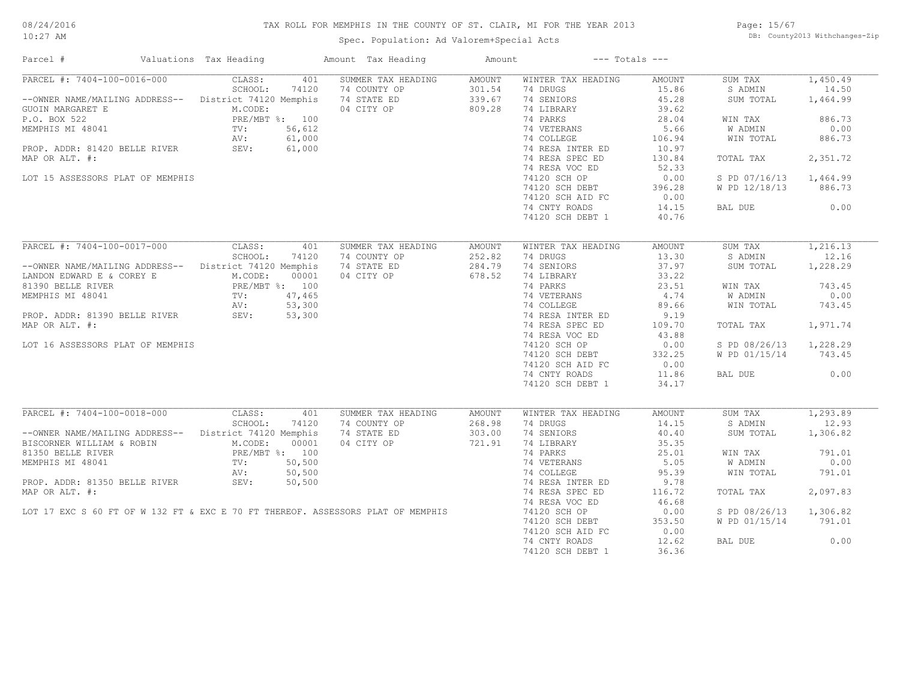# TAX ROLL FOR MEMPHIS IN THE COUNTY OF ST. CLAIR, MI FOR THE YEAR 2013

Spec. Population: Ad Valorem+Special Acts

| Parcel # | Valuations | Tax Heading | Amount | Tax Heading | Amount | --- Totals --- | |
|---|---|---|---|---|---|---|---|

## PARCEL #: 7404-100-0016-000

| Owner / Property | Valuations | Summer Tax Heading | Amount | Winter Tax Heading | Amount | Totals | |
|---|---|---|---|---|---|---|---|
| --OWNER NAME/MAILING ADDRESS-- | CLASS: 401 | SUMMER TAX HEADING | AMOUNT | WINTER TAX HEADING | AMOUNT | SUM TAX | 1,450.49 |
| GUOIN MARGARET E | SCHOOL: 74120 | 74 COUNTY OP | 301.54 | 74 DRUGS | 15.86 | S ADMIN | 14.50 |
| P.O. BOX 522 | District 74120 Memphis | 74 STATE ED | 339.67 | 74 SENIORS | 45.28 | SUM TOTAL | 1,464.99 |
| MEMPHIS MI 48041 | M.CODE: | 04 CITY OP | 809.28 | 74 LIBRARY | 39.62 | | |
| PROP. ADDR: 81420 BELLE RIVER | PRE/MBT %: 100 | | | 74 PARKS | 28.04 | WIN TAX | 886.73 |
| MAP OR ALT. #: | TV: 56,612 | | | 74 VETERANS | 5.66 | W ADMIN | 0.00 |
| LOT 15 ASSESSORS PLAT OF MEMPHIS | AV: 61,000 | | | 74 COLLEGE | 106.94 | WIN TOTAL | 886.73 |
| | SEV: 61,000 | | | 74 RESA INTER ED | 10.97 | | |
| | | | | 74 RESA SPEC ED | 130.84 | TOTAL TAX | 2,351.72 |
| | | | | 74 RESA VOC ED | 52.33 | | |
| | | | | 74120 SCH OP | 0.00 | S PD 07/16/13 | 1,464.99 |
| | | | | 74120 SCH DEBT | 396.28 | W PD 12/18/13 | 886.73 |
| | | | | 74120 SCH AID FC | 0.00 | | |
| | | | | 74 CNTY ROADS | 14.15 | BAL DUE | 0.00 |
| | | | | 74120 SCH DEBT 1 | 40.76 | | |

## PARCEL #: 7404-100-0017-000

| Owner / Property | Valuations | Summer Tax Heading | Amount | Winter Tax Heading | Amount | Totals | |
|---|---|---|---|---|---|---|---|
| --OWNER NAME/MAILING ADDRESS-- | CLASS: 401 | SUMMER TAX HEADING | AMOUNT | WINTER TAX HEADING | AMOUNT | SUM TAX | 1,216.13 |
| LANDON EDWARD E & COREY E | SCHOOL: 74120 | 74 COUNTY OP | 252.82 | 74 DRUGS | 13.30 | S ADMIN | 12.16 |
| 81390 BELLE RIVER | District 74120 Memphis | 74 STATE ED | 284.79 | 74 SENIORS | 37.97 | SUM TOTAL | 1,228.29 |
| MEMPHIS MI 48041 | M.CODE: 00001 | 04 CITY OP | 678.52 | 74 LIBRARY | 33.22 | | |
| PROP. ADDR: 81390 BELLE RIVER | PRE/MBT %: 100 | | | 74 PARKS | 23.51 | WIN TAX | 743.45 |
| MAP OR ALT. #: | TV: 47,465 | | | 74 VETERANS | 4.74 | W ADMIN | 0.00 |
| LOT 16 ASSESSORS PLAT OF MEMPHIS | AV: 53,300 | | | 74 COLLEGE | 89.66 | WIN TOTAL | 743.45 |
| | SEV: 53,300 | | | 74 RESA INTER ED | 9.19 | | |
| | | | | 74 RESA SPEC ED | 109.70 | TOTAL TAX | 1,971.74 |
| | | | | 74 RESA VOC ED | 43.88 | | |
| | | | | 74120 SCH OP | 0.00 | S PD 08/26/13 | 1,228.29 |
| | | | | 74120 SCH DEBT | 332.25 | W PD 01/15/14 | 743.45 |
| | | | | 74120 SCH AID FC | 0.00 | | |
| | | | | 74 CNTY ROADS | 11.86 | BAL DUE | 0.00 |
| | | | | 74120 SCH DEBT 1 | 34.17 | | |

## PARCEL #: 7404-100-0018-000

| Owner / Property | Valuations | Summer Tax Heading | Amount | Winter Tax Heading | Amount | Totals | |
|---|---|---|---|---|---|---|---|
| --OWNER NAME/MAILING ADDRESS-- | CLASS: 401 | SUMMER TAX HEADING | AMOUNT | WINTER TAX HEADING | AMOUNT | SUM TAX | 1,293.89 |
| BISCORNER WILLIAM & ROBIN | SCHOOL: 74120 | 74 COUNTY OP | 268.98 | 74 DRUGS | 14.15 | S ADMIN | 12.93 |
| 81350 BELLE RIVER | District 74120 Memphis | 74 STATE ED | 303.00 | 74 SENIORS | 40.40 | SUM TOTAL | 1,306.82 |
| MEMPHIS MI 48041 | M.CODE: 00001 | 04 CITY OP | 721.91 | 74 LIBRARY | 35.35 | | |
| PROP. ADDR: 81350 BELLE RIVER | PRE/MBT %: 100 | | | 74 PARKS | 25.01 | WIN TAX | 791.01 |
| MAP OR ALT. #: | TV: 50,500 | | | 74 VETERANS | 5.05 | W ADMIN | 0.00 |
| LOT 17 EXC S 60 FT OF W 132 FT & EXC E 70 FT THEREOF. ASSESSORS PLAT OF MEMPHIS | AV: 50,500 | | | 74 COLLEGE | 95.39 | WIN TOTAL | 791.01 |
| | SEV: 50,500 | | | 74 RESA INTER ED | 9.78 | | |
| | | | | 74 RESA SPEC ED | 116.72 | TOTAL TAX | 2,097.83 |
| | | | | 74 RESA VOC ED | 46.68 | | |
| | | | | 74120 SCH OP | 0.00 | S PD 08/26/13 | 1,306.82 |
| | | | | 74120 SCH DEBT | 353.50 | W PD 01/15/14 | 791.01 |
| | | | | 74120 SCH AID FC | 0.00 | | |
| | | | | 74 CNTY ROADS | 12.62 | BAL DUE | 0.00 |
| | | | | 74120 SCH DEBT 1 | 36.36 | | |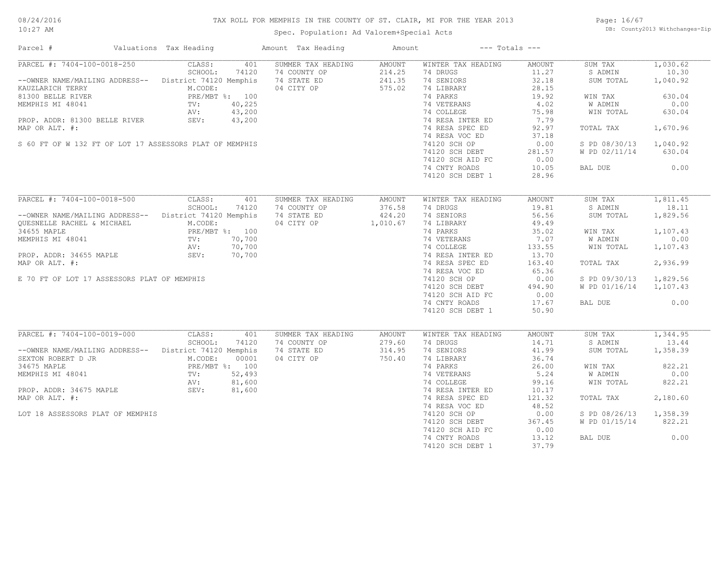# TAX ROLL FOR MEMPHIS IN THE COUNTY OF ST. CLAIR, MI FOR THE YEAR 2013

Spec. Population: Ad Valorem+Special Acts

| Parcel # | Valuations | Tax Heading | Amount | Tax Heading | Amount | --- Totals --- | |
|---|---|---|---|---|---|---|---|

## PARCEL #: 7404-100-0018-250

| Parcel Info | Valuations | Summer Tax Heading | Amount | Winter Tax Heading | Amount | Totals | |
|---|---|---|---|---|---|---|---|
| PARCEL #: 7404-100-0018-250 | CLASS: 401 | SUMMER TAX HEADING | AMOUNT | WINTER TAX HEADING | AMOUNT | SUM TAX | 1,030.62 |
| | SCHOOL: 74120 | 74 COUNTY OP | 214.25 | 74 DRUGS | 11.27 | S ADMIN | 10.30 |
| --OWNER NAME/MAILING ADDRESS-- | District 74120 Memphis | 74 STATE ED | 241.35 | 74 SENIORS | 32.18 | SUM TOTAL | 1,040.92 |
| KAUZLARICH TERRY | M.CODE: | 04 CITY OP | 575.02 | 74 LIBRARY | 28.15 | | |
| 81300 BELLE RIVER | PRE/MBT %: 100 | | | 74 PARKS | 19.92 | WIN TAX | 630.04 |
| MEMPHIS MI 48041 | TV: 40,225 | | | 74 VETERANS | 4.02 | W ADMIN | 0.00 |
| | AV: 43,200 | | | 74 COLLEGE | 75.98 | WIN TOTAL | 630.04 |
| PROP. ADDR: 81300 BELLE RIVER | SEV: 43,200 | | | 74 RESA INTER ED | 7.79 | | |
| MAP OR ALT. #: | | | | 74 RESA SPEC ED | 92.97 | TOTAL TAX | 1,670.96 |
| | | | | 74 RESA VOC ED | 37.18 | | |
| S 60 FT OF W 132 FT OF LOT 17 ASSESSORS PLAT OF MEMPHIS | | | | 74120 SCH OP | 0.00 | S PD 08/30/13 | 1,040.92 |
| | | | | 74120 SCH DEBT | 281.57 | W PD 02/11/14 | 630.04 |
| | | | | 74120 SCH AID FC | 0.00 | | |
| | | | | 74 CNTY ROADS | 10.05 | BAL DUE | 0.00 |
| | | | | 74120 SCH DEBT 1 | 28.96 | | |

## PARCEL #: 7404-100-0018-500

| Parcel Info | Valuations | Summer Tax Heading | Amount | Winter Tax Heading | Amount | Totals | |
|---|---|---|---|---|---|---|---|
| PARCEL #: 7404-100-0018-500 | CLASS: 401 | SUMMER TAX HEADING | AMOUNT | WINTER TAX HEADING | AMOUNT | SUM TAX | 1,811.45 |
| | SCHOOL: 74120 | 74 COUNTY OP | 376.58 | 74 DRUGS | 19.81 | S ADMIN | 18.11 |
| --OWNER NAME/MAILING ADDRESS-- | District 74120 Memphis | 74 STATE ED | 424.20 | 74 SENIORS | 56.56 | SUM TOTAL | 1,829.56 |
| QUESNELLE RACHEL & MICHAEL | M.CODE: | 04 CITY OP | 1,010.67 | 74 LIBRARY | 49.49 | | |
| 34655 MAPLE | PRE/MBT %: 100 | | | 74 PARKS | 35.02 | WIN TAX | 1,107.43 |
| MEMPHIS MI 48041 | TV: 70,700 | | | 74 VETERANS | 7.07 | W ADMIN | 0.00 |
| | AV: 70,700 | | | 74 COLLEGE | 133.55 | WIN TOTAL | 1,107.43 |
| PROP. ADDR: 34655 MAPLE | SEV: 70,700 | | | 74 RESA INTER ED | 13.70 | | |
| MAP OR ALT. #: | | | | 74 RESA SPEC ED | 163.40 | TOTAL TAX | 2,936.99 |
| | | | | 74 RESA VOC ED | 65.36 | | |
| E 70 FT OF LOT 17 ASSESSORS PLAT OF MEMPHIS | | | | 74120 SCH OP | 0.00 | S PD 09/30/13 | 1,829.56 |
| | | | | 74120 SCH DEBT | 494.90 | W PD 01/16/14 | 1,107.43 |
| | | | | 74120 SCH AID FC | 0.00 | | |
| | | | | 74 CNTY ROADS | 17.67 | BAL DUE | 0.00 |
| | | | | 74120 SCH DEBT 1 | 50.90 | | |

## PARCEL #: 7404-100-0019-000

| Parcel Info | Valuations | Summer Tax Heading | Amount | Winter Tax Heading | Amount | Totals | |
|---|---|---|---|---|---|---|---|
| PARCEL #: 7404-100-0019-000 | CLASS: 401 | SUMMER TAX HEADING | AMOUNT | WINTER TAX HEADING | AMOUNT | SUM TAX | 1,344.95 |
| | SCHOOL: 74120 | 74 COUNTY OP | 279.60 | 74 DRUGS | 14.71 | S ADMIN | 13.44 |
| --OWNER NAME/MAILING ADDRESS-- | District 74120 Memphis | 74 STATE ED | 314.95 | 74 SENIORS | 41.99 | SUM TOTAL | 1,358.39 |
| SEXTON ROBERT D JR | M.CODE: 00001 | 04 CITY OP | 750.40 | 74 LIBRARY | 36.74 | | |
| 34675 MAPLE | PRE/MBT %: 100 | | | 74 PARKS | 26.00 | WIN TAX | 822.21 |
| MEMPHIS MI 48041 | TV: 52,493 | | | 74 VETERANS | 5.24 | W ADMIN | 0.00 |
| | AV: 81,600 | | | 74 COLLEGE | 99.16 | WIN TOTAL | 822.21 |
| PROP. ADDR: 34675 MAPLE | SEV: 81,600 | | | 74 RESA INTER ED | 10.17 | | |
| MAP OR ALT. #: | | | | 74 RESA SPEC ED | 121.32 | TOTAL TAX | 2,180.60 |
| | | | | 74 RESA VOC ED | 48.52 | | |
| LOT 18 ASSESSORS PLAT OF MEMPHIS | | | | 74120 SCH OP | 0.00 | S PD 08/26/13 | 1,358.39 |
| | | | | 74120 SCH DEBT | 367.45 | W PD 01/15/14 | 822.21 |
| | | | | 74120 SCH AID FC | 0.00 | | |
| | | | | 74 CNTY ROADS | 13.12 | BAL DUE | 0.00 |
| | | | | 74120 SCH DEBT 1 | 37.79 | | |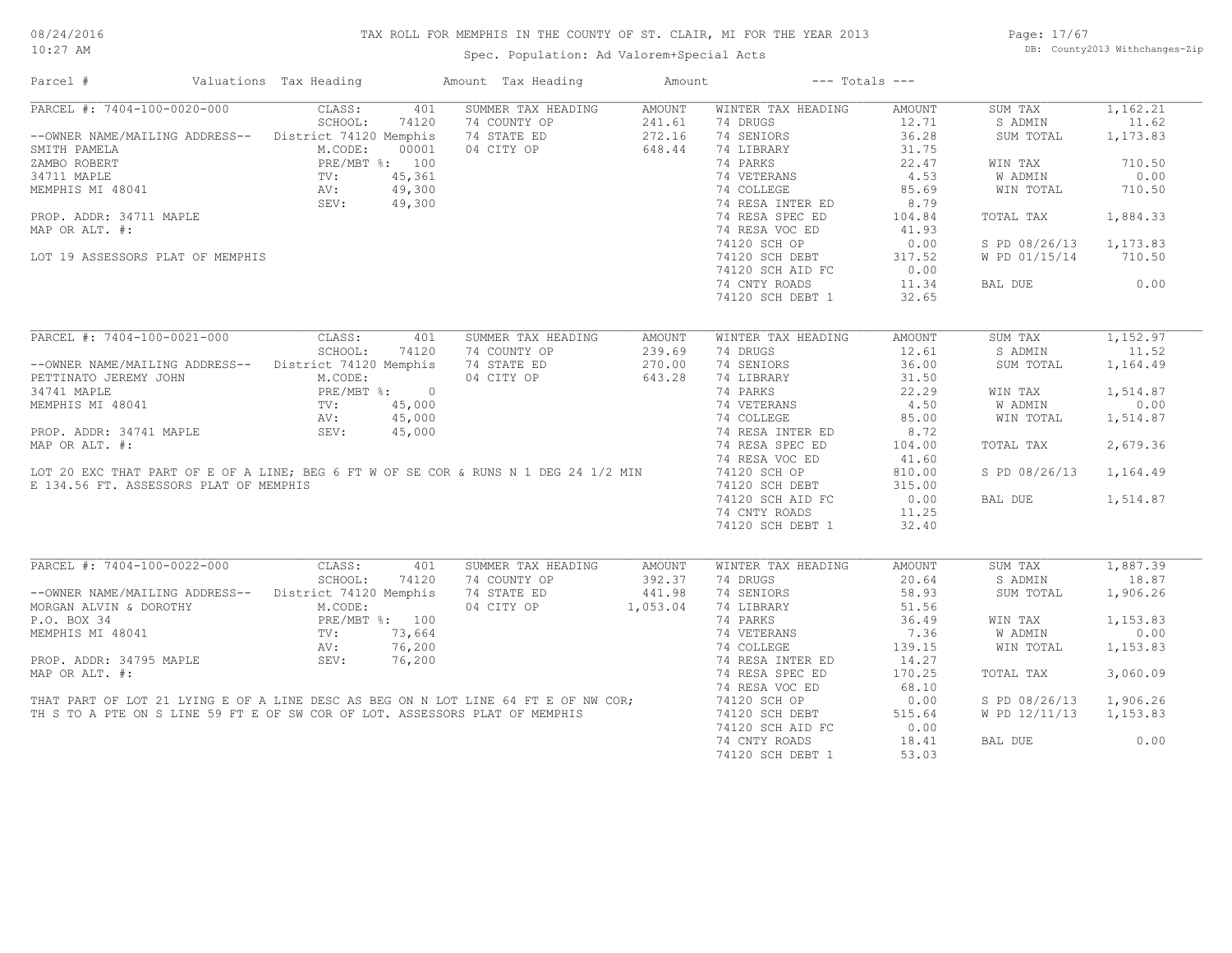# TAX ROLL FOR MEMPHIS IN THE COUNTY OF ST. CLAIR, MI FOR THE YEAR 2013

Spec. Population: Ad Valorem+Special Acts

DB: County2013 Withchanges-Zip

08/24/2016
10:27 AM

| Parcel # | Valuations | Tax Heading | Amount | Tax Heading | Amount | --- Totals --- | |
|---|---|---|---|---|---|---|---|

## PARCEL #: 7404-100-0020-000

| | | | | | | | |
|---|---|---|---|---|---|---|---|
| | CLASS: 401 | SUMMER TAX HEADING | AMOUNT | WINTER TAX HEADING | AMOUNT | SUM TAX | 1,162.21 |
| | SCHOOL: 74120 | 74 COUNTY OP | 241.61 | 74 DRUGS | 12.71 | S ADMIN | 11.62 |
| --OWNER NAME/MAILING ADDRESS-- | District 74120 Memphis | 74 STATE ED | 272.16 | 74 SENIORS | 36.28 | SUM TOTAL | 1,173.83 |
| SMITH PAMELA | M.CODE: 00001 | 04 CITY OP | 648.44 | 74 LIBRARY | 31.75 | | |
| ZAMBO ROBERT | PRE/MBT %: 100 | | | 74 PARKS | 22.47 | WIN TAX | 710.50 |
| 34711 MAPLE | TV: 45,361 | | | 74 VETERANS | 4.53 | W ADMIN | 0.00 |
| MEMPHIS MI 48041 | AV: 49,300 | | | 74 COLLEGE | 85.69 | WIN TOTAL | 710.50 |
| | SEV: 49,300 | | | 74 RESA INTER ED | 8.79 | | |
| PROP. ADDR: 34711 MAPLE | | | | 74 RESA SPEC ED | 104.84 | TOTAL TAX | 1,884.33 |
| MAP OR ALT. #: | | | | 74 RESA VOC ED | 41.93 | | |
| | | | | 74120 SCH OP | 0.00 | S PD 08/26/13 | 1,173.83 |
| LOT 19 ASSESSORS PLAT OF MEMPHIS | | | | 74120 SCH DEBT | 317.52 | W PD 01/15/14 | 710.50 |
| | | | | 74120 SCH AID FC | 0.00 | | |
| | | | | 74 CNTY ROADS | 11.34 | BAL DUE | 0.00 |
| | | | | 74120 SCH DEBT 1 | 32.65 | | |

## PARCEL #: 7404-100-0021-000

| | | | | | | | |
|---|---|---|---|---|---|---|---|
| | CLASS: 401 | SUMMER TAX HEADING | AMOUNT | WINTER TAX HEADING | AMOUNT | SUM TAX | 1,152.97 |
| | SCHOOL: 74120 | 74 COUNTY OP | 239.69 | 74 DRUGS | 12.61 | S ADMIN | 11.52 |
| --OWNER NAME/MAILING ADDRESS-- | District 74120 Memphis | 74 STATE ED | 270.00 | 74 SENIORS | 36.00 | SUM TOTAL | 1,164.49 |
| PETTINATO JEREMY JOHN | M.CODE: | 04 CITY OP | 643.28 | 74 LIBRARY | 31.50 | | |
| 34741 MAPLE | PRE/MBT %: 0 | | | 74 PARKS | 22.29 | WIN TAX | 1,514.87 |
| MEMPHIS MI 48041 | TV: 45,000 | | | 74 VETERANS | 4.50 | W ADMIN | 0.00 |
| | AV: 45,000 | | | 74 COLLEGE | 85.00 | WIN TOTAL | 1,514.87 |
| PROP. ADDR: 34741 MAPLE | SEV: 45,000 | | | 74 RESA INTER ED | 8.72 | | |
| MAP OR ALT. #: | | | | 74 RESA SPEC ED | 104.00 | TOTAL TAX | 2,679.36 |
| | | | | 74 RESA VOC ED | 41.60 | | |
| LOT 20 EXC THAT PART OF E OF A LINE; BEG 6 FT W OF SE COR & RUNS N 1 DEG 24 1/2 MIN | | | | 74120 SCH OP | 810.00 | S PD 08/26/13 | 1,164.49 |
| E 134.56 FT. ASSESSORS PLAT OF MEMPHIS | | | | 74120 SCH DEBT | 315.00 | | |
| | | | | 74120 SCH AID FC | 0.00 | BAL DUE | 1,514.87 |
| | | | | 74 CNTY ROADS | 11.25 | | |
| | | | | 74120 SCH DEBT 1 | 32.40 | | |

## PARCEL #: 7404-100-0022-000

| | | | | | | | |
|---|---|---|---|---|---|---|---|
| | CLASS: 401 | SUMMER TAX HEADING | AMOUNT | WINTER TAX HEADING | AMOUNT | SUM TAX | 1,887.39 |
| | SCHOOL: 74120 | 74 COUNTY OP | 392.37 | 74 DRUGS | 20.64 | S ADMIN | 18.87 |
| --OWNER NAME/MAILING ADDRESS-- | District 74120 Memphis | 74 STATE ED | 441.98 | 74 SENIORS | 58.93 | SUM TOTAL | 1,906.26 |
| MORGAN ALVIN & DOROTHY | M.CODE: | 04 CITY OP | 1,053.04 | 74 LIBRARY | 51.56 | | |
| P.O. BOX 34 | PRE/MBT %: 100 | | | 74 PARKS | 36.49 | WIN TAX | 1,153.83 |
| MEMPHIS MI 48041 | TV: 73,664 | | | 74 VETERANS | 7.36 | W ADMIN | 0.00 |
| | AV: 76,200 | | | 74 COLLEGE | 139.15 | WIN TOTAL | 1,153.83 |
| PROP. ADDR: 34795 MAPLE | SEV: 76,200 | | | 74 RESA INTER ED | 14.27 | | |
| MAP OR ALT. #: | | | | 74 RESA SPEC ED | 170.25 | TOTAL TAX | 3,060.09 |
| | | | | 74 RESA VOC ED | 68.10 | | |
| THAT PART OF LOT 21 LYING E OF A LINE DESC AS BEG ON N LOT LINE 64 FT E OF NW COR; | | | | 74120 SCH OP | 0.00 | S PD 08/26/13 | 1,906.26 |
| TH S TO A PTE ON S LINE 59 FT E OF SW COR OF LOT. ASSESSORS PLAT OF MEMPHIS | | | | 74120 SCH DEBT | 515.64 | W PD 12/11/13 | 1,153.83 |
| | | | | 74120 SCH AID FC | 0.00 | | |
| | | | | 74 CNTY ROADS | 18.41 | BAL DUE | 0.00 |
| | | | | 74120 SCH DEBT 1 | 53.03 | | |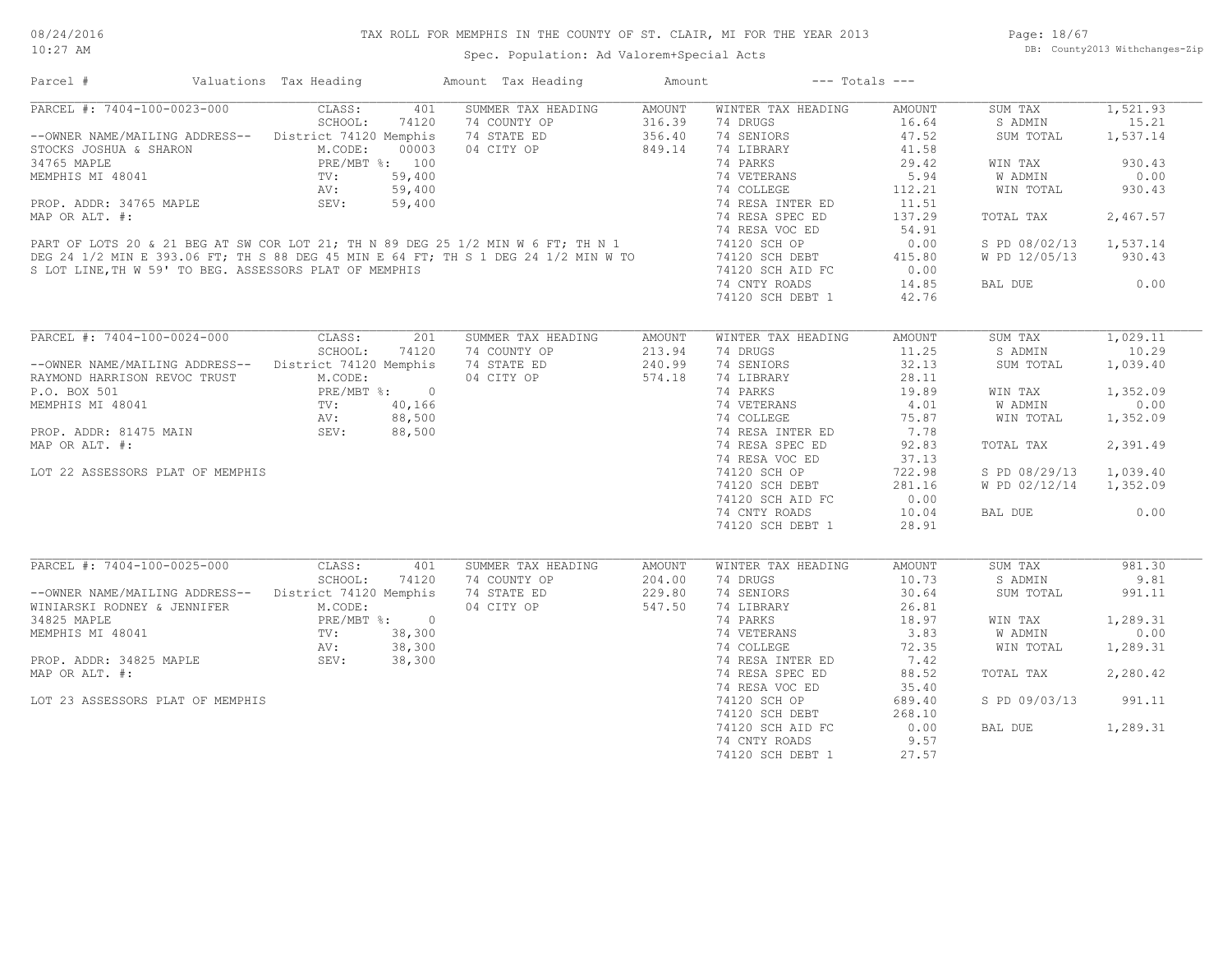# TAX ROLL FOR MEMPHIS IN THE COUNTY OF ST. CLAIR, MI FOR THE YEAR 2013

Spec. Population: Ad Valorem+Special Acts

08/24/2016 10:27 AM — DB: County2013 Withchanges-Zip

| Parcel # | Valuations | Tax Heading | Amount | Tax Heading | Amount | --- Totals --- | |
|---|---|---|---|---|---|---|---|

## PARCEL #: 7404-100-0023-000

| Field | Value | Summer Tax Heading | Amount | Winter Tax Heading | Amount | Totals | |
|---|---|---|---|---|---|---|---|
| CLASS: | 401 | SUMMER TAX HEADING | AMOUNT | WINTER TAX HEADING | AMOUNT | SUM TAX | 1,521.93 |
| SCHOOL: | 74120 | 74 COUNTY OP | 316.39 | 74 DRUGS | 16.64 | S ADMIN | 15.21 |
| District 74120 Memphis | | 74 STATE ED | 356.40 | 74 SENIORS | 47.52 | SUM TOTAL | 1,537.14 |
| M.CODE: | 00003 | 04 CITY OP | 849.14 | 74 LIBRARY | 41.58 | | |
| PRE/MBT %: | 100 | | | 74 PARKS | 29.42 | WIN TAX | 930.43 |
| TV: | 59,400 | | | 74 VETERANS | 5.94 | W ADMIN | 0.00 |
| AV: | 59,400 | | | 74 COLLEGE | 112.21 | WIN TOTAL | 930.43 |
| SEV: | 59,400 | | | 74 RESA INTER ED | 11.51 | | |
| | | | | 74 RESA SPEC ED | 137.29 | TOTAL TAX | 2,467.57 |
| | | | | 74 RESA VOC ED | 54.91 | | |
| | | | | 74120 SCH OP | 0.00 | S PD 08/02/13 | 1,537.14 |
| | | | | 74120 SCH DEBT | 415.80 | W PD 12/05/13 | 930.43 |
| | | | | 74120 SCH AID FC | 0.00 | | |
| | | | | 74 CNTY ROADS | 14.85 | BAL DUE | 0.00 |
| | | | | 74120 SCH DEBT 1 | 42.76 | | |

--OWNER NAME/MAILING ADDRESS--
STOCKS JOSHUA & SHARON
34765 MAPLE
MEMPHIS MI 48041

PROP. ADDR: 34765 MAPLE
MAP OR ALT. #:

PART OF LOTS 20 & 21 BEG AT SW COR LOT 21; TH N 89 DEG 25 1/2 MIN W 6 FT; TH N 1 DEG 24 1/2 MIN E 393.06 FT; TH S 88 DEG 45 MIN E 64 FT; TH S 1 DEG 24 1/2 MIN W TO S LOT LINE,TH W 59' TO BEG. ASSESSORS PLAT OF MEMPHIS

## PARCEL #: 7404-100-0024-000

| Field | Value | Summer Tax Heading | Amount | Winter Tax Heading | Amount | Totals | |
|---|---|---|---|---|---|---|---|
| CLASS: | 201 | SUMMER TAX HEADING | AMOUNT | WINTER TAX HEADING | AMOUNT | SUM TAX | 1,029.11 |
| SCHOOL: | 74120 | 74 COUNTY OP | 213.94 | 74 DRUGS | 11.25 | S ADMIN | 10.29 |
| District 74120 Memphis | | 74 STATE ED | 240.99 | 74 SENIORS | 32.13 | SUM TOTAL | 1,039.40 |
| M.CODE: | | 04 CITY OP | 574.18 | 74 LIBRARY | 28.11 | | |
| PRE/MBT %: | 0 | | | 74 PARKS | 19.89 | WIN TAX | 1,352.09 |
| TV: | 40,166 | | | 74 VETERANS | 4.01 | W ADMIN | 0.00 |
| AV: | 88,500 | | | 74 COLLEGE | 75.87 | WIN TOTAL | 1,352.09 |
| SEV: | 88,500 | | | 74 RESA INTER ED | 7.78 | | |
| | | | | 74 RESA SPEC ED | 92.83 | TOTAL TAX | 2,391.49 |
| | | | | 74 RESA VOC ED | 37.13 | | |
| | | | | 74120 SCH OP | 722.98 | S PD 08/29/13 | 1,039.40 |
| | | | | 74120 SCH DEBT | 281.16 | W PD 02/12/14 | 1,352.09 |
| | | | | 74120 SCH AID FC | 0.00 | | |
| | | | | 74 CNTY ROADS | 10.04 | BAL DUE | 0.00 |
| | | | | 74120 SCH DEBT 1 | 28.91 | | |

--OWNER NAME/MAILING ADDRESS--
RAYMOND HARRISON REVOC TRUST
P.O. BOX 501
MEMPHIS MI 48041

PROP. ADDR: 81475 MAIN
MAP OR ALT. #:

LOT 22 ASSESSORS PLAT OF MEMPHIS

## PARCEL #: 7404-100-0025-000

| Field | Value | Summer Tax Heading | Amount | Winter Tax Heading | Amount | Totals | |
|---|---|---|---|---|---|---|---|
| CLASS: | 401 | SUMMER TAX HEADING | AMOUNT | WINTER TAX HEADING | AMOUNT | SUM TAX | 981.30 |
| SCHOOL: | 74120 | 74 COUNTY OP | 204.00 | 74 DRUGS | 10.73 | S ADMIN | 9.81 |
| District 74120 Memphis | | 74 STATE ED | 229.80 | 74 SENIORS | 30.64 | SUM TOTAL | 991.11 |
| M.CODE: | | 04 CITY OP | 547.50 | 74 LIBRARY | 26.81 | | |
| PRE/MBT %: | 0 | | | 74 PARKS | 18.97 | WIN TAX | 1,289.31 |
| TV: | 38,300 | | | 74 VETERANS | 3.83 | W ADMIN | 0.00 |
| AV: | 38,300 | | | 74 COLLEGE | 72.35 | WIN TOTAL | 1,289.31 |
| SEV: | 38,300 | | | 74 RESA INTER ED | 7.42 | | |
| | | | | 74 RESA SPEC ED | 88.52 | TOTAL TAX | 2,280.42 |
| | | | | 74 RESA VOC ED | 35.40 | | |
| | | | | 74120 SCH OP | 689.40 | S PD 09/03/13 | 991.11 |
| | | | | 74120 SCH DEBT | 268.10 | | |
| | | | | 74120 SCH AID FC | 0.00 | BAL DUE | 1,289.31 |
| | | | | 74 CNTY ROADS | 9.57 | | |
| | | | | 74120 SCH DEBT 1 | 27.57 | | |

--OWNER NAME/MAILING ADDRESS--
WINIARSKI RODNEY & JENNIFER
34825 MAPLE
MEMPHIS MI 48041

PROP. ADDR: 34825 MAPLE
MAP OR ALT. #:

LOT 23 ASSESSORS PLAT OF MEMPHIS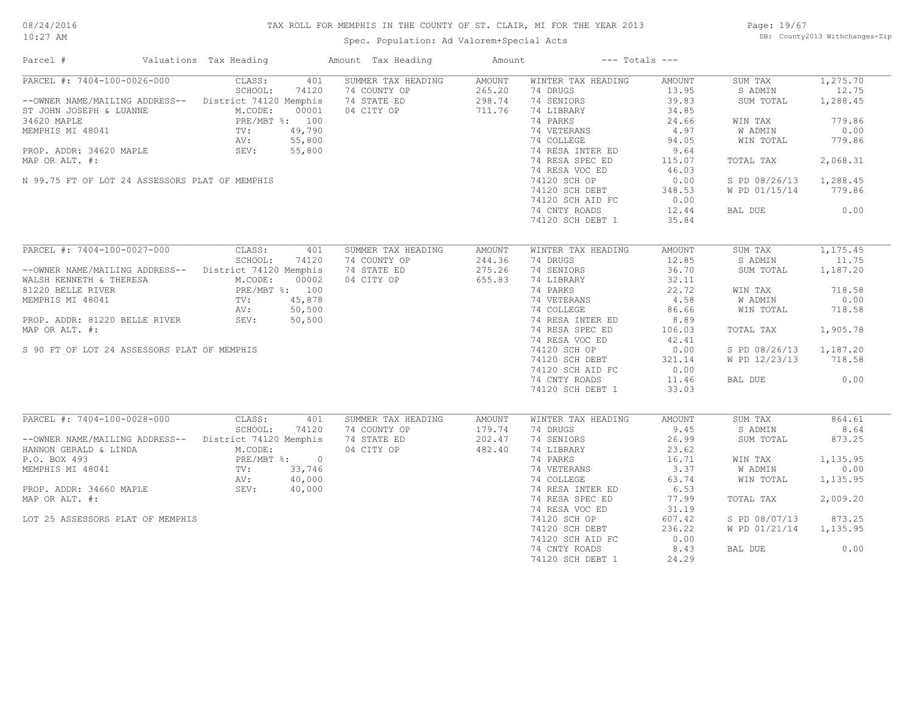# TAX ROLL FOR MEMPHIS IN THE COUNTY OF ST. CLAIR, MI FOR THE YEAR 2013

Spec. Population: Ad Valorem+Special Acts

| Parcel # | Valuations | Tax Heading | Amount | Tax Heading | Amount | --- Totals --- | |
|---|---|---|---|---|---|---|---|
| **PARCEL #: 7404-100-0026-000** | CLASS: 401 | SUMMER TAX HEADING | AMOUNT | WINTER TAX HEADING | AMOUNT | SUM TAX | 1,275.70 |
| | SCHOOL: 74120 | 74 COUNTY OP | 265.20 | 74 DRUGS | 13.95 | S ADMIN | 12.75 |
| --OWNER NAME/MAILING ADDRESS-- | District 74120 Memphis | 74 STATE ED | 298.74 | 74 SENIORS | 39.83 | SUM TOTAL | 1,288.45 |
| ST JOHN JOSEPH & LUANNE | M.CODE: 00001 | 04 CITY OP | 711.76 | 74 LIBRARY | 34.85 | | |
| 34620 MAPLE | PRE/MBT %: 100 | | | 74 PARKS | 24.66 | WIN TAX | 779.86 |
| MEMPHIS MI 48041 | TV: 49,790 | | | 74 VETERANS | 4.97 | W ADMIN | 0.00 |
| | AV: 55,800 | | | 74 COLLEGE | 94.05 | WIN TOTAL | 779.86 |
| PROP. ADDR: 34620 MAPLE | SEV: 55,800 | | | 74 RESA INTER ED | 9.64 | | |
| MAP OR ALT. #: | | | | 74 RESA SPEC ED | 115.07 | TOTAL TAX | 2,068.31 |
| | | | | 74 RESA VOC ED | 46.03 | | |
| N 99.75 FT OF LOT 24 ASSESSORS PLAT OF MEMPHIS | | | | 74120 SCH OP | 0.00 | S PD 08/26/13 | 1,288.45 |
| | | | | 74120 SCH DEBT | 348.53 | W PD 01/15/14 | 779.86 |
| | | | | 74120 SCH AID FC | 0.00 | | |
| | | | | 74 CNTY ROADS | 12.44 | BAL DUE | 0.00 |
| | | | | 74120 SCH DEBT 1 | 35.84 | | |
| **PARCEL #: 7404-100-0027-000** | CLASS: 401 | SUMMER TAX HEADING | AMOUNT | WINTER TAX HEADING | AMOUNT | SUM TAX | 1,175.45 |
| | SCHOOL: 74120 | 74 COUNTY OP | 244.36 | 74 DRUGS | 12.85 | S ADMIN | 11.75 |
| --OWNER NAME/MAILING ADDRESS-- | District 74120 Memphis | 74 STATE ED | 275.26 | 74 SENIORS | 36.70 | SUM TOTAL | 1,187.20 |
| WALSH KENNETH & THERESA | M.CODE: 00002 | 04 CITY OP | 655.83 | 74 LIBRARY | 32.11 | | |
| 81220 BELLE RIVER | PRE/MBT %: 100 | | | 74 PARKS | 22.72 | WIN TAX | 718.58 |
| MEMPHIS MI 48041 | TV: 45,878 | | | 74 VETERANS | 4.58 | W ADMIN | 0.00 |
| | AV: 50,500 | | | 74 COLLEGE | 86.66 | WIN TOTAL | 718.58 |
| PROP. ADDR: 81220 BELLE RIVER | SEV: 50,500 | | | 74 RESA INTER ED | 8.89 | | |
| MAP OR ALT. #: | | | | 74 RESA SPEC ED | 106.03 | TOTAL TAX | 1,905.78 |
| | | | | 74 RESA VOC ED | 42.41 | | |
| S 90 FT OF LOT 24 ASSESSORS PLAT OF MEMPHIS | | | | 74120 SCH OP | 0.00 | S PD 08/26/13 | 1,187.20 |
| | | | | 74120 SCH DEBT | 321.14 | W PD 12/23/13 | 718.58 |
| | | | | 74120 SCH AID FC | 0.00 | | |
| | | | | 74 CNTY ROADS | 11.46 | BAL DUE | 0.00 |
| | | | | 74120 SCH DEBT 1 | 33.03 | | |
| **PARCEL #: 7404-100-0028-000** | CLASS: 401 | SUMMER TAX HEADING | AMOUNT | WINTER TAX HEADING | AMOUNT | SUM TAX | 864.61 |
| | SCHOOL: 74120 | 74 COUNTY OP | 179.74 | 74 DRUGS | 9.45 | S ADMIN | 8.64 |
| --OWNER NAME/MAILING ADDRESS-- | District 74120 Memphis | 74 STATE ED | 202.47 | 74 SENIORS | 26.99 | SUM TOTAL | 873.25 |
| HANNON GERALD & LINDA | M.CODE: | 04 CITY OP | 482.40 | 74 LIBRARY | 23.62 | | |
| P.O. BOX 493 | PRE/MBT %: 0 | | | 74 PARKS | 16.71 | WIN TAX | 1,135.95 |
| MEMPHIS MI 48041 | TV: 33,746 | | | 74 VETERANS | 3.37 | W ADMIN | 0.00 |
| | AV: 40,000 | | | 74 COLLEGE | 63.74 | WIN TOTAL | 1,135.95 |
| PROP. ADDR: 34660 MAPLE | SEV: 40,000 | | | 74 RESA INTER ED | 6.53 | | |
| MAP OR ALT. #: | | | | 74 RESA SPEC ED | 77.99 | TOTAL TAX | 2,009.20 |
| | | | | 74 RESA VOC ED | 31.19 | | |
| LOT 25 ASSESSORS PLAT OF MEMPHIS | | | | 74120 SCH OP | 607.42 | S PD 08/07/13 | 873.25 |
| | | | | 74120 SCH DEBT | 236.22 | W PD 01/21/14 | 1,135.95 |
| | | | | 74120 SCH AID FC | 0.00 | | |
| | | | | 74 CNTY ROADS | 8.43 | BAL DUE | 0.00 |
| | | | | 74120 SCH DEBT 1 | 24.29 | | |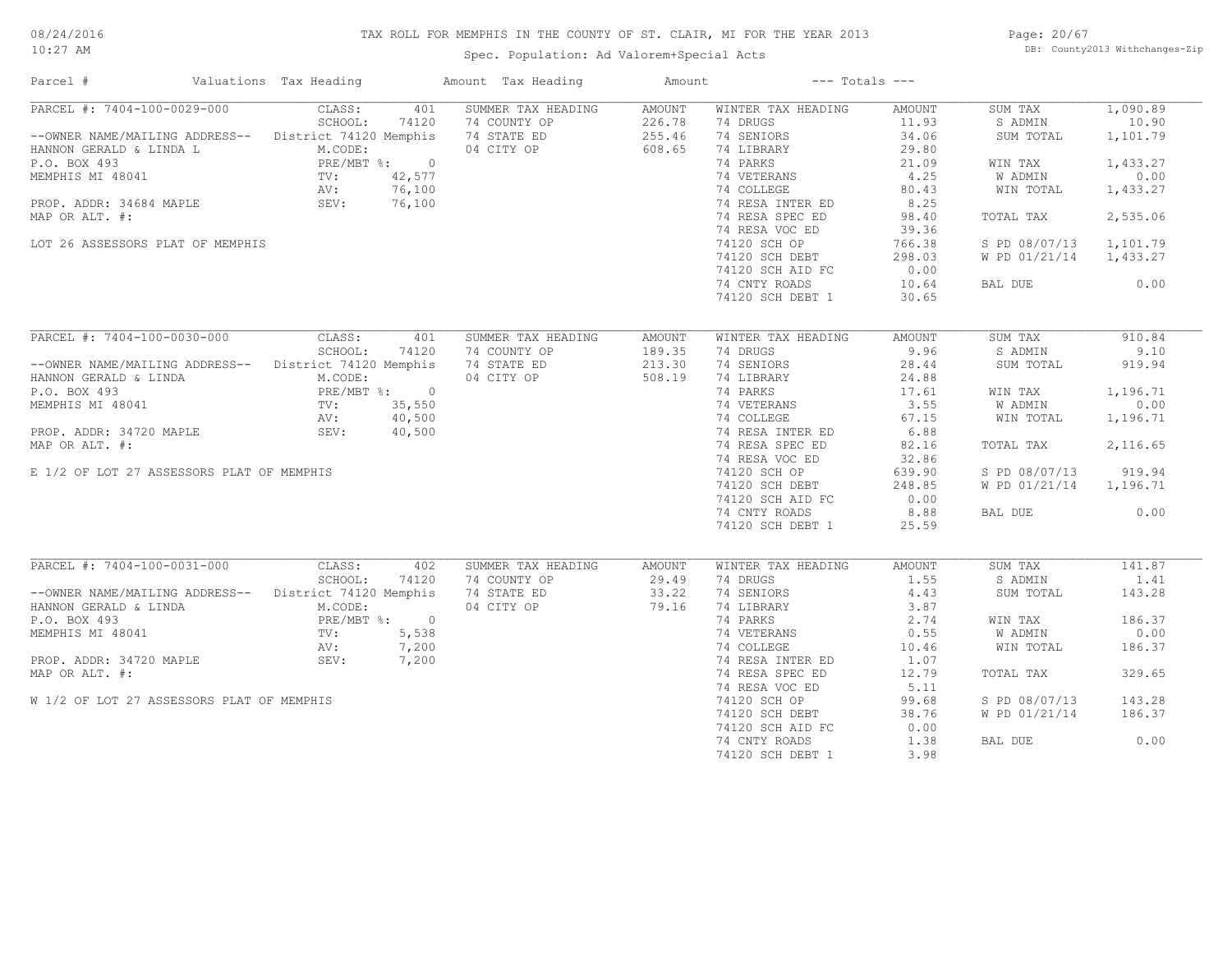# TAX ROLL FOR MEMPHIS IN THE COUNTY OF ST. CLAIR, MI FOR THE YEAR 2013

Spec. Population: Ad Valorem+Special Acts

DB: County2013 Withchanges-Zip

| Parcel # | Valuations | Tax Heading | Amount | Tax Heading | Amount | --- Totals --- | |
|---|---|---|---|---|---|---|---|
| PARCEL #: 7404-100-0029-000 | CLASS: 401 | SUMMER TAX HEADING | AMOUNT | WINTER TAX HEADING | AMOUNT | SUM TAX | 1,090.89 |
| | SCHOOL: 74120 | 74 COUNTY OP | 226.78 | 74 DRUGS | 11.93 | S ADMIN | 10.90 |
| --OWNER NAME/MAILING ADDRESS-- | District 74120 Memphis | 74 STATE ED | 255.46 | 74 SENIORS | 34.06 | SUM TOTAL | 1,101.79 |
| HANNON GERALD & LINDA L | M.CODE: | 04 CITY OP | 608.65 | 74 LIBRARY | 29.80 | | |
| P.O. BOX 493 | PRE/MBT %: 0 | | | 74 PARKS | 21.09 | WIN TAX | 1,433.27 |
| MEMPHIS MI 48041 | TV: 42,577 | | | 74 VETERANS | 4.25 | W ADMIN | 0.00 |
| | AV: 76,100 | | | 74 COLLEGE | 80.43 | WIN TOTAL | 1,433.27 |
| PROP. ADDR: 34684 MAPLE | SEV: 76,100 | | | 74 RESA INTER ED | 8.25 | | |
| MAP OR ALT. #: | | | | 74 RESA SPEC ED | 98.40 | TOTAL TAX | 2,535.06 |
| | | | | 74 RESA VOC ED | 39.36 | | |
| LOT 26 ASSESSORS PLAT OF MEMPHIS | | | | 74120 SCH OP | 766.38 | S PD 08/07/13 | 1,101.79 |
| | | | | 74120 SCH DEBT | 298.03 | W PD 01/21/14 | 1,433.27 |
| | | | | 74120 SCH AID FC | 0.00 | | |
| | | | | 74 CNTY ROADS | 10.64 | BAL DUE | 0.00 |
| | | | | 74120 SCH DEBT 1 | 30.65 | | |
| PARCEL #: 7404-100-0030-000 | CLASS: 401 | SUMMER TAX HEADING | AMOUNT | WINTER TAX HEADING | AMOUNT | SUM TAX | 910.84 |
| | SCHOOL: 74120 | 74 COUNTY OP | 189.35 | 74 DRUGS | 9.96 | S ADMIN | 9.10 |
| --OWNER NAME/MAILING ADDRESS-- | District 74120 Memphis | 74 STATE ED | 213.30 | 74 SENIORS | 28.44 | SUM TOTAL | 919.94 |
| HANNON GERALD & LINDA | M.CODE: | 04 CITY OP | 508.19 | 74 LIBRARY | 24.88 | | |
| P.O. BOX 493 | PRE/MBT %: 0 | | | 74 PARKS | 17.61 | WIN TAX | 1,196.71 |
| MEMPHIS MI 48041 | TV: 35,550 | | | 74 VETERANS | 3.55 | W ADMIN | 0.00 |
| | AV: 40,500 | | | 74 COLLEGE | 67.15 | WIN TOTAL | 1,196.71 |
| PROP. ADDR: 34720 MAPLE | SEV: 40,500 | | | 74 RESA INTER ED | 6.88 | | |
| MAP OR ALT. #: | | | | 74 RESA SPEC ED | 82.16 | TOTAL TAX | 2,116.65 |
| | | | | 74 RESA VOC ED | 32.86 | | |
| E 1/2 OF LOT 27 ASSESSORS PLAT OF MEMPHIS | | | | 74120 SCH OP | 639.90 | S PD 08/07/13 | 919.94 |
| | | | | 74120 SCH DEBT | 248.85 | W PD 01/21/14 | 1,196.71 |
| | | | | 74120 SCH AID FC | 0.00 | | |
| | | | | 74 CNTY ROADS | 8.88 | BAL DUE | 0.00 |
| | | | | 74120 SCH DEBT 1 | 25.59 | | |
| PARCEL #: 7404-100-0031-000 | CLASS: 402 | SUMMER TAX HEADING | AMOUNT | WINTER TAX HEADING | AMOUNT | SUM TAX | 141.87 |
| | SCHOOL: 74120 | 74 COUNTY OP | 29.49 | 74 DRUGS | 1.55 | S ADMIN | 1.41 |
| --OWNER NAME/MAILING ADDRESS-- | District 74120 Memphis | 74 STATE ED | 33.22 | 74 SENIORS | 4.43 | SUM TOTAL | 143.28 |
| HANNON GERALD & LINDA | M.CODE: | 04 CITY OP | 79.16 | 74 LIBRARY | 3.87 | | |
| P.O. BOX 493 | PRE/MBT %: 0 | | | 74 PARKS | 2.74 | WIN TAX | 186.37 |
| MEMPHIS MI 48041 | TV: 5,538 | | | 74 VETERANS | 0.55 | W ADMIN | 0.00 |
| | AV: 7,200 | | | 74 COLLEGE | 10.46 | WIN TOTAL | 186.37 |
| PROP. ADDR: 34720 MAPLE | SEV: 7,200 | | | 74 RESA INTER ED | 1.07 | | |
| MAP OR ALT. #: | | | | 74 RESA SPEC ED | 12.79 | TOTAL TAX | 329.65 |
| | | | | 74 RESA VOC ED | 5.11 | | |
| W 1/2 OF LOT 27 ASSESSORS PLAT OF MEMPHIS | | | | 74120 SCH OP | 99.68 | S PD 08/07/13 | 143.28 |
| | | | | 74120 SCH DEBT | 38.76 | W PD 01/21/14 | 186.37 |
| | | | | 74120 SCH AID FC | 0.00 | | |
| | | | | 74 CNTY ROADS | 1.38 | BAL DUE | 0.00 |
| | | | | 74120 SCH DEBT 1 | 3.98 | | |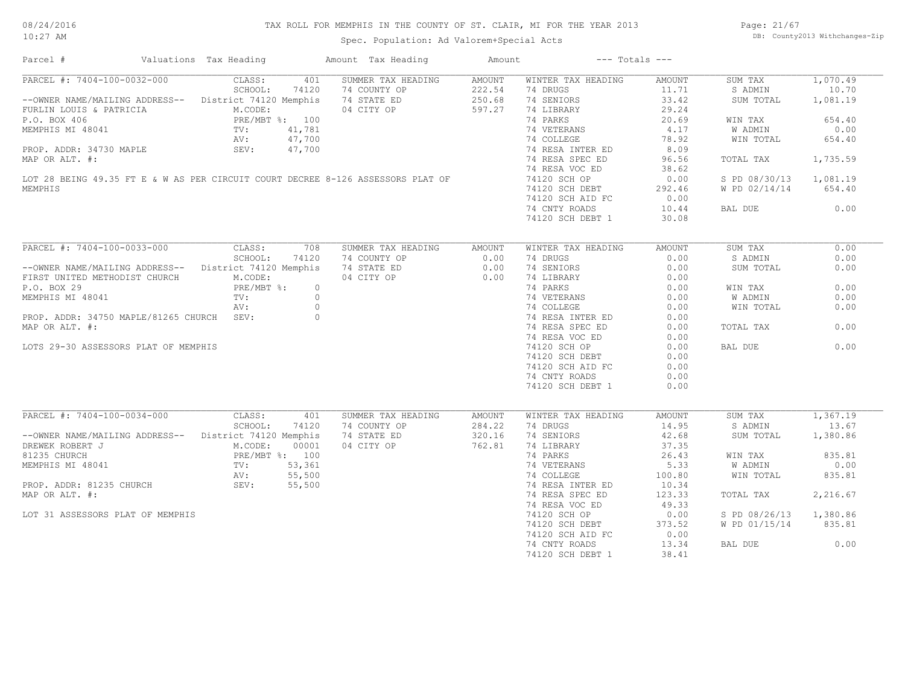# TAX ROLL FOR MEMPHIS IN THE COUNTY OF ST. CLAIR, MI FOR THE YEAR 2013

Spec. Population: Ad Valorem+Special Acts

DB: County2013 Withchanges-Zip

08/24/2016
10:27 AM

| Parcel # | Valuations | Tax Heading | Amount | Tax Heading | Amount | --- Totals --- | |
|---|---|---|---|---|---|---|---|

## PARCEL #: 7404-100-0032-000

| Field | Value |
|---|---|
| CLASS: | 401 |
| SCHOOL: | 74120 |
| District | 74120 Memphis |
| M.CODE: | |
| PRE/MBT %: | 100 |
| TV: | 41,781 |
| AV: | 47,700 |
| SEV: | 47,700 |

--OWNER NAME/MAILING ADDRESS--
FURLIN LOUIS & PATRICIA
P.O. BOX 406
MEMPHIS MI 48041

PROP. ADDR: 34730 MAPLE
MAP OR ALT. #:

LOT 28 BEING 49.35 FT E & W AS PER CIRCUIT COURT DECREE 8-126 ASSESSORS PLAT OF MEMPHIS

| SUMMER TAX HEADING | AMOUNT | WINTER TAX HEADING | AMOUNT | TOTALS | |
|---|---|---|---|---|---|
| 74 COUNTY OP | 222.54 | 74 DRUGS | 11.71 | SUM TAX | 1,070.49 |
| 74 STATE ED | 250.68 | 74 SENIORS | 33.42 | S ADMIN | 10.70 |
| 04 CITY OP | 597.27 | 74 LIBRARY | 29.24 | SUM TOTAL | 1,081.19 |
| | | 74 PARKS | 20.69 | WIN TAX | 654.40 |
| | | 74 VETERANS | 4.17 | W ADMIN | 0.00 |
| | | 74 COLLEGE | 78.92 | WIN TOTAL | 654.40 |
| | | 74 RESA INTER ED | 8.09 | | |
| | | 74 RESA SPEC ED | 96.56 | TOTAL TAX | 1,735.59 |
| | | 74 RESA VOC ED | 38.62 | | |
| | | 74120 SCH OP | 0.00 | S PD 08/30/13 | 1,081.19 |
| | | 74120 SCH DEBT | 292.46 | W PD 02/14/14 | 654.40 |
| | | 74120 SCH AID FC | 0.00 | | |
| | | 74 CNTY ROADS | 10.44 | BAL DUE | 0.00 |
| | | 74120 SCH DEBT 1 | 30.08 | | |

## PARCEL #: 7404-100-0033-000

| Field | Value |
|---|---|
| CLASS: | 708 |
| SCHOOL: | 74120 |
| District | 74120 Memphis |
| M.CODE: | |
| PRE/MBT %: | 0 |
| TV: | 0 |
| AV: | 0 |
| SEV: | 0 |

--OWNER NAME/MAILING ADDRESS--
FIRST UNITED METHODIST CHURCH
P.O. BOX 29
MEMPHIS MI 48041

PROP. ADDR: 34750 MAPLE/81265 CHURCH
MAP OR ALT. #:

LOTS 29-30 ASSESSORS PLAT OF MEMPHIS

| SUMMER TAX HEADING | AMOUNT | WINTER TAX HEADING | AMOUNT | TOTALS | |
|---|---|---|---|---|---|
| 74 COUNTY OP | 0.00 | 74 DRUGS | 0.00 | SUM TAX | 0.00 |
| 74 STATE ED | 0.00 | 74 SENIORS | 0.00 | S ADMIN | 0.00 |
| 04 CITY OP | 0.00 | 74 LIBRARY | 0.00 | SUM TOTAL | 0.00 |
| | | 74 PARKS | 0.00 | WIN TAX | 0.00 |
| | | 74 VETERANS | 0.00 | W ADMIN | 0.00 |
| | | 74 COLLEGE | 0.00 | WIN TOTAL | 0.00 |
| | | 74 RESA INTER ED | 0.00 | | |
| | | 74 RESA SPEC ED | 0.00 | TOTAL TAX | 0.00 |
| | | 74 RESA VOC ED | 0.00 | | |
| | | 74120 SCH OP | 0.00 | BAL DUE | 0.00 |
| | | 74120 SCH DEBT | 0.00 | | |
| | | 74120 SCH AID FC | 0.00 | | |
| | | 74 CNTY ROADS | 0.00 | | |
| | | 74120 SCH DEBT 1 | 0.00 | | |

## PARCEL #: 7404-100-0034-000

| Field | Value |
|---|---|
| CLASS: | 401 |
| SCHOOL: | 74120 |
| District | 74120 Memphis |
| M.CODE: | 00001 |
| PRE/MBT %: | 100 |
| TV: | 53,361 |
| AV: | 55,500 |
| SEV: | 55,500 |

--OWNER NAME/MAILING ADDRESS--
DREWEK ROBERT J
81235 CHURCH
MEMPHIS MI 48041

PROP. ADDR: 81235 CHURCH
MAP OR ALT. #:

LOT 31 ASSESSORS PLAT OF MEMPHIS

| SUMMER TAX HEADING | AMOUNT | WINTER TAX HEADING | AMOUNT | TOTALS | |
|---|---|---|---|---|---|
| 74 COUNTY OP | 284.22 | 74 DRUGS | 14.95 | SUM TAX | 1,367.19 |
| 74 STATE ED | 320.16 | 74 SENIORS | 42.68 | S ADMIN | 13.67 |
| 04 CITY OP | 762.81 | 74 LIBRARY | 37.35 | SUM TOTAL | 1,380.86 |
| | | 74 PARKS | 26.43 | WIN TAX | 835.81 |
| | | 74 VETERANS | 5.33 | W ADMIN | 0.00 |
| | | 74 COLLEGE | 100.80 | WIN TOTAL | 835.81 |
| | | 74 RESA INTER ED | 10.34 | | |
| | | 74 RESA SPEC ED | 123.33 | TOTAL TAX | 2,216.67 |
| | | 74 RESA VOC ED | 49.33 | | |
| | | 74120 SCH OP | 0.00 | S PD 08/26/13 | 1,380.86 |
| | | 74120 SCH DEBT | 373.52 | W PD 01/15/14 | 835.81 |
| | | 74120 SCH AID FC | 0.00 | | |
| | | 74 CNTY ROADS | 13.34 | BAL DUE | 0.00 |
| | | 74120 SCH DEBT 1 | 38.41 | | |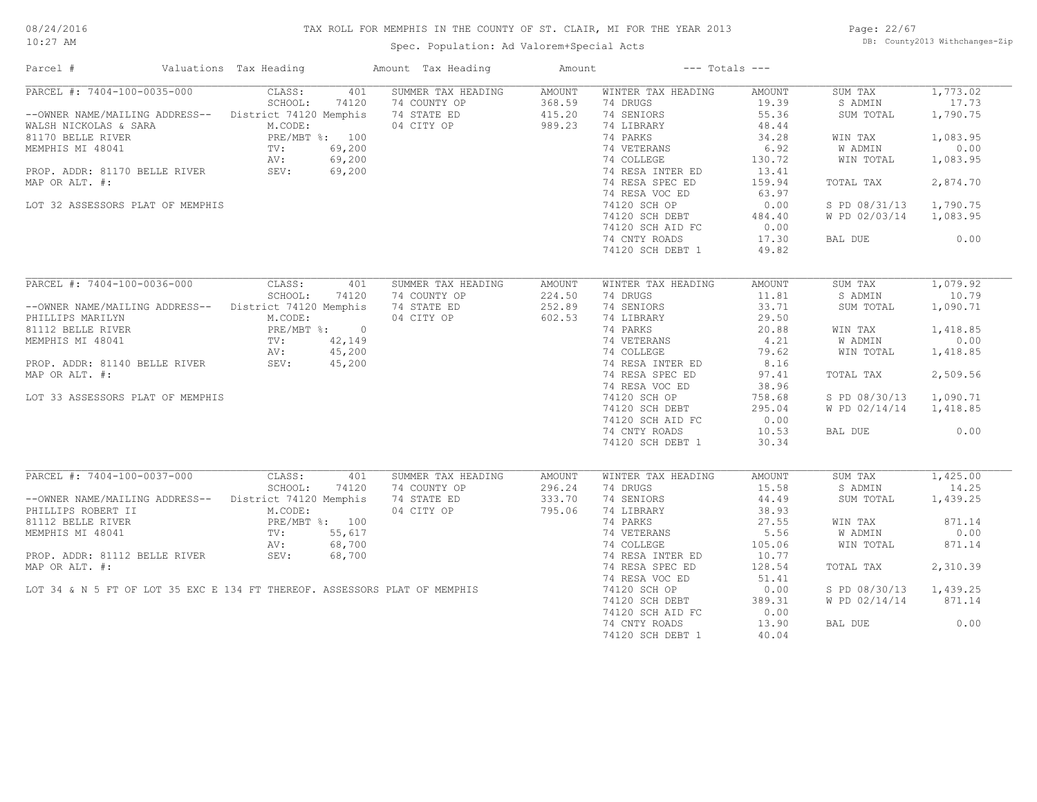# TAX ROLL FOR MEMPHIS IN THE COUNTY OF ST. CLAIR, MI FOR THE YEAR 2013

Spec. Population: Ad Valorem+Special Acts

08/24/2016
10:27 AM

DB: County2013 Withchanges-Zip

| Parcel # | Valuations | Tax Heading | Amount | Tax Heading | Amount | --- Totals --- | |
|---|---|---|---|---|---|---|---|
| PARCEL #: 7404-100-0035-000 | CLASS: 401 | SUMMER TAX HEADING | AMOUNT | WINTER TAX HEADING | AMOUNT | SUM TAX | 1,773.02 |
| | SCHOOL: 74120 | 74 COUNTY OP | 368.59 | 74 DRUGS | 19.39 | S ADMIN | 17.73 |
| --OWNER NAME/MAILING ADDRESS-- | District 74120 Memphis | 74 STATE ED | 415.20 | 74 SENIORS | 55.36 | SUM TOTAL | 1,790.75 |
| WALSH NICKOLAS & SARA | M.CODE: | 04 CITY OP | 989.23 | 74 LIBRARY | 48.44 | | |
| 81170 BELLE RIVER | PRE/MBT %: 100 | | | 74 PARKS | 34.28 | WIN TAX | 1,083.95 |
| MEMPHIS MI 48041 | TV: 69,200 | | | 74 VETERANS | 6.92 | W ADMIN | 0.00 |
| | AV: 69,200 | | | 74 COLLEGE | 130.72 | WIN TOTAL | 1,083.95 |
| PROP. ADDR: 81170 BELLE RIVER | SEV: 69,200 | | | 74 RESA INTER ED | 13.41 | | |
| MAP OR ALT. #: | | | | 74 RESA SPEC ED | 159.94 | TOTAL TAX | 2,874.70 |
| | | | | 74 RESA VOC ED | 63.97 | | |
| LOT 32 ASSESSORS PLAT OF MEMPHIS | | | | 74120 SCH OP | 0.00 | S PD 08/31/13 | 1,790.75 |
| | | | | 74120 SCH DEBT | 484.40 | W PD 02/03/14 | 1,083.95 |
| | | | | 74120 SCH AID FC | 0.00 | | |
| | | | | 74 CNTY ROADS | 17.30 | BAL DUE | 0.00 |
| | | | | 74120 SCH DEBT 1 | 49.82 | | |

| Parcel # | Valuations | Tax Heading | Amount | Tax Heading | Amount | --- Totals --- | |
|---|---|---|---|---|---|---|---|
| PARCEL #: 7404-100-0036-000 | CLASS: 401 | SUMMER TAX HEADING | AMOUNT | WINTER TAX HEADING | AMOUNT | SUM TAX | 1,079.92 |
| | SCHOOL: 74120 | 74 COUNTY OP | 224.50 | 74 DRUGS | 11.81 | S ADMIN | 10.79 |
| --OWNER NAME/MAILING ADDRESS-- | District 74120 Memphis | 74 STATE ED | 252.89 | 74 SENIORS | 33.71 | SUM TOTAL | 1,090.71 |
| PHILLIPS MARILYN | M.CODE: | 04 CITY OP | 602.53 | 74 LIBRARY | 29.50 | | |
| 81112 BELLE RIVER | PRE/MBT %: 0 | | | 74 PARKS | 20.88 | WIN TAX | 1,418.85 |
| MEMPHIS MI 48041 | TV: 42,149 | | | 74 VETERANS | 4.21 | W ADMIN | 0.00 |
| | AV: 45,200 | | | 74 COLLEGE | 79.62 | WIN TOTAL | 1,418.85 |
| PROP. ADDR: 81140 BELLE RIVER | SEV: 45,200 | | | 74 RESA INTER ED | 8.16 | | |
| MAP OR ALT. #: | | | | 74 RESA SPEC ED | 97.41 | TOTAL TAX | 2,509.56 |
| | | | | 74 RESA VOC ED | 38.96 | | |
| LOT 33 ASSESSORS PLAT OF MEMPHIS | | | | 74120 SCH OP | 758.68 | S PD 08/30/13 | 1,090.71 |
| | | | | 74120 SCH DEBT | 295.04 | W PD 02/14/14 | 1,418.85 |
| | | | | 74120 SCH AID FC | 0.00 | | |
| | | | | 74 CNTY ROADS | 10.53 | BAL DUE | 0.00 |
| | | | | 74120 SCH DEBT 1 | 30.34 | | |

| Parcel # | Valuations | Tax Heading | Amount | Tax Heading | Amount | --- Totals --- | |
|---|---|---|---|---|---|---|---|
| PARCEL #: 7404-100-0037-000 | CLASS: 401 | SUMMER TAX HEADING | AMOUNT | WINTER TAX HEADING | AMOUNT | SUM TAX | 1,425.00 |
| | SCHOOL: 74120 | 74 COUNTY OP | 296.24 | 74 DRUGS | 15.58 | S ADMIN | 14.25 |
| --OWNER NAME/MAILING ADDRESS-- | District 74120 Memphis | 74 STATE ED | 333.70 | 74 SENIORS | 44.49 | SUM TOTAL | 1,439.25 |
| PHILLIPS ROBERT II | M.CODE: | 04 CITY OP | 795.06 | 74 LIBRARY | 38.93 | | |
| 81112 BELLE RIVER | PRE/MBT %: 100 | | | 74 PARKS | 27.55 | WIN TAX | 871.14 |
| MEMPHIS MI 48041 | TV: 55,617 | | | 74 VETERANS | 5.56 | W ADMIN | 0.00 |
| | AV: 68,700 | | | 74 COLLEGE | 105.06 | WIN TOTAL | 871.14 |
| PROP. ADDR: 81112 BELLE RIVER | SEV: 68,700 | | | 74 RESA INTER ED | 10.77 | | |
| MAP OR ALT. #: | | | | 74 RESA SPEC ED | 128.54 | TOTAL TAX | 2,310.39 |
| | | | | 74 RESA VOC ED | 51.41 | | |
| LOT 34 & N 5 FT OF LOT 35 EXC E 134 FT THEREOF. ASSESSORS PLAT OF MEMPHIS | | | | 74120 SCH OP | 0.00 | S PD 08/30/13 | 1,439.25 |
| | | | | 74120 SCH DEBT | 389.31 | W PD 02/14/14 | 871.14 |
| | | | | 74120 SCH AID FC | 0.00 | | |
| | | | | 74 CNTY ROADS | 13.90 | BAL DUE | 0.00 |
| | | | | 74120 SCH DEBT 1 | 40.04 | | |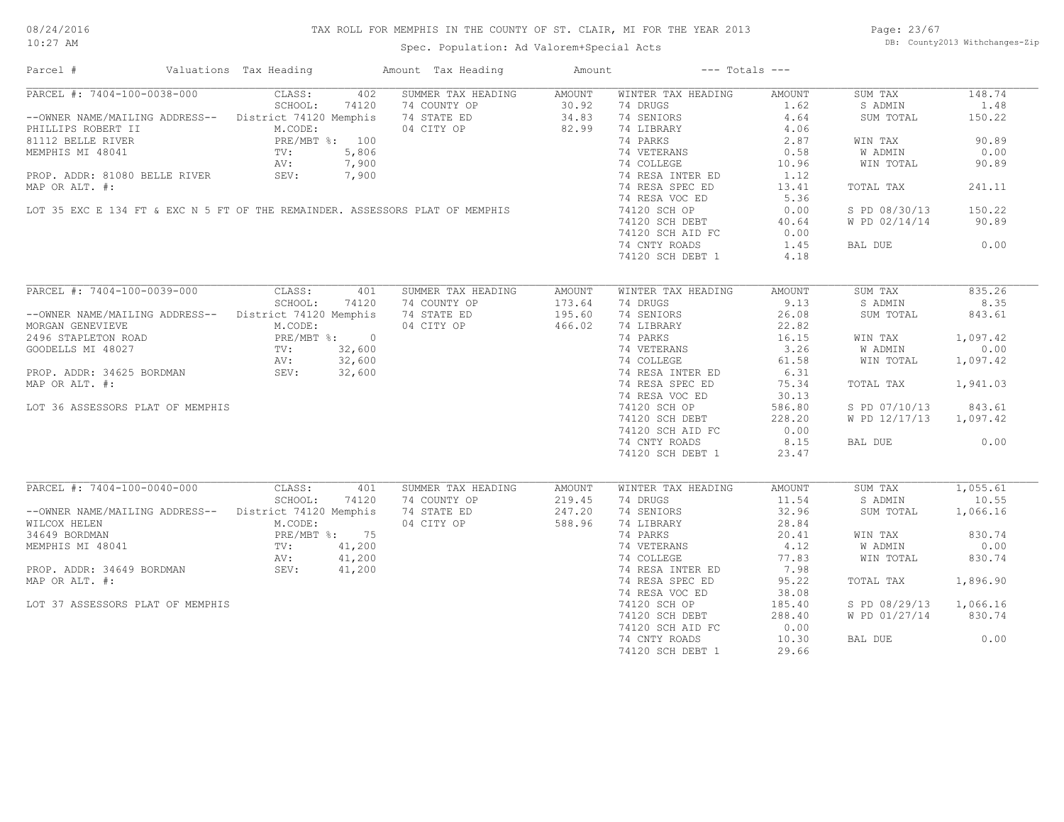# TAX ROLL FOR MEMPHIS IN THE COUNTY OF ST. CLAIR, MI FOR THE YEAR 2013

Spec. Population: Ad Valorem+Special Acts

DB: County2013 Withchanges-Zip

| Parcel # | Valuations | Tax Heading | Amount | Tax Heading | Amount | --- Totals --- | |
|---|---|---|---|---|---|---|---|

## PARCEL #: 7404-100-0038-000

| | | SUMMER TAX HEADING | AMOUNT | WINTER TAX HEADING | AMOUNT | | |
|---|---|---|---|---|---|---|---|
| CLASS: | 402 | 74 COUNTY OP | 30.92 | 74 DRUGS | 1.62 | SUM TAX | 148.74 |
| SCHOOL: | 74120 | 74 STATE ED | 34.83 | 74 SENIORS | 4.64 | S ADMIN | 1.48 |
| District 74120 Memphis | | 04 CITY OP | 82.99 | 74 LIBRARY | 4.06 | SUM TOTAL | 150.22 |
| M.CODE: | | | | 74 PARKS | 2.87 | | |
| PRE/MBT %: | 100 | | | 74 VETERANS | 0.58 | WIN TAX | 90.89 |
| TV: | 5,806 | | | 74 COLLEGE | 10.96 | W ADMIN | 0.00 |
| AV: | 7,900 | | | 74 RESA INTER ED | 1.12 | WIN TOTAL | 90.89 |
| SEV: | 7,900 | | | 74 RESA SPEC ED | 13.41 | | |
| | | | | 74 RESA VOC ED | 5.36 | TOTAL TAX | 241.11 |
| | | | | 74120 SCH OP | 0.00 | | |
| | | | | 74120 SCH DEBT | 40.64 | S PD 08/30/13 | 150.22 |
| | | | | 74120 SCH AID FC | 0.00 | W PD 02/14/14 | 90.89 |
| | | | | 74 CNTY ROADS | 1.45 | | |
| | | | | 74120 SCH DEBT 1 | 4.18 | BAL DUE | 0.00 |

--OWNER NAME/MAILING ADDRESS--
PHILLIPS ROBERT II
81112 BELLE RIVER
MEMPHIS MI 48041

PROP. ADDR: 81080 BELLE RIVER
MAP OR ALT. #:

LOT 35 EXC E 134 FT & EXC N 5 FT OF THE REMAINDER. ASSESSORS PLAT OF MEMPHIS

## PARCEL #: 7404-100-0039-000

| | | SUMMER TAX HEADING | AMOUNT | WINTER TAX HEADING | AMOUNT | | |
|---|---|---|---|---|---|---|---|
| CLASS: | 401 | 74 COUNTY OP | 173.64 | 74 DRUGS | 9.13 | SUM TAX | 835.26 |
| SCHOOL: | 74120 | 74 STATE ED | 195.60 | 74 SENIORS | 26.08 | S ADMIN | 8.35 |
| District 74120 Memphis | | 04 CITY OP | 466.02 | 74 LIBRARY | 22.82 | SUM TOTAL | 843.61 |
| M.CODE: | | | | 74 PARKS | 16.15 | | |
| PRE/MBT %: | 0 | | | 74 VETERANS | 3.26 | WIN TAX | 1,097.42 |
| TV: | 32,600 | | | 74 COLLEGE | 61.58 | W ADMIN | 0.00 |
| AV: | 32,600 | | | 74 RESA INTER ED | 6.31 | WIN TOTAL | 1,097.42 |
| SEV: | 32,600 | | | 74 RESA SPEC ED | 75.34 | | |
| | | | | 74 RESA VOC ED | 30.13 | TOTAL TAX | 1,941.03 |
| | | | | 74120 SCH OP | 586.80 | | |
| | | | | 74120 SCH DEBT | 228.20 | S PD 07/10/13 | 843.61 |
| | | | | 74120 SCH AID FC | 0.00 | W PD 12/17/13 | 1,097.42 |
| | | | | 74 CNTY ROADS | 8.15 | | |
| | | | | 74120 SCH DEBT 1 | 23.47 | BAL DUE | 0.00 |

--OWNER NAME/MAILING ADDRESS--
MORGAN GENEVIEVE
2496 STAPLETON ROAD
GOODELLS MI 48027

PROP. ADDR: 34625 BORDMAN
MAP OR ALT. #:

LOT 36 ASSESSORS PLAT OF MEMPHIS

## PARCEL #: 7404-100-0040-000

| | | SUMMER TAX HEADING | AMOUNT | WINTER TAX HEADING | AMOUNT | | |
|---|---|---|---|---|---|---|---|
| CLASS: | 401 | 74 COUNTY OP | 219.45 | 74 DRUGS | 11.54 | SUM TAX | 1,055.61 |
| SCHOOL: | 74120 | 74 STATE ED | 247.20 | 74 SENIORS | 32.96 | S ADMIN | 10.55 |
| District 74120 Memphis | | 04 CITY OP | 588.96 | 74 LIBRARY | 28.84 | SUM TOTAL | 1,066.16 |
| M.CODE: | | | | 74 PARKS | 20.41 | | |
| PRE/MBT %: | 75 | | | 74 VETERANS | 4.12 | WIN TAX | 830.74 |
| TV: | 41,200 | | | 74 COLLEGE | 77.83 | W ADMIN | 0.00 |
| AV: | 41,200 | | | 74 RESA INTER ED | 7.98 | WIN TOTAL | 830.74 |
| SEV: | 41,200 | | | 74 RESA SPEC ED | 95.22 | | |
| | | | | 74 RESA VOC ED | 38.08 | TOTAL TAX | 1,896.90 |
| | | | | 74120 SCH OP | 185.40 | | |
| | | | | 74120 SCH DEBT | 288.40 | S PD 08/29/13 | 1,066.16 |
| | | | | 74120 SCH AID FC | 0.00 | W PD 01/27/14 | 830.74 |
| | | | | 74 CNTY ROADS | 10.30 | | |
| | | | | 74120 SCH DEBT 1 | 29.66 | BAL DUE | 0.00 |

--OWNER NAME/MAILING ADDRESS--
WILCOX HELEN
34649 BORDMAN
MEMPHIS MI 48041

PROP. ADDR: 34649 BORDMAN
MAP OR ALT. #:

LOT 37 ASSESSORS PLAT OF MEMPHIS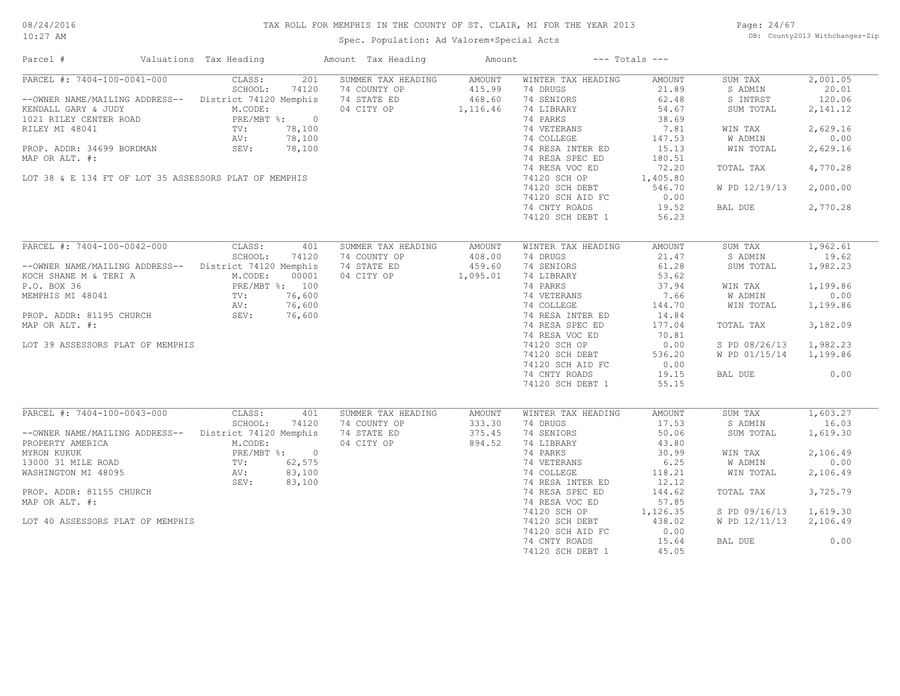TAX ROLL FOR MEMPHIS IN THE COUNTY OF ST. CLAIR, MI FOR THE YEAR 2013

Spec. Population: Ad Valorem+Special Acts

| Parcel # | Valuations | Tax Heading | Amount | Tax Heading | Amount | --- Totals --- | |
|---|---|---|---|---|---|---|---|
| PARCEL #: 7404-100-0041-000 | CLASS: 201 | SUMMER TAX HEADING | AMOUNT | WINTER TAX HEADING | AMOUNT | SUM TAX | 2,001.05 |
| | SCHOOL: 74120 | 74 COUNTY OP | 415.99 | 74 DRUGS | 21.89 | S ADMIN | 20.01 |
| --OWNER NAME/MAILING ADDRESS-- | District 74120 Memphis | 74 STATE ED | 468.60 | 74 SENIORS | 62.48 | S INTRST | 120.06 |
| KENDALL GARY & JUDY | M.CODE: | 04 CITY OP | 1,116.46 | 74 LIBRARY | 54.67 | SUM TOTAL | 2,141.12 |
| 1021 RILEY CENTER ROAD | PRE/MBT %: 0 | | | 74 PARKS | 38.69 | | |
| RILEY MI 48041 | TV: 78,100 | | | 74 VETERANS | 7.81 | WIN TAX | 2,629.16 |
| | AV: 78,100 | | | 74 COLLEGE | 147.53 | W ADMIN | 0.00 |
| PROP. ADDR: 34699 BORDMAN | SEV: 78,100 | | | 74 RESA INTER ED | 15.13 | WIN TOTAL | 2,629.16 |
| MAP OR ALT. #: | | | | 74 RESA SPEC ED | 180.51 | | |
| | | | | 74 RESA VOC ED | 72.20 | TOTAL TAX | 4,770.28 |
| LOT 38 & E 134 FT OF LOT 35 ASSESSORS PLAT OF MEMPHIS | | | | 74120 SCH OP | 1,405.80 | | |
| | | | | 74120 SCH DEBT | 546.70 | W PD 12/19/13 | 2,000.00 |
| | | | | 74120 SCH AID FC | 0.00 | | |
| | | | | 74 CNTY ROADS | 19.52 | BAL DUE | 2,770.28 |
| | | | | 74120 SCH DEBT 1 | 56.23 | | |
| PARCEL #: 7404-100-0042-000 | CLASS: 401 | SUMMER TAX HEADING | AMOUNT | WINTER TAX HEADING | AMOUNT | SUM TAX | 1,962.61 |
| | SCHOOL: 74120 | 74 COUNTY OP | 408.00 | 74 DRUGS | 21.47 | S ADMIN | 19.62 |
| --OWNER NAME/MAILING ADDRESS-- | District 74120 Memphis | 74 STATE ED | 459.60 | 74 SENIORS | 61.28 | SUM TOTAL | 1,982.23 |
| KOCH SHANE M & TERI A | M.CODE: 00001 | 04 CITY OP | 1,095.01 | 74 LIBRARY | 53.62 | | |
| P.O. BOX 36 | PRE/MBT %: 100 | | | 74 PARKS | 37.94 | WIN TAX | 1,199.86 |
| MEMPHIS MI 48041 | TV: 76,600 | | | 74 VETERANS | 7.66 | W ADMIN | 0.00 |
| | AV: 76,600 | | | 74 COLLEGE | 144.70 | WIN TOTAL | 1,199.86 |
| PROP. ADDR: 81195 CHURCH | SEV: 76,600 | | | 74 RESA INTER ED | 14.84 | | |
| MAP OR ALT. #: | | | | 74 RESA SPEC ED | 177.04 | TOTAL TAX | 3,182.09 |
| | | | | 74 RESA VOC ED | 70.81 | | |
| LOT 39 ASSESSORS PLAT OF MEMPHIS | | | | 74120 SCH OP | 0.00 | S PD 08/26/13 | 1,982.23 |
| | | | | 74120 SCH DEBT | 536.20 | W PD 01/15/14 | 1,199.86 |
| | | | | 74120 SCH AID FC | 0.00 | | |
| | | | | 74 CNTY ROADS | 19.15 | BAL DUE | 0.00 |
| | | | | 74120 SCH DEBT 1 | 55.15 | | |
| PARCEL #: 7404-100-0043-000 | CLASS: 401 | SUMMER TAX HEADING | AMOUNT | WINTER TAX HEADING | AMOUNT | SUM TAX | 1,603.27 |
| | SCHOOL: 74120 | 74 COUNTY OP | 333.30 | 74 DRUGS | 17.53 | S ADMIN | 16.03 |
| --OWNER NAME/MAILING ADDRESS-- | District 74120 Memphis | 74 STATE ED | 375.45 | 74 SENIORS | 50.06 | SUM TOTAL | 1,619.30 |
| PROPERTY AMERICA | M.CODE: | 04 CITY OP | 894.52 | 74 LIBRARY | 43.80 | | |
| MYRON KUKUK | PRE/MBT %: 0 | | | 74 PARKS | 30.99 | WIN TAX | 2,106.49 |
| 13000 31 MILE ROAD | TV: 62,575 | | | 74 VETERANS | 6.25 | W ADMIN | 0.00 |
| WASHINGTON MI 48095 | AV: 83,100 | | | 74 COLLEGE | 118.21 | WIN TOTAL | 2,106.49 |
| | SEV: 83,100 | | | 74 RESA INTER ED | 12.12 | | |
| PROP. ADDR: 81155 CHURCH | | | | 74 RESA SPEC ED | 144.62 | TOTAL TAX | 3,725.79 |
| MAP OR ALT. #: | | | | 74 RESA VOC ED | 57.85 | | |
| | | | | 74120 SCH OP | 1,126.35 | S PD 09/16/13 | 1,619.30 |
| LOT 40 ASSESSORS PLAT OF MEMPHIS | | | | 74120 SCH DEBT | 438.02 | W PD 12/11/13 | 2,106.49 |
| | | | | 74120 SCH AID FC | 0.00 | | |
| | | | | 74 CNTY ROADS | 15.64 | BAL DUE | 0.00 |
| | | | | 74120 SCH DEBT 1 | 45.05 | | |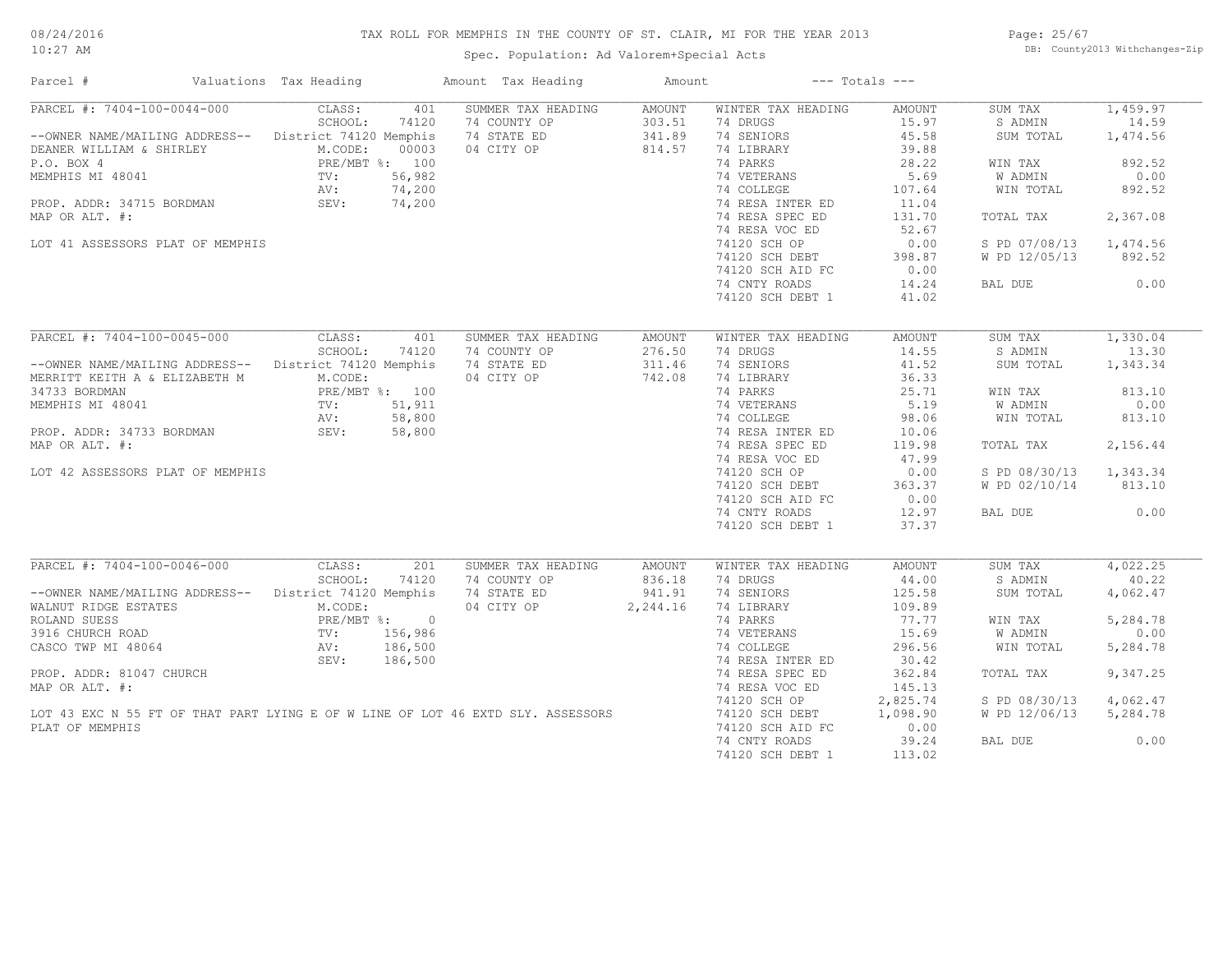# TAX ROLL FOR MEMPHIS IN THE COUNTY OF ST. CLAIR, MI FOR THE YEAR 2013

Spec. Population: Ad Valorem+Special Acts

DB: County2013 Withchanges-Zip

08/24/2016 10:27 AM

| Parcel # | Valuations | Tax Heading | Amount | Tax Heading | Amount | --- Totals --- | |
|---|---|---|---|---|---|---|---|

## PARCEL #: 7404-100-0044-000

| | | | | | | | |
|---|---|---|---|---|---|---|---|
| PARCEL #: 7404-100-0044-000 | CLASS: 401 | SUMMER TAX HEADING | AMOUNT | WINTER TAX HEADING | AMOUNT | SUM TAX | 1,459.97 |
| | SCHOOL: 74120 | 74 COUNTY OP | 303.51 | 74 DRUGS | 15.97 | S ADMIN | 14.59 |
| --OWNER NAME/MAILING ADDRESS-- | District 74120 Memphis | 74 STATE ED | 341.89 | 74 SENIORS | 45.58 | SUM TOTAL | 1,474.56 |
| DEANER WILLIAM & SHIRLEY | M.CODE: 00003 | 04 CITY OP | 814.57 | 74 LIBRARY | 39.88 | | |
| P.O. BOX 4 | PRE/MBT %: 100 | | | 74 PARKS | 28.22 | WIN TAX | 892.52 |
| MEMPHIS MI 48041 | TV: 56,982 | | | 74 VETERANS | 5.69 | W ADMIN | 0.00 |
| | AV: 74,200 | | | 74 COLLEGE | 107.64 | WIN TOTAL | 892.52 |
| PROP. ADDR: 34715 BORDMAN | SEV: 74,200 | | | 74 RESA INTER ED | 11.04 | | |
| MAP OR ALT. #: | | | | 74 RESA SPEC ED | 131.70 | TOTAL TAX | 2,367.08 |
| | | | | 74 RESA VOC ED | 52.67 | | |
| LOT 41 ASSESSORS PLAT OF MEMPHIS | | | | 74120 SCH OP | 0.00 | S PD 07/08/13 | 1,474.56 |
| | | | | 74120 SCH DEBT | 398.87 | W PD 12/05/13 | 892.52 |
| | | | | 74120 SCH AID FC | 0.00 | | |
| | | | | 74 CNTY ROADS | 14.24 | BAL DUE | 0.00 |
| | | | | 74120 SCH DEBT 1 | 41.02 | | |

## PARCEL #: 7404-100-0045-000

| | | | | | | | |
|---|---|---|---|---|---|---|---|
| PARCEL #: 7404-100-0045-000 | CLASS: 401 | SUMMER TAX HEADING | AMOUNT | WINTER TAX HEADING | AMOUNT | SUM TAX | 1,330.04 |
| | SCHOOL: 74120 | 74 COUNTY OP | 276.50 | 74 DRUGS | 14.55 | S ADMIN | 13.30 |
| --OWNER NAME/MAILING ADDRESS-- | District 74120 Memphis | 74 STATE ED | 311.46 | 74 SENIORS | 41.52 | SUM TOTAL | 1,343.34 |
| MERRITT KEITH A & ELIZABETH M | M.CODE: | 04 CITY OP | 742.08 | 74 LIBRARY | 36.33 | | |
| 34733 BORDMAN | PRE/MBT %: 100 | | | 74 PARKS | 25.71 | WIN TAX | 813.10 |
| MEMPHIS MI 48041 | TV: 51,911 | | | 74 VETERANS | 5.19 | W ADMIN | 0.00 |
| | AV: 58,800 | | | 74 COLLEGE | 98.06 | WIN TOTAL | 813.10 |
| PROP. ADDR: 34733 BORDMAN | SEV: 58,800 | | | 74 RESA INTER ED | 10.06 | | |
| MAP OR ALT. #: | | | | 74 RESA SPEC ED | 119.98 | TOTAL TAX | 2,156.44 |
| | | | | 74 RESA VOC ED | 47.99 | | |
| LOT 42 ASSESSORS PLAT OF MEMPHIS | | | | 74120 SCH OP | 0.00 | S PD 08/30/13 | 1,343.34 |
| | | | | 74120 SCH DEBT | 363.37 | W PD 02/10/14 | 813.10 |
| | | | | 74120 SCH AID FC | 0.00 | | |
| | | | | 74 CNTY ROADS | 12.97 | BAL DUE | 0.00 |
| | | | | 74120 SCH DEBT 1 | 37.37 | | |

## PARCEL #: 7404-100-0046-000

| | | | | | | | |
|---|---|---|---|---|---|---|---|
| PARCEL #: 7404-100-0046-000 | CLASS: 201 | SUMMER TAX HEADING | AMOUNT | WINTER TAX HEADING | AMOUNT | SUM TAX | 4,022.25 |
| | SCHOOL: 74120 | 74 COUNTY OP | 836.18 | 74 DRUGS | 44.00 | S ADMIN | 40.22 |
| --OWNER NAME/MAILING ADDRESS-- | District 74120 Memphis | 74 STATE ED | 941.91 | 74 SENIORS | 125.58 | SUM TOTAL | 4,062.47 |
| WALNUT RIDGE ESTATES | M.CODE: | 04 CITY OP | 2,244.16 | 74 LIBRARY | 109.89 | | |
| ROLAND SUESS | PRE/MBT %: 0 | | | 74 PARKS | 77.77 | WIN TAX | 5,284.78 |
| 3916 CHURCH ROAD | TV: 156,986 | | | 74 VETERANS | 15.69 | W ADMIN | 0.00 |
| CASCO TWP MI 48064 | AV: 186,500 | | | 74 COLLEGE | 296.56 | WIN TOTAL | 5,284.78 |
| | SEV: 186,500 | | | 74 RESA INTER ED | 30.42 | | |
| PROP. ADDR: 81047 CHURCH | | | | 74 RESA SPEC ED | 362.84 | TOTAL TAX | 9,347.25 |
| MAP OR ALT. #: | | | | 74 RESA VOC ED | 145.13 | | |
| | | | | 74120 SCH OP | 2,825.74 | S PD 08/30/13 | 4,062.47 |
| LOT 43 EXC N 55 FT OF THAT PART LYING E OF W LINE OF LOT 46 EXTD SLY. ASSESSORS PLAT OF MEMPHIS | | | | 74120 SCH DEBT | 1,098.90 | W PD 12/06/13 | 5,284.78 |
| | | | | 74120 SCH AID FC | 0.00 | | |
| | | | | 74 CNTY ROADS | 39.24 | BAL DUE | 0.00 |
| | | | | 74120 SCH DEBT 1 | 113.02 | | |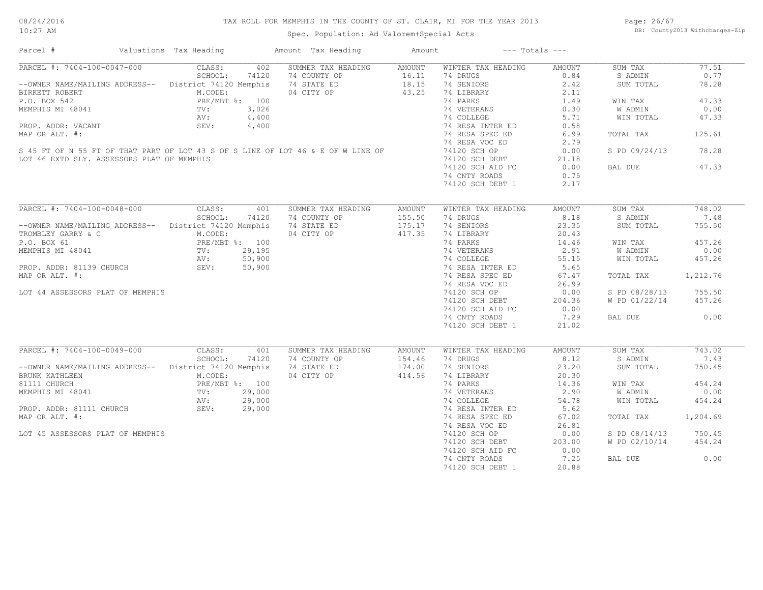# TAX ROLL FOR MEMPHIS IN THE COUNTY OF ST. CLAIR, MI FOR THE YEAR 2013

08/24/2016 10:27 AM

Spec. Population: Ad Valorem+Special Acts

DB: County2013 Withchanges-Zip

| Parcel # | Valuations | Tax Heading | Amount | Tax Heading | Amount | --- Totals --- | |
|---|---|---|---|---|---|---|---|

## PARCEL #: 7404-100-0047-000

| Field | Value | SUMMER TAX HEADING | AMOUNT | WINTER TAX HEADING | AMOUNT | TOTALS | |
|---|---|---|---|---|---|---|---|
| CLASS: | 402 | 74 COUNTY OP | 16.11 | 74 DRUGS | 0.84 | SUM TAX | 77.51 |
| SCHOOL: | 74120 | 74 STATE ED | 18.15 | 74 SENIORS | 2.42 | S ADMIN | 0.77 |
| District 74120 Memphis | | 04 CITY OP | 43.25 | 74 LIBRARY | 2.11 | SUM TOTAL | 78.28 |
| M.CODE: | | | | 74 PARKS | 1.49 | WIN TAX | 47.33 |
| PRE/MBT %: | 100 | | | 74 VETERANS | 0.30 | W ADMIN | 0.00 |
| TV: | 3,026 | | | 74 COLLEGE | 5.71 | WIN TOTAL | 47.33 |
| AV: | 4,400 | | | 74 RESA INTER ED | 0.58 | | |
| SEV: | 4,400 | | | 74 RESA SPEC ED | 6.99 | TOTAL TAX | 125.61 |
| | | | | 74 RESA VOC ED | 2.79 | | |
| | | | | 74120 SCH OP | 0.00 | S PD 09/24/13 | 78.28 |
| | | | | 74120 SCH DEBT | 21.18 | | |
| | | | | 74120 SCH AID FC | 0.00 | BAL DUE | 47.33 |
| | | | | 74 CNTY ROADS | 0.75 | | |
| | | | | 74120 SCH DEBT 1 | 2.17 | | |

--OWNER NAME/MAILING ADDRESS--
BIRKETT ROBERT
P.O. BOX 542
MEMPHIS MI 48041

PROP. ADDR: VACANT
MAP OR ALT. #:

S 45 FT OF N 55 FT OF THAT PART OF LOT 43 S OF S LINE OF LOT 46 & E OF W LINE OF LOT 46 EXTD SLY. ASSESSORS PLAT OF MEMPHIS

## PARCEL #: 7404-100-0048-000

| Field | Value | SUMMER TAX HEADING | AMOUNT | WINTER TAX HEADING | AMOUNT | TOTALS | |
|---|---|---|---|---|---|---|---|
| CLASS: | 401 | 74 COUNTY OP | 155.50 | 74 DRUGS | 8.18 | SUM TAX | 748.02 |
| SCHOOL: | 74120 | 74 STATE ED | 175.17 | 74 SENIORS | 23.35 | S ADMIN | 7.48 |
| District 74120 Memphis | | 04 CITY OP | 417.35 | 74 LIBRARY | 20.43 | SUM TOTAL | 755.50 |
| M.CODE: | | | | 74 PARKS | 14.46 | WIN TAX | 457.26 |
| PRE/MBT %: | 100 | | | 74 VETERANS | 2.91 | W ADMIN | 0.00 |
| TV: | 29,195 | | | 74 COLLEGE | 55.15 | WIN TOTAL | 457.26 |
| AV: | 50,900 | | | 74 RESA INTER ED | 5.65 | | |
| SEV: | 50,900 | | | 74 RESA SPEC ED | 67.47 | TOTAL TAX | 1,212.76 |
| | | | | 74 RESA VOC ED | 26.99 | | |
| | | | | 74120 SCH OP | 0.00 | S PD 08/28/13 | 755.50 |
| | | | | 74120 SCH DEBT | 204.36 | W PD 01/22/14 | 457.26 |
| | | | | 74120 SCH AID FC | 0.00 | | |
| | | | | 74 CNTY ROADS | 7.29 | BAL DUE | 0.00 |
| | | | | 74120 SCH DEBT 1 | 21.02 | | |

--OWNER NAME/MAILING ADDRESS--
TROMBLEY GARRY & C
P.O. BOX 61
MEMPHIS MI 48041

PROP. ADDR: 81139 CHURCH
MAP OR ALT. #:

LOT 44 ASSESSORS PLAT OF MEMPHIS

## PARCEL #: 7404-100-0049-000

| Field | Value | SUMMER TAX HEADING | AMOUNT | WINTER TAX HEADING | AMOUNT | TOTALS | |
|---|---|---|---|---|---|---|---|
| CLASS: | 401 | 74 COUNTY OP | 154.46 | 74 DRUGS | 8.12 | SUM TAX | 743.02 |
| SCHOOL: | 74120 | 74 STATE ED | 174.00 | 74 SENIORS | 23.20 | S ADMIN | 7.43 |
| District 74120 Memphis | | 04 CITY OP | 414.56 | 74 LIBRARY | 20.30 | SUM TOTAL | 750.45 |
| M.CODE: | | | | 74 PARKS | 14.36 | WIN TAX | 454.24 |
| PRE/MBT %: | 100 | | | 74 VETERANS | 2.90 | W ADMIN | 0.00 |
| TV: | 29,000 | | | 74 COLLEGE | 54.78 | WIN TOTAL | 454.24 |
| AV: | 29,000 | | | 74 RESA INTER ED | 5.62 | | |
| SEV: | 29,000 | | | 74 RESA SPEC ED | 67.02 | TOTAL TAX | 1,204.69 |
| | | | | 74 RESA VOC ED | 26.81 | | |
| | | | | 74120 SCH OP | 0.00 | S PD 08/14/13 | 750.45 |
| | | | | 74120 SCH DEBT | 203.00 | W PD 02/10/14 | 454.24 |
| | | | | 74120 SCH AID FC | 0.00 | | |
| | | | | 74 CNTY ROADS | 7.25 | BAL DUE | 0.00 |
| | | | | 74120 SCH DEBT 1 | 20.88 | | |

--OWNER NAME/MAILING ADDRESS--
BRUNK KATHLEEN
81111 CHURCH
MEMPHIS MI 48041

PROP. ADDR: 81111 CHURCH
MAP OR ALT. #:

LOT 45 ASSESSORS PLAT OF MEMPHIS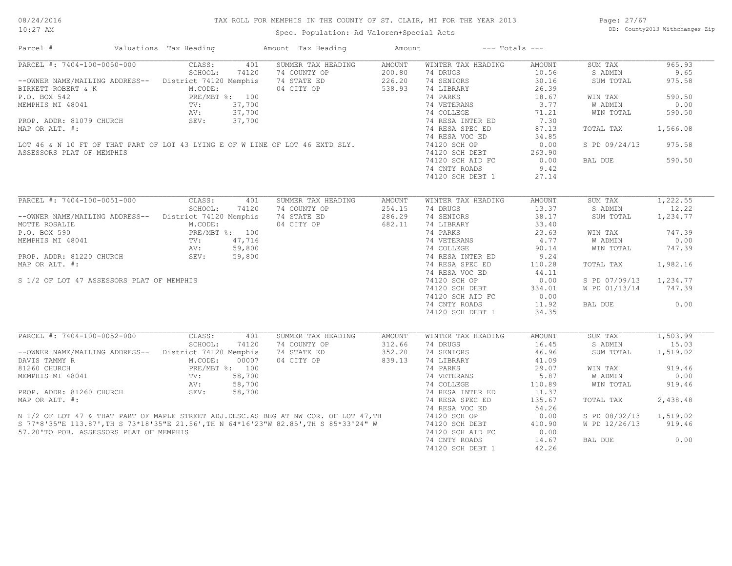# TAX ROLL FOR MEMPHIS IN THE COUNTY OF ST. CLAIR, MI FOR THE YEAR 2013

Spec. Population: Ad Valorem+Special Acts

DB: County2013 Withchanges-Zip

08/24/2016 10:27 AM

| Parcel # | Valuations | Tax Heading | Amount | Tax Heading | Amount | --- Totals --- |
|---|---|---|---|---|---|---|

## PARCEL #: 7404-100-0050-000

| Owner / Property | Valuations | Summer Tax Heading | Amount | Winter Tax Heading | Amount | Totals | |
|---|---|---|---|---|---|---|---|
| --OWNER NAME/MAILING ADDRESS-- | CLASS: 401 | 74 COUNTY OP | 200.80 | 74 DRUGS | 10.56 | SUM TAX | 965.93 |
| BIRKETT ROBERT & K | SCHOOL: 74120 | 74 STATE ED | 226.20 | 74 SENIORS | 30.16 | S ADMIN | 9.65 |
| P.O. BOX 542 | District 74120 Memphis | 04 CITY OP | 538.93 | 74 LIBRARY | 26.39 | SUM TOTAL | 975.58 |
| MEMPHIS MI 48041 | M.CODE: | | | 74 PARKS | 18.67 | WIN TAX | 590.50 |
| PROP. ADDR: 81079 CHURCH | PRE/MBT %: 100 | | | 74 VETERANS | 3.77 | W ADMIN | 0.00 |
| MAP OR ALT. #: | TV: 37,700 | | | 74 COLLEGE | 71.21 | WIN TOTAL | 590.50 |
| | AV: 37,700 | | | 74 RESA INTER ED | 7.30 | | |
| | SEV: 37,700 | | | 74 RESA SPEC ED | 87.13 | TOTAL TAX | 1,566.08 |
| | | | | 74 RESA VOC ED | 34.85 | | |
| | | | | 74120 SCH OP | 0.00 | S PD 09/24/13 | 975.58 |
| | | | | 74120 SCH DEBT | 263.90 | | |
| | | | | 74120 SCH AID FC | 0.00 | BAL DUE | 590.50 |
| | | | | 74 CNTY ROADS | 9.42 | | |
| | | | | 74120 SCH DEBT 1 | 27.14 | | |

LOT 46 & N 10 FT OF THAT PART OF LOT 43 LYING E OF W LINE OF LOT 46 EXTD SLY. ASSESSORS PLAT OF MEMPHIS

## PARCEL #: 7404-100-0051-000

| Owner / Property | Valuations | Summer Tax Heading | Amount | Winter Tax Heading | Amount | Totals | |
|---|---|---|---|---|---|---|---|
| --OWNER NAME/MAILING ADDRESS-- | CLASS: 401 | 74 COUNTY OP | 254.15 | 74 DRUGS | 13.37 | SUM TAX | 1,222.55 |
| MOTTE ROSALIE | SCHOOL: 74120 | 74 STATE ED | 286.29 | 74 SENIORS | 38.17 | S ADMIN | 12.22 |
| P.O. BOX 590 | District 74120 Memphis | 04 CITY OP | 682.11 | 74 LIBRARY | 33.40 | SUM TOTAL | 1,234.77 |
| MEMPHIS MI 48041 | M.CODE: | | | 74 PARKS | 23.63 | WIN TAX | 747.39 |
| PROP. ADDR: 81220 CHURCH | PRE/MBT %: 100 | | | 74 VETERANS | 4.77 | W ADMIN | 0.00 |
| MAP OR ALT. #: | TV: 47,716 | | | 74 COLLEGE | 90.14 | WIN TOTAL | 747.39 |
| | AV: 59,800 | | | 74 RESA INTER ED | 9.24 | | |
| | SEV: 59,800 | | | 74 RESA SPEC ED | 110.28 | TOTAL TAX | 1,982.16 |
| | | | | 74 RESA VOC ED | 44.11 | | |
| | | | | 74120 SCH OP | 0.00 | S PD 07/09/13 | 1,234.77 |
| | | | | 74120 SCH DEBT | 334.01 | W PD 01/13/14 | 747.39 |
| | | | | 74120 SCH AID FC | 0.00 | | |
| | | | | 74 CNTY ROADS | 11.92 | BAL DUE | 0.00 |
| | | | | 74120 SCH DEBT 1 | 34.35 | | |

S 1/2 OF LOT 47 ASSESSORS PLAT OF MEMPHIS

## PARCEL #: 7404-100-0052-000

| Owner / Property | Valuations | Summer Tax Heading | Amount | Winter Tax Heading | Amount | Totals | |
|---|---|---|---|---|---|---|---|
| --OWNER NAME/MAILING ADDRESS-- | CLASS: 401 | 74 COUNTY OP | 312.66 | 74 DRUGS | 16.45 | SUM TAX | 1,503.99 |
| DAVIS TAMMY R | SCHOOL: 74120 | 74 STATE ED | 352.20 | 74 SENIORS | 46.96 | S ADMIN | 15.03 |
| 81260 CHURCH | District 74120 Memphis | 04 CITY OP | 839.13 | 74 LIBRARY | 41.09 | SUM TOTAL | 1,519.02 |
| MEMPHIS MI 48041 | M.CODE: 00007 | | | 74 PARKS | 29.07 | WIN TAX | 919.46 |
| PROP. ADDR: 81260 CHURCH | PRE/MBT %: 100 | | | 74 VETERANS | 5.87 | W ADMIN | 0.00 |
| MAP OR ALT. #: | TV: 58,700 | | | 74 COLLEGE | 110.89 | WIN TOTAL | 919.46 |
| | AV: 58,700 | | | 74 RESA INTER ED | 11.37 | | |
| | SEV: 58,700 | | | 74 RESA SPEC ED | 135.67 | TOTAL TAX | 2,438.48 |
| | | | | 74 RESA VOC ED | 54.26 | | |
| | | | | 74120 SCH OP | 0.00 | S PD 08/02/13 | 1,519.02 |
| | | | | 74120 SCH DEBT | 410.90 | W PD 12/26/13 | 919.46 |
| | | | | 74120 SCH AID FC | 0.00 | | |
| | | | | 74 CNTY ROADS | 14.67 | BAL DUE | 0.00 |
| | | | | 74120 SCH DEBT 1 | 42.26 | | |

N 1/2 OF LOT 47 & THAT PART OF MAPLE STREET ADJ.DESC.AS BEG AT NW COR. OF LOT 47,TH S 77*8'35"E 113.87',TH S 73*18'35"E 21.56',TH N 64*16'23"W 82.85',TH S 85*33'24" W 57.20'TO POB. ASSESSORS PLAT OF MEMPHIS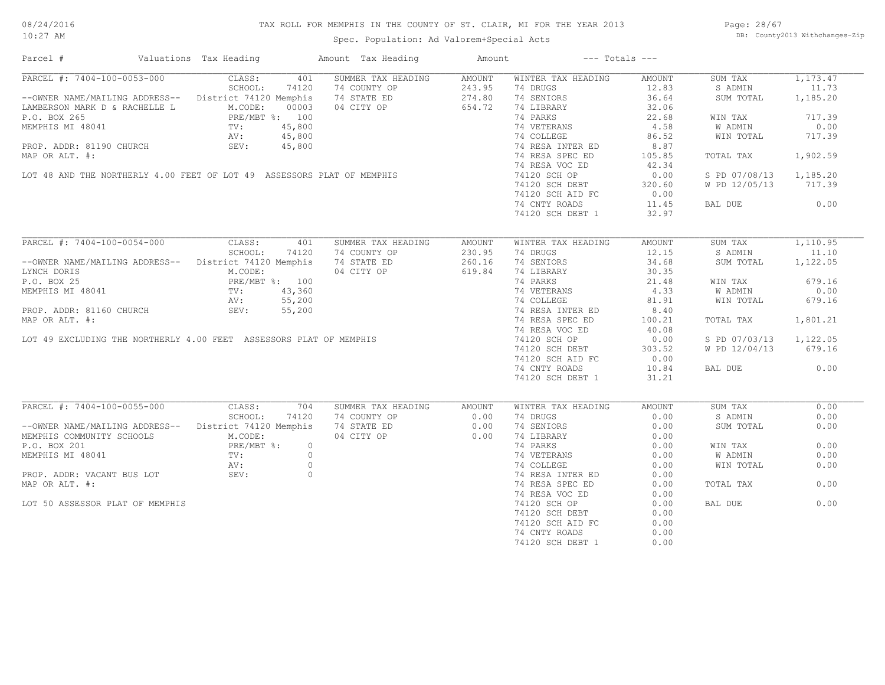# TAX ROLL FOR MEMPHIS IN THE COUNTY OF ST. CLAIR, MI FOR THE YEAR 2013

Spec. Population: Ad Valorem+Special Acts

| Parcel # | Valuations | Tax Heading | Amount | Tax Heading | Amount | --- Totals --- | |
|---|---|---|---|---|---|---|---|

## PARCEL #: 7404-100-0053-000

| | | | | | | | |
|---|---|---|---|---|---|---|---|
| PARCEL #: 7404-100-0053-000 | CLASS: 401 | SUMMER TAX HEADING | AMOUNT | WINTER TAX HEADING | AMOUNT | SUM TAX | 1,173.47 |
| | SCHOOL: 74120 | 74 COUNTY OP | 243.95 | 74 DRUGS | 12.83 | S ADMIN | 11.73 |
| --OWNER NAME/MAILING ADDRESS-- | District 74120 Memphis | 74 STATE ED | 274.80 | 74 SENIORS | 36.64 | SUM TOTAL | 1,185.20 |
| LAMBERSON MARK D & RACHELLE L | M.CODE: 00003 | 04 CITY OP | 654.72 | 74 LIBRARY | 32.06 | | |
| P.O. BOX 265 | PRE/MBT %: 100 | | | 74 PARKS | 22.68 | WIN TAX | 717.39 |
| MEMPHIS MI 48041 | TV: 45,800 | | | 74 VETERANS | 4.58 | W ADMIN | 0.00 |
| | AV: 45,800 | | | 74 COLLEGE | 86.52 | WIN TOTAL | 717.39 |
| PROP. ADDR: 81190 CHURCH | SEV: 45,800 | | | 74 RESA INTER ED | 8.87 | | |
| MAP OR ALT. #: | | | | 74 RESA SPEC ED | 105.85 | TOTAL TAX | 1,902.59 |
| | | | | 74 RESA VOC ED | 42.34 | | |
| LOT 48 AND THE NORTHERLY 4.00 FEET OF LOT 49 ASSESSORS PLAT OF MEMPHIS | | | | 74120 SCH OP | 0.00 | S PD 07/08/13 | 1,185.20 |
| | | | | 74120 SCH DEBT | 320.60 | W PD 12/05/13 | 717.39 |
| | | | | 74120 SCH AID FC | 0.00 | | |
| | | | | 74 CNTY ROADS | 11.45 | BAL DUE | 0.00 |
| | | | | 74120 SCH DEBT 1 | 32.97 | | |

## PARCEL #: 7404-100-0054-000

| | | | | | | | |
|---|---|---|---|---|---|---|---|
| PARCEL #: 7404-100-0054-000 | CLASS: 401 | SUMMER TAX HEADING | AMOUNT | WINTER TAX HEADING | AMOUNT | SUM TAX | 1,110.95 |
| | SCHOOL: 74120 | 74 COUNTY OP | 230.95 | 74 DRUGS | 12.15 | S ADMIN | 11.10 |
| --OWNER NAME/MAILING ADDRESS-- | District 74120 Memphis | 74 STATE ED | 260.16 | 74 SENIORS | 34.68 | SUM TOTAL | 1,122.05 |
| LYNCH DORIS | M.CODE: | 04 CITY OP | 619.84 | 74 LIBRARY | 30.35 | | |
| P.O. BOX 25 | PRE/MBT %: 100 | | | 74 PARKS | 21.48 | WIN TAX | 679.16 |
| MEMPHIS MI 48041 | TV: 43,360 | | | 74 VETERANS | 4.33 | W ADMIN | 0.00 |
| | AV: 55,200 | | | 74 COLLEGE | 81.91 | WIN TOTAL | 679.16 |
| PROP. ADDR: 81160 CHURCH | SEV: 55,200 | | | 74 RESA INTER ED | 8.40 | | |
| MAP OR ALT. #: | | | | 74 RESA SPEC ED | 100.21 | TOTAL TAX | 1,801.21 |
| | | | | 74 RESA VOC ED | 40.08 | | |
| LOT 49 EXCLUDING THE NORTHERLY 4.00 FEET ASSESSORS PLAT OF MEMPHIS | | | | 74120 SCH OP | 0.00 | S PD 07/03/13 | 1,122.05 |
| | | | | 74120 SCH DEBT | 303.52 | W PD 12/04/13 | 679.16 |
| | | | | 74120 SCH AID FC | 0.00 | | |
| | | | | 74 CNTY ROADS | 10.84 | BAL DUE | 0.00 |
| | | | | 74120 SCH DEBT 1 | 31.21 | | |

## PARCEL #: 7404-100-0055-000

| | | | | | | | |
|---|---|---|---|---|---|---|---|
| PARCEL #: 7404-100-0055-000 | CLASS: 704 | SUMMER TAX HEADING | AMOUNT | WINTER TAX HEADING | AMOUNT | SUM TAX | 0.00 |
| | SCHOOL: 74120 | 74 COUNTY OP | 0.00 | 74 DRUGS | 0.00 | S ADMIN | 0.00 |
| --OWNER NAME/MAILING ADDRESS-- | District 74120 Memphis | 74 STATE ED | 0.00 | 74 SENIORS | 0.00 | SUM TOTAL | 0.00 |
| MEMPHIS COMMUNITY SCHOOLS | M.CODE: | 04 CITY OP | 0.00 | 74 LIBRARY | 0.00 | | |
| P.O. BOX 201 | PRE/MBT %: 0 | | | 74 PARKS | 0.00 | WIN TAX | 0.00 |
| MEMPHIS MI 48041 | TV: 0 | | | 74 VETERANS | 0.00 | W ADMIN | 0.00 |
| | AV: 0 | | | 74 COLLEGE | 0.00 | WIN TOTAL | 0.00 |
| PROP. ADDR: VACANT BUS LOT | SEV: 0 | | | 74 RESA INTER ED | 0.00 | | |
| MAP OR ALT. #: | | | | 74 RESA SPEC ED | 0.00 | TOTAL TAX | 0.00 |
| | | | | 74 RESA VOC ED | 0.00 | | |
| LOT 50 ASSESSOR PLAT OF MEMPHIS | | | | 74120 SCH OP | 0.00 | BAL DUE | 0.00 |
| | | | | 74120 SCH DEBT | 0.00 | | |
| | | | | 74120 SCH AID FC | 0.00 | | |
| | | | | 74 CNTY ROADS | 0.00 | | |
| | | | | 74120 SCH DEBT 1 | 0.00 | | |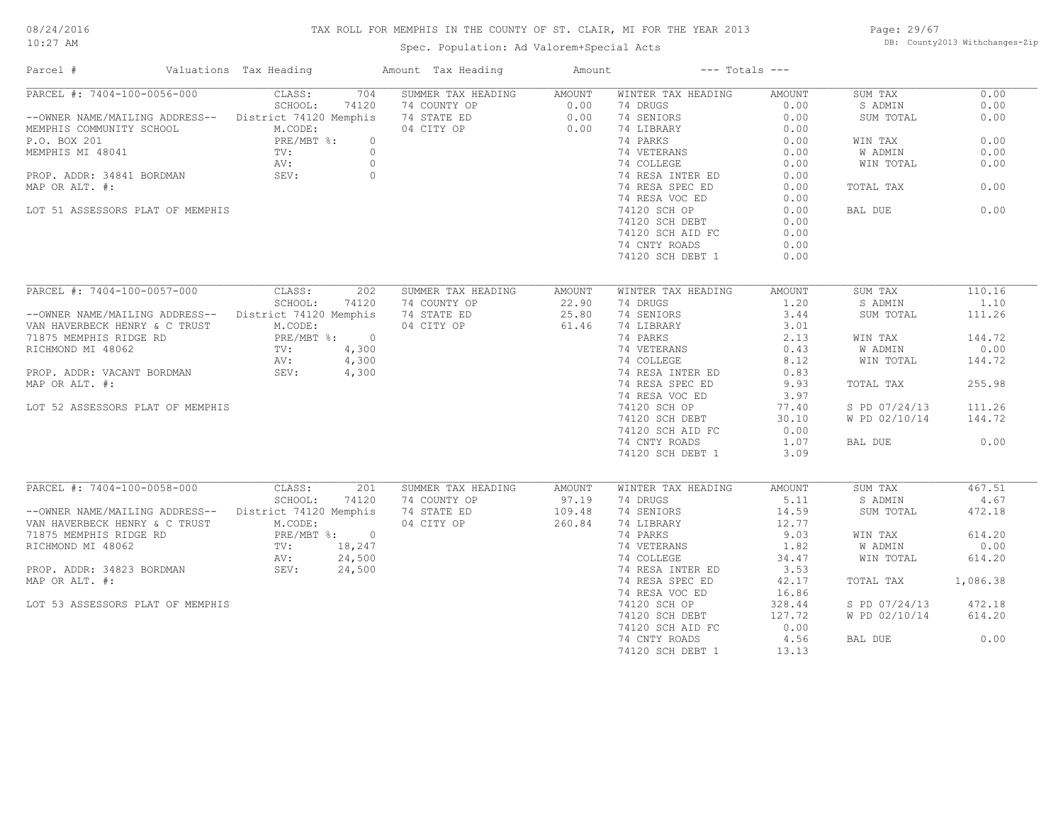# TAX ROLL FOR MEMPHIS IN THE COUNTY OF ST. CLAIR, MI FOR THE YEAR 2013

Spec. Population: Ad Valorem+Special Acts

08/24/2016
10:27 AM

DB: County2013 Withchanges-Zip

| Parcel # | Valuations | Tax Heading | Amount | Tax Heading | Amount | --- Totals --- | |
|---|---|---|---|---|---|---|---|
| PARCEL #: 7404-100-0056-000 | CLASS: 704 | SUMMER TAX HEADING | AMOUNT | WINTER TAX HEADING | AMOUNT | SUM TAX | 0.00 |
| | SCHOOL: 74120 | 74 COUNTY OP | 0.00 | 74 DRUGS | 0.00 | S ADMIN | 0.00 |
| --OWNER NAME/MAILING ADDRESS-- | District 74120 Memphis | 74 STATE ED | 0.00 | 74 SENIORS | 0.00 | SUM TOTAL | 0.00 |
| MEMPHIS COMMUNITY SCHOOL | M.CODE: | 04 CITY OP | 0.00 | 74 LIBRARY | 0.00 | | |
| P.O. BOX 201 | PRE/MBT %: 0 | | | 74 PARKS | 0.00 | WIN TAX | 0.00 |
| MEMPHIS MI 48041 | TV: 0 | | | 74 VETERANS | 0.00 | W ADMIN | 0.00 |
| | AV: 0 | | | 74 COLLEGE | 0.00 | WIN TOTAL | 0.00 |
| PROP. ADDR: 34841 BORDMAN | SEV: 0 | | | 74 RESA INTER ED | 0.00 | | |
| MAP OR ALT. #: | | | | 74 RESA SPEC ED | 0.00 | TOTAL TAX | 0.00 |
| | | | | 74 RESA VOC ED | 0.00 | | |
| LOT 51 ASSESSORS PLAT OF MEMPHIS | | | | 74120 SCH OP | 0.00 | BAL DUE | 0.00 |
| | | | | 74120 SCH DEBT | 0.00 | | |
| | | | | 74120 SCH AID FC | 0.00 | | |
| | | | | 74 CNTY ROADS | 0.00 | | |
| | | | | 74120 SCH DEBT 1 | 0.00 | | |

| Parcel # | Valuations | Tax Heading | Amount | Tax Heading | Amount | --- Totals --- | |
|---|---|---|---|---|---|---|---|
| PARCEL #: 7404-100-0057-000 | CLASS: 202 | SUMMER TAX HEADING | AMOUNT | WINTER TAX HEADING | AMOUNT | SUM TAX | 110.16 |
| | SCHOOL: 74120 | 74 COUNTY OP | 22.90 | 74 DRUGS | 1.20 | S ADMIN | 1.10 |
| --OWNER NAME/MAILING ADDRESS-- | District 74120 Memphis | 74 STATE ED | 25.80 | 74 SENIORS | 3.44 | SUM TOTAL | 111.26 |
| VAN HAVERBECK HENRY & C TRUST | M.CODE: | 04 CITY OP | 61.46 | 74 LIBRARY | 3.01 | | |
| 71875 MEMPHIS RIDGE RD | PRE/MBT %: 0 | | | 74 PARKS | 2.13 | WIN TAX | 144.72 |
| RICHMOND MI 48062 | TV: 4,300 | | | 74 VETERANS | 0.43 | W ADMIN | 0.00 |
| | AV: 4,300 | | | 74 COLLEGE | 8.12 | WIN TOTAL | 144.72 |
| PROP. ADDR: VACANT BORDMAN | SEV: 4,300 | | | 74 RESA INTER ED | 0.83 | | |
| MAP OR ALT. #: | | | | 74 RESA SPEC ED | 9.93 | TOTAL TAX | 255.98 |
| | | | | 74 RESA VOC ED | 3.97 | | |
| LOT 52 ASSESSORS PLAT OF MEMPHIS | | | | 74120 SCH OP | 77.40 | S PD 07/24/13 | 111.26 |
| | | | | 74120 SCH DEBT | 30.10 | W PD 02/10/14 | 144.72 |
| | | | | 74120 SCH AID FC | 0.00 | | |
| | | | | 74 CNTY ROADS | 1.07 | BAL DUE | 0.00 |
| | | | | 74120 SCH DEBT 1 | 3.09 | | |

| Parcel # | Valuations | Tax Heading | Amount | Tax Heading | Amount | --- Totals --- | |
|---|---|---|---|---|---|---|---|
| PARCEL #: 7404-100-0058-000 | CLASS: 201 | SUMMER TAX HEADING | AMOUNT | WINTER TAX HEADING | AMOUNT | SUM TAX | 467.51 |
| | SCHOOL: 74120 | 74 COUNTY OP | 97.19 | 74 DRUGS | 5.11 | S ADMIN | 4.67 |
| --OWNER NAME/MAILING ADDRESS-- | District 74120 Memphis | 74 STATE ED | 109.48 | 74 SENIORS | 14.59 | SUM TOTAL | 472.18 |
| VAN HAVERBECK HENRY & C TRUST | M.CODE: | 04 CITY OP | 260.84 | 74 LIBRARY | 12.77 | | |
| 71875 MEMPHIS RIDGE RD | PRE/MBT %: 0 | | | 74 PARKS | 9.03 | WIN TAX | 614.20 |
| RICHMOND MI 48062 | TV: 18,247 | | | 74 VETERANS | 1.82 | W ADMIN | 0.00 |
| | AV: 24,500 | | | 74 COLLEGE | 34.47 | WIN TOTAL | 614.20 |
| PROP. ADDR: 34823 BORDMAN | SEV: 24,500 | | | 74 RESA INTER ED | 3.53 | | |
| MAP OR ALT. #: | | | | 74 RESA SPEC ED | 42.17 | TOTAL TAX | 1,086.38 |
| | | | | 74 RESA VOC ED | 16.86 | | |
| LOT 53 ASSESSORS PLAT OF MEMPHIS | | | | 74120 SCH OP | 328.44 | S PD 07/24/13 | 472.18 |
| | | | | 74120 SCH DEBT | 127.72 | W PD 02/10/14 | 614.20 |
| | | | | 74120 SCH AID FC | 0.00 | | |
| | | | | 74 CNTY ROADS | 4.56 | BAL DUE | 0.00 |
| | | | | 74120 SCH DEBT 1 | 13.13 | | |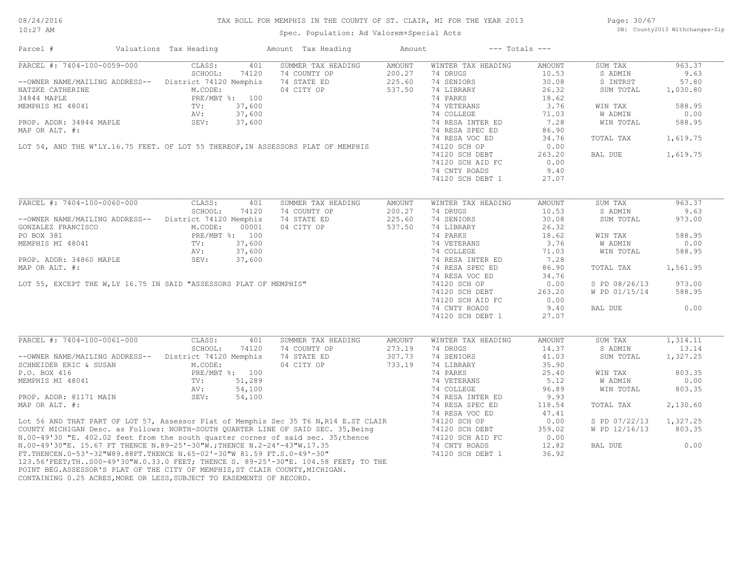# TAX ROLL FOR MEMPHIS IN THE COUNTY OF ST. CLAIR, MI FOR THE YEAR 2013

Spec. Population: Ad Valorem+Special Acts

DB: County2013 Withchanges-Zip

| Parcel # | Valuations | Tax Heading | Amount | Tax Heading | Amount | --- Totals --- | | | |
|---|---|---|---|---|---|---|---|---|---|

## PARCEL #: 7404-100-0059-000

| --OWNER NAME/MAILING ADDRESS-- | | SUMMER TAX HEADING | AMOUNT | WINTER TAX HEADING | AMOUNT | | |
|---|---|---|---|---|---|---|---|
| NATZKE CATHERINE | CLASS: 401 | 74 COUNTY OP | 200.27 | 74 DRUGS | 10.53 | SUM TAX | 963.37 |
| 34844 MAPLE | SCHOOL: 74120 | 74 STATE ED | 225.60 | 74 SENIORS | 30.08 | S ADMIN | 9.63 |
| MEMPHIS MI 48041 | District 74120 Memphis | 04 CITY OP | 537.50 | 74 LIBRARY | 26.32 | S INTRST | 57.80 |
| | M.CODE: | | | 74 PARKS | 18.62 | SUM TOTAL | 1,030.80 |
| PROP. ADDR: 34844 MAPLE | PRE/MBT %: 100 | | | 74 VETERANS | 3.76 | WIN TAX | 588.95 |
| MAP OR ALT. #: | TV: 37,600 | | | 74 COLLEGE | 71.03 | W ADMIN | 0.00 |
| | AV: 37,600 | | | 74 RESA INTER ED | 7.28 | WIN TOTAL | 588.95 |
| | SEV: 37,600 | | | 74 RESA SPEC ED | 86.90 | | |
| | | | | 74 RESA VOC ED | 34.76 | TOTAL TAX | 1,619.75 |
| | | | | 74120 SCH OP | 0.00 | | |
| | | | | 74120 SCH DEBT | 263.20 | BAL DUE | 1,619.75 |
| | | | | 74120 SCH AID FC | 0.00 | | |
| | | | | 74 CNTY ROADS | 9.40 | | |
| | | | | 74120 SCH DEBT 1 | 27.07 | | |

LOT 54, AND THE W'LY.16.75 FEET. OF LOT 55 THEREOF,IN ASSESSORS PLAT OF MEMPHIS

## PARCEL #: 7404-100-0060-000

| --OWNER NAME/MAILING ADDRESS-- | | SUMMER TAX HEADING | AMOUNT | WINTER TAX HEADING | AMOUNT | | |
|---|---|---|---|---|---|---|---|
| GONZALEZ FRANCISCO | CLASS: 401 | 74 COUNTY OP | 200.27 | 74 DRUGS | 10.53 | SUM TAX | 963.37 |
| PO BOX 381 | SCHOOL: 74120 | 74 STATE ED | 225.60 | 74 SENIORS | 30.08 | S ADMIN | 9.63 |
| MEMPHIS MI 48041 | District 74120 Memphis | 04 CITY OP | 537.50 | 74 LIBRARY | 26.32 | SUM TOTAL | 973.00 |
| | M.CODE: 00001 | | | 74 PARKS | 18.62 | WIN TAX | 588.95 |
| PROP. ADDR: 34860 MAPLE | PRE/MBT %: 100 | | | 74 VETERANS | 3.76 | W ADMIN | 0.00 |
| MAP OR ALT. #: | TV: 37,600 | | | 74 COLLEGE | 71.03 | WIN TOTAL | 588.95 |
| | AV: 37,600 | | | 74 RESA INTER ED | 7.28 | | |
| | SEV: 37,600 | | | 74 RESA SPEC ED | 86.90 | TOTAL TAX | 1,561.95 |
| | | | | 74 RESA VOC ED | 34.76 | | |
| | | | | 74120 SCH OP | 0.00 | S PD 08/26/13 | 973.00 |
| | | | | 74120 SCH DEBT | 263.20 | W PD 01/15/14 | 588.95 |
| | | | | 74120 SCH AID FC | 0.00 | | |
| | | | | 74 CNTY ROADS | 9.40 | BAL DUE | 0.00 |
| | | | | 74120 SCH DEBT 1 | 27.07 | | |

LOT 55, EXCEPT THE W,LY 16.75 IN SAID "ASSESSORS PLAT OF MEMPHIS"

## PARCEL #: 7404-100-0061-000

| --OWNER NAME/MAILING ADDRESS-- | | SUMMER TAX HEADING | AMOUNT | WINTER TAX HEADING | AMOUNT | | |
|---|---|---|---|---|---|---|---|
| SCHNEIDER ERIC & SUSAN | CLASS: 401 | 74 COUNTY OP | 273.19 | 74 DRUGS | 14.37 | SUM TAX | 1,314.11 |
| P.O. BOX 416 | SCHOOL: 74120 | 74 STATE ED | 307.73 | 74 SENIORS | 41.03 | S ADMIN | 13.14 |
| MEMPHIS MI 48041 | District 74120 Memphis | 04 CITY OP | 733.19 | 74 LIBRARY | 35.90 | SUM TOTAL | 1,327.25 |
| | M.CODE: | | | 74 PARKS | 25.40 | WIN TAX | 803.35 |
| PROP. ADDR: 81171 MAIN | PRE/MBT %: 100 | | | 74 VETERANS | 5.12 | W ADMIN | 0.00 |
| MAP OR ALT. #: | TV: 51,289 | | | 74 COLLEGE | 96.89 | WIN TOTAL | 803.35 |
| | AV: 54,100 | | | 74 RESA INTER ED | 9.93 | | |
| | SEV: 54,100 | | | 74 RESA SPEC ED | 118.54 | TOTAL TAX | 2,130.60 |
| | | | | 74 RESA VOC ED | 47.41 | | |
| | | | | 74120 SCH OP | 0.00 | S PD 07/22/13 | 1,327.25 |
| | | | | 74120 SCH DEBT | 359.02 | W PD 12/16/13 | 803.35 |
| | | | | 74120 SCH AID FC | 0.00 | | |
| | | | | 74 CNTY ROADS | 12.82 | BAL DUE | 0.00 |
| | | | | 74120 SCH DEBT 1 | 36.92 | | |

Lot 56 AND THAT PART OF LOT 57, Assessor Plat of Memphis Sec 35 T6 N,R14 E.ST CLAIR COUNTY MICHIGAN Desc. as Follows: NORTH-SOUTH QUARTER LINE OF SAID SEC. 35,Being N.00-49'30 "E. 402.02 feet from the south quarter corner of said sec. 35;thence N.00-49'30"E. 15.67 FT THENCE N.89-25'-30"W.;THENCE N.2-24'-43"W.17.35 FT.THENCEN.0-53'-32"W89.88FT.THENCE N.65-02'-30"W 81.59 FT.S.0-49'-30" 123.56'FEET;TH..S00-49'30"W.0.33.0 FEET; THENCE S. 89-25'-30"E. 104.58 FEET; TO THE POINT BEG.ASSESSOR'S PLAT OF THE CITY OF MEMPHIS,ST CLAIR COUNTY,MICHIGAN. CONTAINING 0.25 ACRES,MORE OR LESS,SUBJECT TO EASEMENTS OF RECORD.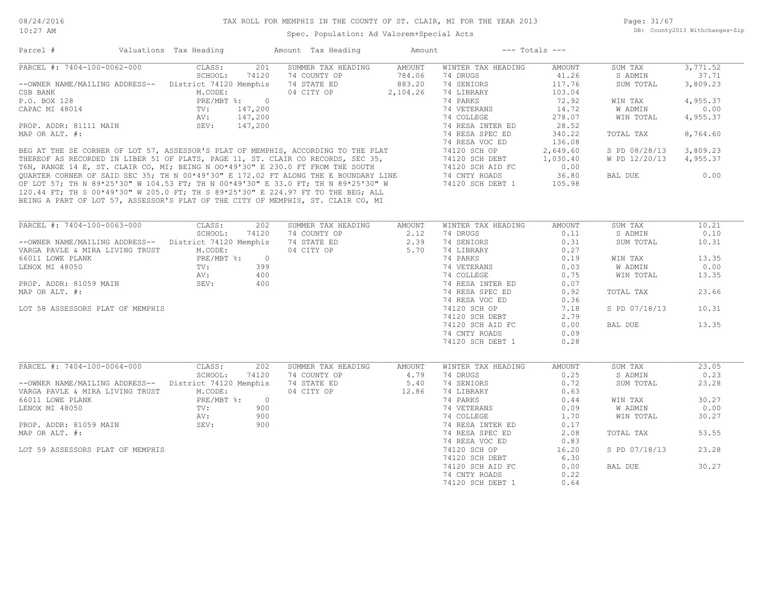TAX ROLL FOR MEMPHIS IN THE COUNTY OF ST. CLAIR, MI FOR THE YEAR 2013

Spec. Population: Ad Valorem+Special Acts

| Parcel # | Valuations | Tax Heading | Amount | Tax Heading | Amount | --- Totals --- | |
|---|---|---|---|---|---|---|---|

## PARCEL #: 7404-100-0062-000

| | | | | | | | |
|---|---|---|---|---|---|---|---|
| CLASS: | 201 | SUMMER TAX HEADING | AMOUNT | WINTER TAX HEADING | AMOUNT | SUM TAX | 3,771.52 |
| SCHOOL: | | 74 STATE ED | 883.20 | 74 DRUGS | 41.26 | S ADMIN | 37.71 |
| District 74120 Memphis | | 04 CITY OP | 2,104.26 | 74 SENIORS | 117.76 | SUM TOTAL | 3,809.23 |
| M.CODE: | | 74 COUNTY OP | 784.06 | 74 LIBRARY | 103.04 | | |
| PRE/MBT %: | 0 | | | 74 PARKS | 72.92 | WIN TAX | 4,955.37 |
| TV: | 147,200 | | | 74 VETERANS | 14.72 | W ADMIN | 0.00 |
| AV: | 147,200 | | | 74 COLLEGE | 278.07 | WIN TOTAL | 4,955.37 |
| SEV: | 147,200 | | | 74 RESA INTER ED | 28.52 | | |
| | | | | 74 RESA SPEC ED | 340.22 | TOTAL TAX | 8,764.60 |
| | | | | 74 RESA VOC ED | 136.08 | | |
| | | | | 74120 SCH OP | 2,649.60 | S PD 08/28/13 | 3,809.23 |
| | | | | 74120 SCH DEBT | 1,030.40 | W PD 12/20/13 | 4,955.37 |
| | | | | 74120 SCH AID FC | 0.00 | | |
| | | | | 74 CNTY ROADS | 36.80 | BAL DUE | 0.00 |
| | | | | 74120 SCH DEBT 1 | 105.98 | | |

--OWNER NAME/MAILING ADDRESS--
CSB BANK
P.O. BOX 128
CAPAC MI 48014

PROP. ADDR: 81111 MAIN
MAP OR ALT. #:

BEG AT THE SE CORNER OF LOT 57, ASSESSOR'S PLAT OF MEMPHIS, ACCORDING TO THE PLAT THEREOF AS RECORDED IN LIBER 51 OF PLATS, PAGE 11, ST. CLAIR CO RECORDS, SEC 35, T6N, RANGE 14 E, ST. CLAIR CO, MI; BEING N 00*49'30" E 230.0 FT FROM THE SOUTH QUARTER CORNER OF SAID SEC 35; TH N 00*49'30" E 172.02 FT ALONG THE E BOUNDARY LINE OF LOT 57; TH N 89*25'30" W 104.53 FT; TH N 00*49'30" E 33.0 FT; TH N 89*25'30" W 120.44 FT; TH S 00*49'30" W 205.0 FT; TH S 89*25'30" E 224.97 FT TO THE BEG; ALL BEING A PART OF LOT 57, ASSESSOR'S PLAT OF THE CITY OF MEMPHIS, ST. CLAIR CO, MI

## PARCEL #: 7404-100-0063-000

| | | | | | | | |
|---|---|---|---|---|---|---|---|
| CLASS: | 202 | SUMMER TAX HEADING | AMOUNT | WINTER TAX HEADING | AMOUNT | SUM TAX | 10.21 |
| SCHOOL: | 74120 | 74 COUNTY OP | 2.12 | 74 DRUGS | 0.11 | S ADMIN | 0.10 |
| District 74120 Memphis | | 74 STATE ED | 2.39 | 74 SENIORS | 0.31 | SUM TOTAL | 10.31 |
| M.CODE: | | 04 CITY OP | 5.70 | 74 LIBRARY | 0.27 | | |
| PRE/MBT %: | 0 | | | 74 PARKS | 0.19 | WIN TAX | 13.35 |
| TV: | 399 | | | 74 VETERANS | 0.03 | W ADMIN | 0.00 |
| AV: | 400 | | | 74 COLLEGE | 0.75 | WIN TOTAL | 13.35 |
| SEV: | 400 | | | 74 RESA INTER ED | 0.07 | | |
| | | | | 74 RESA SPEC ED | 0.92 | TOTAL TAX | 23.66 |
| | | | | 74 RESA VOC ED | 0.36 | | |
| | | | | 74120 SCH OP | 7.18 | S PD 07/18/13 | 10.31 |
| | | | | 74120 SCH DEBT | 2.79 | | |
| | | | | 74120 SCH AID FC | 0.00 | BAL DUE | 13.35 |
| | | | | 74 CNTY ROADS | 0.09 | | |
| | | | | 74120 SCH DEBT 1 | 0.28 | | |

--OWNER NAME/MAILING ADDRESS--
VARGA PAVLE & MIRA LIVING TRUST
66011 LOWE PLANK
LENOX MI 48050

PROP. ADDR: 81059 MAIN
MAP OR ALT. #:

LOT 58 ASSESSORS PLAT OF MEMPHIS

## PARCEL #: 7404-100-0064-000

| | | | | | | | |
|---|---|---|---|---|---|---|---|
| CLASS: | 202 | SUMMER TAX HEADING | AMOUNT | WINTER TAX HEADING | AMOUNT | SUM TAX | 23.05 |
| SCHOOL: | 74120 | 74 COUNTY OP | 4.79 | 74 DRUGS | 0.25 | S ADMIN | 0.23 |
| District 74120 Memphis | | 74 STATE ED | 5.40 | 74 SENIORS | 0.72 | SUM TOTAL | 23.28 |
| M.CODE: | | 04 CITY OP | 12.86 | 74 LIBRARY | 0.63 | | |
| PRE/MBT %: | 0 | | | 74 PARKS | 0.44 | WIN TAX | 30.27 |
| TV: | 900 | | | 74 VETERANS | 0.09 | W ADMIN | 0.00 |
| AV: | 900 | | | 74 COLLEGE | 1.70 | WIN TOTAL | 30.27 |
| SEV: | 900 | | | 74 RESA INTER ED | 0.17 | | |
| | | | | 74 RESA SPEC ED | 2.08 | TOTAL TAX | 53.55 |
| | | | | 74 RESA VOC ED | 0.83 | | |
| | | | | 74120 SCH OP | 16.20 | S PD 07/18/13 | 23.28 |
| | | | | 74120 SCH DEBT | 6.30 | | |
| | | | | 74120 SCH AID FC | 0.00 | BAL DUE | 30.27 |
| | | | | 74 CNTY ROADS | 0.22 | | |
| | | | | 74120 SCH DEBT 1 | 0.64 | | |

--OWNER NAME/MAILING ADDRESS--
VARGA PAVLE & MIRA LIVING TRUST
66011 LOWE PLANK
LENOX MI 48050

PROP. ADDR: 81059 MAIN
MAP OR ALT. #:

LOT 59 ASSESSORS PLAT OF MEMPHIS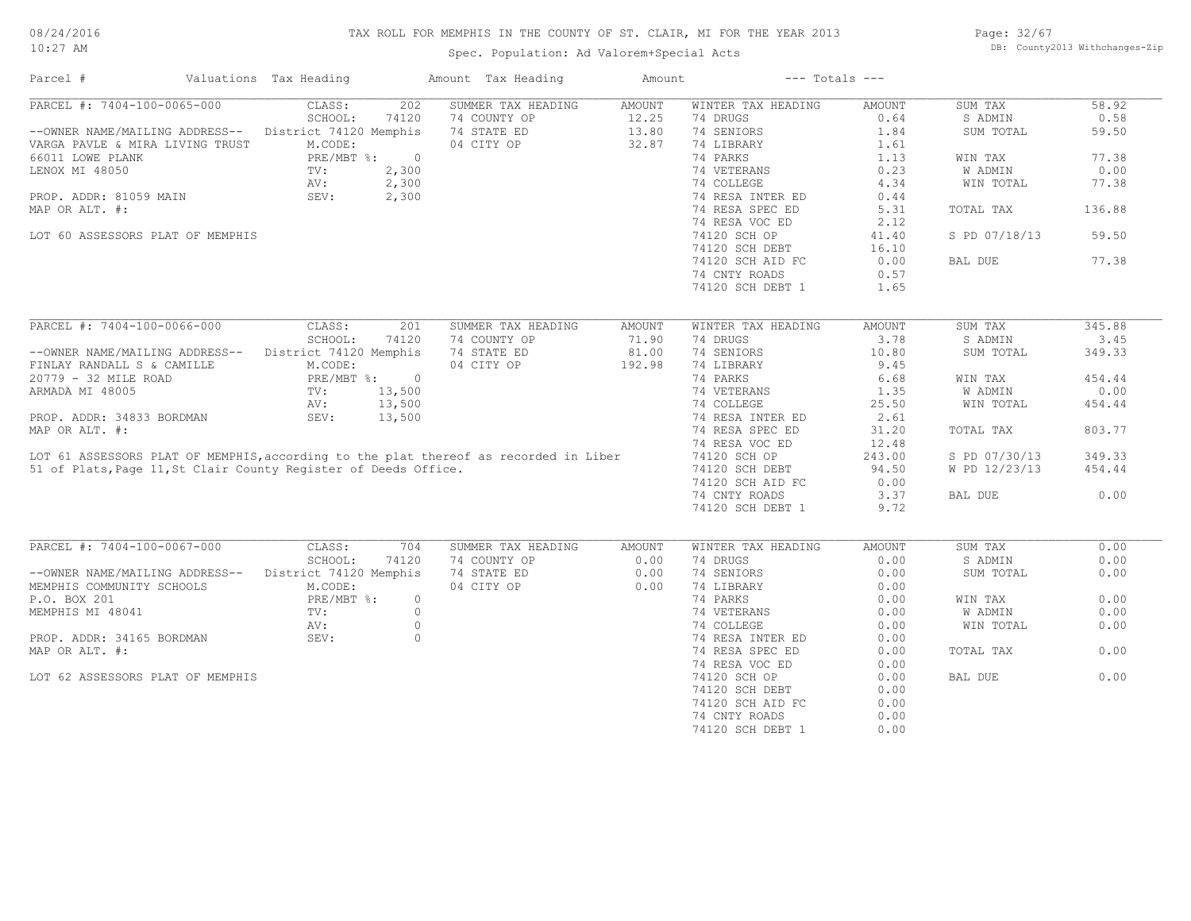# TAX ROLL FOR MEMPHIS IN THE COUNTY OF ST. CLAIR, MI FOR THE YEAR 2013

Spec. Population: Ad Valorem+Special Acts

08/24/2016 10:27 AM — DB: County2013 Withchanges-Zip

| Parcel # | Valuations | Tax Heading | Amount | Tax Heading | Amount | --- Totals --- | |
|---|---|---|---|---|---|---|---|
| PARCEL #: 7404-100-0065-000 | CLASS: 202 | SUMMER TAX HEADING | AMOUNT | WINTER TAX HEADING | AMOUNT | SUM TAX | 58.92 |
| | SCHOOL: 74120 | 74 COUNTY OP | 12.25 | 74 DRUGS | 0.64 | S ADMIN | 0.58 |
| --OWNER NAME/MAILING ADDRESS-- | District 74120 Memphis | 74 STATE ED | 13.80 | 74 SENIORS | 1.84 | SUM TOTAL | 59.50 |
| VARGA PAVLE & MIRA LIVING TRUST | M.CODE: | 04 CITY OP | 32.87 | 74 LIBRARY | 1.61 | | |
| 66011 LOWE PLANK | PRE/MBT %: 0 | | | 74 PARKS | 1.13 | WIN TAX | 77.38 |
| LENOX MI 48050 | TV: 2,300 | | | 74 VETERANS | 0.23 | W ADMIN | 0.00 |
| | AV: 2,300 | | | 74 COLLEGE | 4.34 | WIN TOTAL | 77.38 |
| PROP. ADDR: 81059 MAIN | SEV: 2,300 | | | 74 RESA INTER ED | 0.44 | | |
| MAP OR ALT. #: | | | | 74 RESA SPEC ED | 5.31 | TOTAL TAX | 136.88 |
| | | | | 74 RESA VOC ED | 2.12 | | |
| LOT 60 ASSESSORS PLAT OF MEMPHIS | | | | 74120 SCH OP | 41.40 | S PD 07/18/13 | 59.50 |
| | | | | 74120 SCH DEBT | 16.10 | | |
| | | | | 74120 SCH AID FC | 0.00 | BAL DUE | 77.38 |
| | | | | 74 CNTY ROADS | 0.57 | | |
| | | | | 74120 SCH DEBT 1 | 1.65 | | |

| Parcel # | Valuations | Tax Heading | Amount | Tax Heading | Amount | --- Totals --- | |
|---|---|---|---|---|---|---|---|
| PARCEL #: 7404-100-0066-000 | CLASS: 201 | SUMMER TAX HEADING | AMOUNT | WINTER TAX HEADING | AMOUNT | SUM TAX | 345.88 |
| | SCHOOL: 74120 | 74 COUNTY OP | 71.90 | 74 DRUGS | 3.78 | S ADMIN | 3.45 |
| --OWNER NAME/MAILING ADDRESS-- | District 74120 Memphis | 74 STATE ED | 81.00 | 74 SENIORS | 10.80 | SUM TOTAL | 349.33 |
| FINLAY RANDALL S & CAMILLE | M.CODE: | 04 CITY OP | 192.98 | 74 LIBRARY | 9.45 | | |
| 20779 - 32 MILE ROAD | PRE/MBT %: 0 | | | 74 PARKS | 6.68 | WIN TAX | 454.44 |
| ARMADA MI 48005 | TV: 13,500 | | | 74 VETERANS | 1.35 | W ADMIN | 0.00 |
| | AV: 13,500 | | | 74 COLLEGE | 25.50 | WIN TOTAL | 454.44 |
| PROP. ADDR: 34833 BORDMAN | SEV: 13,500 | | | 74 RESA INTER ED | 2.61 | | |
| MAP OR ALT. #: | | | | 74 RESA SPEC ED | 31.20 | TOTAL TAX | 803.77 |
| | | | | 74 RESA VOC ED | 12.48 | | |
| LOT 61 ASSESSORS PLAT OF MEMPHIS, according to the plat thereof as recorded in Liber | | | | 74120 SCH OP | 243.00 | S PD 07/30/13 | 349.33 |
| 51 of Plats, Page 11, St Clair County Register of Deeds Office. | | | | 74120 SCH DEBT | 94.50 | W PD 12/23/13 | 454.44 |
| | | | | 74120 SCH AID FC | 0.00 | | |
| | | | | 74 CNTY ROADS | 3.37 | BAL DUE | 0.00 |
| | | | | 74120 SCH DEBT 1 | 9.72 | | |

| Parcel # | Valuations | Tax Heading | Amount | Tax Heading | Amount | --- Totals --- | |
|---|---|---|---|---|---|---|---|
| PARCEL #: 7404-100-0067-000 | CLASS: 704 | SUMMER TAX HEADING | AMOUNT | WINTER TAX HEADING | AMOUNT | SUM TAX | 0.00 |
| | SCHOOL: 74120 | 74 COUNTY OP | 0.00 | 74 DRUGS | 0.00 | S ADMIN | 0.00 |
| --OWNER NAME/MAILING ADDRESS-- | District 74120 Memphis | 74 STATE ED | 0.00 | 74 SENIORS | 0.00 | SUM TOTAL | 0.00 |
| MEMPHIS COMMUNITY SCHOOLS | M.CODE: | 04 CITY OP | 0.00 | 74 LIBRARY | 0.00 | | |
| P.O. BOX 201 | PRE/MBT %: 0 | | | 74 PARKS | 0.00 | WIN TAX | 0.00 |
| MEMPHIS MI 48041 | TV: 0 | | | 74 VETERANS | 0.00 | W ADMIN | 0.00 |
| | AV: 0 | | | 74 COLLEGE | 0.00 | WIN TOTAL | 0.00 |
| PROP. ADDR: 34165 BORDMAN | SEV: 0 | | | 74 RESA INTER ED | 0.00 | | |
| MAP OR ALT. #: | | | | 74 RESA SPEC ED | 0.00 | TOTAL TAX | 0.00 |
| | | | | 74 RESA VOC ED | 0.00 | | |
| LOT 62 ASSESSORS PLAT OF MEMPHIS | | | | 74120 SCH OP | 0.00 | BAL DUE | 0.00 |
| | | | | 74120 SCH DEBT | 0.00 | | |
| | | | | 74120 SCH AID FC | 0.00 | | |
| | | | | 74 CNTY ROADS | 0.00 | | |
| | | | | 74120 SCH DEBT 1 | 0.00 | | |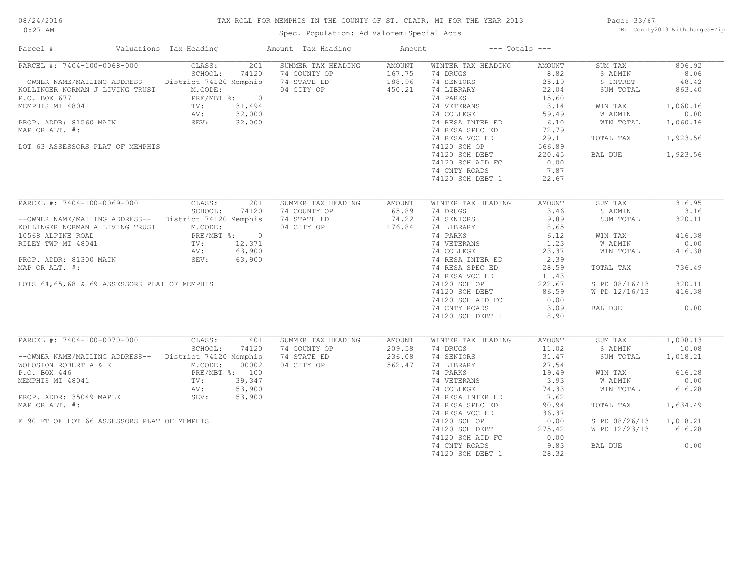# TAX ROLL FOR MEMPHIS IN THE COUNTY OF ST. CLAIR, MI FOR THE YEAR 2013

Spec. Population: Ad Valorem+Special Acts

08/24/2016 10:27 AM

DB: County2013 Withchanges-Zip

| Parcel # | Valuations | Tax Heading | Amount | Tax Heading | Amount | --- Totals --- | |
|---|---|---|---|---|---|---|---|
| PARCEL #: 7404-100-0068-000 | CLASS: 201 | SUMMER TAX HEADING | AMOUNT | WINTER TAX HEADING | AMOUNT | SUM TAX | 806.92 |
| | SCHOOL: 74120 | 74 COUNTY OP | 167.75 | 74 DRUGS | 8.82 | S ADMIN | 8.06 |
| --OWNER NAME/MAILING ADDRESS-- | District 74120 Memphis | 74 STATE ED | 188.96 | 74 SENIORS | 25.19 | S INTRST | 48.42 |
| KOLLINGER NORMAN J LIVING TRUST | M.CODE: | 04 CITY OP | 450.21 | 74 LIBRARY | 22.04 | SUM TOTAL | 863.40 |
| P.O. BOX 677 | PRE/MBT %: 0 | | | 74 PARKS | 15.60 | | |
| MEMPHIS MI 48041 | TV: 31,494 | | | 74 VETERANS | 3.14 | WIN TAX | 1,060.16 |
| | AV: 32,000 | | | 74 COLLEGE | 59.49 | W ADMIN | 0.00 |
| PROP. ADDR: 81560 MAIN | SEV: 32,000 | | | 74 RESA INTER ED | 6.10 | WIN TOTAL | 1,060.16 |
| MAP OR ALT. #: | | | | 74 RESA SPEC ED | 72.79 | | |
| | | | | 74 RESA VOC ED | 29.11 | TOTAL TAX | 1,923.56 |
| LOT 63 ASSESSORS PLAT OF MEMPHIS | | | | 74120 SCH OP | 566.89 | | |
| | | | | 74120 SCH DEBT | 220.45 | BAL DUE | 1,923.56 |
| | | | | 74120 SCH AID FC | 0.00 | | |
| | | | | 74 CNTY ROADS | 7.87 | | |
| | | | | 74120 SCH DEBT 1 | 22.67 | | |
| PARCEL #: 7404-100-0069-000 | CLASS: 201 | SUMMER TAX HEADING | AMOUNT | WINTER TAX HEADING | AMOUNT | SUM TAX | 316.95 |
| | SCHOOL: 74120 | 74 COUNTY OP | 65.89 | 74 DRUGS | 3.46 | S ADMIN | 3.16 |
| --OWNER NAME/MAILING ADDRESS-- | District 74120 Memphis | 74 STATE ED | 74.22 | 74 SENIORS | 9.89 | SUM TOTAL | 320.11 |
| KOLLINGER NORMAN A LIVING TRUST | M.CODE: | 04 CITY OP | 176.84 | 74 LIBRARY | 8.65 | | |
| 10568 ALPINE ROAD | PRE/MBT %: 0 | | | 74 PARKS | 6.12 | WIN TAX | 416.38 |
| RILEY TWP MI 48041 | TV: 12,371 | | | 74 VETERANS | 1.23 | W ADMIN | 0.00 |
| | AV: 63,900 | | | 74 COLLEGE | 23.37 | WIN TOTAL | 416.38 |
| PROP. ADDR: 81300 MAIN | SEV: 63,900 | | | 74 RESA INTER ED | 2.39 | | |
| MAP OR ALT. #: | | | | 74 RESA SPEC ED | 28.59 | TOTAL TAX | 736.49 |
| | | | | 74 RESA VOC ED | 11.43 | | |
| LOTS 64,65,68 & 69 ASSESSORS PLAT OF MEMPHIS | | | | 74120 SCH OP | 222.67 | S PD 08/16/13 | 320.11 |
| | | | | 74120 SCH DEBT | 86.59 | W PD 12/16/13 | 416.38 |
| | | | | 74120 SCH AID FC | 0.00 | | |
| | | | | 74 CNTY ROADS | 3.09 | BAL DUE | 0.00 |
| | | | | 74120 SCH DEBT 1 | 8.90 | | |
| PARCEL #: 7404-100-0070-000 | CLASS: 401 | SUMMER TAX HEADING | AMOUNT | WINTER TAX HEADING | AMOUNT | SUM TAX | 1,008.13 |
| | SCHOOL: 74120 | 74 COUNTY OP | 209.58 | 74 DRUGS | 11.02 | S ADMIN | 10.08 |
| --OWNER NAME/MAILING ADDRESS-- | District 74120 Memphis | 74 STATE ED | 236.08 | 74 SENIORS | 31.47 | SUM TOTAL | 1,018.21 |
| WOLOSION ROBERT A & K | M.CODE: 00002 | 04 CITY OP | 562.47 | 74 LIBRARY | 27.54 | | |
| P.O. BOX 446 | PRE/MBT %: 100 | | | 74 PARKS | 19.49 | WIN TAX | 616.28 |
| MEMPHIS MI 48041 | TV: 39,347 | | | 74 VETERANS | 3.93 | W ADMIN | 0.00 |
| | AV: 53,900 | | | 74 COLLEGE | 74.33 | WIN TOTAL | 616.28 |
| PROP. ADDR: 35049 MAPLE | SEV: 53,900 | | | 74 RESA INTER ED | 7.62 | | |
| MAP OR ALT. #: | | | | 74 RESA SPEC ED | 90.94 | TOTAL TAX | 1,634.49 |
| | | | | 74 RESA VOC ED | 36.37 | | |
| E 90 FT OF LOT 66 ASSESSORS PLAT OF MEMPHIS | | | | 74120 SCH OP | 0.00 | S PD 08/26/13 | 1,018.21 |
| | | | | 74120 SCH DEBT | 275.42 | W PD 12/23/13 | 616.28 |
| | | | | 74120 SCH AID FC | 0.00 | | |
| | | | | 74 CNTY ROADS | 9.83 | BAL DUE | 0.00 |
| | | | | 74120 SCH DEBT 1 | 28.32 | | |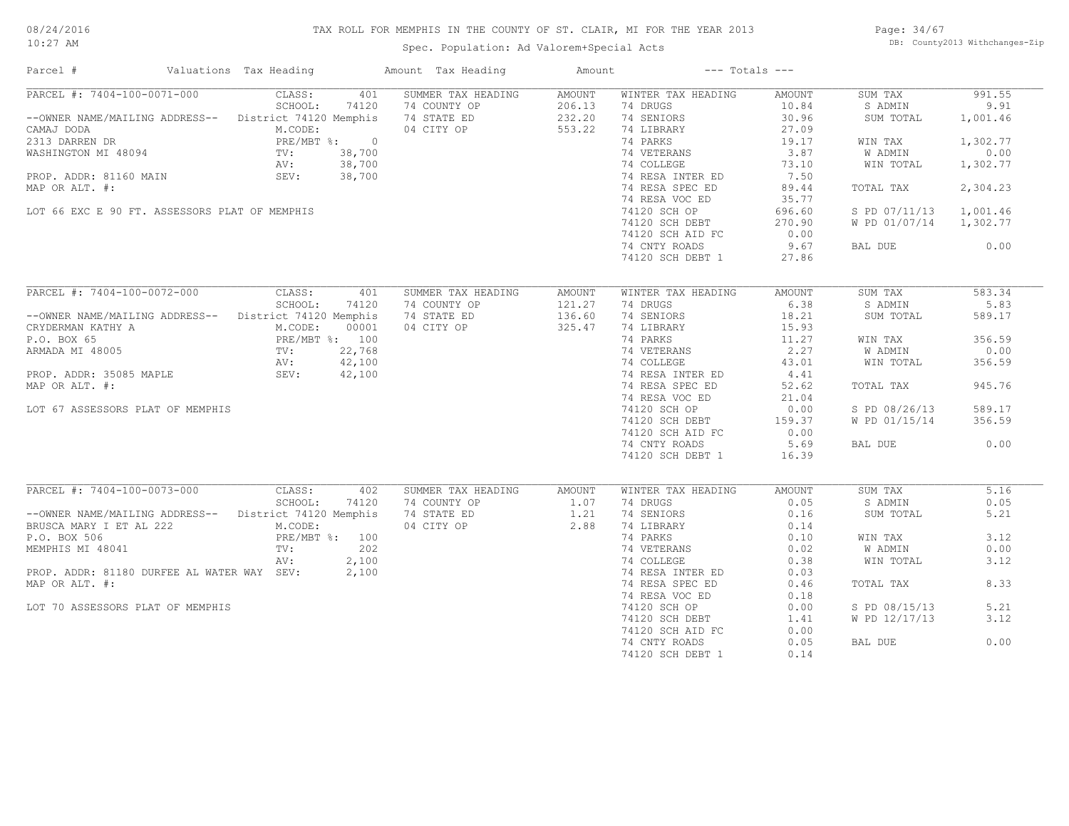TAX ROLL FOR MEMPHIS IN THE COUNTY OF ST. CLAIR, MI FOR THE YEAR 2013

Spec. Population: Ad Valorem+Special Acts

DB: County2013 Withchanges-Zip

| Parcel # | Valuations | Tax Heading | Amount | Tax Heading | Amount | --- Totals --- | |
|---|---|---|---|---|---|---|---|
| PARCEL #: 7404-100-0071-000 | CLASS: 401 | SUMMER TAX HEADING | AMOUNT | WINTER TAX HEADING | AMOUNT | SUM TAX | 991.55 |
| | SCHOOL: 74120 | 74 COUNTY OP | 206.13 | 74 DRUGS | 10.84 | S ADMIN | 9.91 |
| --OWNER NAME/MAILING ADDRESS-- | District 74120 Memphis | 74 STATE ED | 232.20 | 74 SENIORS | 30.96 | SUM TOTAL | 1,001.46 |
| CAMAJ DODA | M.CODE: | 04 CITY OP | 553.22 | 74 LIBRARY | 27.09 | | |
| 2313 DARREN DR | PRE/MBT %: 0 | | | 74 PARKS | 19.17 | WIN TAX | 1,302.77 |
| WASHINGTON MI 48094 | TV: 38,700 | | | 74 VETERANS | 3.87 | W ADMIN | 0.00 |
| | AV: 38,700 | | | 74 COLLEGE | 73.10 | WIN TOTAL | 1,302.77 |
| PROP. ADDR: 81160 MAIN | SEV: 38,700 | | | 74 RESA INTER ED | 7.50 | | |
| MAP OR ALT. #: | | | | 74 RESA SPEC ED | 89.44 | TOTAL TAX | 2,304.23 |
| | | | | 74 RESA VOC ED | 35.77 | | |
| LOT 66 EXC E 90 FT. ASSESSORS PLAT OF MEMPHIS | | | | 74120 SCH OP | 696.60 | S PD 07/11/13 | 1,001.46 |
| | | | | 74120 SCH DEBT | 270.90 | W PD 01/07/14 | 1,302.77 |
| | | | | 74120 SCH AID FC | 0.00 | | |
| | | | | 74 CNTY ROADS | 9.67 | BAL DUE | 0.00 |
| | | | | 74120 SCH DEBT 1 | 27.86 | | |

| Parcel # | Valuations | Tax Heading | Amount | Tax Heading | Amount | --- Totals --- | |
|---|---|---|---|---|---|---|---|
| PARCEL #: 7404-100-0072-000 | CLASS: 401 | SUMMER TAX HEADING | AMOUNT | WINTER TAX HEADING | AMOUNT | SUM TAX | 583.34 |
| | SCHOOL: 74120 | 74 COUNTY OP | 121.27 | 74 DRUGS | 6.38 | S ADMIN | 5.83 |
| --OWNER NAME/MAILING ADDRESS-- | District 74120 Memphis | 74 STATE ED | 136.60 | 74 SENIORS | 18.21 | SUM TOTAL | 589.17 |
| CRYDERMAN KATHY A | M.CODE: 00001 | 04 CITY OP | 325.47 | 74 LIBRARY | 15.93 | | |
| P.O. BOX 65 | PRE/MBT %: 100 | | | 74 PARKS | 11.27 | WIN TAX | 356.59 |
| ARMADA MI 48005 | TV: 22,768 | | | 74 VETERANS | 2.27 | W ADMIN | 0.00 |
| | AV: 42,100 | | | 74 COLLEGE | 43.01 | WIN TOTAL | 356.59 |
| PROP. ADDR: 35085 MAPLE | SEV: 42,100 | | | 74 RESA INTER ED | 4.41 | | |
| MAP OR ALT. #: | | | | 74 RESA SPEC ED | 52.62 | TOTAL TAX | 945.76 |
| | | | | 74 RESA VOC ED | 21.04 | | |
| LOT 67 ASSESSORS PLAT OF MEMPHIS | | | | 74120 SCH OP | 0.00 | S PD 08/26/13 | 589.17 |
| | | | | 74120 SCH DEBT | 159.37 | W PD 01/15/14 | 356.59 |
| | | | | 74120 SCH AID FC | 0.00 | | |
| | | | | 74 CNTY ROADS | 5.69 | BAL DUE | 0.00 |
| | | | | 74120 SCH DEBT 1 | 16.39 | | |

| Parcel # | Valuations | Tax Heading | Amount | Tax Heading | Amount | --- Totals --- | |
|---|---|---|---|---|---|---|---|
| PARCEL #: 7404-100-0073-000 | CLASS: 402 | SUMMER TAX HEADING | AMOUNT | WINTER TAX HEADING | AMOUNT | SUM TAX | 5.16 |
| | SCHOOL: 74120 | 74 COUNTY OP | 1.07 | 74 DRUGS | 0.05 | S ADMIN | 0.05 |
| --OWNER NAME/MAILING ADDRESS-- | District 74120 Memphis | 74 STATE ED | 1.21 | 74 SENIORS | 0.16 | SUM TOTAL | 5.21 |
| BRUSCA MARY I ET AL 222 | M.CODE: | 04 CITY OP | 2.88 | 74 LIBRARY | 0.14 | | |
| P.O. BOX 506 | PRE/MBT %: 100 | | | 74 PARKS | 0.10 | WIN TAX | 3.12 |
| MEMPHIS MI 48041 | TV: 202 | | | 74 VETERANS | 0.02 | W ADMIN | 0.00 |
| | AV: 2,100 | | | 74 COLLEGE | 0.38 | WIN TOTAL | 3.12 |
| PROP. ADDR: 81180 DURFEE AL WATER WAY | SEV: 2,100 | | | 74 RESA INTER ED | 0.03 | | |
| MAP OR ALT. #: | | | | 74 RESA SPEC ED | 0.46 | TOTAL TAX | 8.33 |
| | | | | 74 RESA VOC ED | 0.18 | | |
| LOT 70 ASSESSORS PLAT OF MEMPHIS | | | | 74120 SCH OP | 0.00 | S PD 08/15/13 | 5.21 |
| | | | | 74120 SCH DEBT | 1.41 | W PD 12/17/13 | 3.12 |
| | | | | 74120 SCH AID FC | 0.00 | | |
| | | | | 74 CNTY ROADS | 0.05 | BAL DUE | 0.00 |
| | | | | 74120 SCH DEBT 1 | 0.14 | | |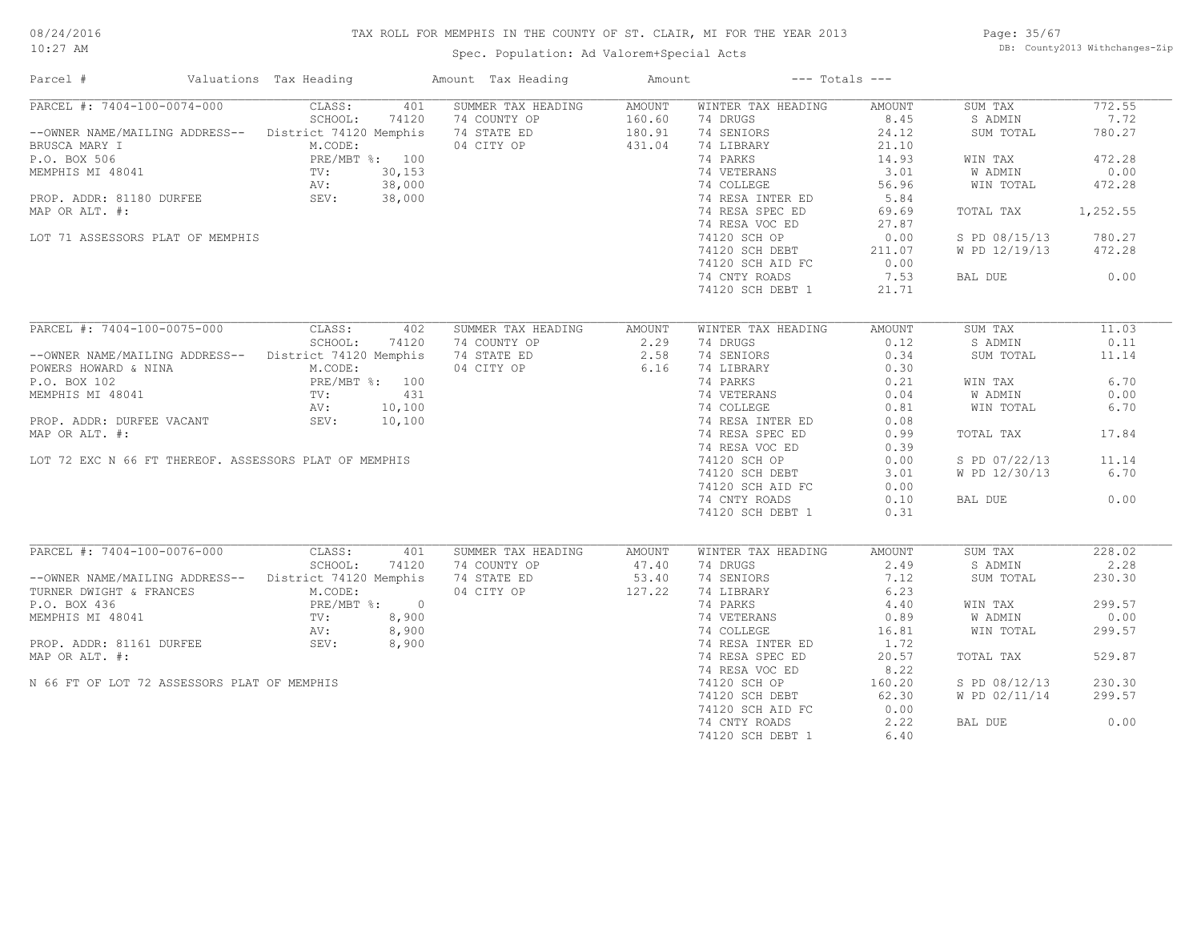# TAX ROLL FOR MEMPHIS IN THE COUNTY OF ST. CLAIR, MI FOR THE YEAR 2013

Spec. Population: Ad Valorem+Special Acts

| Parcel # | Valuations | Tax Heading | Amount | Tax Heading | Amount | --- Totals --- | |
|---|---|---|---|---|---|---|---|
| PARCEL #: 7404-100-0074-000 | CLASS: 401 | SUMMER TAX HEADING | AMOUNT | WINTER TAX HEADING | AMOUNT | SUM TAX | 772.55 |
| | SCHOOL: 74120 | 74 COUNTY OP | 160.60 | 74 DRUGS | 8.45 | S ADMIN | 7.72 |
| --OWNER NAME/MAILING ADDRESS-- | District 74120 Memphis | 74 STATE ED | 180.91 | 74 SENIORS | 24.12 | SUM TOTAL | 780.27 |
| BRUSCA MARY I | M.CODE: | 04 CITY OP | 431.04 | 74 LIBRARY | 21.10 | | |
| P.O. BOX 506 | PRE/MBT %: 100 | | | 74 PARKS | 14.93 | WIN TAX | 472.28 |
| MEMPHIS MI 48041 | TV: 30,153 | | | 74 VETERANS | 3.01 | W ADMIN | 0.00 |
| | AV: 38,000 | | | 74 COLLEGE | 56.96 | WIN TOTAL | 472.28 |
| PROP. ADDR: 81180 DURFEE | SEV: 38,000 | | | 74 RESA INTER ED | 5.84 | | |
| MAP OR ALT. #: | | | | 74 RESA SPEC ED | 69.69 | TOTAL TAX | 1,252.55 |
| | | | | 74 RESA VOC ED | 27.87 | | |
| LOT 71 ASSESSORS PLAT OF MEMPHIS | | | | 74120 SCH OP | 0.00 | S PD 08/15/13 | 780.27 |
| | | | | 74120 SCH DEBT | 211.07 | W PD 12/19/13 | 472.28 |
| | | | | 74120 SCH AID FC | 0.00 | | |
| | | | | 74 CNTY ROADS | 7.53 | BAL DUE | 0.00 |
| | | | | 74120 SCH DEBT 1 | 21.71 | | |
| PARCEL #: 7404-100-0075-000 | CLASS: 402 | SUMMER TAX HEADING | AMOUNT | WINTER TAX HEADING | AMOUNT | SUM TAX | 11.03 |
| | SCHOOL: 74120 | 74 COUNTY OP | 2.29 | 74 DRUGS | 0.12 | S ADMIN | 0.11 |
| --OWNER NAME/MAILING ADDRESS-- | District 74120 Memphis | 74 STATE ED | 2.58 | 74 SENIORS | 0.34 | SUM TOTAL | 11.14 |
| POWERS HOWARD & NINA | M.CODE: | 04 CITY OP | 6.16 | 74 LIBRARY | 0.30 | | |
| P.O. BOX 102 | PRE/MBT %: 100 | | | 74 PARKS | 0.21 | WIN TAX | 6.70 |
| MEMPHIS MI 48041 | TV: 431 | | | 74 VETERANS | 0.04 | W ADMIN | 0.00 |
| | AV: 10,100 | | | 74 COLLEGE | 0.81 | WIN TOTAL | 6.70 |
| PROP. ADDR: DURFEE VACANT | SEV: 10,100 | | | 74 RESA INTER ED | 0.08 | | |
| MAP OR ALT. #: | | | | 74 RESA SPEC ED | 0.99 | TOTAL TAX | 17.84 |
| | | | | 74 RESA VOC ED | 0.39 | | |
| LOT 72 EXC N 66 FT THEREOF. ASSESSORS PLAT OF MEMPHIS | | | | 74120 SCH OP | 0.00 | S PD 07/22/13 | 11.14 |
| | | | | 74120 SCH DEBT | 3.01 | W PD 12/30/13 | 6.70 |
| | | | | 74120 SCH AID FC | 0.00 | | |
| | | | | 74 CNTY ROADS | 0.10 | BAL DUE | 0.00 |
| | | | | 74120 SCH DEBT 1 | 0.31 | | |
| PARCEL #: 7404-100-0076-000 | CLASS: 401 | SUMMER TAX HEADING | AMOUNT | WINTER TAX HEADING | AMOUNT | SUM TAX | 228.02 |
| | SCHOOL: 74120 | 74 COUNTY OP | 47.40 | 74 DRUGS | 2.49 | S ADMIN | 2.28 |
| --OWNER NAME/MAILING ADDRESS-- | District 74120 Memphis | 74 STATE ED | 53.40 | 74 SENIORS | 7.12 | SUM TOTAL | 230.30 |
| TURNER DWIGHT & FRANCES | M.CODE: | 04 CITY OP | 127.22 | 74 LIBRARY | 6.23 | | |
| P.O. BOX 436 | PRE/MBT %: 0 | | | 74 PARKS | 4.40 | WIN TAX | 299.57 |
| MEMPHIS MI 48041 | TV: 8,900 | | | 74 VETERANS | 0.89 | W ADMIN | 0.00 |
| | AV: 8,900 | | | 74 COLLEGE | 16.81 | WIN TOTAL | 299.57 |
| PROP. ADDR: 81161 DURFEE | SEV: 8,900 | | | 74 RESA INTER ED | 1.72 | | |
| MAP OR ALT. #: | | | | 74 RESA SPEC ED | 20.57 | TOTAL TAX | 529.87 |
| | | | | 74 RESA VOC ED | 8.22 | | |
| N 66 FT OF LOT 72 ASSESSORS PLAT OF MEMPHIS | | | | 74120 SCH OP | 160.20 | S PD 08/12/13 | 230.30 |
| | | | | 74120 SCH DEBT | 62.30 | W PD 02/11/14 | 299.57 |
| | | | | 74120 SCH AID FC | 0.00 | | |
| | | | | 74 CNTY ROADS | 2.22 | BAL DUE | 0.00 |
| | | | | 74120 SCH DEBT 1 | 6.40 | | |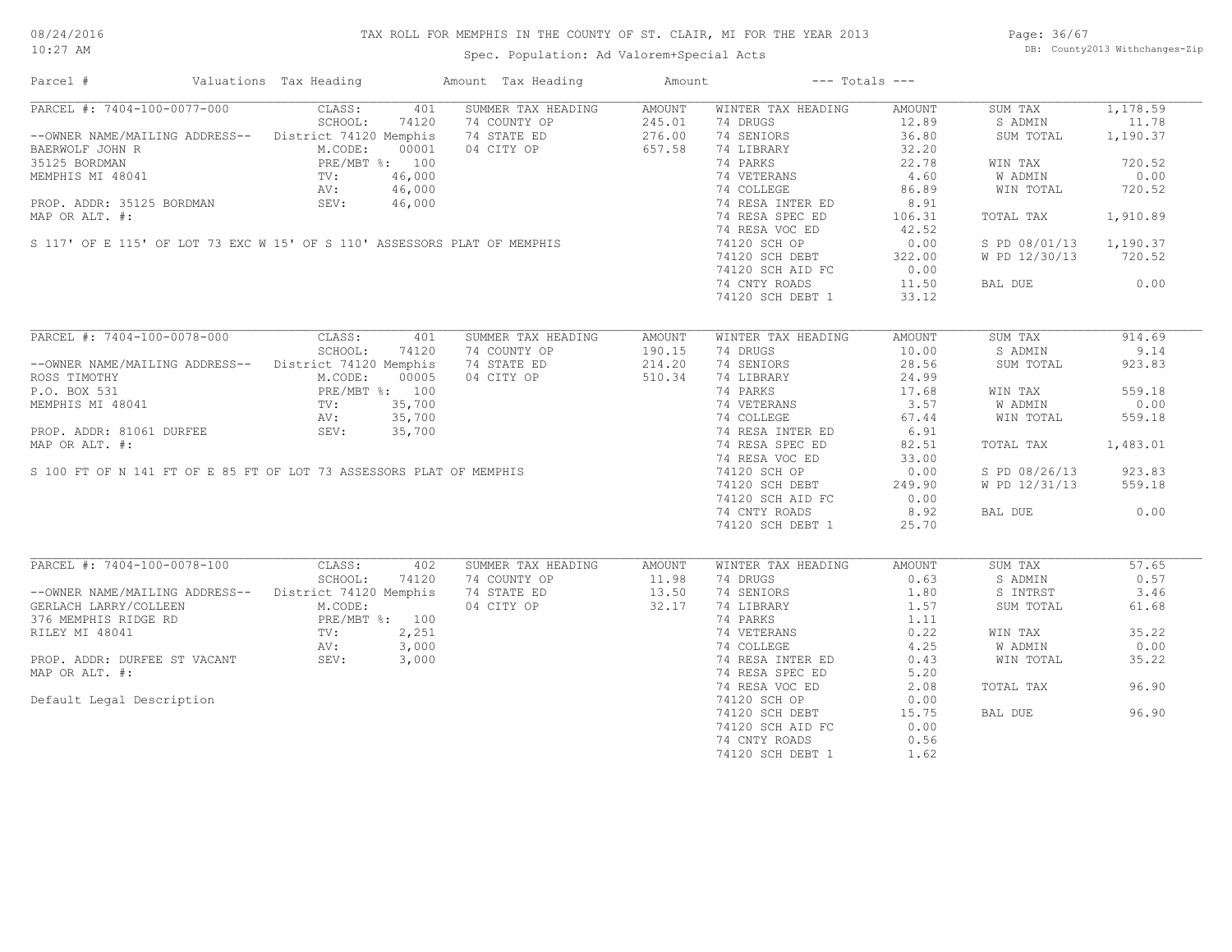# TAX ROLL FOR MEMPHIS IN THE COUNTY OF ST. CLAIR, MI FOR THE YEAR 2013

Spec. Population: Ad Valorem+Special Acts

08/24/2016 10:27 AM

DB: County2013 Withchanges-Zip

| Parcel # | Valuations | Tax Heading | Amount | Tax Heading | Amount | --- Totals --- | |
|---|---|---|---|---|---|---|---|

## PARCEL #: 7404-100-0077-000

| | | | | | | | |
|---|---|---|---|---|---|---|---|
| PARCEL #: 7404-100-0077-000 | CLASS: 401 | SUMMER TAX HEADING | AMOUNT | WINTER TAX HEADING | AMOUNT | SUM TAX | 1,178.59 |
| | SCHOOL: 74120 | 74 COUNTY OP | 245.01 | 74 DRUGS | 12.89 | S ADMIN | 11.78 |
| --OWNER NAME/MAILING ADDRESS-- | District 74120 Memphis | 74 STATE ED | 276.00 | 74 SENIORS | 36.80 | SUM TOTAL | 1,190.37 |
| BAERWOLF JOHN R | M.CODE: 00001 | 04 CITY OP | 657.58 | 74 LIBRARY | 32.20 | | |
| 35125 BORDMAN | PRE/MBT %: 100 | | | 74 PARKS | 22.78 | WIN TAX | 720.52 |
| MEMPHIS MI 48041 | TV: 46,000 | | | 74 VETERANS | 4.60 | W ADMIN | 0.00 |
| | AV: 46,000 | | | 74 COLLEGE | 86.89 | WIN TOTAL | 720.52 |
| PROP. ADDR: 35125 BORDMAN | SEV: 46,000 | | | 74 RESA INTER ED | 8.91 | | |
| MAP OR ALT. #: | | | | 74 RESA SPEC ED | 106.31 | TOTAL TAX | 1,910.89 |
| | | | | 74 RESA VOC ED | 42.52 | | |
| S 117' OF E 115' OF LOT 73 EXC W 15' OF S 110' ASSESSORS PLAT OF MEMPHIS | | | | 74120 SCH OP | 0.00 | S PD 08/01/13 | 1,190.37 |
| | | | | 74120 SCH DEBT | 322.00 | W PD 12/30/13 | 720.52 |
| | | | | 74120 SCH AID FC | 0.00 | | |
| | | | | 74 CNTY ROADS | 11.50 | BAL DUE | 0.00 |
| | | | | 74120 SCH DEBT 1 | 33.12 | | |

## PARCEL #: 7404-100-0078-000

| | | | | | | | |
|---|---|---|---|---|---|---|---|
| PARCEL #: 7404-100-0078-000 | CLASS: 401 | SUMMER TAX HEADING | AMOUNT | WINTER TAX HEADING | AMOUNT | SUM TAX | 914.69 |
| | SCHOOL: 74120 | 74 COUNTY OP | 190.15 | 74 DRUGS | 10.00 | S ADMIN | 9.14 |
| --OWNER NAME/MAILING ADDRESS-- | District 74120 Memphis | 74 STATE ED | 214.20 | 74 SENIORS | 28.56 | SUM TOTAL | 923.83 |
| ROSS TIMOTHY | M.CODE: 00005 | 04 CITY OP | 510.34 | 74 LIBRARY | 24.99 | | |
| P.O. BOX 531 | PRE/MBT %: 100 | | | 74 PARKS | 17.68 | WIN TAX | 559.18 |
| MEMPHIS MI 48041 | TV: 35,700 | | | 74 VETERANS | 3.57 | W ADMIN | 0.00 |
| | AV: 35,700 | | | 74 COLLEGE | 67.44 | WIN TOTAL | 559.18 |
| PROP. ADDR: 81061 DURFEE | SEV: 35,700 | | | 74 RESA INTER ED | 6.91 | | |
| MAP OR ALT. #: | | | | 74 RESA SPEC ED | 82.51 | TOTAL TAX | 1,483.01 |
| | | | | 74 RESA VOC ED | 33.00 | | |
| S 100 FT OF N 141 FT OF E 85 FT OF LOT 73 ASSESSORS PLAT OF MEMPHIS | | | | 74120 SCH OP | 0.00 | S PD 08/26/13 | 923.83 |
| | | | | 74120 SCH DEBT | 249.90 | W PD 12/31/13 | 559.18 |
| | | | | 74120 SCH AID FC | 0.00 | | |
| | | | | 74 CNTY ROADS | 8.92 | BAL DUE | 0.00 |
| | | | | 74120 SCH DEBT 1 | 25.70 | | |

## PARCEL #: 7404-100-0078-100

| | | | | | | | |
|---|---|---|---|---|---|---|---|
| PARCEL #: 7404-100-0078-100 | CLASS: 402 | SUMMER TAX HEADING | AMOUNT | WINTER TAX HEADING | AMOUNT | SUM TAX | 57.65 |
| | SCHOOL: 74120 | 74 COUNTY OP | 11.98 | 74 DRUGS | 0.63 | S ADMIN | 0.57 |
| --OWNER NAME/MAILING ADDRESS-- | District 74120 Memphis | 74 STATE ED | 13.50 | 74 SENIORS | 1.80 | S INTRST | 3.46 |
| GERLACH LARRY/COLLEEN | M.CODE: | 04 CITY OP | 32.17 | 74 LIBRARY | 1.57 | SUM TOTAL | 61.68 |
| 376 MEMPHIS RIDGE RD | PRE/MBT %: 100 | | | 74 PARKS | 1.11 | | |
| RILEY MI 48041 | TV: 2,251 | | | 74 VETERANS | 0.22 | WIN TAX | 35.22 |
| | AV: 3,000 | | | 74 COLLEGE | 4.25 | W ADMIN | 0.00 |
| PROP. ADDR: DURFEE ST VACANT | SEV: 3,000 | | | 74 RESA INTER ED | 0.43 | WIN TOTAL | 35.22 |
| MAP OR ALT. #: | | | | 74 RESA SPEC ED | 5.20 | | |
| | | | | 74 RESA VOC ED | 2.08 | TOTAL TAX | 96.90 |
| Default Legal Description | | | | 74120 SCH OP | 0.00 | | |
| | | | | 74120 SCH DEBT | 15.75 | BAL DUE | 96.90 |
| | | | | 74120 SCH AID FC | 0.00 | | |
| | | | | 74 CNTY ROADS | 0.56 | | |
| | | | | 74120 SCH DEBT 1 | 1.62 | | |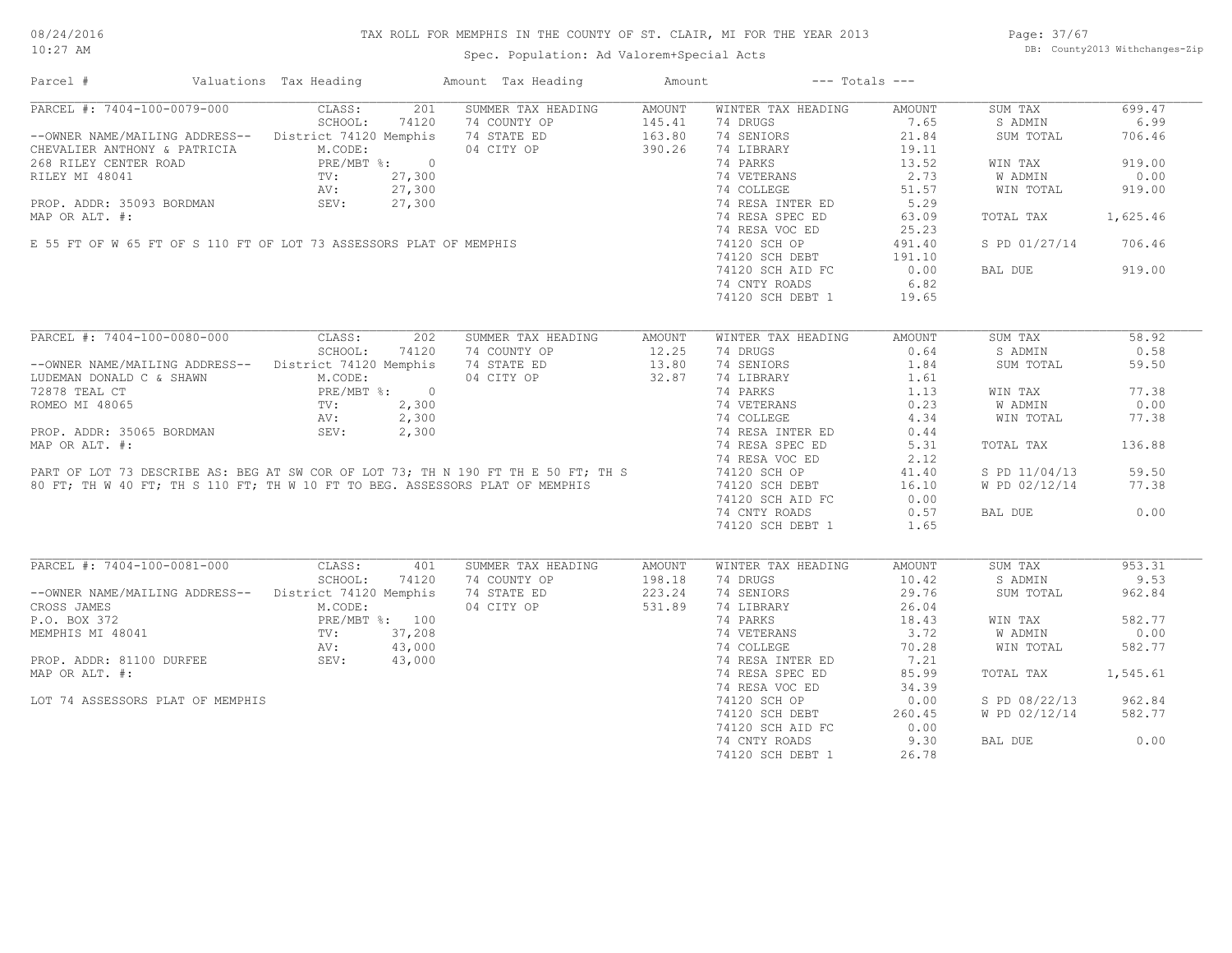# TAX ROLL FOR MEMPHIS IN THE COUNTY OF ST. CLAIR, MI FOR THE YEAR 2013

Spec. Population: Ad Valorem+Special Acts

| Parcel # | Valuations | Tax Heading | Amount | Tax Heading | Amount | --- Totals --- | |
|---|---|---|---|---|---|---|---|

## PARCEL #: 7404-100-0079-000

| | | | | | | | |
|---|---|---|---|---|---|---|---|
| PARCEL #: 7404-100-0079-000 | CLASS: 201 | SUMMER TAX HEADING | AMOUNT | WINTER TAX HEADING | AMOUNT | SUM TAX | 699.47 |
| | SCHOOL: 74120 | 74 COUNTY OP | 145.41 | 74 DRUGS | 7.65 | S ADMIN | 6.99 |
| --OWNER NAME/MAILING ADDRESS-- | District 74120 Memphis | 74 STATE ED | 163.80 | 74 SENIORS | 21.84 | SUM TOTAL | 706.46 |
| CHEVALIER ANTHONY & PATRICIA | M.CODE: | 04 CITY OP | 390.26 | 74 LIBRARY | 19.11 | | |
| 268 RILEY CENTER ROAD | PRE/MBT %: 0 | | | 74 PARKS | 13.52 | WIN TAX | 919.00 |
| RILEY MI 48041 | TV: 27,300 | | | 74 VETERANS | 2.73 | W ADMIN | 0.00 |
| | AV: 27,300 | | | 74 COLLEGE | 51.57 | WIN TOTAL | 919.00 |
| PROP. ADDR: 35093 BORDMAN | SEV: 27,300 | | | 74 RESA INTER ED | 5.29 | | |
| MAP OR ALT. #: | | | | 74 RESA SPEC ED | 63.09 | TOTAL TAX | 1,625.46 |
| | | | | 74 RESA VOC ED | 25.23 | | |
| | | | | 74120 SCH OP | 491.40 | S PD 01/27/14 | 706.46 |
| | | | | 74120 SCH DEBT | 191.10 | | |
| | | | | 74120 SCH AID FC | 0.00 | BAL DUE | 919.00 |
| | | | | 74 CNTY ROADS | 6.82 | | |
| | | | | 74120 SCH DEBT 1 | 19.65 | | |

E 55 FT OF W 65 FT OF S 110 FT OF LOT 73 ASSESSORS PLAT OF MEMPHIS

## PARCEL #: 7404-100-0080-000

| | | | | | | | |
|---|---|---|---|---|---|---|---|
| PARCEL #: 7404-100-0080-000 | CLASS: 202 | SUMMER TAX HEADING | AMOUNT | WINTER TAX HEADING | AMOUNT | SUM TAX | 58.92 |
| | SCHOOL: 74120 | 74 COUNTY OP | 12.25 | 74 DRUGS | 0.64 | S ADMIN | 0.58 |
| --OWNER NAME/MAILING ADDRESS-- | District 74120 Memphis | 74 STATE ED | 13.80 | 74 SENIORS | 1.84 | SUM TOTAL | 59.50 |
| LUDEMAN DONALD C & SHAWN | M.CODE: | 04 CITY OP | 32.87 | 74 LIBRARY | 1.61 | | |
| 72878 TEAL CT | PRE/MBT %: 0 | | | 74 PARKS | 1.13 | WIN TAX | 77.38 |
| ROMEO MI 48065 | TV: 2,300 | | | 74 VETERANS | 0.23 | W ADMIN | 0.00 |
| | AV: 2,300 | | | 74 COLLEGE | 4.34 | WIN TOTAL | 77.38 |
| PROP. ADDR: 35065 BORDMAN | SEV: 2,300 | | | 74 RESA INTER ED | 0.44 | | |
| MAP OR ALT. #: | | | | 74 RESA SPEC ED | 5.31 | TOTAL TAX | 136.88 |
| | | | | 74 RESA VOC ED | 2.12 | | |
| | | | | 74120 SCH OP | 41.40 | S PD 11/04/13 | 59.50 |
| | | | | 74120 SCH DEBT | 16.10 | W PD 02/12/14 | 77.38 |
| | | | | 74120 SCH AID FC | 0.00 | | |
| | | | | 74 CNTY ROADS | 0.57 | BAL DUE | 0.00 |
| | | | | 74120 SCH DEBT 1 | 1.65 | | |

PART OF LOT 73 DESCRIBE AS: BEG AT SW COR OF LOT 73; TH N 190 FT TH E 50 FT; TH S 80 FT; TH W 40 FT; TH S 110 FT; TH W 10 FT TO BEG. ASSESSORS PLAT OF MEMPHIS

## PARCEL #: 7404-100-0081-000

| | | | | | | | |
|---|---|---|---|---|---|---|---|
| PARCEL #: 7404-100-0081-000 | CLASS: 401 | SUMMER TAX HEADING | AMOUNT | WINTER TAX HEADING | AMOUNT | SUM TAX | 953.31 |
| | SCHOOL: 74120 | 74 COUNTY OP | 198.18 | 74 DRUGS | 10.42 | S ADMIN | 9.53 |
| --OWNER NAME/MAILING ADDRESS-- | District 74120 Memphis | 74 STATE ED | 223.24 | 74 SENIORS | 29.76 | SUM TOTAL | 962.84 |
| CROSS JAMES | M.CODE: | 04 CITY OP | 531.89 | 74 LIBRARY | 26.04 | | |
| P.O. BOX 372 | PRE/MBT %: 100 | | | 74 PARKS | 18.43 | WIN TAX | 582.77 |
| MEMPHIS MI 48041 | TV: 37,208 | | | 74 VETERANS | 3.72 | W ADMIN | 0.00 |
| | AV: 43,000 | | | 74 COLLEGE | 70.28 | WIN TOTAL | 582.77 |
| PROP. ADDR: 81100 DURFEE | SEV: 43,000 | | | 74 RESA INTER ED | 7.21 | | |
| MAP OR ALT. #: | | | | 74 RESA SPEC ED | 85.99 | TOTAL TAX | 1,545.61 |
| | | | | 74 RESA VOC ED | 34.39 | | |
| | | | | 74120 SCH OP | 0.00 | S PD 08/22/13 | 962.84 |
| | | | | 74120 SCH DEBT | 260.45 | W PD 02/12/14 | 582.77 |
| | | | | 74120 SCH AID FC | 0.00 | | |
| | | | | 74 CNTY ROADS | 9.30 | BAL DUE | 0.00 |
| | | | | 74120 SCH DEBT 1 | 26.78 | | |

LOT 74 ASSESSORS PLAT OF MEMPHIS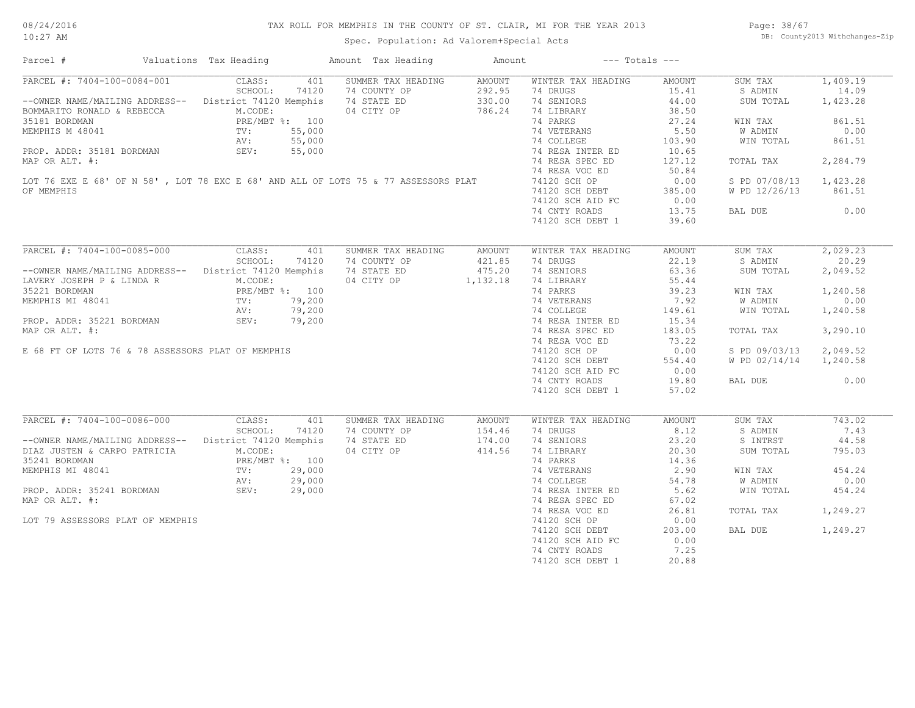# TAX ROLL FOR MEMPHIS IN THE COUNTY OF ST. CLAIR, MI FOR THE YEAR 2013

Spec. Population: Ad Valorem+Special Acts

| Parcel # | Valuations | Tax Heading | Amount | Tax Heading | Amount | --- Totals --- | |
|---|---|---|---|---|---|---|---|

## PARCEL #: 7404-100-0084-001

| Field | Value |
|---|---|
| CLASS: | 401 |
| SCHOOL: | 74120 |
| District | 74120 Memphis |
| M.CODE: | |
| PRE/MBT %: | 100 |
| TV: | 55,000 |
| AV: | 55,000 |
| SEV: | 55,000 |

--OWNER NAME/MAILING ADDRESS--
BOMMARITO RONALD & REBECCA
35181 BORDMAN
MEMPHIS M 48041

PROP. ADDR: 35181 BORDMAN
MAP OR ALT. #:

LOT 76 EXE E 68' OF N 58' , LOT 78 EXC E 68' AND ALL OF LOTS 75 & 77 ASSESSORS PLAT OF MEMPHIS

| SUMMER TAX HEADING | AMOUNT |
|---|---|
| 74 COUNTY OP | 292.95 |
| 74 STATE ED | 330.00 |
| 04 CITY OP | 786.24 |

| WINTER TAX HEADING | AMOUNT |
|---|---|
| 74 DRUGS | 15.41 |
| 74 SENIORS | 44.00 |
| 74 LIBRARY | 38.50 |
| 74 PARKS | 27.24 |
| 74 VETERANS | 5.50 |
| 74 COLLEGE | 103.90 |
| 74 RESA INTER ED | 10.65 |
| 74 RESA SPEC ED | 127.12 |
| 74 RESA VOC ED | 50.84 |
| 74120 SCH OP | 0.00 |
| 74120 SCH DEBT | 385.00 |
| 74120 SCH AID FC | 0.00 |
| 74 CNTY ROADS | 13.75 |
| 74120 SCH DEBT 1 | 39.60 |

| Totals | |
|---|---|
| SUM TAX | 1,409.19 |
| S ADMIN | 14.09 |
| SUM TOTAL | 1,423.28 |
| WIN TAX | 861.51 |
| W ADMIN | 0.00 |
| WIN TOTAL | 861.51 |
| TOTAL TAX | 2,284.79 |
| S PD 07/08/13 | 1,423.28 |
| W PD 12/26/13 | 861.51 |
| BAL DUE | 0.00 |

## PARCEL #: 7404-100-0085-000

| Field | Value |
|---|---|
| CLASS: | 401 |
| SCHOOL: | 74120 |
| District | 74120 Memphis |
| M.CODE: | |
| PRE/MBT %: | 100 |
| TV: | 79,200 |
| AV: | 79,200 |
| SEV: | 79,200 |

--OWNER NAME/MAILING ADDRESS--
LAVERY JOSEPH P & LINDA R
35221 BORDMAN
MEMPHIS MI 48041

PROP. ADDR: 35221 BORDMAN
MAP OR ALT. #:

E 68 FT OF LOTS 76 & 78 ASSESSORS PLAT OF MEMPHIS

| SUMMER TAX HEADING | AMOUNT |
|---|---|
| 74 COUNTY OP | 421.85 |
| 74 STATE ED | 475.20 |
| 04 CITY OP | 1,132.18 |

| WINTER TAX HEADING | AMOUNT |
|---|---|
| 74 DRUGS | 22.19 |
| 74 SENIORS | 63.36 |
| 74 LIBRARY | 55.44 |
| 74 PARKS | 39.23 |
| 74 VETERANS | 7.92 |
| 74 COLLEGE | 149.61 |
| 74 RESA INTER ED | 15.34 |
| 74 RESA SPEC ED | 183.05 |
| 74 RESA VOC ED | 73.22 |
| 74120 SCH OP | 0.00 |
| 74120 SCH DEBT | 554.40 |
| 74120 SCH AID FC | 0.00 |
| 74 CNTY ROADS | 19.80 |
| 74120 SCH DEBT 1 | 57.02 |

| Totals | |
|---|---|
| SUM TAX | 2,029.23 |
| S ADMIN | 20.29 |
| SUM TOTAL | 2,049.52 |
| WIN TAX | 1,240.58 |
| W ADMIN | 0.00 |
| WIN TOTAL | 1,240.58 |
| TOTAL TAX | 3,290.10 |
| S PD 09/03/13 | 2,049.52 |
| W PD 02/14/14 | 1,240.58 |
| BAL DUE | 0.00 |

## PARCEL #: 7404-100-0086-000

| Field | Value |
|---|---|
| CLASS: | 401 |
| SCHOOL: | 74120 |
| District | 74120 Memphis |
| M.CODE: | |
| PRE/MBT %: | 100 |
| TV: | 29,000 |
| AV: | 29,000 |
| SEV: | 29,000 |

--OWNER NAME/MAILING ADDRESS--
DIAZ JUSTEN & CARPO PATRICIA
35241 BORDMAN
MEMPHIS MI 48041

PROP. ADDR: 35241 BORDMAN
MAP OR ALT. #:

LOT 79 ASSESSORS PLAT OF MEMPHIS

| SUMMER TAX HEADING | AMOUNT |
|---|---|
| 74 COUNTY OP | 154.46 |
| 74 STATE ED | 174.00 |
| 04 CITY OP | 414.56 |

| WINTER TAX HEADING | AMOUNT |
|---|---|
| 74 DRUGS | 8.12 |
| 74 SENIORS | 23.20 |
| 74 LIBRARY | 20.30 |
| 74 PARKS | 14.36 |
| 74 VETERANS | 2.90 |
| 74 COLLEGE | 54.78 |
| 74 RESA INTER ED | 5.62 |
| 74 RESA SPEC ED | 67.02 |
| 74 RESA VOC ED | 26.81 |
| 74120 SCH OP | 0.00 |
| 74120 SCH DEBT | 203.00 |
| 74120 SCH AID FC | 0.00 |
| 74 CNTY ROADS | 7.25 |
| 74120 SCH DEBT 1 | 20.88 |

| Totals | |
|---|---|
| SUM TAX | 743.02 |
| S ADMIN | 7.43 |
| S INTRST | 44.58 |
| SUM TOTAL | 795.03 |
| WIN TAX | 454.24 |
| W ADMIN | 0.00 |
| WIN TOTAL | 454.24 |
| TOTAL TAX | 1,249.27 |
| BAL DUE | 1,249.27 |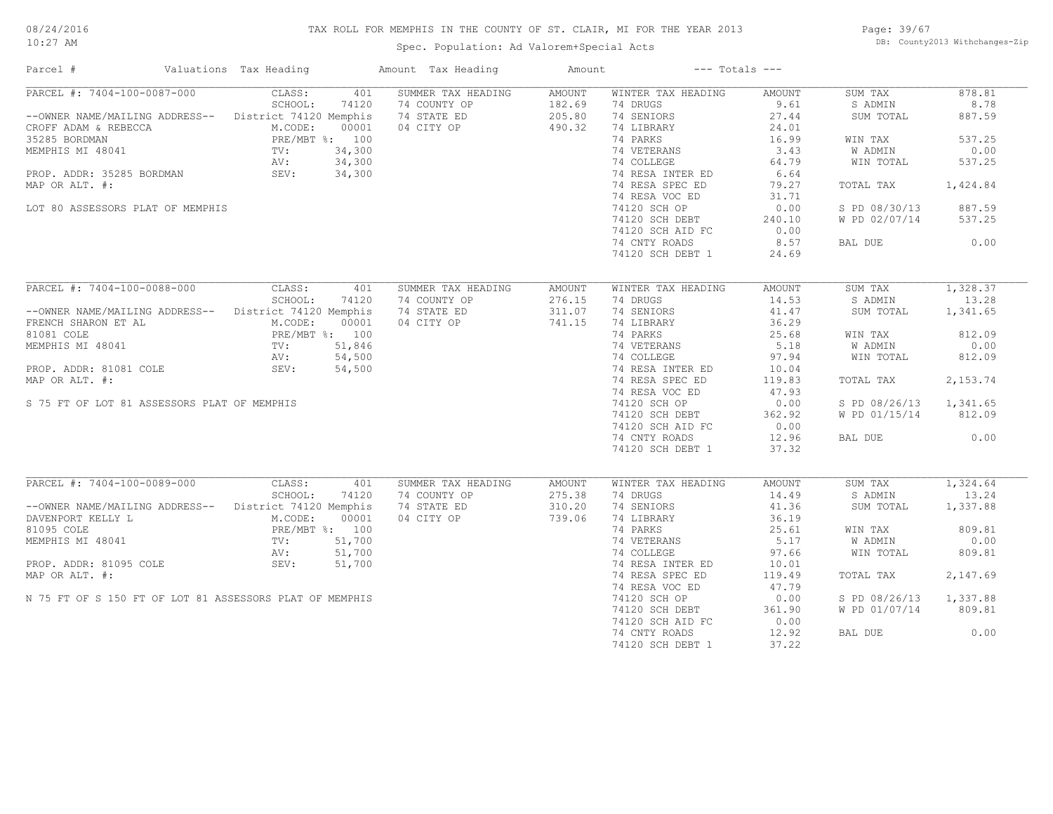# TAX ROLL FOR MEMPHIS IN THE COUNTY OF ST. CLAIR, MI FOR THE YEAR 2013

08/24/2016
10:27 AM

Spec. Population: Ad Valorem+Special Acts

DB: County2013 Withchanges-Zip

| Parcel # | Valuations | Tax Heading | Amount | Tax Heading | Amount | --- Totals --- | |
|---|---|---|---|---|---|---|---|
| PARCEL #: 7404-100-0087-000 | CLASS: 401 | SUMMER TAX HEADING | AMOUNT | WINTER TAX HEADING | AMOUNT | SUM TAX | 878.81 |
| | SCHOOL: 74120 | 74 COUNTY OP | 182.69 | 74 DRUGS | 9.61 | S ADMIN | 8.78 |
| --OWNER NAME/MAILING ADDRESS-- | District 74120 Memphis | 74 STATE ED | 205.80 | 74 SENIORS | 27.44 | SUM TOTAL | 887.59 |
| CROFF ADAM & REBECCA | M.CODE: 00001 | 04 CITY OP | 490.32 | 74 LIBRARY | 24.01 | | |
| 35285 BORDMAN | PRE/MBT %: 100 | | | 74 PARKS | 16.99 | WIN TAX | 537.25 |
| MEMPHIS MI 48041 | TV: 34,300 | | | 74 VETERANS | 3.43 | W ADMIN | 0.00 |
| | AV: 34,300 | | | 74 COLLEGE | 64.79 | WIN TOTAL | 537.25 |
| PROP. ADDR: 35285 BORDMAN | SEV: 34,300 | | | 74 RESA INTER ED | 6.64 | | |
| MAP OR ALT. #: | | | | 74 RESA SPEC ED | 79.27 | TOTAL TAX | 1,424.84 |
| | | | | 74 RESA VOC ED | 31.71 | | |
| LOT 80 ASSESSORS PLAT OF MEMPHIS | | | | 74120 SCH OP | 0.00 | S PD 08/30/13 | 887.59 |
| | | | | 74120 SCH DEBT | 240.10 | W PD 02/07/14 | 537.25 |
| | | | | 74120 SCH AID FC | 0.00 | | |
| | | | | 74 CNTY ROADS | 8.57 | BAL DUE | 0.00 |
| | | | | 74120 SCH DEBT 1 | 24.69 | | |
| PARCEL #: 7404-100-0088-000 | CLASS: 401 | SUMMER TAX HEADING | AMOUNT | WINTER TAX HEADING | AMOUNT | SUM TAX | 1,328.37 |
| | SCHOOL: 74120 | 74 COUNTY OP | 276.15 | 74 DRUGS | 14.53 | S ADMIN | 13.28 |
| --OWNER NAME/MAILING ADDRESS-- | District 74120 Memphis | 74 STATE ED | 311.07 | 74 SENIORS | 41.47 | SUM TOTAL | 1,341.65 |
| FRENCH SHARON ET AL | M.CODE: 00001 | 04 CITY OP | 741.15 | 74 LIBRARY | 36.29 | | |
| 81081 COLE | PRE/MBT %: 100 | | | 74 PARKS | 25.68 | WIN TAX | 812.09 |
| MEMPHIS MI 48041 | TV: 51,846 | | | 74 VETERANS | 5.18 | W ADMIN | 0.00 |
| | AV: 54,500 | | | 74 COLLEGE | 97.94 | WIN TOTAL | 812.09 |
| PROP. ADDR: 81081 COLE | SEV: 54,500 | | | 74 RESA INTER ED | 10.04 | | |
| MAP OR ALT. #: | | | | 74 RESA SPEC ED | 119.83 | TOTAL TAX | 2,153.74 |
| | | | | 74 RESA VOC ED | 47.93 | | |
| S 75 FT OF LOT 81 ASSESSORS PLAT OF MEMPHIS | | | | 74120 SCH OP | 0.00 | S PD 08/26/13 | 1,341.65 |
| | | | | 74120 SCH DEBT | 362.92 | W PD 01/15/14 | 812.09 |
| | | | | 74120 SCH AID FC | 0.00 | | |
| | | | | 74 CNTY ROADS | 12.96 | BAL DUE | 0.00 |
| | | | | 74120 SCH DEBT 1 | 37.32 | | |
| PARCEL #: 7404-100-0089-000 | CLASS: 401 | SUMMER TAX HEADING | AMOUNT | WINTER TAX HEADING | AMOUNT | SUM TAX | 1,324.64 |
| | SCHOOL: 74120 | 74 COUNTY OP | 275.38 | 74 DRUGS | 14.49 | S ADMIN | 13.24 |
| --OWNER NAME/MAILING ADDRESS-- | District 74120 Memphis | 74 STATE ED | 310.20 | 74 SENIORS | 41.36 | SUM TOTAL | 1,337.88 |
| DAVENPORT KELLY L | M.CODE: 00001 | 04 CITY OP | 739.06 | 74 LIBRARY | 36.19 | | |
| 81095 COLE | PRE/MBT %: 100 | | | 74 PARKS | 25.61 | WIN TAX | 809.81 |
| MEMPHIS MI 48041 | TV: 51,700 | | | 74 VETERANS | 5.17 | W ADMIN | 0.00 |
| | AV: 51,700 | | | 74 COLLEGE | 97.66 | WIN TOTAL | 809.81 |
| PROP. ADDR: 81095 COLE | SEV: 51,700 | | | 74 RESA INTER ED | 10.01 | | |
| MAP OR ALT. #: | | | | 74 RESA SPEC ED | 119.49 | TOTAL TAX | 2,147.69 |
| | | | | 74 RESA VOC ED | 47.79 | | |
| N 75 FT OF S 150 FT OF LOT 81 ASSESSORS PLAT OF MEMPHIS | | | | 74120 SCH OP | 0.00 | S PD 08/26/13 | 1,337.88 |
| | | | | 74120 SCH DEBT | 361.90 | W PD 01/07/14 | 809.81 |
| | | | | 74120 SCH AID FC | 0.00 | | |
| | | | | 74 CNTY ROADS | 12.92 | BAL DUE | 0.00 |
| | | | | 74120 SCH DEBT 1 | 37.22 | | |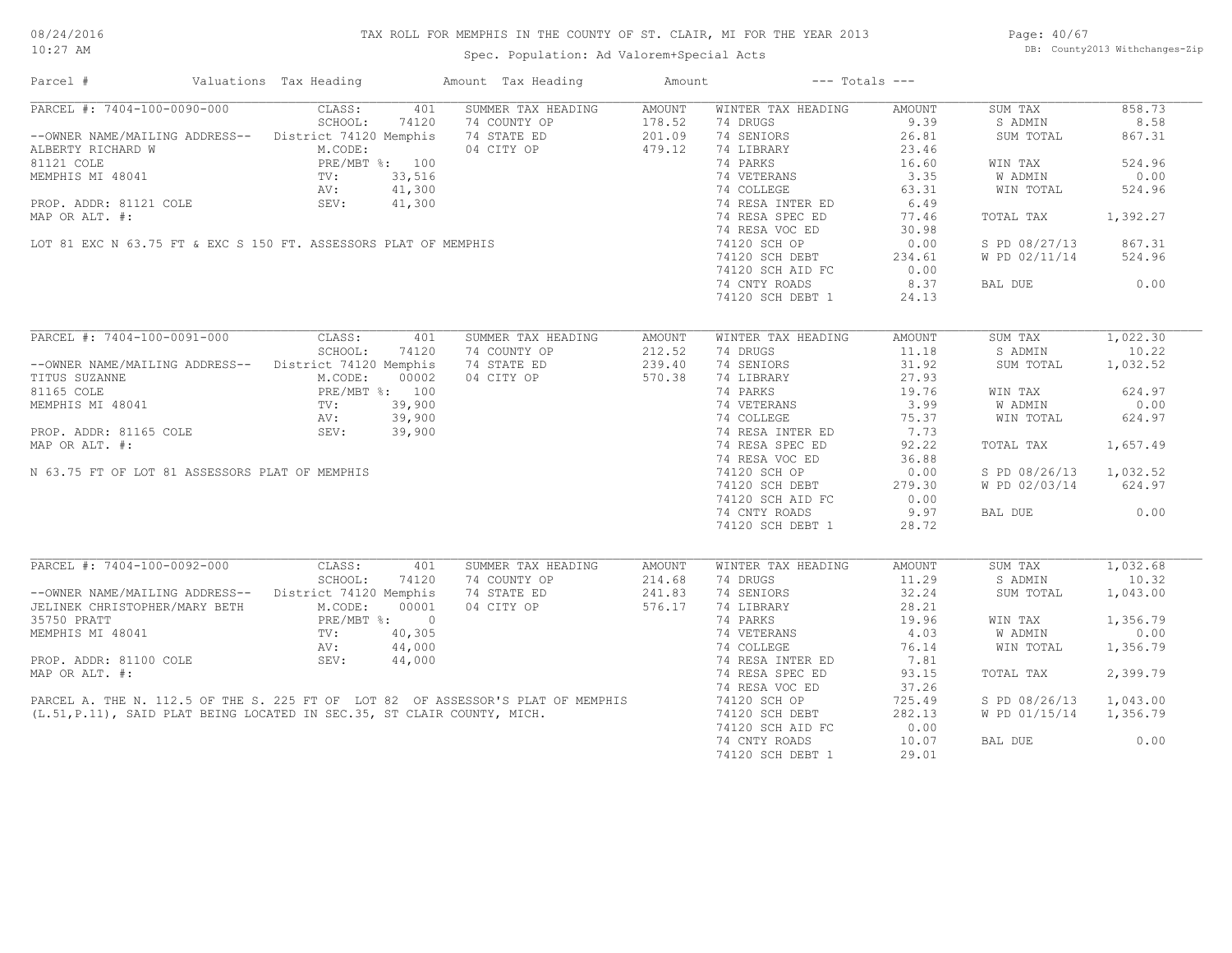TAX ROLL FOR MEMPHIS IN THE COUNTY OF ST. CLAIR, MI FOR THE YEAR 2013

Spec. Population: Ad Valorem+Special Acts

| Parcel # | Valuations | Tax Heading | Amount | Tax Heading | Amount | --- Totals --- | |
|---|---|---|---|---|---|---|---|

## PARCEL #: 7404-100-0090-000

| | | | | | | |
|---|---|---|---|---|---|---|
| CLASS: 401 | SUMMER TAX HEADING | AMOUNT | WINTER TAX HEADING | AMOUNT | SUM TAX | 858.73 |
| SCHOOL: 74120 | 74 COUNTY OP | 178.52 | 74 DRUGS | 9.39 | S ADMIN | 8.58 |
| District 74120 Memphis | 74 STATE ED | 201.09 | 74 SENIORS | 26.81 | SUM TOTAL | 867.31 |
| M.CODE: | 04 CITY OP | 479.12 | 74 LIBRARY | 23.46 | | |
| PRE/MBT %: 100 | | | 74 PARKS | 16.60 | WIN TAX | 524.96 |
| TV: 33,516 | | | 74 VETERANS | 3.35 | W ADMIN | 0.00 |
| AV: 41,300 | | | 74 COLLEGE | 63.31 | WIN TOTAL | 524.96 |
| SEV: 41,300 | | | 74 RESA INTER ED | 6.49 | | |
| | | | 74 RESA SPEC ED | 77.46 | TOTAL TAX | 1,392.27 |
| | | | 74 RESA VOC ED | 30.98 | | |
| | | | 74120 SCH OP | 0.00 | S PD 08/27/13 | 867.31 |
| | | | 74120 SCH DEBT | 234.61 | W PD 02/11/14 | 524.96 |
| | | | 74120 SCH AID FC | 0.00 | | |
| | | | 74 CNTY ROADS | 8.37 | BAL DUE | 0.00 |
| | | | 74120 SCH DEBT 1 | 24.13 | | |

--OWNER NAME/MAILING ADDRESS--
ALBERTY RICHARD W
81121 COLE
MEMPHIS MI 48041

PROP. ADDR: 81121 COLE
MAP OR ALT. #:

LOT 81 EXC N 63.75 FT & EXC S 150 FT. ASSESSORS PLAT OF MEMPHIS

## PARCEL #: 7404-100-0091-000

| | | | | | | |
|---|---|---|---|---|---|---|
| CLASS: 401 | SUMMER TAX HEADING | AMOUNT | WINTER TAX HEADING | AMOUNT | SUM TAX | 1,022.30 |
| SCHOOL: 74120 | 74 COUNTY OP | 212.52 | 74 DRUGS | 11.18 | S ADMIN | 10.22 |
| District 74120 Memphis | 74 STATE ED | 239.40 | 74 SENIORS | 31.92 | SUM TOTAL | 1,032.52 |
| M.CODE: 00002 | 04 CITY OP | 570.38 | 74 LIBRARY | 27.93 | | |
| PRE/MBT %: 100 | | | 74 PARKS | 19.76 | WIN TAX | 624.97 |
| TV: 39,900 | | | 74 VETERANS | 3.99 | W ADMIN | 0.00 |
| AV: 39,900 | | | 74 COLLEGE | 75.37 | WIN TOTAL | 624.97 |
| SEV: 39,900 | | | 74 RESA INTER ED | 7.73 | | |
| | | | 74 RESA SPEC ED | 92.22 | TOTAL TAX | 1,657.49 |
| | | | 74 RESA VOC ED | 36.88 | | |
| | | | 74120 SCH OP | 0.00 | S PD 08/26/13 | 1,032.52 |
| | | | 74120 SCH DEBT | 279.30 | W PD 02/03/14 | 624.97 |
| | | | 74120 SCH AID FC | 0.00 | | |
| | | | 74 CNTY ROADS | 9.97 | BAL DUE | 0.00 |
| | | | 74120 SCH DEBT 1 | 28.72 | | |

--OWNER NAME/MAILING ADDRESS--
TITUS SUZANNE
81165 COLE
MEMPHIS MI 48041

PROP. ADDR: 81165 COLE
MAP OR ALT. #:

N 63.75 FT OF LOT 81 ASSESSORS PLAT OF MEMPHIS

## PARCEL #: 7404-100-0092-000

| | | | | | | |
|---|---|---|---|---|---|---|
| CLASS: 401 | SUMMER TAX HEADING | AMOUNT | WINTER TAX HEADING | AMOUNT | SUM TAX | 1,032.68 |
| SCHOOL: 74120 | 74 COUNTY OP | 214.68 | 74 DRUGS | 11.29 | S ADMIN | 10.32 |
| District 74120 Memphis | 74 STATE ED | 241.83 | 74 SENIORS | 32.24 | SUM TOTAL | 1,043.00 |
| M.CODE: 00001 | 04 CITY OP | 576.17 | 74 LIBRARY | 28.21 | | |
| PRE/MBT %: 0 | | | 74 PARKS | 19.96 | WIN TAX | 1,356.79 |
| TV: 40,305 | | | 74 VETERANS | 4.03 | W ADMIN | 0.00 |
| AV: 44,000 | | | 74 COLLEGE | 76.14 | WIN TOTAL | 1,356.79 |
| SEV: 44,000 | | | 74 RESA INTER ED | 7.81 | | |
| | | | 74 RESA SPEC ED | 93.15 | TOTAL TAX | 2,399.79 |
| | | | 74 RESA VOC ED | 37.26 | | |
| | | | 74120 SCH OP | 725.49 | S PD 08/26/13 | 1,043.00 |
| | | | 74120 SCH DEBT | 282.13 | W PD 01/15/14 | 1,356.79 |
| | | | 74120 SCH AID FC | 0.00 | | |
| | | | 74 CNTY ROADS | 10.07 | BAL DUE | 0.00 |
| | | | 74120 SCH DEBT 1 | 29.01 | | |

--OWNER NAME/MAILING ADDRESS--
JELINEK CHRISTOPHER/MARY BETH
35750 PRATT
MEMPHIS MI 48041

PROP. ADDR: 81100 COLE
MAP OR ALT. #:

PARCEL A. THE N. 112.5 OF THE S. 225 FT OF LOT 82 OF ASSESSOR'S PLAT OF MEMPHIS (L.51,P.11), SAID PLAT BEING LOCATED IN SEC.35, ST CLAIR COUNTY, MICH.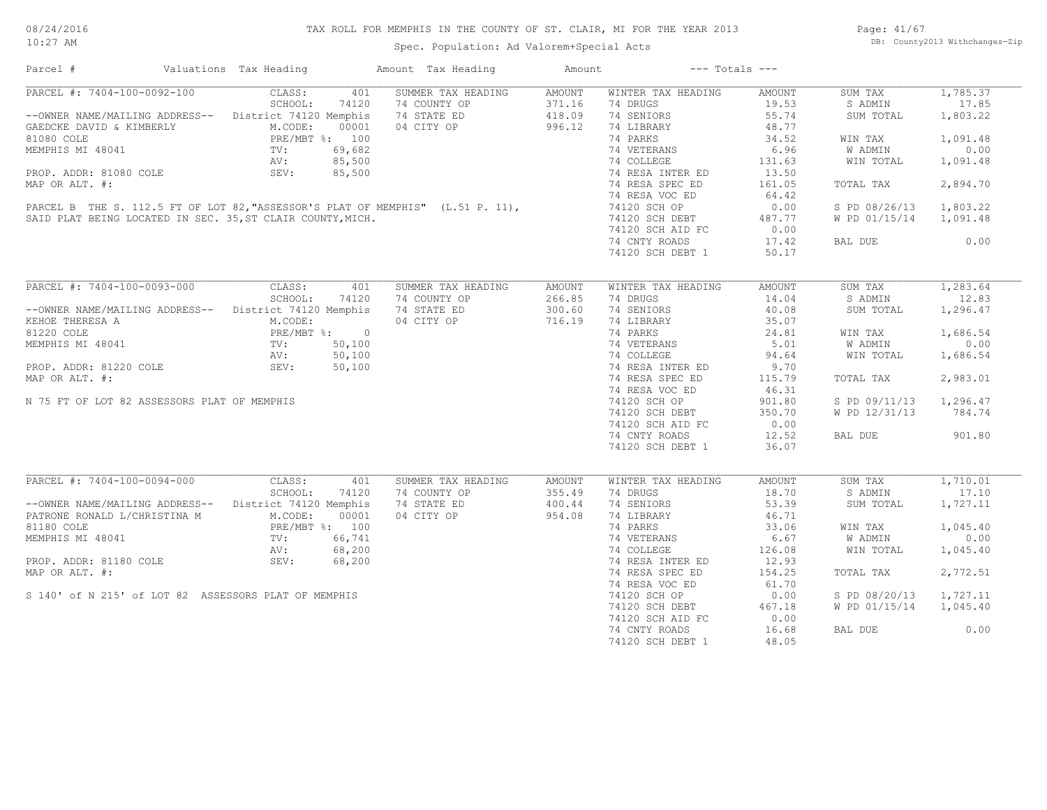# TAX ROLL FOR MEMPHIS IN THE COUNTY OF ST. CLAIR, MI FOR THE YEAR 2013

Spec. Population: Ad Valorem+Special Acts

08/24/2016
10:27 AM

DB: County2013 Withchanges-Zip

| Parcel # | Valuations | Tax Heading | Amount | Tax Heading | Amount | --- Totals --- | |
|---|---|---|---|---|---|---|---|

## PARCEL #: 7404-100-0092-100

| | | | | | | | |
|---|---|---|---|---|---|---|---|
| PARCEL #: 7404-100-0092-100 | CLASS: 401 | SUMMER TAX HEADING | AMOUNT | WINTER TAX HEADING | AMOUNT | SUM TAX | 1,785.37 |
| | SCHOOL: 74120 | 74 COUNTY OP | 371.16 | 74 DRUGS | 19.53 | S ADMIN | 17.85 |
| --OWNER NAME/MAILING ADDRESS-- | District 74120 Memphis | 74 STATE ED | 418.09 | 74 SENIORS | 55.74 | SUM TOTAL | 1,803.22 |
| GAEDCKE DAVID & KIMBERLY | M.CODE: 00001 | 04 CITY OP | 996.12 | 74 LIBRARY | 48.77 | | |
| 81080 COLE | PRE/MBT %: 100 | | | 74 PARKS | 34.52 | WIN TAX | 1,091.48 |
| MEMPHIS MI 48041 | TV: 69,682 | | | 74 VETERANS | 6.96 | W ADMIN | 0.00 |
| | AV: 85,500 | | | 74 COLLEGE | 131.63 | WIN TOTAL | 1,091.48 |
| PROP. ADDR: 81080 COLE | SEV: 85,500 | | | 74 RESA INTER ED | 13.50 | | |
| MAP OR ALT. #: | | | | 74 RESA SPEC ED | 161.05 | TOTAL TAX | 2,894.70 |
| | | | | 74 RESA VOC ED | 64.42 | | |
| | | | | 74120 SCH OP | 0.00 | S PD 08/26/13 | 1,803.22 |
| | | | | 74120 SCH DEBT | 487.77 | W PD 01/15/14 | 1,091.48 |
| | | | | 74120 SCH AID FC | 0.00 | | |
| | | | | 74 CNTY ROADS | 17.42 | BAL DUE | 0.00 |
| | | | | 74120 SCH DEBT 1 | 50.17 | | |

PARCEL B THE S. 112.5 FT OF LOT 82,"ASSESSOR'S PLAT OF MEMPHIS" (L.51 P. 11), SAID PLAT BEING LOCATED IN SEC. 35,ST CLAIR COUNTY,MICH.

## PARCEL #: 7404-100-0093-000

| | | | | | | | |
|---|---|---|---|---|---|---|---|
| PARCEL #: 7404-100-0093-000 | CLASS: 401 | SUMMER TAX HEADING | AMOUNT | WINTER TAX HEADING | AMOUNT | SUM TAX | 1,283.64 |
| | SCHOOL: 74120 | 74 COUNTY OP | 266.85 | 74 DRUGS | 14.04 | S ADMIN | 12.83 |
| --OWNER NAME/MAILING ADDRESS-- | District 74120 Memphis | 74 STATE ED | 300.60 | 74 SENIORS | 40.08 | SUM TOTAL | 1,296.47 |
| KEHOE THERESA A | M.CODE: | 04 CITY OP | 716.19 | 74 LIBRARY | 35.07 | | |
| 81220 COLE | PRE/MBT %: 0 | | | 74 PARKS | 24.81 | WIN TAX | 1,686.54 |
| MEMPHIS MI 48041 | TV: 50,100 | | | 74 VETERANS | 5.01 | W ADMIN | 0.00 |
| | AV: 50,100 | | | 74 COLLEGE | 94.64 | WIN TOTAL | 1,686.54 |
| PROP. ADDR: 81220 COLE | SEV: 50,100 | | | 74 RESA INTER ED | 9.70 | | |
| MAP OR ALT. #: | | | | 74 RESA SPEC ED | 115.79 | TOTAL TAX | 2,983.01 |
| | | | | 74 RESA VOC ED | 46.31 | | |
| | | | | 74120 SCH OP | 901.80 | S PD 09/11/13 | 1,296.47 |
| | | | | 74120 SCH DEBT | 350.70 | W PD 12/31/13 | 784.74 |
| | | | | 74120 SCH AID FC | 0.00 | | |
| | | | | 74 CNTY ROADS | 12.52 | BAL DUE | 901.80 |
| | | | | 74120 SCH DEBT 1 | 36.07 | | |

N 75 FT OF LOT 82 ASSESSORS PLAT OF MEMPHIS

## PARCEL #: 7404-100-0094-000

| | | | | | | | |
|---|---|---|---|---|---|---|---|
| PARCEL #: 7404-100-0094-000 | CLASS: 401 | SUMMER TAX HEADING | AMOUNT | WINTER TAX HEADING | AMOUNT | SUM TAX | 1,710.01 |
| | SCHOOL: 74120 | 74 COUNTY OP | 355.49 | 74 DRUGS | 18.70 | S ADMIN | 17.10 |
| --OWNER NAME/MAILING ADDRESS-- | District 74120 Memphis | 74 STATE ED | 400.44 | 74 SENIORS | 53.39 | SUM TOTAL | 1,727.11 |
| PATRONE RONALD L/CHRISTINA M | M.CODE: 00001 | 04 CITY OP | 954.08 | 74 LIBRARY | 46.71 | | |
| 81180 COLE | PRE/MBT %: 100 | | | 74 PARKS | 33.06 | WIN TAX | 1,045.40 |
| MEMPHIS MI 48041 | TV: 66,741 | | | 74 VETERANS | 6.67 | W ADMIN | 0.00 |
| | AV: 68,200 | | | 74 COLLEGE | 126.08 | WIN TOTAL | 1,045.40 |
| PROP. ADDR: 81180 COLE | SEV: 68,200 | | | 74 RESA INTER ED | 12.93 | | |
| MAP OR ALT. #: | | | | 74 RESA SPEC ED | 154.25 | TOTAL TAX | 2,772.51 |
| | | | | 74 RESA VOC ED | 61.70 | | |
| | | | | 74120 SCH OP | 0.00 | S PD 08/20/13 | 1,727.11 |
| | | | | 74120 SCH DEBT | 467.18 | W PD 01/15/14 | 1,045.40 |
| | | | | 74120 SCH AID FC | 0.00 | | |
| | | | | 74 CNTY ROADS | 16.68 | BAL DUE | 0.00 |
| | | | | 74120 SCH DEBT 1 | 48.05 | | |

S 140' of N 215' of LOT 82 ASSESSORS PLAT OF MEMPHIS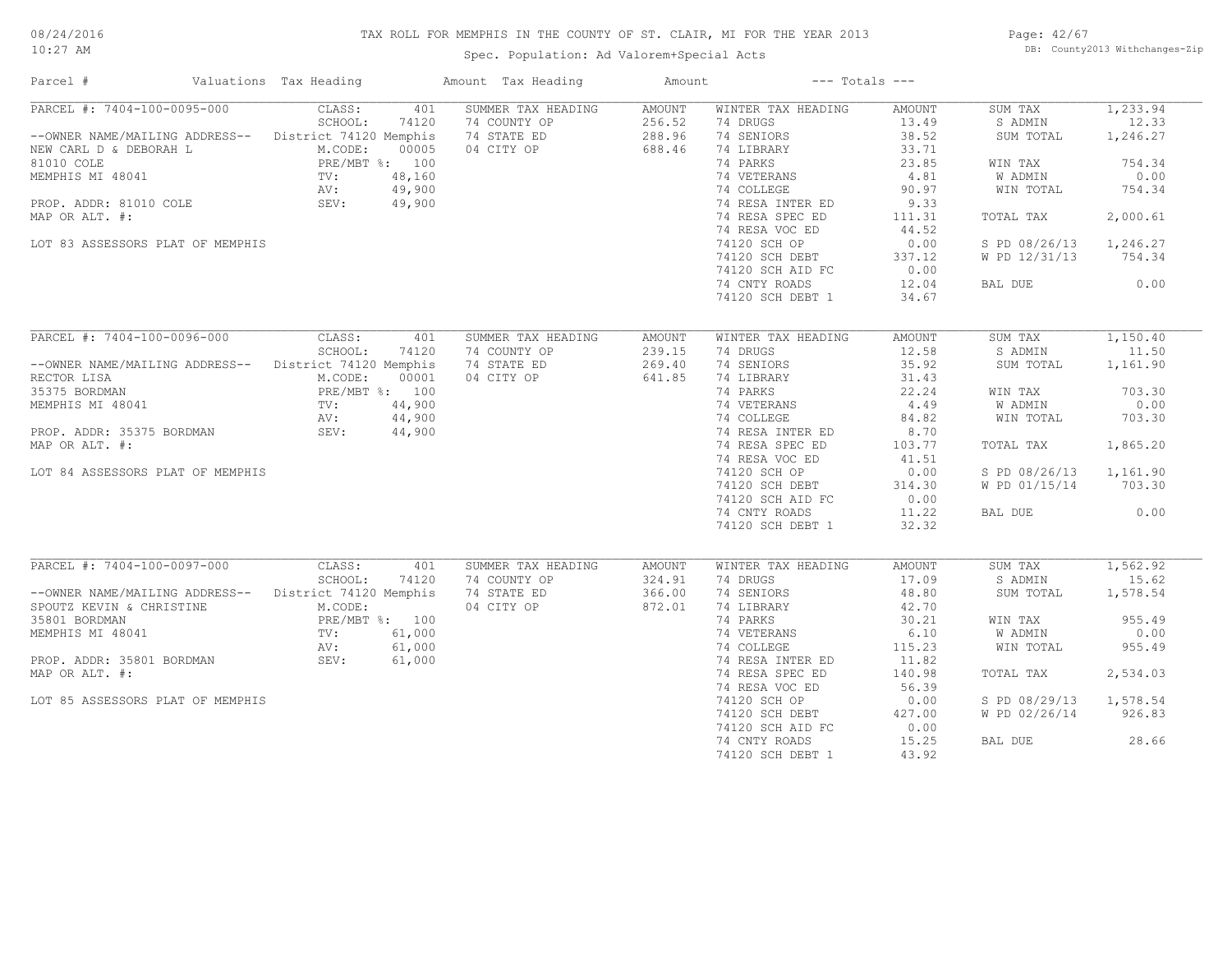# TAX ROLL FOR MEMPHIS IN THE COUNTY OF ST. CLAIR, MI FOR THE YEAR 2013

Spec. Population: Ad Valorem+Special Acts

08/24/2016
10:27 AM

DB: County2013 Withchanges-Zip

| Parcel # | Valuations | Tax Heading | Amount | Tax Heading | Amount | --- Totals --- | |
|---|---|---|---|---|---|---|---|
| PARCEL #: 7404-100-0095-000 | CLASS: 401 | SUMMER TAX HEADING | AMOUNT | WINTER TAX HEADING | AMOUNT | SUM TAX | 1,233.94 |
| | SCHOOL: 74120 | 74 COUNTY OP | 256.52 | 74 DRUGS | 13.49 | S ADMIN | 12.33 |
| --OWNER NAME/MAILING ADDRESS-- | District 74120 Memphis | 74 STATE ED | 288.96 | 74 SENIORS | 38.52 | SUM TOTAL | 1,246.27 |
| NEW CARL D & DEBORAH L | M.CODE: 00005 | 04 CITY OP | 688.46 | 74 LIBRARY | 33.71 | | |
| 81010 COLE | PRE/MBT %: 100 | | | 74 PARKS | 23.85 | WIN TAX | 754.34 |
| MEMPHIS MI 48041 | TV: 48,160 | | | 74 VETERANS | 4.81 | W ADMIN | 0.00 |
| | AV: 49,900 | | | 74 COLLEGE | 90.97 | WIN TOTAL | 754.34 |
| PROP. ADDR: 81010 COLE | SEV: 49,900 | | | 74 RESA INTER ED | 9.33 | | |
| MAP OR ALT. #: | | | | 74 RESA SPEC ED | 111.31 | TOTAL TAX | 2,000.61 |
| | | | | 74 RESA VOC ED | 44.52 | | |
| LOT 83 ASSESSORS PLAT OF MEMPHIS | | | | 74120 SCH OP | 0.00 | S PD 08/26/13 | 1,246.27 |
| | | | | 74120 SCH DEBT | 337.12 | W PD 12/31/13 | 754.34 |
| | | | | 74120 SCH AID FC | 0.00 | | |
| | | | | 74 CNTY ROADS | 12.04 | BAL DUE | 0.00 |
| | | | | 74120 SCH DEBT 1 | 34.67 | | |
| PARCEL #: 7404-100-0096-000 | CLASS: 401 | SUMMER TAX HEADING | AMOUNT | WINTER TAX HEADING | AMOUNT | SUM TAX | 1,150.40 |
| | SCHOOL: 74120 | 74 COUNTY OP | 239.15 | 74 DRUGS | 12.58 | S ADMIN | 11.50 |
| --OWNER NAME/MAILING ADDRESS-- | District 74120 Memphis | 74 STATE ED | 269.40 | 74 SENIORS | 35.92 | SUM TOTAL | 1,161.90 |
| RECTOR LISA | M.CODE: 00001 | 04 CITY OP | 641.85 | 74 LIBRARY | 31.43 | | |
| 35375 BORDMAN | PRE/MBT %: 100 | | | 74 PARKS | 22.24 | WIN TAX | 703.30 |
| MEMPHIS MI 48041 | TV: 44,900 | | | 74 VETERANS | 4.49 | W ADMIN | 0.00 |
| | AV: 44,900 | | | 74 COLLEGE | 84.82 | WIN TOTAL | 703.30 |
| PROP. ADDR: 35375 BORDMAN | SEV: 44,900 | | | 74 RESA INTER ED | 8.70 | | |
| MAP OR ALT. #: | | | | 74 RESA SPEC ED | 103.77 | TOTAL TAX | 1,865.20 |
| | | | | 74 RESA VOC ED | 41.51 | | |
| LOT 84 ASSESSORS PLAT OF MEMPHIS | | | | 74120 SCH OP | 0.00 | S PD 08/26/13 | 1,161.90 |
| | | | | 74120 SCH DEBT | 314.30 | W PD 01/15/14 | 703.30 |
| | | | | 74120 SCH AID FC | 0.00 | | |
| | | | | 74 CNTY ROADS | 11.22 | BAL DUE | 0.00 |
| | | | | 74120 SCH DEBT 1 | 32.32 | | |
| PARCEL #: 7404-100-0097-000 | CLASS: 401 | SUMMER TAX HEADING | AMOUNT | WINTER TAX HEADING | AMOUNT | SUM TAX | 1,562.92 |
| | SCHOOL: 74120 | 74 COUNTY OP | 324.91 | 74 DRUGS | 17.09 | S ADMIN | 15.62 |
| --OWNER NAME/MAILING ADDRESS-- | District 74120 Memphis | 74 STATE ED | 366.00 | 74 SENIORS | 48.80 | SUM TOTAL | 1,578.54 |
| SPOUTZ KEVIN & CHRISTINE | M.CODE: | 04 CITY OP | 872.01 | 74 LIBRARY | 42.70 | | |
| 35801 BORDMAN | PRE/MBT %: 100 | | | 74 PARKS | 30.21 | WIN TAX | 955.49 |
| MEMPHIS MI 48041 | TV: 61,000 | | | 74 VETERANS | 6.10 | W ADMIN | 0.00 |
| | AV: 61,000 | | | 74 COLLEGE | 115.23 | WIN TOTAL | 955.49 |
| PROP. ADDR: 35801 BORDMAN | SEV: 61,000 | | | 74 RESA INTER ED | 11.82 | | |
| MAP OR ALT. #: | | | | 74 RESA SPEC ED | 140.98 | TOTAL TAX | 2,534.03 |
| | | | | 74 RESA VOC ED | 56.39 | | |
| LOT 85 ASSESSORS PLAT OF MEMPHIS | | | | 74120 SCH OP | 0.00 | S PD 08/29/13 | 1,578.54 |
| | | | | 74120 SCH DEBT | 427.00 | W PD 02/26/14 | 926.83 |
| | | | | 74120 SCH AID FC | 0.00 | | |
| | | | | 74 CNTY ROADS | 15.25 | BAL DUE | 28.66 |
| | | | | 74120 SCH DEBT 1 | 43.92 | | |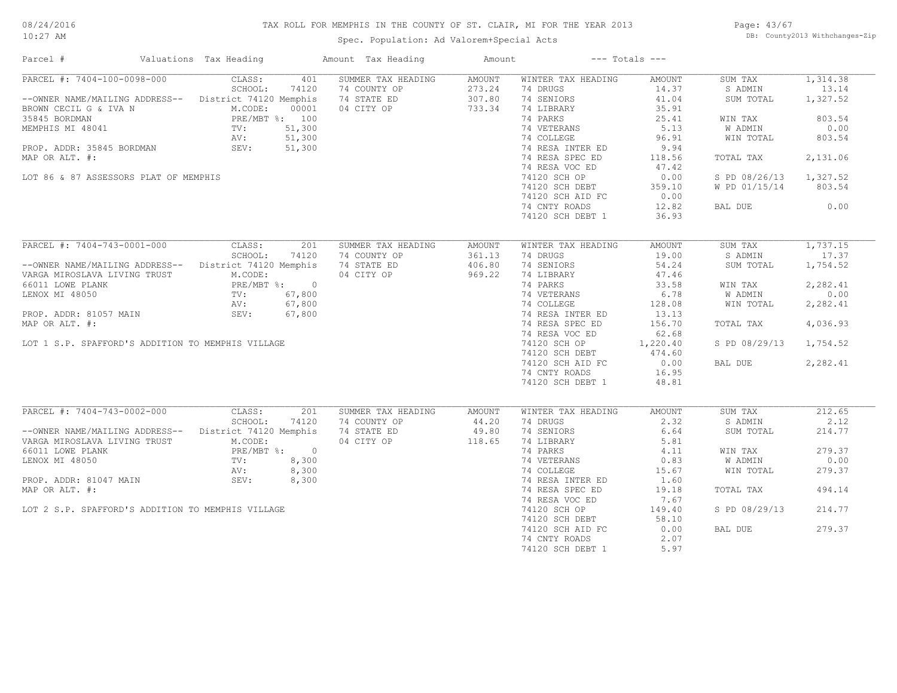# TAX ROLL FOR MEMPHIS IN THE COUNTY OF ST. CLAIR, MI FOR THE YEAR 2013

Spec. Population: Ad Valorem+Special Acts

08/24/2016
10:27 AM

DB: County2013 Withchanges-Zip

| Parcel # | Valuations | Tax Heading | Amount | Tax Heading | Amount | --- Totals --- | |
|---|---|---|---|---|---|---|---|

## PARCEL #: 7404-100-0098-000

| | | | | | | | |
|---|---|---|---|---|---|---|---|
| CLASS: | 401 | SUMMER TAX HEADING | AMOUNT | WINTER TAX HEADING | AMOUNT | SUM TAX | 1,314.38 |
| SCHOOL: | 74120 | 74 COUNTY OP | 273.24 | 74 DRUGS | 14.37 | S ADMIN | 13.14 |
| District 74120 Memphis | | 74 STATE ED | 307.80 | 74 SENIORS | 41.04 | SUM TOTAL | 1,327.52 |
| M.CODE: | 00001 | 04 CITY OP | 733.34 | 74 LIBRARY | 35.91 | | |
| PRE/MBT %: | 100 | | | 74 PARKS | 25.41 | WIN TAX | 803.54 |
| TV: | 51,300 | | | 74 VETERANS | 5.13 | W ADMIN | 0.00 |
| AV: | 51,300 | | | 74 COLLEGE | 96.91 | WIN TOTAL | 803.54 |
| SEV: | 51,300 | | | 74 RESA INTER ED | 9.94 | | |
| | | | | 74 RESA SPEC ED | 118.56 | TOTAL TAX | 2,131.06 |
| | | | | 74 RESA VOC ED | 47.42 | | |
| | | | | 74120 SCH OP | 0.00 | S PD 08/26/13 | 1,327.52 |
| | | | | 74120 SCH DEBT | 359.10 | W PD 01/15/14 | 803.54 |
| | | | | 74120 SCH AID FC | 0.00 | | |
| | | | | 74 CNTY ROADS | 12.82 | BAL DUE | 0.00 |
| | | | | 74120 SCH DEBT 1 | 36.93 | | |

--OWNER NAME/MAILING ADDRESS--
BROWN CECIL G & IVA N
35845 BORDMAN
MEMPHIS MI 48041

PROP. ADDR: 35845 BORDMAN
MAP OR ALT. #:

LOT 86 & 87 ASSESSORS PLAT OF MEMPHIS

## PARCEL #: 7404-743-0001-000

| | | | | | | | |
|---|---|---|---|---|---|---|---|
| CLASS: | 201 | SUMMER TAX HEADING | AMOUNT | WINTER TAX HEADING | AMOUNT | SUM TAX | 1,737.15 |
| SCHOOL: | 74120 | 74 COUNTY OP | 361.13 | 74 DRUGS | 19.00 | S ADMIN | 17.37 |
| District 74120 Memphis | | 74 STATE ED | 406.80 | 74 SENIORS | 54.24 | SUM TOTAL | 1,754.52 |
| M.CODE: | | 04 CITY OP | 969.22 | 74 LIBRARY | 47.46 | | |
| PRE/MBT %: | 0 | | | 74 PARKS | 33.58 | WIN TAX | 2,282.41 |
| TV: | 67,800 | | | 74 VETERANS | 6.78 | W ADMIN | 0.00 |
| AV: | 67,800 | | | 74 COLLEGE | 128.08 | WIN TOTAL | 2,282.41 |
| SEV: | 67,800 | | | 74 RESA INTER ED | 13.13 | | |
| | | | | 74 RESA SPEC ED | 156.70 | TOTAL TAX | 4,036.93 |
| | | | | 74 RESA VOC ED | 62.68 | | |
| | | | | 74120 SCH OP | 1,220.40 | S PD 08/29/13 | 1,754.52 |
| | | | | 74120 SCH DEBT | 474.60 | | |
| | | | | 74120 SCH AID FC | 0.00 | BAL DUE | 2,282.41 |
| | | | | 74 CNTY ROADS | 16.95 | | |
| | | | | 74120 SCH DEBT 1 | 48.81 | | |

--OWNER NAME/MAILING ADDRESS--
VARGA MIROSLAVA LIVING TRUST
66011 LOWE PLANK
LENOX MI 48050

PROP. ADDR: 81057 MAIN
MAP OR ALT. #:

LOT 1 S.P. SPAFFORD'S ADDITION TO MEMPHIS VILLAGE

## PARCEL #: 7404-743-0002-000

| | | | | | | | |
|---|---|---|---|---|---|---|---|
| CLASS: | 201 | SUMMER TAX HEADING | AMOUNT | WINTER TAX HEADING | AMOUNT | SUM TAX | 212.65 |
| SCHOOL: | 74120 | 74 COUNTY OP | 44.20 | 74 DRUGS | 2.32 | S ADMIN | 2.12 |
| District 74120 Memphis | | 74 STATE ED | 49.80 | 74 SENIORS | 6.64 | SUM TOTAL | 214.77 |
| M.CODE: | | 04 CITY OP | 118.65 | 74 LIBRARY | 5.81 | | |
| PRE/MBT %: | 0 | | | 74 PARKS | 4.11 | WIN TAX | 279.37 |
| TV: | 8,300 | | | 74 VETERANS | 0.83 | W ADMIN | 0.00 |
| AV: | 8,300 | | | 74 COLLEGE | 15.67 | WIN TOTAL | 279.37 |
| SEV: | 8,300 | | | 74 RESA INTER ED | 1.60 | | |
| | | | | 74 RESA SPEC ED | 19.18 | TOTAL TAX | 494.14 |
| | | | | 74 RESA VOC ED | 7.67 | | |
| | | | | 74120 SCH OP | 149.40 | S PD 08/29/13 | 214.77 |
| | | | | 74120 SCH DEBT | 58.10 | | |
| | | | | 74120 SCH AID FC | 0.00 | BAL DUE | 279.37 |
| | | | | 74 CNTY ROADS | 2.07 | | |
| | | | | 74120 SCH DEBT 1 | 5.97 | | |

--OWNER NAME/MAILING ADDRESS--
VARGA MIROSLAVA LIVING TRUST
66011 LOWE PLANK
LENOX MI 48050

PROP. ADDR: 81047 MAIN
MAP OR ALT. #:

LOT 2 S.P. SPAFFORD'S ADDITION TO MEMPHIS VILLAGE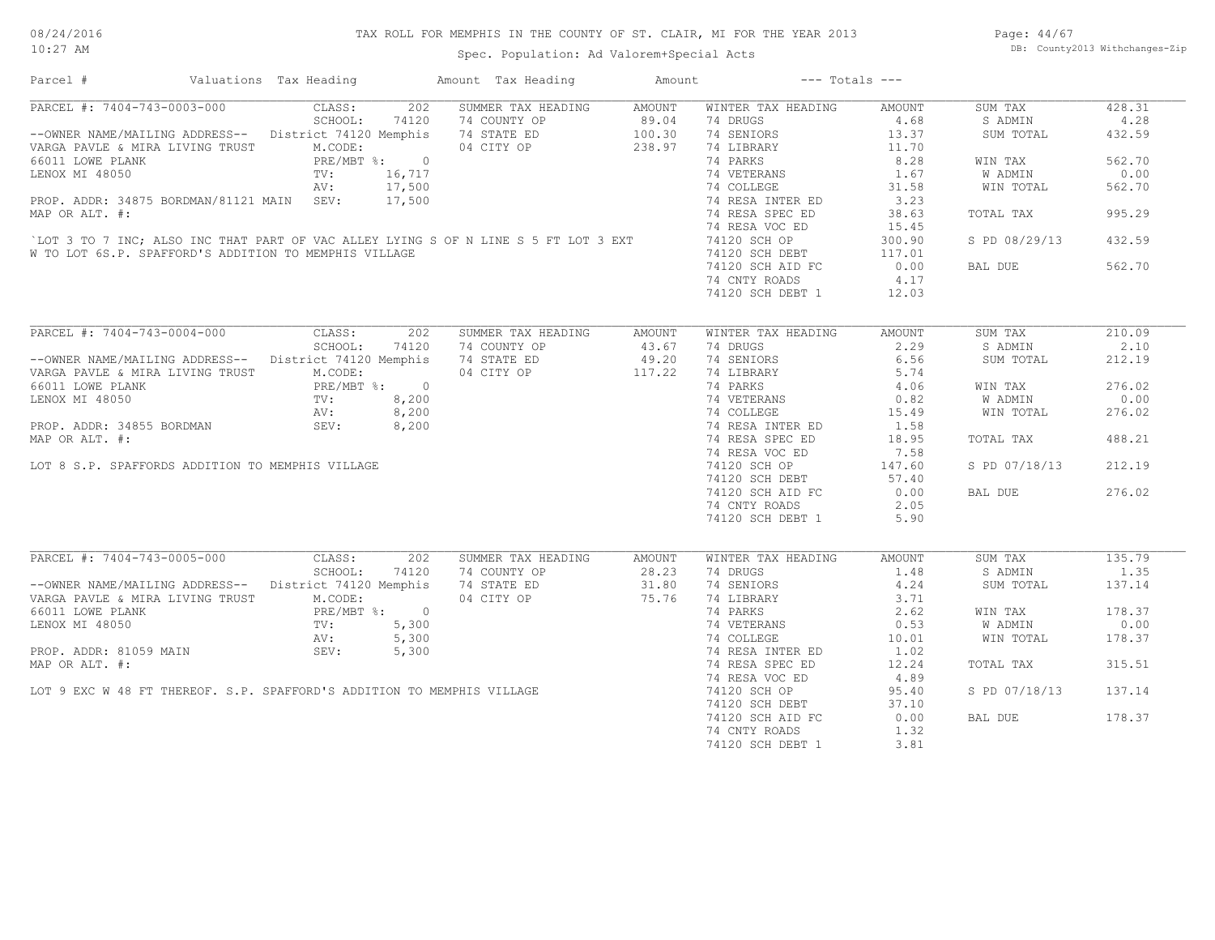TAX ROLL FOR MEMPHIS IN THE COUNTY OF ST. CLAIR, MI FOR THE YEAR 2013

Spec. Population: Ad Valorem+Special Acts

| Parcel # | Valuations | Tax Heading | Amount | Tax Heading | Amount | --- Totals --- | |
|---|---|---|---|---|---|---|---|
| PARCEL #: 7404-743-0003-000 | CLASS: 202 | SUMMER TAX HEADING | AMOUNT | WINTER TAX HEADING | AMOUNT | SUM TAX | 428.31 |
| | SCHOOL: 74120 | 74 COUNTY OP | 89.04 | 74 DRUGS | 4.68 | S ADMIN | 4.28 |
| --OWNER NAME/MAILING ADDRESS-- | District 74120 Memphis | 74 STATE ED | 100.30 | 74 SENIORS | 13.37 | SUM TOTAL | 432.59 |
| VARGA PAVLE & MIRA LIVING TRUST | M.CODE: | 04 CITY OP | 238.97 | 74 LIBRARY | 11.70 | | |
| 66011 LOWE PLANK | PRE/MBT %: 0 | | | 74 PARKS | 8.28 | WIN TAX | 562.70 |
| LENOX MI 48050 | TV: 16,717 | | | 74 VETERANS | 1.67 | W ADMIN | 0.00 |
| | AV: 17,500 | | | 74 COLLEGE | 31.58 | WIN TOTAL | 562.70 |
| PROP. ADDR: 34875 BORDMAN/81121 MAIN | SEV: 17,500 | | | 74 RESA INTER ED | 3.23 | | |
| MAP OR ALT. #: | | | | 74 RESA SPEC ED | 38.63 | TOTAL TAX | 995.29 |
| | | | | 74 RESA VOC ED | 15.45 | | |
| `LOT 3 TO 7 INC; ALSO INC THAT PART OF VAC ALLEY LYING S OF N LINE S 5 FT LOT 3 EXT W TO LOT 6S.P. SPAFFORD'S ADDITION TO MEMPHIS VILLAGE | | | | 74120 SCH OP | 300.90 | S PD 08/29/13 | 432.59 |
| | | | | 74120 SCH DEBT | 117.01 | | |
| | | | | 74120 SCH AID FC | 0.00 | BAL DUE | 562.70 |
| | | | | 74 CNTY ROADS | 4.17 | | |
| | | | | 74120 SCH DEBT 1 | 12.03 | | |

| Parcel # | Valuations | Tax Heading | Amount | Tax Heading | Amount | --- Totals --- | |
|---|---|---|---|---|---|---|---|
| PARCEL #: 7404-743-0004-000 | CLASS: 202 | SUMMER TAX HEADING | AMOUNT | WINTER TAX HEADING | AMOUNT | SUM TAX | 210.09 |
| | SCHOOL: 74120 | 74 COUNTY OP | 43.67 | 74 DRUGS | 2.29 | S ADMIN | 2.10 |
| --OWNER NAME/MAILING ADDRESS-- | District 74120 Memphis | 74 STATE ED | 49.20 | 74 SENIORS | 6.56 | SUM TOTAL | 212.19 |
| VARGA PAVLE & MIRA LIVING TRUST | M.CODE: | 04 CITY OP | 117.22 | 74 LIBRARY | 5.74 | | |
| 66011 LOWE PLANK | PRE/MBT %: 0 | | | 74 PARKS | 4.06 | WIN TAX | 276.02 |
| LENOX MI 48050 | TV: 8,200 | | | 74 VETERANS | 0.82 | W ADMIN | 0.00 |
| | AV: 8,200 | | | 74 COLLEGE | 15.49 | WIN TOTAL | 276.02 |
| PROP. ADDR: 34855 BORDMAN | SEV: 8,200 | | | 74 RESA INTER ED | 1.58 | | |
| MAP OR ALT. #: | | | | 74 RESA SPEC ED | 18.95 | TOTAL TAX | 488.21 |
| | | | | 74 RESA VOC ED | 7.58 | | |
| LOT 8 S.P. SPAFFORDS ADDITION TO MEMPHIS VILLAGE | | | | 74120 SCH OP | 147.60 | S PD 07/18/13 | 212.19 |
| | | | | 74120 SCH DEBT | 57.40 | | |
| | | | | 74120 SCH AID FC | 0.00 | BAL DUE | 276.02 |
| | | | | 74 CNTY ROADS | 2.05 | | |
| | | | | 74120 SCH DEBT 1 | 5.90 | | |

| Parcel # | Valuations | Tax Heading | Amount | Tax Heading | Amount | --- Totals --- | |
|---|---|---|---|---|---|---|---|
| PARCEL #: 7404-743-0005-000 | CLASS: 202 | SUMMER TAX HEADING | AMOUNT | WINTER TAX HEADING | AMOUNT | SUM TAX | 135.79 |
| | SCHOOL: 74120 | 74 COUNTY OP | 28.23 | 74 DRUGS | 1.48 | S ADMIN | 1.35 |
| --OWNER NAME/MAILING ADDRESS-- | District 74120 Memphis | 74 STATE ED | 31.80 | 74 SENIORS | 4.24 | SUM TOTAL | 137.14 |
| VARGA PAVLE & MIRA LIVING TRUST | M.CODE: | 04 CITY OP | 75.76 | 74 LIBRARY | 3.71 | | |
| 66011 LOWE PLANK | PRE/MBT %: 0 | | | 74 PARKS | 2.62 | WIN TAX | 178.37 |
| LENOX MI 48050 | TV: 5,300 | | | 74 VETERANS | 0.53 | W ADMIN | 0.00 |
| | AV: 5,300 | | | 74 COLLEGE | 10.01 | WIN TOTAL | 178.37 |
| PROP. ADDR: 81059 MAIN | SEV: 5,300 | | | 74 RESA INTER ED | 1.02 | | |
| MAP OR ALT. #: | | | | 74 RESA SPEC ED | 12.24 | TOTAL TAX | 315.51 |
| | | | | 74 RESA VOC ED | 4.89 | | |
| LOT 9 EXC W 48 FT THEREOF. S.P. SPAFFORD'S ADDITION TO MEMPHIS VILLAGE | | | | 74120 SCH OP | 95.40 | S PD 07/18/13 | 137.14 |
| | | | | 74120 SCH DEBT | 37.10 | | |
| | | | | 74120 SCH AID FC | 0.00 | BAL DUE | 178.37 |
| | | | | 74 CNTY ROADS | 1.32 | | |
| | | | | 74120 SCH DEBT 1 | 3.81 | | |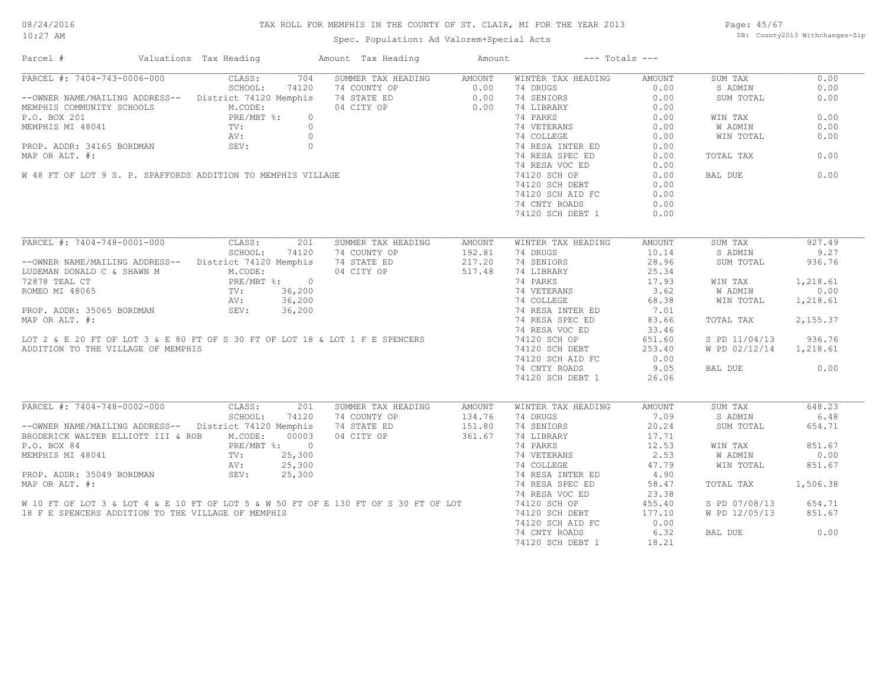# TAX ROLL FOR MEMPHIS IN THE COUNTY OF ST. CLAIR, MI FOR THE YEAR 2013

Spec. Population: Ad Valorem+Special Acts

| Parcel # | Valuations | Tax Heading | Amount | Tax Heading | Amount | --- Totals --- | |
|---|---|---|---|---|---|---|---|

## PARCEL #: 7404-743-0006-000

| Field | Value | Summer Tax Heading | Amount | Winter Tax Heading | Amount | Totals | |
|---|---|---|---|---|---|---|---|
| CLASS: | 704 | SUMMER TAX HEADING | AMOUNT | WINTER TAX HEADING | AMOUNT | SUM TAX | 0.00 |
| SCHOOL: | 74120 | 74 COUNTY OP | 0.00 | 74 DRUGS | 0.00 | S ADMIN | 0.00 |
| District 74120 Memphis | | 74 STATE ED | 0.00 | 74 SENIORS | 0.00 | SUM TOTAL | 0.00 |
| M.CODE: | | 04 CITY OP | 0.00 | 74 LIBRARY | 0.00 | | |
| PRE/MBT %: | 0 | | | 74 PARKS | 0.00 | WIN TAX | 0.00 |
| TV: | 0 | | | 74 VETERANS | 0.00 | W ADMIN | 0.00 |
| AV: | 0 | | | 74 COLLEGE | 0.00 | WIN TOTAL | 0.00 |
| SEV: | 0 | | | 74 RESA INTER ED | 0.00 | | |
| | | | | 74 RESA SPEC ED | 0.00 | TOTAL TAX | 0.00 |
| | | | | 74 RESA VOC ED | 0.00 | | |
| | | | | 74120 SCH OP | 0.00 | BAL DUE | 0.00 |
| | | | | 74120 SCH DEBT | 0.00 | | |
| | | | | 74120 SCH AID FC | 0.00 | | |
| | | | | 74 CNTY ROADS | 0.00 | | |
| | | | | 74120 SCH DEBT 1 | 0.00 | | |

--OWNER NAME/MAILING ADDRESS--
MEMPHIS COMMUNITY SCHOOLS
P.O. BOX 201
MEMPHIS MI 48041

PROP. ADDR: 34165 BORDMAN
MAP OR ALT. #:

W 48 FT OF LOT 9 S. P. SPAFFORDS ADDITION TO MEMPHIS VILLAGE

## PARCEL #: 7404-748-0001-000

| Field | Value | Summer Tax Heading | Amount | Winter Tax Heading | Amount | Totals | |
|---|---|---|---|---|---|---|---|
| CLASS: | 201 | SUMMER TAX HEADING | AMOUNT | WINTER TAX HEADING | AMOUNT | SUM TAX | 927.49 |
| SCHOOL: | 74120 | 74 COUNTY OP | 192.81 | 74 DRUGS | 10.14 | S ADMIN | 9.27 |
| District 74120 Memphis | | 74 STATE ED | 217.20 | 74 SENIORS | 28.96 | SUM TOTAL | 936.76 |
| M.CODE: | | 04 CITY OP | 517.48 | 74 LIBRARY | 25.34 | | |
| PRE/MBT %: | 0 | | | 74 PARKS | 17.93 | WIN TAX | 1,218.61 |
| TV: | 36,200 | | | 74 VETERANS | 3.62 | W ADMIN | 0.00 |
| AV: | 36,200 | | | 74 COLLEGE | 68.38 | WIN TOTAL | 1,218.61 |
| SEV: | 36,200 | | | 74 RESA INTER ED | 7.01 | | |
| | | | | 74 RESA SPEC ED | 83.66 | TOTAL TAX | 2,155.37 |
| | | | | 74 RESA VOC ED | 33.46 | | |
| | | | | 74120 SCH OP | 651.60 | S PD 11/04/13 | 936.76 |
| | | | | 74120 SCH DEBT | 253.40 | W PD 02/12/14 | 1,218.61 |
| | | | | 74120 SCH AID FC | 0.00 | | |
| | | | | 74 CNTY ROADS | 9.05 | BAL DUE | 0.00 |
| | | | | 74120 SCH DEBT 1 | 26.06 | | |

--OWNER NAME/MAILING ADDRESS--
LUDEMAN DONALD C & SHAWN M
72878 TEAL CT
ROMEO MI 48065

PROP. ADDR: 35065 BORDMAN
MAP OR ALT. #:

LOT 2 & E 20 FT OF LOT 3 & E 80 FT OF S 30 FT OF LOT 18 & LOT 1 F E SPENCERS ADDITION TO THE VILLAGE OF MEMPHIS

## PARCEL #: 7404-748-0002-000

| Field | Value | Summer Tax Heading | Amount | Winter Tax Heading | Amount | Totals | |
|---|---|---|---|---|---|---|---|
| CLASS: | 201 | SUMMER TAX HEADING | AMOUNT | WINTER TAX HEADING | AMOUNT | SUM TAX | 648.23 |
| SCHOOL: | 74120 | 74 COUNTY OP | 134.76 | 74 DRUGS | 7.09 | S ADMIN | 6.48 |
| District 74120 Memphis | | 74 STATE ED | 151.80 | 74 SENIORS | 20.24 | SUM TOTAL | 654.71 |
| M.CODE: | 00003 | 04 CITY OP | 361.67 | 74 LIBRARY | 17.71 | | |
| PRE/MBT %: | 0 | | | 74 PARKS | 12.53 | WIN TAX | 851.67 |
| TV: | 25,300 | | | 74 VETERANS | 2.53 | W ADMIN | 0.00 |
| AV: | 25,300 | | | 74 COLLEGE | 47.79 | WIN TOTAL | 851.67 |
| SEV: | 25,300 | | | 74 RESA INTER ED | 4.90 | | |
| | | | | 74 RESA SPEC ED | 58.47 | TOTAL TAX | 1,506.38 |
| | | | | 74 RESA VOC ED | 23.38 | | |
| | | | | 74120 SCH OP | 455.40 | S PD 07/08/13 | 654.71 |
| | | | | 74120 SCH DEBT | 177.10 | W PD 12/05/13 | 851.67 |
| | | | | 74120 SCH AID FC | 0.00 | | |
| | | | | 74 CNTY ROADS | 6.32 | BAL DUE | 0.00 |
| | | | | 74120 SCH DEBT 1 | 18.21 | | |

--OWNER NAME/MAILING ADDRESS--
BRODERICK WALTER ELLIOTT III & ROB
P.O. BOX 84
MEMPHIS MI 48041

PROP. ADDR: 35049 BORDMAN
MAP OR ALT. #:

W 10 FT OF LOT 3 & LOT 4 & E 10 FT OF LOT 5 & W 50 FT OF E 130 FT OF S 30 FT OF LOT 18 F E SPENCERS ADDITION TO THE VILLAGE OF MEMPHIS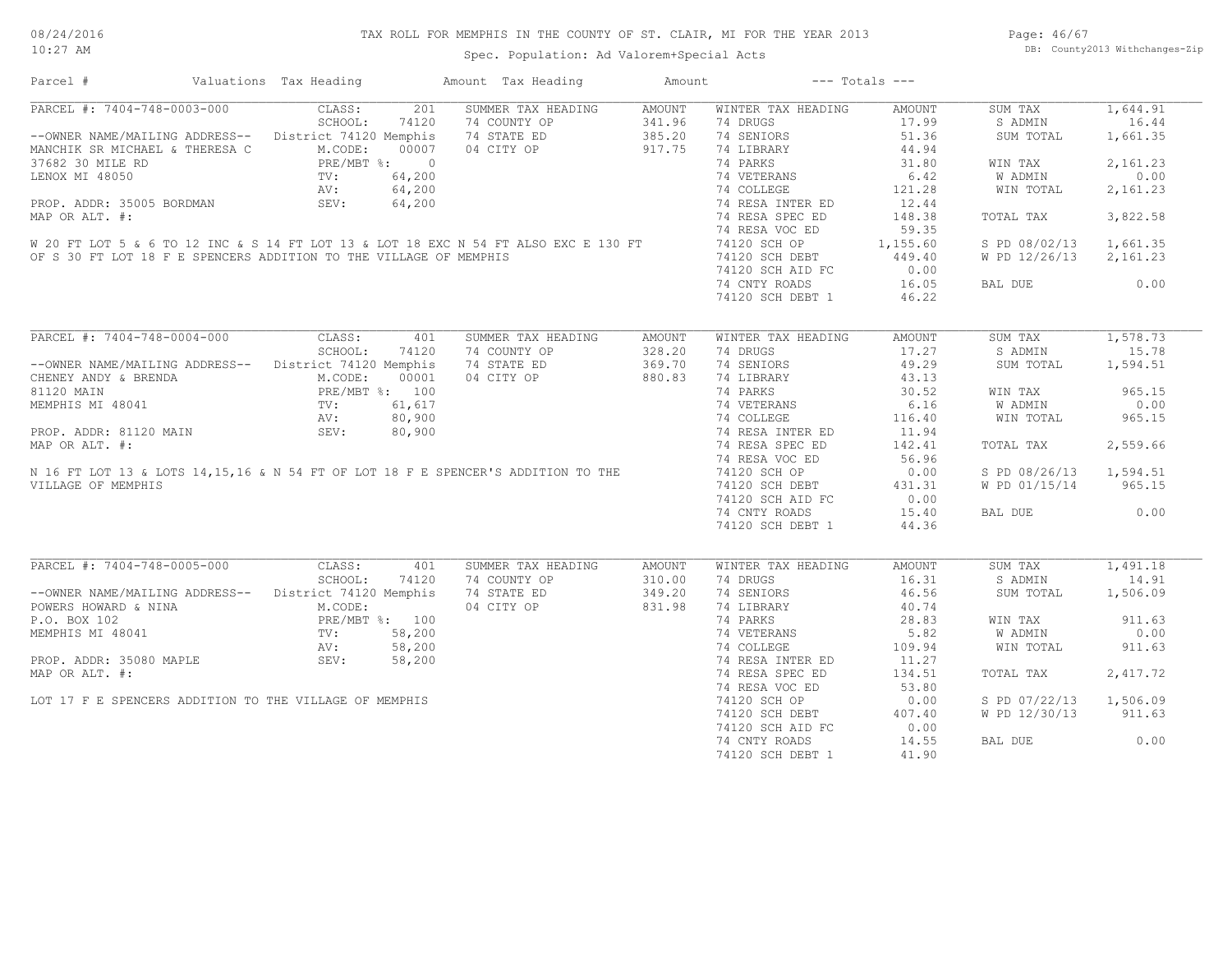# TAX ROLL FOR MEMPHIS IN THE COUNTY OF ST. CLAIR, MI FOR THE YEAR 2013

Spec. Population: Ad Valorem+Special Acts

08/24/2016
10:27 AM

DB: County2013 Withchanges-Zip

| Parcel # | Valuations | Tax Heading | Amount | Tax Heading | Amount | --- Totals --- | |
|---|---|---|---|---|---|---|---|

## PARCEL #: 7404-748-0003-000

| Field | Value | Summer Tax Heading | Amount | Winter Tax Heading | Amount | Totals | |
|---|---|---|---|---|---|---|---|
| CLASS: | 201 | SUMMER TAX HEADING | AMOUNT | WINTER TAX HEADING | AMOUNT | SUM TAX | 1,644.91 |
| SCHOOL: | 74120 | 74 COUNTY OP | 341.96 | 74 DRUGS | 17.99 | S ADMIN | 16.44 |
| District 74120 Memphis | | 74 STATE ED | 385.20 | 74 SENIORS | 51.36 | SUM TOTAL | 1,661.35 |
| M.CODE: | 00007 | 04 CITY OP | 917.75 | 74 LIBRARY | 44.94 | | |
| PRE/MBT %: | 0 | | | 74 PARKS | 31.80 | WIN TAX | 2,161.23 |
| TV: | 64,200 | | | 74 VETERANS | 6.42 | W ADMIN | 0.00 |
| AV: | 64,200 | | | 74 COLLEGE | 121.28 | WIN TOTAL | 2,161.23 |
| SEV: | 64,200 | | | 74 RESA INTER ED | 12.44 | | |
| | | | | 74 RESA SPEC ED | 148.38 | TOTAL TAX | 3,822.58 |
| | | | | 74 RESA VOC ED | 59.35 | | |
| | | | | 74120 SCH OP | 1,155.60 | S PD 08/02/13 | 1,661.35 |
| | | | | 74120 SCH DEBT | 449.40 | W PD 12/26/13 | 2,161.23 |
| | | | | 74120 SCH AID FC | 0.00 | | |
| | | | | 74 CNTY ROADS | 16.05 | BAL DUE | 0.00 |
| | | | | 74120 SCH DEBT 1 | 46.22 | | |

--OWNER NAME/MAILING ADDRESS--
MANCHIK SR MICHAEL & THERESA C
37682 30 MILE RD
LENOX MI 48050

PROP. ADDR: 35005 BORDMAN
MAP OR ALT. #:

W 20 FT LOT 5 & 6 TO 12 INC & S 14 FT LOT 13 & LOT 18 EXC N 54 FT ALSO EXC E 130 FT OF S 30 FT LOT 18 F E SPENCERS ADDITION TO THE VILLAGE OF MEMPHIS

## PARCEL #: 7404-748-0004-000

| Field | Value | Summer Tax Heading | Amount | Winter Tax Heading | Amount | Totals | |
|---|---|---|---|---|---|---|---|
| CLASS: | 401 | SUMMER TAX HEADING | AMOUNT | WINTER TAX HEADING | AMOUNT | SUM TAX | 1,578.73 |
| SCHOOL: | 74120 | 74 COUNTY OP | 328.20 | 74 DRUGS | 17.27 | S ADMIN | 15.78 |
| District 74120 Memphis | | 74 STATE ED | 369.70 | 74 SENIORS | 49.29 | SUM TOTAL | 1,594.51 |
| M.CODE: | 00001 | 04 CITY OP | 880.83 | 74 LIBRARY | 43.13 | | |
| PRE/MBT %: | 100 | | | 74 PARKS | 30.52 | WIN TAX | 965.15 |
| TV: | 61,617 | | | 74 VETERANS | 6.16 | W ADMIN | 0.00 |
| AV: | 80,900 | | | 74 COLLEGE | 116.40 | WIN TOTAL | 965.15 |
| SEV: | 80,900 | | | 74 RESA INTER ED | 11.94 | | |
| | | | | 74 RESA SPEC ED | 142.41 | TOTAL TAX | 2,559.66 |
| | | | | 74 RESA VOC ED | 56.96 | | |
| | | | | 74120 SCH OP | 0.00 | S PD 08/26/13 | 1,594.51 |
| | | | | 74120 SCH DEBT | 431.31 | W PD 01/15/14 | 965.15 |
| | | | | 74120 SCH AID FC | 0.00 | | |
| | | | | 74 CNTY ROADS | 15.40 | BAL DUE | 0.00 |
| | | | | 74120 SCH DEBT 1 | 44.36 | | |

--OWNER NAME/MAILING ADDRESS--
CHENEY ANDY & BRENDA
81120 MAIN
MEMPHIS MI 48041

PROP. ADDR: 81120 MAIN
MAP OR ALT. #:

N 16 FT LOT 13 & LOTS 14,15,16 & N 54 FT OF LOT 18 F E SPENCER'S ADDITION TO THE VILLAGE OF MEMPHIS

## PARCEL #: 7404-748-0005-000

| Field | Value | Summer Tax Heading | Amount | Winter Tax Heading | Amount | Totals | |
|---|---|---|---|---|---|---|---|
| CLASS: | 401 | SUMMER TAX HEADING | AMOUNT | WINTER TAX HEADING | AMOUNT | SUM TAX | 1,491.18 |
| SCHOOL: | 74120 | 74 COUNTY OP | 310.00 | 74 DRUGS | 16.31 | S ADMIN | 14.91 |
| District 74120 Memphis | | 74 STATE ED | 349.20 | 74 SENIORS | 46.56 | SUM TOTAL | 1,506.09 |
| M.CODE: | | 04 CITY OP | 831.98 | 74 LIBRARY | 40.74 | | |
| PRE/MBT %: | 100 | | | 74 PARKS | 28.83 | WIN TAX | 911.63 |
| TV: | 58,200 | | | 74 VETERANS | 5.82 | W ADMIN | 0.00 |
| AV: | 58,200 | | | 74 COLLEGE | 109.94 | WIN TOTAL | 911.63 |
| SEV: | 58,200 | | | 74 RESA INTER ED | 11.27 | | |
| | | | | 74 RESA SPEC ED | 134.51 | TOTAL TAX | 2,417.72 |
| | | | | 74 RESA VOC ED | 53.80 | | |
| | | | | 74120 SCH OP | 0.00 | S PD 07/22/13 | 1,506.09 |
| | | | | 74120 SCH DEBT | 407.40 | W PD 12/30/13 | 911.63 |
| | | | | 74120 SCH AID FC | 0.00 | | |
| | | | | 74 CNTY ROADS | 14.55 | BAL DUE | 0.00 |
| | | | | 74120 SCH DEBT 1 | 41.90 | | |

--OWNER NAME/MAILING ADDRESS--
POWERS HOWARD & NINA
P.O. BOX 102
MEMPHIS MI 48041

PROP. ADDR: 35080 MAPLE
MAP OR ALT. #:

LOT 17 F E SPENCERS ADDITION TO THE VILLAGE OF MEMPHIS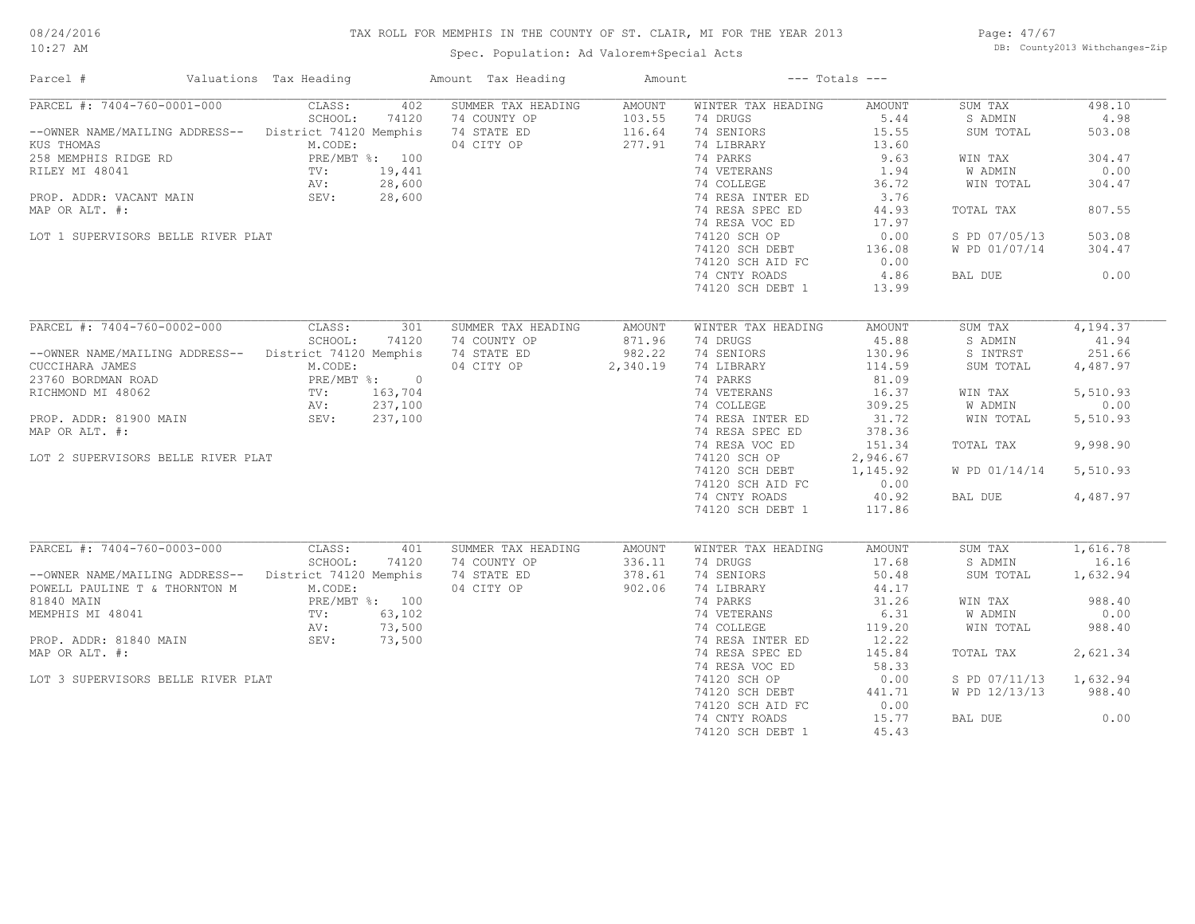# TAX ROLL FOR MEMPHIS IN THE COUNTY OF ST. CLAIR, MI FOR THE YEAR 2013

Spec. Population: Ad Valorem+Special Acts

DB: County2013 Withchanges-Zip

08/24/2016
10:27 AM

| Parcel # | Valuations | Tax Heading | Amount | Tax Heading | Amount | --- Totals --- | |
|---|---|---|---|---|---|---|---|
| PARCEL #: 7404-760-0001-000 | CLASS: 402 | SUMMER TAX HEADING | AMOUNT | WINTER TAX HEADING | AMOUNT | SUM TAX | 498.10 |
| | SCHOOL: 74120 | 74 COUNTY OP | 103.55 | 74 DRUGS | 5.44 | S ADMIN | 4.98 |
| --OWNER NAME/MAILING ADDRESS-- | District 74120 Memphis | 74 STATE ED | 116.64 | 74 SENIORS | 15.55 | SUM TOTAL | 503.08 |
| KUS THOMAS | M.CODE: | 04 CITY OP | 277.91 | 74 LIBRARY | 13.60 | | |
| 258 MEMPHIS RIDGE RD | PRE/MBT %: 100 | | | 74 PARKS | 9.63 | WIN TAX | 304.47 |
| RILEY MI 48041 | TV: 19,441 | | | 74 VETERANS | 1.94 | W ADMIN | 0.00 |
| | AV: 28,600 | | | 74 COLLEGE | 36.72 | WIN TOTAL | 304.47 |
| PROP. ADDR: VACANT MAIN | SEV: 28,600 | | | 74 RESA INTER ED | 3.76 | | |
| MAP OR ALT. #: | | | | 74 RESA SPEC ED | 44.93 | TOTAL TAX | 807.55 |
| | | | | 74 RESA VOC ED | 17.97 | | |
| LOT 1 SUPERVISORS BELLE RIVER PLAT | | | | 74120 SCH OP | 0.00 | S PD 07/05/13 | 503.08 |
| | | | | 74120 SCH DEBT | 136.08 | W PD 01/07/14 | 304.47 |
| | | | | 74120 SCH AID FC | 0.00 | | |
| | | | | 74 CNTY ROADS | 4.86 | BAL DUE | 0.00 |
| | | | | 74120 SCH DEBT 1 | 13.99 | | |
| PARCEL #: 7404-760-0002-000 | CLASS: 301 | SUMMER TAX HEADING | AMOUNT | WINTER TAX HEADING | AMOUNT | SUM TAX | 4,194.37 |
| | SCHOOL: 74120 | 74 COUNTY OP | 871.96 | 74 DRUGS | 45.88 | S ADMIN | 41.94 |
| --OWNER NAME/MAILING ADDRESS-- | District 74120 Memphis | 74 STATE ED | 982.22 | 74 SENIORS | 130.96 | S INTRST | 251.66 |
| CUCCIHARA JAMES | M.CODE: | 04 CITY OP | 2,340.19 | 74 LIBRARY | 114.59 | SUM TOTAL | 4,487.97 |
| 23760 BORDMAN ROAD | PRE/MBT %: 0 | | | 74 PARKS | 81.09 | | |
| RICHMOND MI 48062 | TV: 163,704 | | | 74 VETERANS | 16.37 | WIN TAX | 5,510.93 |
| | AV: 237,100 | | | 74 COLLEGE | 309.25 | W ADMIN | 0.00 |
| PROP. ADDR: 81900 MAIN | SEV: 237,100 | | | 74 RESA INTER ED | 31.72 | WIN TOTAL | 5,510.93 |
| MAP OR ALT. #: | | | | 74 RESA SPEC ED | 378.36 | | |
| | | | | 74 RESA VOC ED | 151.34 | TOTAL TAX | 9,998.90 |
| LOT 2 SUPERVISORS BELLE RIVER PLAT | | | | 74120 SCH OP | 2,946.67 | | |
| | | | | 74120 SCH DEBT | 1,145.92 | W PD 01/14/14 | 5,510.93 |
| | | | | 74120 SCH AID FC | 0.00 | | |
| | | | | 74 CNTY ROADS | 40.92 | BAL DUE | 4,487.97 |
| | | | | 74120 SCH DEBT 1 | 117.86 | | |
| PARCEL #: 7404-760-0003-000 | CLASS: 401 | SUMMER TAX HEADING | AMOUNT | WINTER TAX HEADING | AMOUNT | SUM TAX | 1,616.78 |
| | SCHOOL: 74120 | 74 COUNTY OP | 336.11 | 74 DRUGS | 17.68 | S ADMIN | 16.16 |
| --OWNER NAME/MAILING ADDRESS-- | District 74120 Memphis | 74 STATE ED | 378.61 | 74 SENIORS | 50.48 | SUM TOTAL | 1,632.94 |
| POWELL PAULINE T & THORNTON M | M.CODE: | 04 CITY OP | 902.06 | 74 LIBRARY | 44.17 | | |
| 81840 MAIN | PRE/MBT %: 100 | | | 74 PARKS | 31.26 | WIN TAX | 988.40 |
| MEMPHIS MI 48041 | TV: 63,102 | | | 74 VETERANS | 6.31 | W ADMIN | 0.00 |
| | AV: 73,500 | | | 74 COLLEGE | 119.20 | WIN TOTAL | 988.40 |
| PROP. ADDR: 81840 MAIN | SEV: 73,500 | | | 74 RESA INTER ED | 12.22 | | |
| MAP OR ALT. #: | | | | 74 RESA SPEC ED | 145.84 | TOTAL TAX | 2,621.34 |
| | | | | 74 RESA VOC ED | 58.33 | | |
| LOT 3 SUPERVISORS BELLE RIVER PLAT | | | | 74120 SCH OP | 0.00 | S PD 07/11/13 | 1,632.94 |
| | | | | 74120 SCH DEBT | 441.71 | W PD 12/13/13 | 988.40 |
| | | | | 74120 SCH AID FC | 0.00 | | |
| | | | | 74 CNTY ROADS | 15.77 | BAL DUE | 0.00 |
| | | | | 74120 SCH DEBT 1 | 45.43 | | |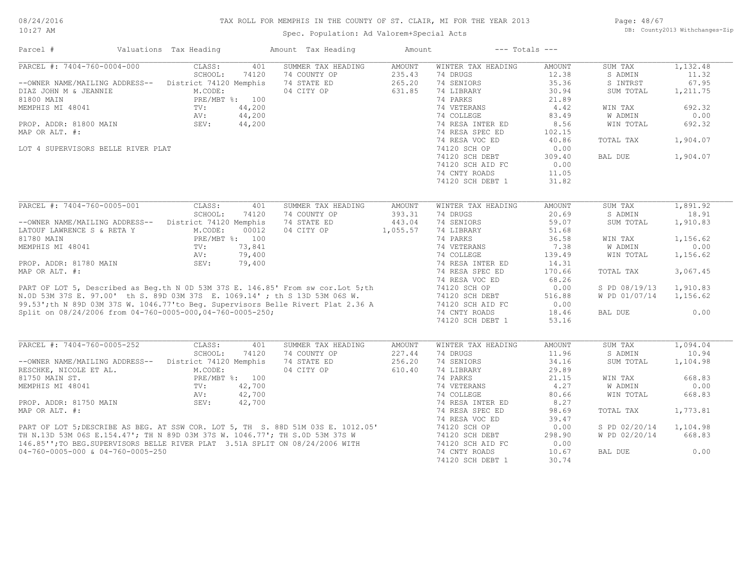# TAX ROLL FOR MEMPHIS IN THE COUNTY OF ST. CLAIR, MI FOR THE YEAR 2013

Spec. Population: Ad Valorem+Special Acts

08/24/2016
10:27 AM

DB: County2013 Withchanges-Zip

| Parcel # | Valuations | Tax Heading | Amount | Tax Heading | Amount | --- Totals --- | | | |
|---|---|---|---|---|---|---|---|---|---|

## PARCEL #: 7404-760-0004-000

| Field | Value | Summer Tax Heading | Amount | Winter Tax Heading | Amount | Totals | |
|---|---|---|---|---|---|---|---|
| CLASS: | 401 | SUMMER TAX HEADING | AMOUNT | WINTER TAX HEADING | AMOUNT | SUM TAX | 1,132.48 |
| SCHOOL: | 74120 | 74 COUNTY OP | 235.43 | 74 DRUGS | 12.38 | S ADMIN | 11.32 |
| District 74120 Memphis | | 74 STATE ED | 265.20 | 74 SENIORS | 35.36 | S INTRST | 67.95 |
| M.CODE: | | 04 CITY OP | 631.85 | 74 LIBRARY | 30.94 | SUM TOTAL | 1,211.75 |
| PRE/MBT %: | 100 | | | 74 PARKS | 21.89 | | |
| TV: | 44,200 | | | 74 VETERANS | 4.42 | WIN TAX | 692.32 |
| AV: | 44,200 | | | 74 COLLEGE | 83.49 | W ADMIN | 0.00 |
| SEV: | 44,200 | | | 74 RESA INTER ED | 8.56 | WIN TOTAL | 692.32 |
| | | | | 74 RESA SPEC ED | 102.15 | | |
| | | | | 74 RESA VOC ED | 40.86 | TOTAL TAX | 1,904.07 |
| | | | | 74120 SCH OP | 0.00 | | |
| | | | | 74120 SCH DEBT | 309.40 | BAL DUE | 1,904.07 |
| | | | | 74120 SCH AID FC | 0.00 | | |
| | | | | 74 CNTY ROADS | 11.05 | | |
| | | | | 74120 SCH DEBT 1 | 31.82 | | |

--OWNER NAME/MAILING ADDRESS--
DIAZ JOHN M & JEANNIE
81800 MAIN
MEMPHIS MI 48041

PROP. ADDR: 81800 MAIN
MAP OR ALT. #:

LOT 4 SUPERVISORS BELLE RIVER PLAT

## PARCEL #: 7404-760-0005-001

| Field | Value | Summer Tax Heading | Amount | Winter Tax Heading | Amount | Totals | |
|---|---|---|---|---|---|---|---|
| CLASS: | 401 | SUMMER TAX HEADING | AMOUNT | WINTER TAX HEADING | AMOUNT | SUM TAX | 1,891.92 |
| SCHOOL: | 74120 | 74 COUNTY OP | 393.31 | 74 DRUGS | 20.69 | S ADMIN | 18.91 |
| District 74120 Memphis | | 74 STATE ED | 443.04 | 74 SENIORS | 59.07 | SUM TOTAL | 1,910.83 |
| M.CODE: | 00012 | 04 CITY OP | 1,055.57 | 74 LIBRARY | 51.68 | | |
| PRE/MBT %: | 100 | | | 74 PARKS | 36.58 | WIN TAX | 1,156.62 |
| TV: | 73,841 | | | 74 VETERANS | 7.38 | W ADMIN | 0.00 |
| AV: | 79,400 | | | 74 COLLEGE | 139.49 | WIN TOTAL | 1,156.62 |
| SEV: | 79,400 | | | 74 RESA INTER ED | 14.31 | | |
| | | | | 74 RESA SPEC ED | 170.66 | TOTAL TAX | 3,067.45 |
| | | | | 74 RESA VOC ED | 68.26 | | |
| | | | | 74120 SCH OP | 0.00 | S PD 08/19/13 | 1,910.83 |
| | | | | 74120 SCH DEBT | 516.88 | W PD 01/07/14 | 1,156.62 |
| | | | | 74120 SCH AID FC | 0.00 | | |
| | | | | 74 CNTY ROADS | 18.46 | BAL DUE | 0.00 |
| | | | | 74120 SCH DEBT 1 | 53.16 | | |

--OWNER NAME/MAILING ADDRESS--
LATOUF LAWRENCE S & RETA Y
81780 MAIN
MEMPHIS MI 48041

PROP. ADDR: 81780 MAIN
MAP OR ALT. #:

PART OF LOT 5, Described as Beg.th N 0D 53M 37S E. 146.85' From sw cor.Lot 5;th N.0D 53M 37S E. 97.00' th S. 89D 03M 37S E. 1069.14' ; th S 13D 53M 06S W. 99.53';th N 89D 03M 37S W. 1046.77'to Beg. Supervisors Belle Rivert Plat 2.36 A Split on 08/24/2006 from 04-760-0005-000,04-760-0005-250;

## PARCEL #: 7404-760-0005-252

| Field | Value | Summer Tax Heading | Amount | Winter Tax Heading | Amount | Totals | |
|---|---|---|---|---|---|---|---|
| CLASS: | 401 | SUMMER TAX HEADING | AMOUNT | WINTER TAX HEADING | AMOUNT | SUM TAX | 1,094.04 |
| SCHOOL: | 74120 | 74 COUNTY OP | 227.44 | 74 DRUGS | 11.96 | S ADMIN | 10.94 |
| District 74120 Memphis | | 74 STATE ED | 256.20 | 74 SENIORS | 34.16 | SUM TOTAL | 1,104.98 |
| M.CODE: | | 04 CITY OP | 610.40 | 74 LIBRARY | 29.89 | | |
| PRE/MBT %: | 100 | | | 74 PARKS | 21.15 | WIN TAX | 668.83 |
| TV: | 42,700 | | | 74 VETERANS | 4.27 | W ADMIN | 0.00 |
| AV: | 42,700 | | | 74 COLLEGE | 80.66 | WIN TOTAL | 668.83 |
| SEV: | 42,700 | | | 74 RESA INTER ED | 8.27 | | |
| | | | | 74 RESA SPEC ED | 98.69 | TOTAL TAX | 1,773.81 |
| | | | | 74 RESA VOC ED | 39.47 | | |
| | | | | 74120 SCH OP | 0.00 | S PD 02/20/14 | 1,104.98 |
| | | | | 74120 SCH DEBT | 298.90 | W PD 02/20/14 | 668.83 |
| | | | | 74120 SCH AID FC | 0.00 | | |
| | | | | 74 CNTY ROADS | 10.67 | BAL DUE | 0.00 |
| | | | | 74120 SCH DEBT 1 | 30.74 | | |

--OWNER NAME/MAILING ADDRESS--
RESCHKE, NICOLE ET AL.
81750 MAIN ST.
MEMPHIS MI 48041

PROP. ADDR: 81750 MAIN
MAP OR ALT. #:

PART OF LOT 5;DESCRIBE AS BEG. AT SSW COR. LOT 5, TH S. 88D 51M 03S E. 1012.05' TH N.13D 53M 06S E.154.47'; TH N 89D 03M 37S W. 1046.77'; TH S.0D 53M 37S W 146.85'';TO BEG.SUPERVISORS BELLE RIVER PLAT 3.51A SPLIT ON 08/24/2006 WITH 04-760-0005-000 & 04-760-0005-250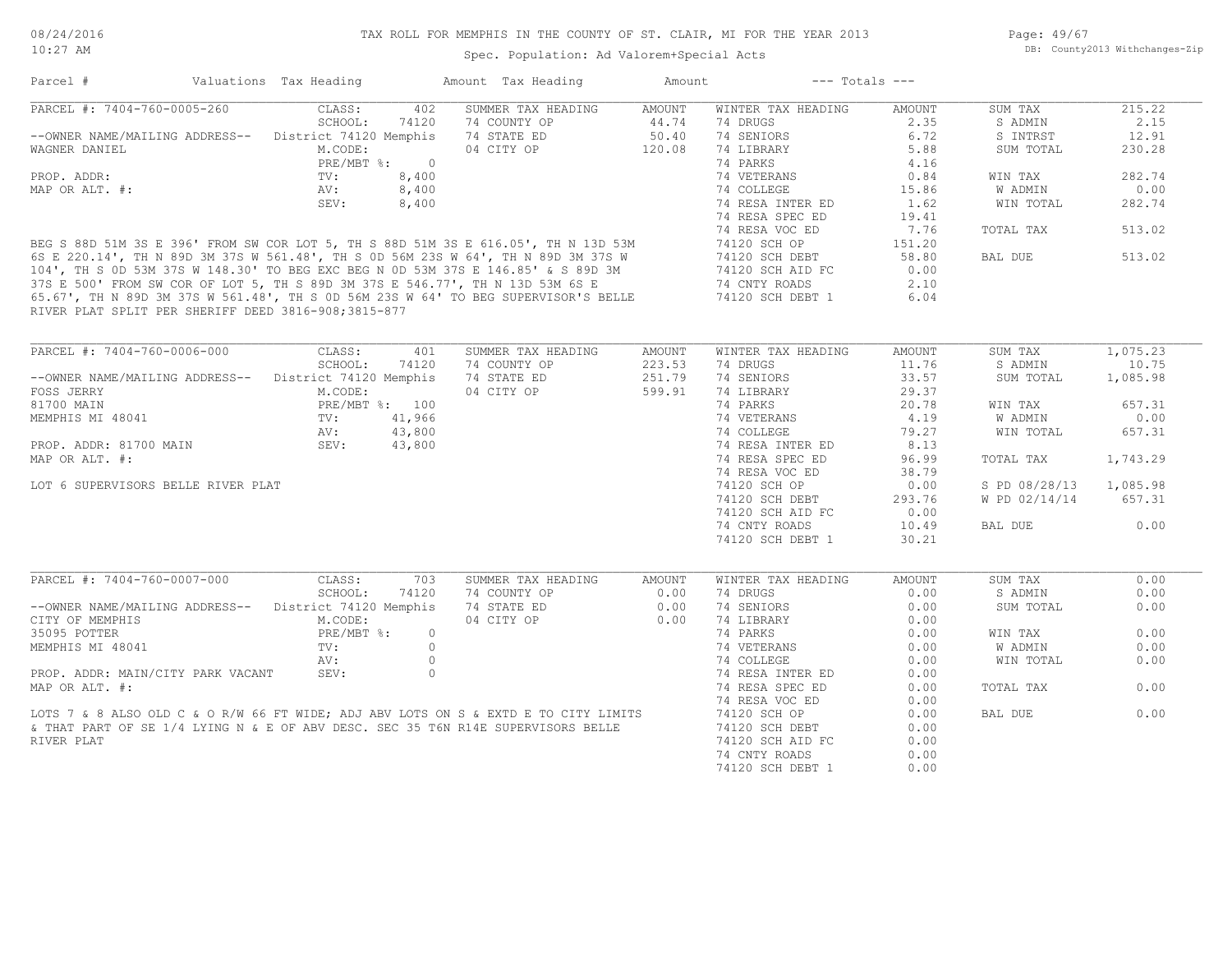# TAX ROLL FOR MEMPHIS IN THE COUNTY OF ST. CLAIR, MI FOR THE YEAR 2013

Spec. Population: Ad Valorem+Special Acts

| Parcel # | Valuations | Tax Heading | Amount | Tax Heading | Amount | --- Totals --- | |
|---|---|---|---|---|---|---|---|

## PARCEL #: 7404-760-0005-260

| | | | | | | | |
|---|---|---|---|---|---|---|---|
| CLASS: | 402 | SUMMER TAX HEADING | AMOUNT | WINTER TAX HEADING | AMOUNT | SUM TAX | 215.22 |
| SCHOOL: | 74120 | 74 COUNTY OP | 44.74 | 74 DRUGS | 2.35 | S ADMIN | 2.15 |
| District 74120 Memphis | | 74 STATE ED | 50.40 | 74 SENIORS | 6.72 | S INTRST | 12.91 |
| M.CODE: | | 04 CITY OP | 120.08 | 74 LIBRARY | 5.88 | SUM TOTAL | 230.28 |
| PRE/MBT %: | 0 | | | 74 PARKS | 4.16 | | |
| TV: | 8,400 | | | 74 VETERANS | 0.84 | WIN TAX | 282.74 |
| AV: | 8,400 | | | 74 COLLEGE | 15.86 | W ADMIN | 0.00 |
| SEV: | 8,400 | | | 74 RESA INTER ED | 1.62 | WIN TOTAL | 282.74 |
| | | | | 74 RESA SPEC ED | 19.41 | | |
| | | | | 74 RESA VOC ED | 7.76 | TOTAL TAX | 513.02 |
| | | | | 74120 SCH OP | 151.20 | | |
| | | | | 74120 SCH DEBT | 58.80 | BAL DUE | 513.02 |
| | | | | 74120 SCH AID FC | 0.00 | | |
| | | | | 74 CNTY ROADS | 2.10 | | |
| | | | | 74120 SCH DEBT 1 | 6.04 | | |

--OWNER NAME/MAILING ADDRESS--
WAGNER DANIEL

PROP. ADDR:
MAP OR ALT. #:

BEG S 88D 51M 3S E 396' FROM SW COR LOT 5, TH S 88D 51M 3S E 616.05', TH N 13D 53M 6S E 220.14', TH N 89D 3M 37S W 561.48', TH S 0D 56M 23S W 64', TH N 89D 3M 37S W 104', TH S 0D 53M 37S W 148.30' TO BEG EXC BEG N 0D 53M 37S E 146.85' & S 89D 3M 37S E 500' FROM SW COR OF LOT 5, TH S 89D 3M 37S E 546.77', TH N 13D 53M 6S E 65.67', TH N 89D 3M 37S W 561.48', TH S 0D 56M 23S W 64' TO BEG SUPERVISOR'S BELLE RIVER PLAT SPLIT PER SHERIFF DEED 3816-908;3815-877

## PARCEL #: 7404-760-0006-000

| | | | | | | | |
|---|---|---|---|---|---|---|---|
| CLASS: | 401 | SUMMER TAX HEADING | AMOUNT | WINTER TAX HEADING | AMOUNT | SUM TAX | 1,075.23 |
| SCHOOL: | 74120 | 74 COUNTY OP | 223.53 | 74 DRUGS | 11.76 | S ADMIN | 10.75 |
| District 74120 Memphis | | 74 STATE ED | 251.79 | 74 SENIORS | 33.57 | SUM TOTAL | 1,085.98 |
| M.CODE: | | 04 CITY OP | 599.91 | 74 LIBRARY | 29.37 | | |
| PRE/MBT %: | 100 | | | 74 PARKS | 20.78 | WIN TAX | 657.31 |
| TV: | 41,966 | | | 74 VETERANS | 4.19 | W ADMIN | 0.00 |
| AV: | 43,800 | | | 74 COLLEGE | 79.27 | WIN TOTAL | 657.31 |
| SEV: | 43,800 | | | 74 RESA INTER ED | 8.13 | | |
| | | | | 74 RESA SPEC ED | 96.99 | TOTAL TAX | 1,743.29 |
| | | | | 74 RESA VOC ED | 38.79 | | |
| | | | | 74120 SCH OP | 0.00 | S PD 08/28/13 | 1,085.98 |
| | | | | 74120 SCH DEBT | 293.76 | W PD 02/14/14 | 657.31 |
| | | | | 74120 SCH AID FC | 0.00 | | |
| | | | | 74 CNTY ROADS | 10.49 | BAL DUE | 0.00 |
| | | | | 74120 SCH DEBT 1 | 30.21 | | |

--OWNER NAME/MAILING ADDRESS--
FOSS JERRY
81700 MAIN
MEMPHIS MI 48041

PROP. ADDR: 81700 MAIN
MAP OR ALT. #:

LOT 6 SUPERVISORS BELLE RIVER PLAT

## PARCEL #: 7404-760-0007-000

| | | | | | | | |
|---|---|---|---|---|---|---|---|
| CLASS: | 703 | SUMMER TAX HEADING | AMOUNT | WINTER TAX HEADING | AMOUNT | SUM TAX | 0.00 |
| SCHOOL: | 74120 | 74 COUNTY OP | 0.00 | 74 DRUGS | 0.00 | S ADMIN | 0.00 |
| District 74120 Memphis | | 74 STATE ED | 0.00 | 74 SENIORS | 0.00 | SUM TOTAL | 0.00 |
| M.CODE: | | 04 CITY OP | 0.00 | 74 LIBRARY | 0.00 | | |
| PRE/MBT %: | 0 | | | 74 PARKS | 0.00 | WIN TAX | 0.00 |
| TV: | 0 | | | 74 VETERANS | 0.00 | W ADMIN | 0.00 |
| AV: | 0 | | | 74 COLLEGE | 0.00 | WIN TOTAL | 0.00 |
| SEV: | 0 | | | 74 RESA INTER ED | 0.00 | | |
| | | | | 74 RESA SPEC ED | 0.00 | TOTAL TAX | 0.00 |
| | | | | 74 RESA VOC ED | 0.00 | | |
| | | | | 74120 SCH OP | 0.00 | BAL DUE | 0.00 |
| | | | | 74120 SCH DEBT | 0.00 | | |
| | | | | 74120 SCH AID FC | 0.00 | | |
| | | | | 74 CNTY ROADS | 0.00 | | |
| | | | | 74120 SCH DEBT 1 | 0.00 | | |

--OWNER NAME/MAILING ADDRESS--
CITY OF MEMPHIS
35095 POTTER
MEMPHIS MI 48041

PROP. ADDR: MAIN/CITY PARK VACANT
MAP OR ALT. #:

LOTS 7 & 8 ALSO OLD C & O R/W 66 FT WIDE; ADJ ABV LOTS ON S & EXTD E TO CITY LIMITS & THAT PART OF SE 1/4 LYING N & E OF ABV DESC. SEC 35 T6N R14E SUPERVISORS BELLE RIVER PLAT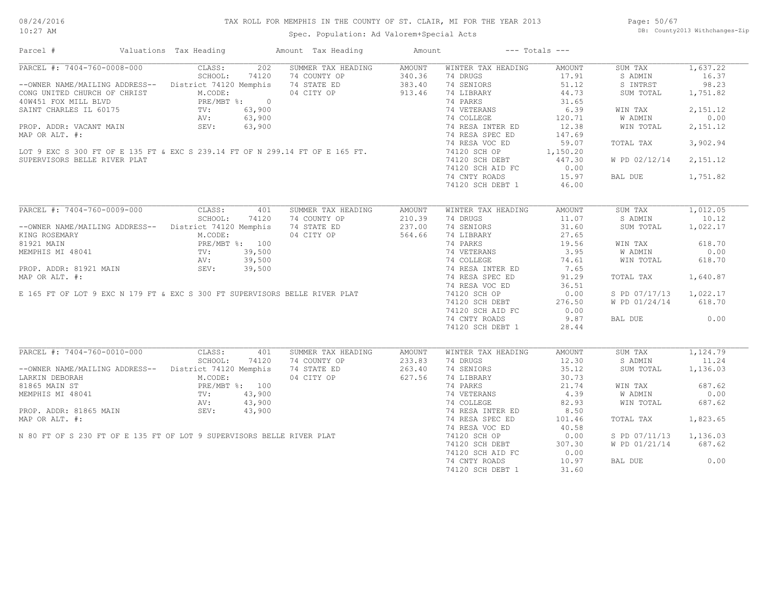# TAX ROLL FOR MEMPHIS IN THE COUNTY OF ST. CLAIR, MI FOR THE YEAR 2013

Spec. Population: Ad Valorem+Special Acts

08/24/2016
10:27 AM

DB: County2013 Withchanges-Zip

| Parcel # | Valuations | Tax Heading | Amount | Tax Heading | Amount | --- Totals --- | |
|---|---|---|---|---|---|---|---|
| PARCEL #: 7404-760-0008-000 | CLASS: 202 | SUMMER TAX HEADING | AMOUNT | WINTER TAX HEADING | AMOUNT | SUM TAX | 1,637.22 |
| | SCHOOL: 74120 | 74 COUNTY OP | 340.36 | 74 DRUGS | 17.91 | S ADMIN | 16.37 |
| --OWNER NAME/MAILING ADDRESS-- | District 74120 Memphis | 74 STATE ED | 383.40 | 74 SENIORS | 51.12 | S INTRST | 98.23 |
| CONG UNITED CHURCH OF CHRIST | M.CODE: | 04 CITY OP | 913.46 | 74 LIBRARY | 44.73 | SUM TOTAL | 1,751.82 |
| 40W451 FOX MILL BLVD | PRE/MBT %: 0 | | | 74 PARKS | 31.65 | | |
| SAINT CHARLES IL 60175 | TV: 63,900 | | | 74 VETERANS | 6.39 | WIN TAX | 2,151.12 |
| | AV: 63,900 | | | 74 COLLEGE | 120.71 | W ADMIN | 0.00 |
| PROP. ADDR: VACANT MAIN | SEV: 63,900 | | | 74 RESA INTER ED | 12.38 | WIN TOTAL | 2,151.12 |
| MAP OR ALT. #: | | | | 74 RESA SPEC ED | 147.69 | | |
| | | | | 74 RESA VOC ED | 59.07 | TOTAL TAX | 3,902.94 |
| LOT 9 EXC S 300 FT OF E 135 FT & EXC S 239.14 FT OF N 299.14 FT OF E 165 FT. | | | | 74120 SCH OP | 1,150.20 | | |
| SUPERVISORS BELLE RIVER PLAT | | | | 74120 SCH DEBT | 447.30 | W PD 02/12/14 | 2,151.12 |
| | | | | 74120 SCH AID FC | 0.00 | | |
| | | | | 74 CNTY ROADS | 15.97 | BAL DUE | 1,751.82 |
| | | | | 74120 SCH DEBT 1 | 46.00 | | |

| Parcel # | Valuations | Tax Heading | Amount | Tax Heading | Amount | --- Totals --- | |
|---|---|---|---|---|---|---|---|
| PARCEL #: 7404-760-0009-000 | CLASS: 401 | SUMMER TAX HEADING | AMOUNT | WINTER TAX HEADING | AMOUNT | SUM TAX | 1,012.05 |
| | SCHOOL: 74120 | 74 COUNTY OP | 210.39 | 74 DRUGS | 11.07 | S ADMIN | 10.12 |
| --OWNER NAME/MAILING ADDRESS-- | District 74120 Memphis | 74 STATE ED | 237.00 | 74 SENIORS | 31.60 | SUM TOTAL | 1,022.17 |
| KING ROSEMARY | M.CODE: | 04 CITY OP | 564.66 | 74 LIBRARY | 27.65 | | |
| 81921 MAIN | PRE/MBT %: 100 | | | 74 PARKS | 19.56 | WIN TAX | 618.70 |
| MEMPHIS MI 48041 | TV: 39,500 | | | 74 VETERANS | 3.95 | W ADMIN | 0.00 |
| | AV: 39,500 | | | 74 COLLEGE | 74.61 | WIN TOTAL | 618.70 |
| PROP. ADDR: 81921 MAIN | SEV: 39,500 | | | 74 RESA INTER ED | 7.65 | | |
| MAP OR ALT. #: | | | | 74 RESA SPEC ED | 91.29 | TOTAL TAX | 1,640.87 |
| | | | | 74 RESA VOC ED | 36.51 | | |
| E 165 FT OF LOT 9 EXC N 179 FT & EXC S 300 FT SUPERVISORS BELLE RIVER PLAT | | | | 74120 SCH OP | 0.00 | S PD 07/17/13 | 1,022.17 |
| | | | | 74120 SCH DEBT | 276.50 | W PD 01/24/14 | 618.70 |
| | | | | 74120 SCH AID FC | 0.00 | | |
| | | | | 74 CNTY ROADS | 9.87 | BAL DUE | 0.00 |
| | | | | 74120 SCH DEBT 1 | 28.44 | | |

| Parcel # | Valuations | Tax Heading | Amount | Tax Heading | Amount | --- Totals --- | |
|---|---|---|---|---|---|---|---|
| PARCEL #: 7404-760-0010-000 | CLASS: 401 | SUMMER TAX HEADING | AMOUNT | WINTER TAX HEADING | AMOUNT | SUM TAX | 1,124.79 |
| | SCHOOL: 74120 | 74 COUNTY OP | 233.83 | 74 DRUGS | 12.30 | S ADMIN | 11.24 |
| --OWNER NAME/MAILING ADDRESS-- | District 74120 Memphis | 74 STATE ED | 263.40 | 74 SENIORS | 35.12 | SUM TOTAL | 1,136.03 |
| LARKIN DEBORAH | M.CODE: | 04 CITY OP | 627.56 | 74 LIBRARY | 30.73 | | |
| 81865 MAIN ST | PRE/MBT %: 100 | | | 74 PARKS | 21.74 | WIN TAX | 687.62 |
| MEMPHIS MI 48041 | TV: 43,900 | | | 74 VETERANS | 4.39 | W ADMIN | 0.00 |
| | AV: 43,900 | | | 74 COLLEGE | 82.93 | WIN TOTAL | 687.62 |
| PROP. ADDR: 81865 MAIN | SEV: 43,900 | | | 74 RESA INTER ED | 8.50 | | |
| MAP OR ALT. #: | | | | 74 RESA SPEC ED | 101.46 | TOTAL TAX | 1,823.65 |
| | | | | 74 RESA VOC ED | 40.58 | | |
| N 80 FT OF S 230 FT OF E 135 FT OF LOT 9 SUPERVISORS BELLE RIVER PLAT | | | | 74120 SCH OP | 0.00 | S PD 07/11/13 | 1,136.03 |
| | | | | 74120 SCH DEBT | 307.30 | W PD 01/21/14 | 687.62 |
| | | | | 74120 SCH AID FC | 0.00 | | |
| | | | | 74 CNTY ROADS | 10.97 | BAL DUE | 0.00 |
| | | | | 74120 SCH DEBT 1 | 31.60 | | |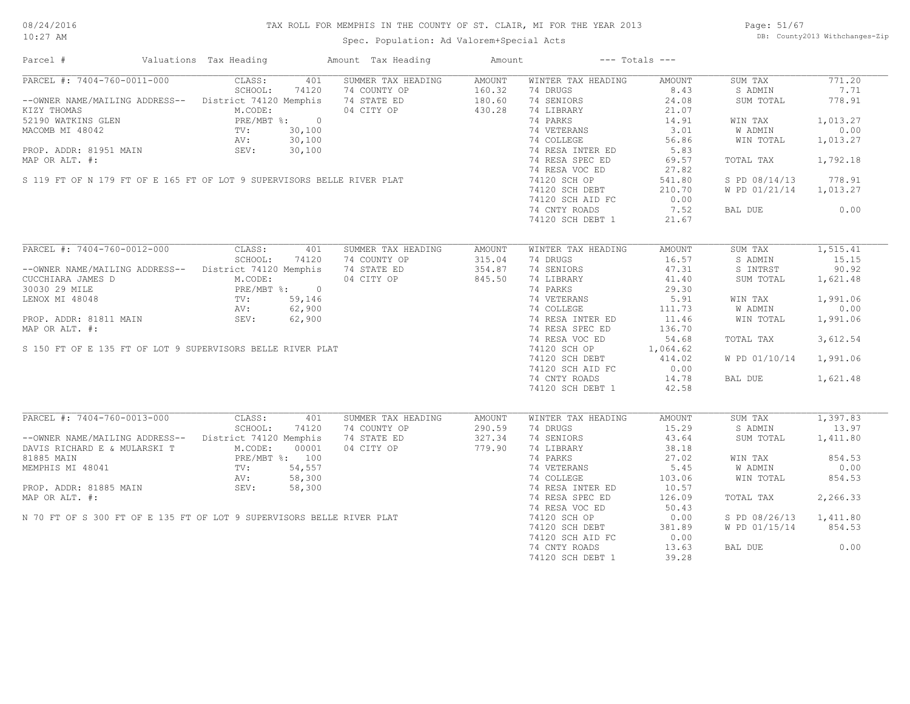# TAX ROLL FOR MEMPHIS IN THE COUNTY OF ST. CLAIR, MI FOR THE YEAR 2013

Spec. Population: Ad Valorem+Special Acts

08/24/2016
10:27 AM

DB: County2013 Withchanges-Zip

| Parcel # | Valuations | Tax Heading | Amount | Tax Heading | Amount | --- Totals --- | | | |
|---|---|---|---|---|---|---|---|---|---|

## PARCEL #: 7404-760-0011-000

| | | | | | |
|---|---|---|---|---|---|
| CLASS: 401 | SUMMER TAX HEADING | AMOUNT | WINTER TAX HEADING | AMOUNT | SUM TAX 771.20 |
| SCHOOL: 74120 | 74 COUNTY OP | 160.32 | 74 DRUGS | 8.43 | S ADMIN 7.71 |
| District 74120 Memphis | 74 STATE ED | 180.60 | 74 SENIORS | 24.08 | SUM TOTAL 778.91 |
| M.CODE: | 04 CITY OP | 430.28 | 74 LIBRARY | 21.07 | |
| PRE/MBT %: 0 | | | 74 PARKS | 14.91 | WIN TAX 1,013.27 |
| TV: 30,100 | | | 74 VETERANS | 3.01 | W ADMIN 0.00 |
| AV: 30,100 | | | 74 COLLEGE | 56.86 | WIN TOTAL 1,013.27 |
| SEV: 30,100 | | | 74 RESA INTER ED | 5.83 | |
| | | | 74 RESA SPEC ED | 69.57 | TOTAL TAX 1,792.18 |
| | | | 74 RESA VOC ED | 27.82 | |
| | | | 74120 SCH OP | 541.80 | S PD 08/14/13 778.91 |
| | | | 74120 SCH DEBT | 210.70 | W PD 01/21/14 1,013.27 |
| | | | 74120 SCH AID FC | 0.00 | |
| | | | 74 CNTY ROADS | 7.52 | BAL DUE 0.00 |
| | | | 74120 SCH DEBT 1 | 21.67 | |

--OWNER NAME/MAILING ADDRESS--
KIZY THOMAS
52190 WATKINS GLEN
MACOMB MI 48042

PROP. ADDR: 81951 MAIN
MAP OR ALT. #:

S 119 FT OF N 179 FT OF E 165 FT OF LOT 9 SUPERVISORS BELLE RIVER PLAT

## PARCEL #: 7404-760-0012-000

| | | | | | |
|---|---|---|---|---|---|
| CLASS: 401 | SUMMER TAX HEADING | AMOUNT | WINTER TAX HEADING | AMOUNT | SUM TAX 1,515.41 |
| SCHOOL: 74120 | 74 COUNTY OP | 315.04 | 74 DRUGS | 16.57 | S ADMIN 15.15 |
| District 74120 Memphis | 74 STATE ED | 354.87 | 74 SENIORS | 47.31 | S INTRST 90.92 |
| M.CODE: | 04 CITY OP | 845.50 | 74 LIBRARY | 41.40 | SUM TOTAL 1,621.48 |
| PRE/MBT %: 0 | | | 74 PARKS | 29.30 | |
| TV: 59,146 | | | 74 VETERANS | 5.91 | WIN TAX 1,991.06 |
| AV: 62,900 | | | 74 COLLEGE | 111.73 | W ADMIN 0.00 |
| SEV: 62,900 | | | 74 RESA INTER ED | 11.46 | WIN TOTAL 1,991.06 |
| | | | 74 RESA SPEC ED | 136.70 | |
| | | | 74 RESA VOC ED | 54.68 | TOTAL TAX 3,612.54 |
| | | | 74120 SCH OP | 1,064.62 | |
| | | | 74120 SCH DEBT | 414.02 | W PD 01/10/14 1,991.06 |
| | | | 74120 SCH AID FC | 0.00 | |
| | | | 74 CNTY ROADS | 14.78 | BAL DUE 1,621.48 |
| | | | 74120 SCH DEBT 1 | 42.58 | |

--OWNER NAME/MAILING ADDRESS--
CUCCHIARA JAMES D
30030 29 MILE
LENOX MI 48048

PROP. ADDR: 81811 MAIN
MAP OR ALT. #:

S 150 FT OF E 135 FT OF LOT 9 SUPERVISORS BELLE RIVER PLAT

## PARCEL #: 7404-760-0013-000

| | | | | | |
|---|---|---|---|---|---|
| CLASS: 401 | SUMMER TAX HEADING | AMOUNT | WINTER TAX HEADING | AMOUNT | SUM TAX 1,397.83 |
| SCHOOL: 74120 | 74 COUNTY OP | 290.59 | 74 DRUGS | 15.29 | S ADMIN 13.97 |
| District 74120 Memphis | 74 STATE ED | 327.34 | 74 SENIORS | 43.64 | SUM TOTAL 1,411.80 |
| M.CODE: 00001 | 04 CITY OP | 779.90 | 74 LIBRARY | 38.18 | |
| PRE/MBT %: 100 | | | 74 PARKS | 27.02 | WIN TAX 854.53 |
| TV: 54,557 | | | 74 VETERANS | 5.45 | W ADMIN 0.00 |
| AV: 58,300 | | | 74 COLLEGE | 103.06 | WIN TOTAL 854.53 |
| SEV: 58,300 | | | 74 RESA INTER ED | 10.57 | |
| | | | 74 RESA SPEC ED | 126.09 | TOTAL TAX 2,266.33 |
| | | | 74 RESA VOC ED | 50.43 | |
| | | | 74120 SCH OP | 0.00 | S PD 08/26/13 1,411.80 |
| | | | 74120 SCH DEBT | 381.89 | W PD 01/15/14 854.53 |
| | | | 74120 SCH AID FC | 0.00 | |
| | | | 74 CNTY ROADS | 13.63 | BAL DUE 0.00 |
| | | | 74120 SCH DEBT 1 | 39.28 | |

--OWNER NAME/MAILING ADDRESS--
DAVIS RICHARD E & MULARSKI T
81885 MAIN
MEMPHIS MI 48041

PROP. ADDR: 81885 MAIN
MAP OR ALT. #:

N 70 FT OF S 300 FT OF E 135 FT OF LOT 9 SUPERVISORS BELLE RIVER PLAT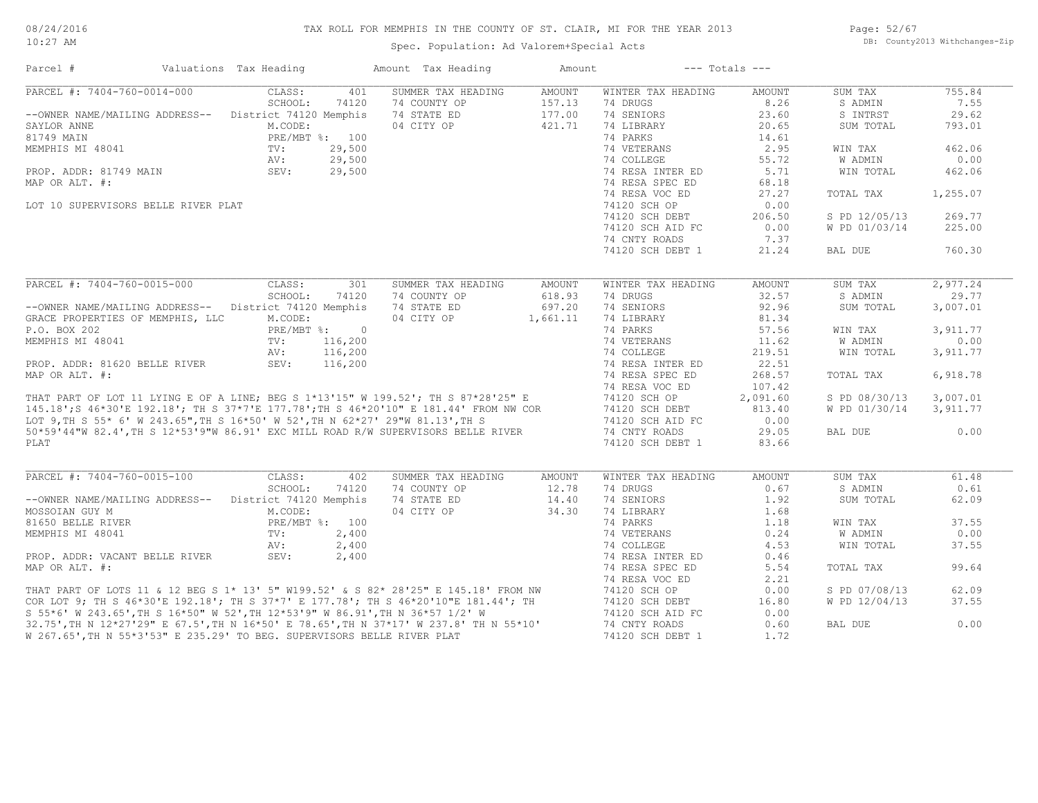# TAX ROLL FOR MEMPHIS IN THE COUNTY OF ST. CLAIR, MI FOR THE YEAR 2013

Spec. Population: Ad Valorem+Special Acts

DB: County2013 Withchanges-Zip

| Parcel # | Valuations | Tax Heading | Amount | Tax Heading | Amount | --- Totals --- | |
|---|---|---|---|---|---|---|---|

## PARCEL #: 7404-760-0014-000

| | | | | | | | |
|---|---|---|---|---|---|---|---|
| PARCEL #: 7404-760-0014-000 | CLASS: 401 | SUMMER TAX HEADING | AMOUNT | WINTER TAX HEADING | AMOUNT | SUM TAX | 755.84 |
| | SCHOOL: 74120 | 74 COUNTY OP | 157.13 | 74 DRUGS | 8.26 | S ADMIN | 7.55 |
| --OWNER NAME/MAILING ADDRESS-- | District 74120 Memphis | 74 STATE ED | 177.00 | 74 SENIORS | 23.60 | S INTRST | 29.62 |
| SAYLOR ANNE | M.CODE: | 04 CITY OP | 421.71 | 74 LIBRARY | 20.65 | SUM TOTAL | 793.01 |
| 81749 MAIN | PRE/MBT %: 100 | | | 74 PARKS | 14.61 | | |
| MEMPHIS MI 48041 | TV: 29,500 | | | 74 VETERANS | 2.95 | WIN TAX | 462.06 |
| | AV: 29,500 | | | 74 COLLEGE | 55.72 | W ADMIN | 0.00 |
| PROP. ADDR: 81749 MAIN | SEV: 29,500 | | | 74 RESA INTER ED | 5.71 | WIN TOTAL | 462.06 |
| MAP OR ALT. #: | | | | 74 RESA SPEC ED | 68.18 | | |
| | | | | 74 RESA VOC ED | 27.27 | TOTAL TAX | 1,255.07 |
| LOT 10 SUPERVISORS BELLE RIVER PLAT | | | | 74120 SCH OP | 0.00 | | |
| | | | | 74120 SCH DEBT | 206.50 | S PD 12/05/13 | 269.77 |
| | | | | 74120 SCH AID FC | 0.00 | W PD 01/03/14 | 225.00 |
| | | | | 74 CNTY ROADS | 7.37 | | |
| | | | | 74120 SCH DEBT 1 | 21.24 | BAL DUE | 760.30 |

## PARCEL #: 7404-760-0015-000

| | | | | | | | |
|---|---|---|---|---|---|---|---|
| PARCEL #: 7404-760-0015-000 | CLASS: 301 | SUMMER TAX HEADING | AMOUNT | WINTER TAX HEADING | AMOUNT | SUM TAX | 2,977.24 |
| | SCHOOL: 74120 | 74 COUNTY OP | 618.93 | 74 DRUGS | 32.57 | S ADMIN | 29.77 |
| --OWNER NAME/MAILING ADDRESS-- | District 74120 Memphis | 74 STATE ED | 697.20 | 74 SENIORS | 92.96 | SUM TOTAL | 3,007.01 |
| GRACE PROPERTIES OF MEMPHIS, LLC | M.CODE: | 04 CITY OP | 1,661.11 | 74 LIBRARY | 81.34 | | |
| P.O. BOX 202 | PRE/MBT %: 0 | | | 74 PARKS | 57.56 | WIN TAX | 3,911.77 |
| MEMPHIS MI 48041 | TV: 116,200 | | | 74 VETERANS | 11.62 | W ADMIN | 0.00 |
| | AV: 116,200 | | | 74 COLLEGE | 219.51 | WIN TOTAL | 3,911.77 |
| PROP. ADDR: 81620 BELLE RIVER | SEV: 116,200 | | | 74 RESA INTER ED | 22.51 | | |
| MAP OR ALT. #: | | | | 74 RESA SPEC ED | 268.57 | TOTAL TAX | 6,918.78 |
| | | | | 74 RESA VOC ED | 107.42 | | |
| | | | | 74120 SCH OP | 2,091.60 | S PD 08/30/13 | 3,007.01 |
| | | | | 74120 SCH DEBT | 813.40 | W PD 01/30/14 | 3,911.77 |
| | | | | 74120 SCH AID FC | 0.00 | | |
| | | | | 74 CNTY ROADS | 29.05 | BAL DUE | 0.00 |
| | | | | 74120 SCH DEBT 1 | 83.66 | | |

THAT PART OF LOT 11 LYING E OF A LINE; BEG S 1*13'15" W 199.52'; TH S 87*28'25" E 145.18';S 46*30'E 192.18'; TH S 37*7'E 177.78';TH S 46*20'10" E 181.44' FROM NW COR LOT 9,TH S 55* 6' W 243.65',TH S 16*50' W 52',TH N 62*27' 29"W 81.13',TH S 50*59'44"W 82.4',TH S 12*53'9"W 86.91' EXC MILL ROAD R/W SUPERVISORS BELLE RIVER PLAT

## PARCEL #: 7404-760-0015-100

| | | | | | | | |
|---|---|---|---|---|---|---|---|
| PARCEL #: 7404-760-0015-100 | CLASS: 402 | SUMMER TAX HEADING | AMOUNT | WINTER TAX HEADING | AMOUNT | SUM TAX | 61.48 |
| | SCHOOL: 74120 | 74 COUNTY OP | 12.78 | 74 DRUGS | 0.67 | S ADMIN | 0.61 |
| --OWNER NAME/MAILING ADDRESS-- | District 74120 Memphis | 74 STATE ED | 14.40 | 74 SENIORS | 1.92 | SUM TOTAL | 62.09 |
| MOSSOIAN GUY M | M.CODE: | 04 CITY OP | 34.30 | 74 LIBRARY | 1.68 | | |
| 81650 BELLE RIVER | PRE/MBT %: 100 | | | 74 PARKS | 1.18 | WIN TAX | 37.55 |
| MEMPHIS MI 48041 | TV: 2,400 | | | 74 VETERANS | 0.24 | W ADMIN | 0.00 |
| | AV: 2,400 | | | 74 COLLEGE | 4.53 | WIN TOTAL | 37.55 |
| PROP. ADDR: VACANT BELLE RIVER | SEV: 2,400 | | | 74 RESA INTER ED | 0.46 | | |
| MAP OR ALT. #: | | | | 74 RESA SPEC ED | 5.54 | TOTAL TAX | 99.64 |
| | | | | 74 RESA VOC ED | 2.21 | | |
| | | | | 74120 SCH OP | 0.00 | S PD 07/08/13 | 62.09 |
| | | | | 74120 SCH DEBT | 16.80 | W PD 12/04/13 | 37.55 |
| | | | | 74120 SCH AID FC | 0.00 | | |
| | | | | 74 CNTY ROADS | 0.60 | BAL DUE | 0.00 |
| | | | | 74120 SCH DEBT 1 | 1.72 | | |

THAT PART OF LOTS 11 & 12 BEG S 1* 13' 5" W199.52' & S 82* 28'25" E 145.18' FROM NW COR LOT 9; TH S 46*30'E 192.18'; TH S 37*7' E 177.78'; TH S 46*20'10"E 181.44'; TH S 55*6' W 243.65',TH S 16*50" W 52',TH 12*53'9" W 86.91',TH N 36*57 1/2' W 32.75',TH N 12*27'29" E 67.5',TH N 16*50' E 78.65',TH N 37*17' W 237.8' TH N 55*10' W 267.65',TH N 55*3'53" E 235.29' TO BEG. SUPERVISORS BELLE RIVER PLAT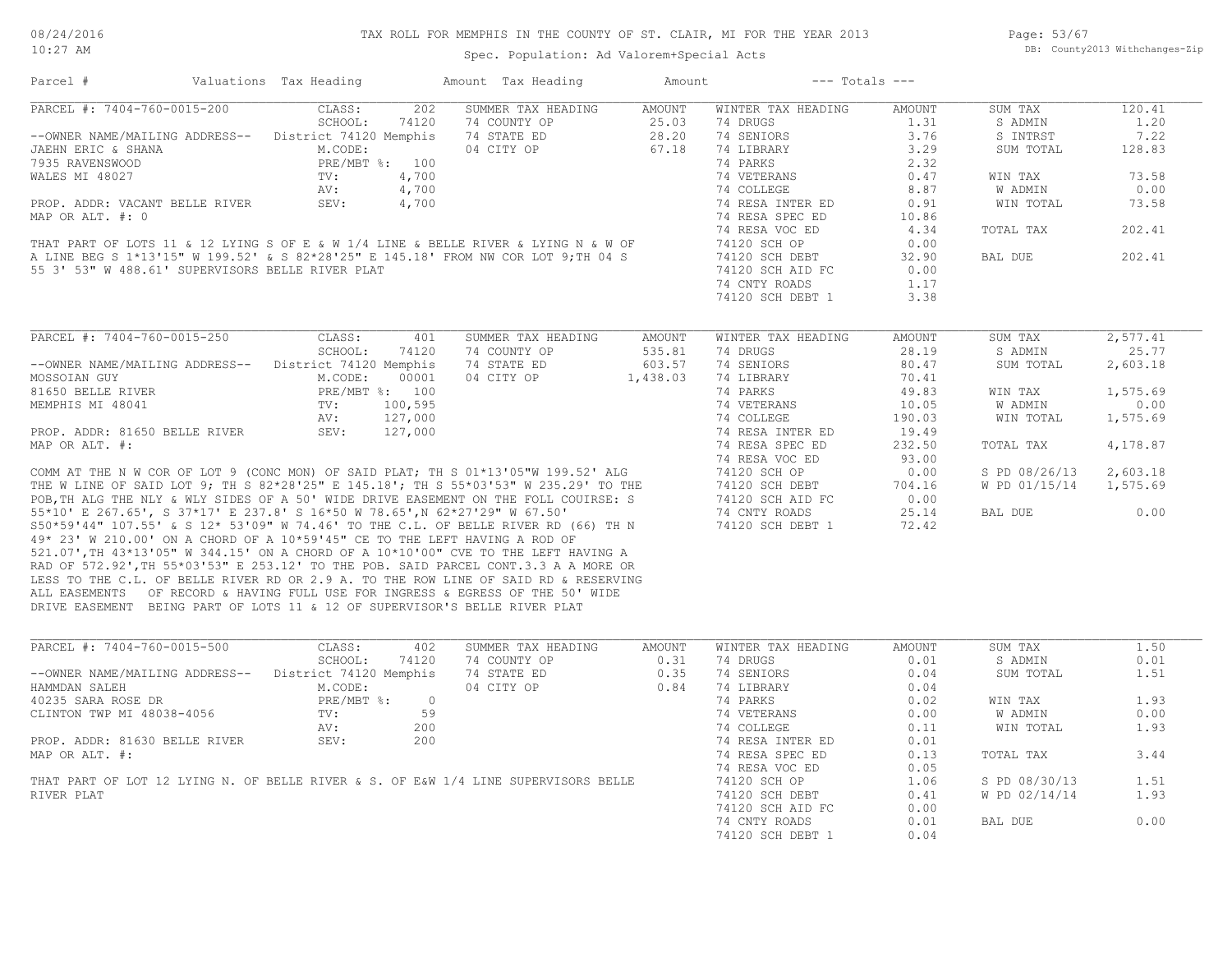# TAX ROLL FOR MEMPHIS IN THE COUNTY OF ST. CLAIR, MI FOR THE YEAR 2013

Spec. Population: Ad Valorem+Special Acts

| Parcel # | Valuations | Tax Heading | Amount | Tax Heading | Amount | --- Totals --- | |
|---|---|---|---|---|---|---|---|

## PARCEL #: 7404-760-0015-200

| Field | Value | Summer Tax Heading | Amount | Winter Tax Heading | Amount | Totals | |
|---|---|---|---|---|---|---|---|
| CLASS: | 202 | 74 COUNTY OP | 25.03 | 74 DRUGS | 1.31 | SUM TAX | 120.41 |
| SCHOOL: | 74120 | 74 STATE ED | 28.20 | 74 SENIORS | 3.76 | S ADMIN | 1.20 |
| District 74120 Memphis | | 04 CITY OP | 67.18 | 74 LIBRARY | 3.29 | S INTRST | 7.22 |
| M.CODE: | | | | 74 PARKS | 2.32 | SUM TOTAL | 128.83 |
| PRE/MBT %: | 100 | | | 74 VETERANS | 0.47 | WIN TAX | 73.58 |
| TV: | 4,700 | | | 74 COLLEGE | 8.87 | W ADMIN | 0.00 |
| AV: | 4,700 | | | 74 RESA INTER ED | 0.91 | WIN TOTAL | 73.58 |
| SEV: | 4,700 | | | 74 RESA SPEC ED | 10.86 | | |
| | | | | 74 RESA VOC ED | 4.34 | TOTAL TAX | 202.41 |
| | | | | 74120 SCH OP | 0.00 | | |
| | | | | 74120 SCH DEBT | 32.90 | BAL DUE | 202.41 |
| | | | | 74120 SCH AID FC | 0.00 | | |
| | | | | 74 CNTY ROADS | 1.17 | | |
| | | | | 74120 SCH DEBT 1 | 3.38 | | |

--OWNER NAME/MAILING ADDRESS--
JAEHN ERIC & SHANA
7935 RAVENSWOOD
WALES MI 48027

PROP. ADDR: VACANT BELLE RIVER
MAP OR ALT. #: 0

THAT PART OF LOTS 11 & 12 LYING S OF E & W 1/4 LINE & BELLE RIVER & LYING N & W OF A LINE BEG S 1*13'15" W 199.52' & S 82*28'25" E 145.18' FROM NW COR LOT 9;TH 04 S 55 3' 53" W 488.61' SUPERVISORS BELLE RIVER PLAT

## PARCEL #: 7404-760-0015-250

| Field | Value | Summer Tax Heading | Amount | Winter Tax Heading | Amount | Totals | |
|---|---|---|---|---|---|---|---|
| CLASS: | 401 | 74 COUNTY OP | 535.81 | 74 DRUGS | 28.19 | SUM TAX | 2,577.41 |
| SCHOOL: | 74120 | 74 STATE ED | 603.57 | 74 SENIORS | 80.47 | S ADMIN | 25.77 |
| District 74120 Memphis | | 04 CITY OP | 1,438.03 | 74 LIBRARY | 70.41 | SUM TOTAL | 2,603.18 |
| M.CODE: | 00001 | | | 74 PARKS | 49.83 | WIN TAX | 1,575.69 |
| PRE/MBT %: | 100 | | | 74 VETERANS | 10.05 | W ADMIN | 0.00 |
| TV: | 100,595 | | | 74 COLLEGE | 190.03 | WIN TOTAL | 1,575.69 |
| AV: | 127,000 | | | 74 RESA INTER ED | 19.49 | | |
| SEV: | 127,000 | | | 74 RESA SPEC ED | 232.50 | TOTAL TAX | 4,178.87 |
| | | | | 74 RESA VOC ED | 93.00 | | |
| | | | | 74120 SCH OP | 0.00 | S PD 08/26/13 | 2,603.18 |
| | | | | 74120 SCH DEBT | 704.16 | W PD 01/15/14 | 1,575.69 |
| | | | | 74120 SCH AID FC | 0.00 | | |
| | | | | 74 CNTY ROADS | 25.14 | BAL DUE | 0.00 |
| | | | | 74120 SCH DEBT 1 | 72.42 | | |

--OWNER NAME/MAILING ADDRESS--
MOSSOIAN GUY
81650 BELLE RIVER
MEMPHIS MI 48041

PROP. ADDR: 81650 BELLE RIVER
MAP OR ALT. #:

COMM AT THE N W COR OF LOT 9 (CONC MON) OF SAID PLAT; TH S 01*13'05"W 199.52' ALG THE W LINE OF SAID LOT 9; TH S 82*28'25" E 145.18'; TH S 55*03'53" W 235.29' TO THE POB,TH ALG THE NLY & WLY SIDES OF A 50' WIDE DRIVE EASEMENT ON THE FOLL COUIRSE: S 55*10' E 267.65', S 37*17' E 237.8' S 16*50 W 78.65',N 62*27'29" W 67.50' S50*59'44" 107.55' & S 12* 53'09" W 74.46' TO THE C.L. OF BELLE RIVER RD (66) TH N 49* 23' W 210.00' ON A CHORD OF A 10*59'45" CE TO THE LEFT HAVING A ROD OF 521.07',TH 43*13'05" W 344.15' ON A CHORD OF A 10*10'00" CVE TO THE LEFT HAVING A RAD OF 572.92',TH 55*03'53" E 253.12' TO THE POB. SAID PARCEL CONT.3.3 A A MORE OR LESS TO THE C.L. OF BELLE RIVER RD OR 2.9 A. TO THE ROW LINE OF SAID RD & RESERVING ALL EASEMENTS OF RECORD & HAVING FULL USE FOR INGRESS & EGRESS OF THE 50' WIDE DRIVE EASEMENT BEING PART OF LOTS 11 & 12 OF SUPERVISOR'S BELLE RIVER PLAT

## PARCEL #: 7404-760-0015-500

| Field | Value | Summer Tax Heading | Amount | Winter Tax Heading | Amount | Totals | |
|---|---|---|---|---|---|---|---|
| CLASS: | 402 | 74 COUNTY OP | 0.31 | 74 DRUGS | 0.01 | SUM TAX | 1.50 |
| SCHOOL: | 74120 | 74 STATE ED | 0.35 | 74 SENIORS | 0.04 | S ADMIN | 0.01 |
| District 74120 Memphis | | 04 CITY OP | 0.84 | 74 LIBRARY | 0.04 | SUM TOTAL | 1.51 |
| M.CODE: | | | | 74 PARKS | 0.02 | WIN TAX | 1.93 |
| PRE/MBT %: | 0 | | | 74 VETERANS | 0.00 | W ADMIN | 0.00 |
| TV: | 59 | | | 74 COLLEGE | 0.11 | WIN TOTAL | 1.93 |
| AV: | 200 | | | 74 RESA INTER ED | 0.01 | | |
| SEV: | 200 | | | 74 RESA SPEC ED | 0.13 | TOTAL TAX | 3.44 |
| | | | | 74 RESA VOC ED | 0.05 | | |
| | | | | 74120 SCH OP | 1.06 | S PD 08/30/13 | 1.51 |
| | | | | 74120 SCH DEBT | 0.41 | W PD 02/14/14 | 1.93 |
| | | | | 74120 SCH AID FC | 0.00 | | |
| | | | | 74 CNTY ROADS | 0.01 | BAL DUE | 0.00 |
| | | | | 74120 SCH DEBT 1 | 0.04 | | |

--OWNER NAME/MAILING ADDRESS--
HAMMDAN SALEH
40235 SARA ROSE DR
CLINTON TWP MI 48038-4056

PROP. ADDR: 81630 BELLE RIVER
MAP OR ALT. #:

THAT PART OF LOT 12 LYING N. OF BELLE RIVER & S. OF E&W 1/4 LINE SUPERVISORS BELLE RIVER PLAT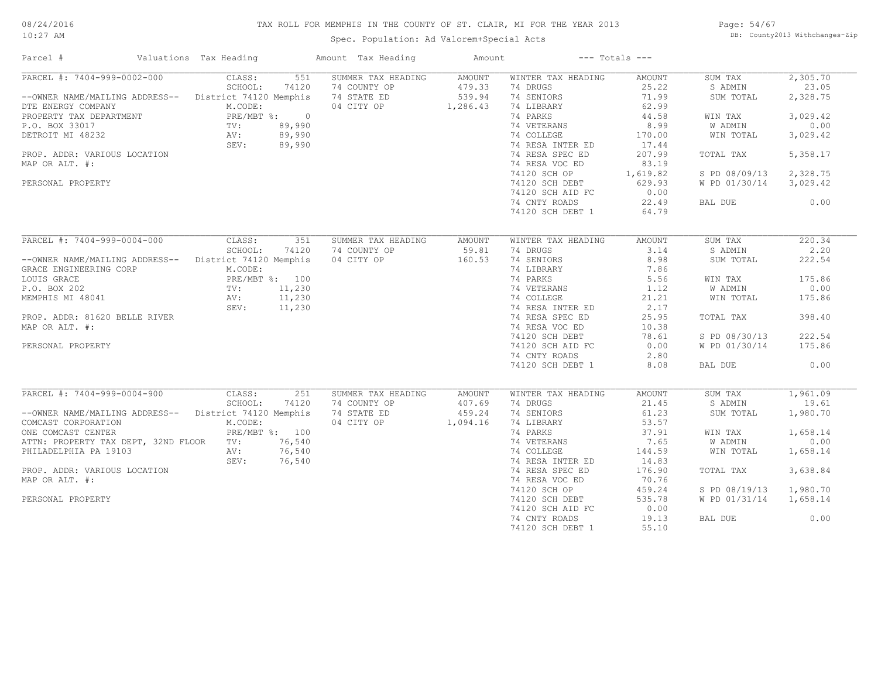# TAX ROLL FOR MEMPHIS IN THE COUNTY OF ST. CLAIR, MI FOR THE YEAR 2013

Spec. Population: Ad Valorem+Special Acts

08/24/2016
10:27 AM

DB: County2013 Withchanges-Zip

| Parcel # | Valuations | Tax Heading | Amount | Tax Heading | Amount | --- Totals --- | |
|---|---|---|---|---|---|---|---|
| PARCEL #: 7404-999-0002-000 | CLASS: 551 | SUMMER TAX HEADING | AMOUNT | WINTER TAX HEADING | AMOUNT | SUM TAX | 2,305.70 |
| | SCHOOL: 74120 | 74 COUNTY OP | 479.33 | 74 DRUGS | 25.22 | S ADMIN | 23.05 |
| --OWNER NAME/MAILING ADDRESS-- | District 74120 Memphis | 74 STATE ED | 539.94 | 74 SENIORS | 71.99 | SUM TOTAL | 2,328.75 |
| DTE ENERGY COMPANY | M.CODE: | 04 CITY OP | 1,286.43 | 74 LIBRARY | 62.99 | | |
| PROPERTY TAX DEPARTMENT | PRE/MBT %: 0 | | | 74 PARKS | 44.58 | WIN TAX | 3,029.42 |
| P.O. BOX 33017 | TV: 89,990 | | | 74 VETERANS | 8.99 | W ADMIN | 0.00 |
| DETROIT MI 48232 | AV: 89,990 | | | 74 COLLEGE | 170.00 | WIN TOTAL | 3,029.42 |
| | SEV: 89,990 | | | 74 RESA INTER ED | 17.44 | | |
| PROP. ADDR: VARIOUS LOCATION | | | | 74 RESA SPEC ED | 207.99 | TOTAL TAX | 5,358.17 |
| MAP OR ALT. #: | | | | 74 RESA VOC ED | 83.19 | | |
| | | | | 74120 SCH OP | 1,619.82 | S PD 08/09/13 | 2,328.75 |
| PERSONAL PROPERTY | | | | 74120 SCH DEBT | 629.93 | W PD 01/30/14 | 3,029.42 |
| | | | | 74120 SCH AID FC | 0.00 | | |
| | | | | 74 CNTY ROADS | 22.49 | BAL DUE | 0.00 |
| | | | | 74120 SCH DEBT 1 | 64.79 | | |
| PARCEL #: 7404-999-0004-000 | CLASS: 351 | SUMMER TAX HEADING | AMOUNT | WINTER TAX HEADING | AMOUNT | SUM TAX | 220.34 |
| | SCHOOL: 74120 | 74 COUNTY OP | 59.81 | 74 DRUGS | 3.14 | S ADMIN | 2.20 |
| --OWNER NAME/MAILING ADDRESS-- | District 74120 Memphis | 04 CITY OP | 160.53 | 74 SENIORS | 8.98 | SUM TOTAL | 222.54 |
| GRACE ENGINEERING CORP | M.CODE: | | | 74 LIBRARY | 7.86 | | |
| LOUIS GRACE | PRE/MBT %: 100 | | | 74 PARKS | 5.56 | WIN TAX | 175.86 |
| P.O. BOX 202 | TV: 11,230 | | | 74 VETERANS | 1.12 | W ADMIN | 0.00 |
| MEMPHIS MI 48041 | AV: 11,230 | | | 74 COLLEGE | 21.21 | WIN TOTAL | 175.86 |
| | SEV: 11,230 | | | 74 RESA INTER ED | 2.17 | | |
| PROP. ADDR: 81620 BELLE RIVER | | | | 74 RESA SPEC ED | 25.95 | TOTAL TAX | 398.40 |
| MAP OR ALT. #: | | | | 74 RESA VOC ED | 10.38 | | |
| | | | | 74120 SCH DEBT | 78.61 | S PD 08/30/13 | 222.54 |
| PERSONAL PROPERTY | | | | 74120 SCH AID FC | 0.00 | W PD 01/30/14 | 175.86 |
| | | | | 74 CNTY ROADS | 2.80 | | |
| | | | | 74120 SCH DEBT 1 | 8.08 | BAL DUE | 0.00 |
| PARCEL #: 7404-999-0004-900 | CLASS: 251 | SUMMER TAX HEADING | AMOUNT | WINTER TAX HEADING | AMOUNT | SUM TAX | 1,961.09 |
| | SCHOOL: 74120 | 74 COUNTY OP | 407.69 | 74 DRUGS | 21.45 | S ADMIN | 19.61 |
| --OWNER NAME/MAILING ADDRESS-- | District 74120 Memphis | 74 STATE ED | 459.24 | 74 SENIORS | 61.23 | SUM TOTAL | 1,980.70 |
| COMCAST CORPORATION | M.CODE: | 04 CITY OP | 1,094.16 | 74 LIBRARY | 53.57 | | |
| ONE COMCAST CENTER | PRE/MBT %: 100 | | | 74 PARKS | 37.91 | WIN TAX | 1,658.14 |
| ATTN: PROPERTY TAX DEPT, 32ND FLOOR | TV: 76,540 | | | 74 VETERANS | 7.65 | W ADMIN | 0.00 |
| PHILADELPHIA PA 19103 | AV: 76,540 | | | 74 COLLEGE | 144.59 | WIN TOTAL | 1,658.14 |
| | SEV: 76,540 | | | 74 RESA INTER ED | 14.83 | | |
| PROP. ADDR: VARIOUS LOCATION | | | | 74 RESA SPEC ED | 176.90 | TOTAL TAX | 3,638.84 |
| MAP OR ALT. #: | | | | 74 RESA VOC ED | 70.76 | | |
| | | | | 74120 SCH OP | 459.24 | S PD 08/19/13 | 1,980.70 |
| PERSONAL PROPERTY | | | | 74120 SCH DEBT | 535.78 | W PD 01/31/14 | 1,658.14 |
| | | | | 74120 SCH AID FC | 0.00 | | |
| | | | | 74 CNTY ROADS | 19.13 | BAL DUE | 0.00 |
| | | | | 74120 SCH DEBT 1 | 55.10 | | |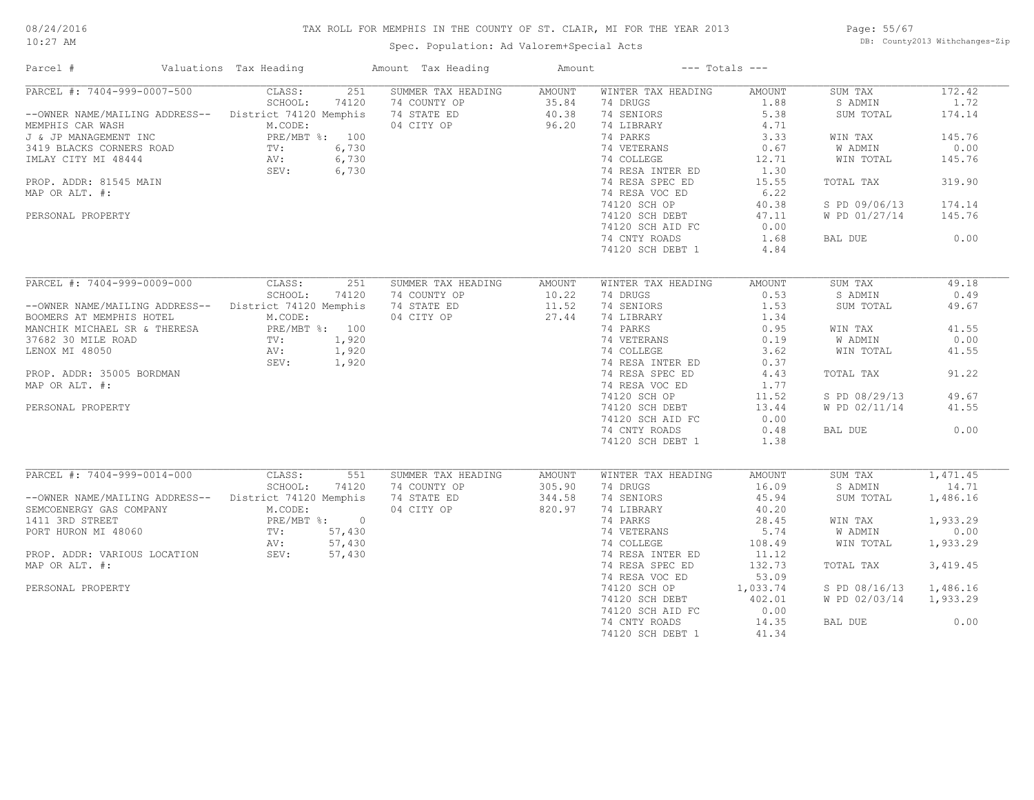# TAX ROLL FOR MEMPHIS IN THE COUNTY OF ST. CLAIR, MI FOR THE YEAR 2013

Spec. Population: Ad Valorem+Special Acts

08/24/2016
10:27 AM

DB: County2013 Withchanges-Zip

| Parcel # | Valuations | Tax Heading | Amount | Tax Heading | Amount | --- Totals --- | |
|---|---|---|---|---|---|---|---|
| PARCEL #: 7404-999-0007-500 | CLASS: 251 | SUMMER TAX HEADING | AMOUNT | WINTER TAX HEADING | AMOUNT | SUM TAX | 172.42 |
| | SCHOOL: 74120 | 74 COUNTY OP | 35.84 | 74 DRUGS | 1.88 | S ADMIN | 1.72 |
| --OWNER NAME/MAILING ADDRESS-- | District 74120 Memphis | 74 STATE ED | 40.38 | 74 SENIORS | 5.38 | SUM TOTAL | 174.14 |
| MEMPHIS CAR WASH | M.CODE: | 04 CITY OP | 96.20 | 74 LIBRARY | 4.71 | | |
| J & JP MANAGEMENT INC | PRE/MBT %: 100 | | | 74 PARKS | 3.33 | WIN TAX | 145.76 |
| 3419 BLACKS CORNERS ROAD | TV: 6,730 | | | 74 VETERANS | 0.67 | W ADMIN | 0.00 |
| IMLAY CITY MI 48444 | AV: 6,730 | | | 74 COLLEGE | 12.71 | WIN TOTAL | 145.76 |
| | SEV: 6,730 | | | 74 RESA INTER ED | 1.30 | | |
| PROP. ADDR: 81545 MAIN | | | | 74 RESA SPEC ED | 15.55 | TOTAL TAX | 319.90 |
| MAP OR ALT. #: | | | | 74 RESA VOC ED | 6.22 | | |
| | | | | 74120 SCH OP | 40.38 | S PD 09/06/13 | 174.14 |
| PERSONAL PROPERTY | | | | 74120 SCH DEBT | 47.11 | W PD 01/27/14 | 145.76 |
| | | | | 74120 SCH AID FC | 0.00 | | |
| | | | | 74 CNTY ROADS | 1.68 | BAL DUE | 0.00 |
| | | | | 74120 SCH DEBT 1 | 4.84 | | |
| PARCEL #: 7404-999-0009-000 | CLASS: 251 | SUMMER TAX HEADING | AMOUNT | WINTER TAX HEADING | AMOUNT | SUM TAX | 49.18 |
| | SCHOOL: 74120 | 74 COUNTY OP | 10.22 | 74 DRUGS | 0.53 | S ADMIN | 0.49 |
| --OWNER NAME/MAILING ADDRESS-- | District 74120 Memphis | 74 STATE ED | 11.52 | 74 SENIORS | 1.53 | SUM TOTAL | 49.67 |
| BOOMERS AT MEMPHIS HOTEL | M.CODE: | 04 CITY OP | 27.44 | 74 LIBRARY | 1.34 | | |
| MANCHIK MICHAEL SR & THERESA | PRE/MBT %: 100 | | | 74 PARKS | 0.95 | WIN TAX | 41.55 |
| 37682 30 MILE ROAD | TV: 1,920 | | | 74 VETERANS | 0.19 | W ADMIN | 0.00 |
| LENOX MI 48050 | AV: 1,920 | | | 74 COLLEGE | 3.62 | WIN TOTAL | 41.55 |
| | SEV: 1,920 | | | 74 RESA INTER ED | 0.37 | | |
| PROP. ADDR: 35005 BORDMAN | | | | 74 RESA SPEC ED | 4.43 | TOTAL TAX | 91.22 |
| MAP OR ALT. #: | | | | 74 RESA VOC ED | 1.77 | | |
| | | | | 74120 SCH OP | 11.52 | S PD 08/29/13 | 49.67 |
| PERSONAL PROPERTY | | | | 74120 SCH DEBT | 13.44 | W PD 02/11/14 | 41.55 |
| | | | | 74120 SCH AID FC | 0.00 | | |
| | | | | 74 CNTY ROADS | 0.48 | BAL DUE | 0.00 |
| | | | | 74120 SCH DEBT 1 | 1.38 | | |
| PARCEL #: 7404-999-0014-000 | CLASS: 551 | SUMMER TAX HEADING | AMOUNT | WINTER TAX HEADING | AMOUNT | SUM TAX | 1,471.45 |
| | SCHOOL: 74120 | 74 COUNTY OP | 305.90 | 74 DRUGS | 16.09 | S ADMIN | 14.71 |
| --OWNER NAME/MAILING ADDRESS-- | District 74120 Memphis | 74 STATE ED | 344.58 | 74 SENIORS | 45.94 | SUM TOTAL | 1,486.16 |
| SEMCOENERGY GAS COMPANY | M.CODE: | 04 CITY OP | 820.97 | 74 LIBRARY | 40.20 | | |
| 1411 3RD STREET | PRE/MBT %: 0 | | | 74 PARKS | 28.45 | WIN TAX | 1,933.29 |
| PORT HURON MI 48060 | TV: 57,430 | | | 74 VETERANS | 5.74 | W ADMIN | 0.00 |
| | AV: 57,430 | | | 74 COLLEGE | 108.49 | WIN TOTAL | 1,933.29 |
| PROP. ADDR: VARIOUS LOCATION | SEV: 57,430 | | | 74 RESA INTER ED | 11.12 | | |
| MAP OR ALT. #: | | | | 74 RESA SPEC ED | 132.73 | TOTAL TAX | 3,419.45 |
| | | | | 74 RESA VOC ED | 53.09 | | |
| PERSONAL PROPERTY | | | | 74120 SCH OP | 1,033.74 | S PD 08/16/13 | 1,486.16 |
| | | | | 74120 SCH DEBT | 402.01 | W PD 02/03/14 | 1,933.29 |
| | | | | 74120 SCH AID FC | 0.00 | | |
| | | | | 74 CNTY ROADS | 14.35 | BAL DUE | 0.00 |
| | | | | 74120 SCH DEBT 1 | 41.34 | | |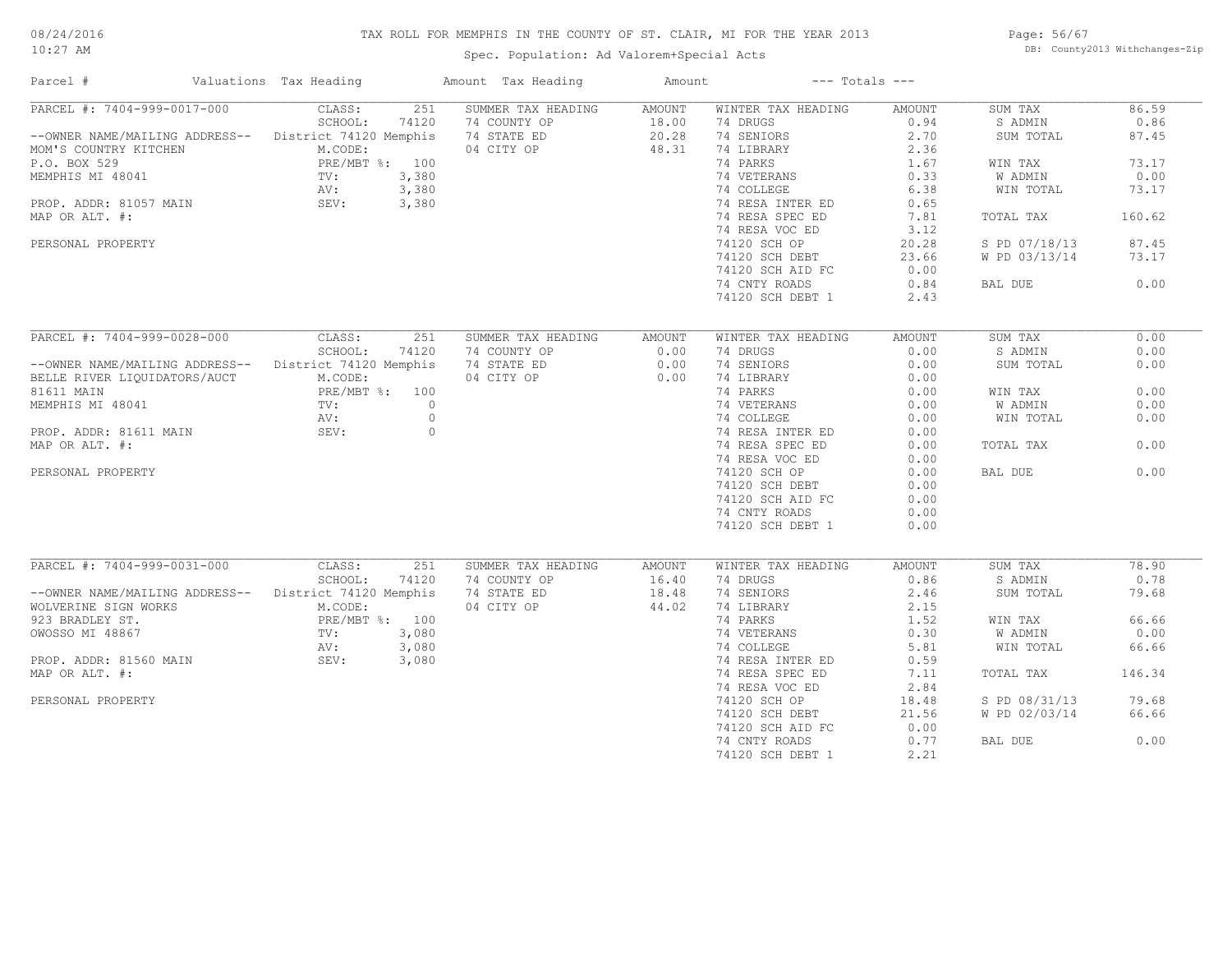# TAX ROLL FOR MEMPHIS IN THE COUNTY OF ST. CLAIR, MI FOR THE YEAR 2013

Spec. Population: Ad Valorem+Special Acts

| Parcel # | Valuations | Tax Heading | Amount | Tax Heading | Amount | --- Totals --- | |
|---|---|---|---|---|---|---|---|
| PARCEL #: 7404-999-0017-000 | CLASS: 251 | SUMMER TAX HEADING | AMOUNT | WINTER TAX HEADING | AMOUNT | SUM TAX | 86.59 |
| | SCHOOL: 74120 | 74 COUNTY OP | 18.00 | 74 DRUGS | 0.94 | S ADMIN | 0.86 |
| --OWNER NAME/MAILING ADDRESS-- | District 74120 Memphis | 74 STATE ED | 20.28 | 74 SENIORS | 2.70 | SUM TOTAL | 87.45 |
| MOM'S COUNTRY KITCHEN | M.CODE: | 04 CITY OP | 48.31 | 74 LIBRARY | 2.36 | | |
| P.O. BOX 529 | PRE/MBT %: 100 | | | 74 PARKS | 1.67 | WIN TAX | 73.17 |
| MEMPHIS MI 48041 | TV: 3,380 | | | 74 VETERANS | 0.33 | W ADMIN | 0.00 |
| | AV: 3,380 | | | 74 COLLEGE | 6.38 | WIN TOTAL | 73.17 |
| PROP. ADDR: 81057 MAIN | SEV: 3,380 | | | 74 RESA INTER ED | 0.65 | | |
| MAP OR ALT. #: | | | | 74 RESA SPEC ED | 7.81 | TOTAL TAX | 160.62 |
| | | | | 74 RESA VOC ED | 3.12 | | |
| PERSONAL PROPERTY | | | | 74120 SCH OP | 20.28 | S PD 07/18/13 | 87.45 |
| | | | | 74120 SCH DEBT | 23.66 | W PD 03/13/14 | 73.17 |
| | | | | 74120 SCH AID FC | 0.00 | | |
| | | | | 74 CNTY ROADS | 0.84 | BAL DUE | 0.00 |
| | | | | 74120 SCH DEBT 1 | 2.43 | | |
| PARCEL #: 7404-999-0028-000 | CLASS: 251 | SUMMER TAX HEADING | AMOUNT | WINTER TAX HEADING | AMOUNT | SUM TAX | 0.00 |
| | SCHOOL: 74120 | 74 COUNTY OP | 0.00 | 74 DRUGS | 0.00 | S ADMIN | 0.00 |
| --OWNER NAME/MAILING ADDRESS-- | District 74120 Memphis | 74 STATE ED | 0.00 | 74 SENIORS | 0.00 | SUM TOTAL | 0.00 |
| BELLE RIVER LIQUIDATORS/AUCT | M.CODE: | 04 CITY OP | 0.00 | 74 LIBRARY | 0.00 | | |
| 81611 MAIN | PRE/MBT %: 100 | | | 74 PARKS | 0.00 | WIN TAX | 0.00 |
| MEMPHIS MI 48041 | TV: 0 | | | 74 VETERANS | 0.00 | W ADMIN | 0.00 |
| | AV: 0 | | | 74 COLLEGE | 0.00 | WIN TOTAL | 0.00 |
| PROP. ADDR: 81611 MAIN | SEV: 0 | | | 74 RESA INTER ED | 0.00 | | |
| MAP OR ALT. #: | | | | 74 RESA SPEC ED | 0.00 | TOTAL TAX | 0.00 |
| | | | | 74 RESA VOC ED | 0.00 | | |
| PERSONAL PROPERTY | | | | 74120 SCH OP | 0.00 | BAL DUE | 0.00 |
| | | | | 74120 SCH DEBT | 0.00 | | |
| | | | | 74120 SCH AID FC | 0.00 | | |
| | | | | 74 CNTY ROADS | 0.00 | | |
| | | | | 74120 SCH DEBT 1 | 0.00 | | |
| PARCEL #: 7404-999-0031-000 | CLASS: 251 | SUMMER TAX HEADING | AMOUNT | WINTER TAX HEADING | AMOUNT | SUM TAX | 78.90 |
| | SCHOOL: 74120 | 74 COUNTY OP | 16.40 | 74 DRUGS | 0.86 | S ADMIN | 0.78 |
| --OWNER NAME/MAILING ADDRESS-- | District 74120 Memphis | 74 STATE ED | 18.48 | 74 SENIORS | 2.46 | SUM TOTAL | 79.68 |
| WOLVERINE SIGN WORKS | M.CODE: | 04 CITY OP | 44.02 | 74 LIBRARY | 2.15 | | |
| 923 BRADLEY ST. | PRE/MBT %: 100 | | | 74 PARKS | 1.52 | WIN TAX | 66.66 |
| OWOSSO MI 48867 | TV: 3,080 | | | 74 VETERANS | 0.30 | W ADMIN | 0.00 |
| | AV: 3,080 | | | 74 COLLEGE | 5.81 | WIN TOTAL | 66.66 |
| PROP. ADDR: 81560 MAIN | SEV: 3,080 | | | 74 RESA INTER ED | 0.59 | | |
| MAP OR ALT. #: | | | | 74 RESA SPEC ED | 7.11 | TOTAL TAX | 146.34 |
| | | | | 74 RESA VOC ED | 2.84 | | |
| PERSONAL PROPERTY | | | | 74120 SCH OP | 18.48 | S PD 08/31/13 | 79.68 |
| | | | | 74120 SCH DEBT | 21.56 | W PD 02/03/14 | 66.66 |
| | | | | 74120 SCH AID FC | 0.00 | | |
| | | | | 74 CNTY ROADS | 0.77 | BAL DUE | 0.00 |
| | | | | 74120 SCH DEBT 1 | 2.21 | | |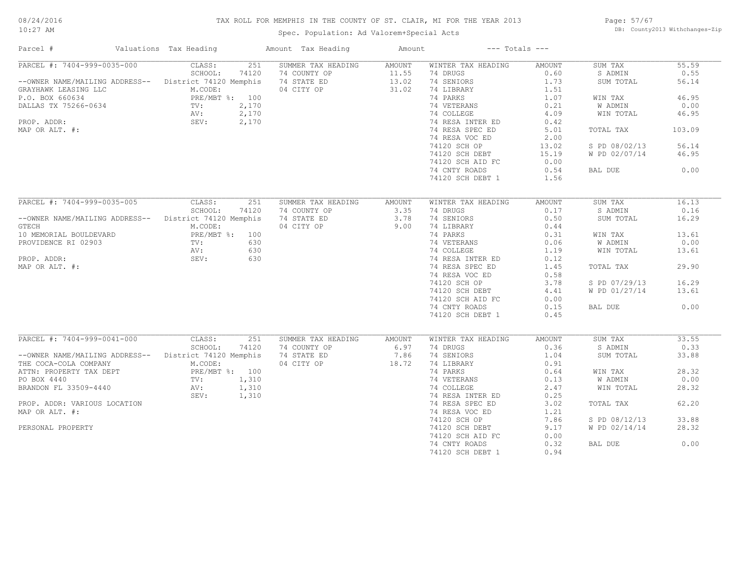# TAX ROLL FOR MEMPHIS IN THE COUNTY OF ST. CLAIR, MI FOR THE YEAR 2013

Spec. Population: Ad Valorem+Special Acts

08/24/2016
10:27 AM

DB: County2013 Withchanges-Zip

| Parcel # | Valuations | Tax Heading | Amount | Tax Heading | Amount | --- Totals --- | |
|---|---|---|---|---|---|---|---|
| PARCEL #: 7404-999-0035-000 | CLASS: 251 | SUMMER TAX HEADING | AMOUNT | WINTER TAX HEADING | AMOUNT | SUM TAX | 55.59 |
| | SCHOOL: 74120 | 74 COUNTY OP | 11.55 | 74 DRUGS | 0.60 | S ADMIN | 0.55 |
| --OWNER NAME/MAILING ADDRESS-- | District 74120 Memphis | 74 STATE ED | 13.02 | 74 SENIORS | 1.73 | SUM TOTAL | 56.14 |
| GRAYHAWK LEASING LLC | M.CODE: | 04 CITY OP | 31.02 | 74 LIBRARY | 1.51 | | |
| P.O. BOX 660634 | PRE/MBT %: 100 | | | 74 PARKS | 1.07 | WIN TAX | 46.95 |
| DALLAS TX 75266-0634 | TV: 2,170 | | | 74 VETERANS | 0.21 | W ADMIN | 0.00 |
| | AV: 2,170 | | | 74 COLLEGE | 4.09 | WIN TOTAL | 46.95 |
| PROP. ADDR: | SEV: 2,170 | | | 74 RESA INTER ED | 0.42 | | |
| MAP OR ALT. #: | | | | 74 RESA SPEC ED | 5.01 | TOTAL TAX | 103.09 |
| | | | | 74 RESA VOC ED | 2.00 | | |
| | | | | 74120 SCH OP | 13.02 | S PD 08/02/13 | 56.14 |
| | | | | 74120 SCH DEBT | 15.19 | W PD 02/07/14 | 46.95 |
| | | | | 74120 SCH AID FC | 0.00 | | |
| | | | | 74 CNTY ROADS | 0.54 | BAL DUE | 0.00 |
| | | | | 74120 SCH DEBT 1 | 1.56 | | |
| PARCEL #: 7404-999-0035-005 | CLASS: 251 | SUMMER TAX HEADING | AMOUNT | WINTER TAX HEADING | AMOUNT | SUM TAX | 16.13 |
| | SCHOOL: 74120 | 74 COUNTY OP | 3.35 | 74 DRUGS | 0.17 | S ADMIN | 0.16 |
| --OWNER NAME/MAILING ADDRESS-- | District 74120 Memphis | 74 STATE ED | 3.78 | 74 SENIORS | 0.50 | SUM TOTAL | 16.29 |
| GTECH | M.CODE: | 04 CITY OP | 9.00 | 74 LIBRARY | 0.44 | | |
| 10 MEMORIAL BOULDEVARD | PRE/MBT %: 100 | | | 74 PARKS | 0.31 | WIN TAX | 13.61 |
| PROVIDENCE RI 02903 | TV: 630 | | | 74 VETERANS | 0.06 | W ADMIN | 0.00 |
| | AV: 630 | | | 74 COLLEGE | 1.19 | WIN TOTAL | 13.61 |
| PROP. ADDR: | SEV: 630 | | | 74 RESA INTER ED | 0.12 | | |
| MAP OR ALT. #: | | | | 74 RESA SPEC ED | 1.45 | TOTAL TAX | 29.90 |
| | | | | 74 RESA VOC ED | 0.58 | | |
| | | | | 74120 SCH OP | 3.78 | S PD 07/29/13 | 16.29 |
| | | | | 74120 SCH DEBT | 4.41 | W PD 01/27/14 | 13.61 |
| | | | | 74120 SCH AID FC | 0.00 | | |
| | | | | 74 CNTY ROADS | 0.15 | BAL DUE | 0.00 |
| | | | | 74120 SCH DEBT 1 | 0.45 | | |
| PARCEL #: 7404-999-0041-000 | CLASS: 251 | SUMMER TAX HEADING | AMOUNT | WINTER TAX HEADING | AMOUNT | SUM TAX | 33.55 |
| | SCHOOL: 74120 | 74 COUNTY OP | 6.97 | 74 DRUGS | 0.36 | S ADMIN | 0.33 |
| --OWNER NAME/MAILING ADDRESS-- | District 74120 Memphis | 74 STATE ED | 7.86 | 74 SENIORS | 1.04 | SUM TOTAL | 33.88 |
| THE COCA-COLA COMPANY | M.CODE: | 04 CITY OP | 18.72 | 74 LIBRARY | 0.91 | | |
| ATTN: PROPERTY TAX DEPT | PRE/MBT %: 100 | | | 74 PARKS | 0.64 | WIN TAX | 28.32 |
| PO BOX 4440 | TV: 1,310 | | | 74 VETERANS | 0.13 | W ADMIN | 0.00 |
| BRANDON FL 33509-4440 | AV: 1,310 | | | 74 COLLEGE | 2.47 | WIN TOTAL | 28.32 |
| | SEV: 1,310 | | | 74 RESA INTER ED | 0.25 | | |
| PROP. ADDR: VARIOUS LOCATION | | | | 74 RESA SPEC ED | 3.02 | TOTAL TAX | 62.20 |
| MAP OR ALT. #: | | | | 74 RESA VOC ED | 1.21 | | |
| | | | | 74120 SCH OP | 7.86 | S PD 08/12/13 | 33.88 |
| PERSONAL PROPERTY | | | | 74120 SCH DEBT | 9.17 | W PD 02/14/14 | 28.32 |
| | | | | 74120 SCH AID FC | 0.00 | | |
| | | | | 74 CNTY ROADS | 0.32 | BAL DUE | 0.00 |
| | | | | 74120 SCH DEBT 1 | 0.94 | | |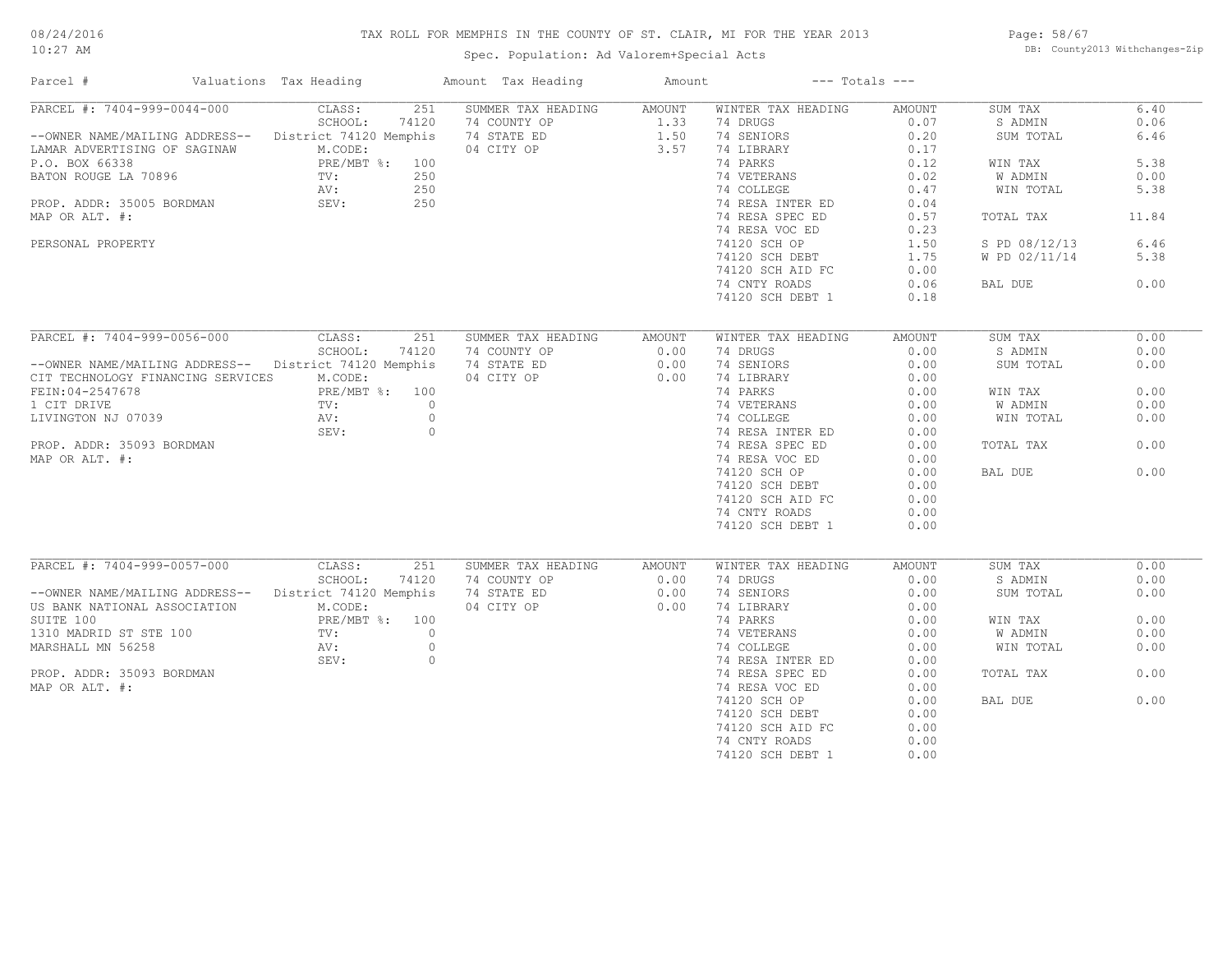# TAX ROLL FOR MEMPHIS IN THE COUNTY OF ST. CLAIR, MI FOR THE YEAR 2013

Spec. Population: Ad Valorem+Special Acts

| Parcel # | Valuations | Tax Heading | Amount | Tax Heading | Amount | --- Totals --- | |
|---|---|---|---|---|---|---|---|
| PARCEL #: 7404-999-0044-000 | CLASS: 251 | SUMMER TAX HEADING | AMOUNT | WINTER TAX HEADING | AMOUNT | SUM TAX | 6.40 |
| | SCHOOL: 74120 | 74 COUNTY OP | 1.33 | 74 DRUGS | 0.07 | S ADMIN | 0.06 |
| --OWNER NAME/MAILING ADDRESS-- | District 74120 Memphis | 74 STATE ED | 1.50 | 74 SENIORS | 0.20 | SUM TOTAL | 6.46 |
| LAMAR ADVERTISING OF SAGINAW | M.CODE: | 04 CITY OP | 3.57 | 74 LIBRARY | 0.17 | | |
| P.O. BOX 66338 | PRE/MBT %: 100 | | | 74 PARKS | 0.12 | WIN TAX | 5.38 |
| BATON ROUGE LA 70896 | TV: 250 | | | 74 VETERANS | 0.02 | W ADMIN | 0.00 |
| | AV: 250 | | | 74 COLLEGE | 0.47 | WIN TOTAL | 5.38 |
| PROP. ADDR: 35005 BORDMAN | SEV: 250 | | | 74 RESA INTER ED | 0.04 | | |
| MAP OR ALT. #: | | | | 74 RESA SPEC ED | 0.57 | TOTAL TAX | 11.84 |
| | | | | 74 RESA VOC ED | 0.23 | | |
| PERSONAL PROPERTY | | | | 74120 SCH OP | 1.50 | S PD 08/12/13 | 6.46 |
| | | | | 74120 SCH DEBT | 1.75 | W PD 02/11/14 | 5.38 |
| | | | | 74120 SCH AID FC | 0.00 | | |
| | | | | 74 CNTY ROADS | 0.06 | BAL DUE | 0.00 |
| | | | | 74120 SCH DEBT 1 | 0.18 | | |

| Parcel # | Valuations | Tax Heading | Amount | Tax Heading | Amount | --- Totals --- | |
|---|---|---|---|---|---|---|---|
| PARCEL #: 7404-999-0056-000 | CLASS: 251 | SUMMER TAX HEADING | AMOUNT | WINTER TAX HEADING | AMOUNT | SUM TAX | 0.00 |
| | SCHOOL: 74120 | 74 COUNTY OP | 0.00 | 74 DRUGS | 0.00 | S ADMIN | 0.00 |
| --OWNER NAME/MAILING ADDRESS-- | District 74120 Memphis | 74 STATE ED | 0.00 | 74 SENIORS | 0.00 | SUM TOTAL | 0.00 |
| CIT TECHNOLOGY FINANCING SERVICES | M.CODE: | 04 CITY OP | 0.00 | 74 LIBRARY | 0.00 | | |
| FEIN:04-2547678 | PRE/MBT %: 100 | | | 74 PARKS | 0.00 | WIN TAX | 0.00 |
| 1 CIT DRIVE | TV: 0 | | | 74 VETERANS | 0.00 | W ADMIN | 0.00 |
| LIVINGTON NJ 07039 | AV: 0 | | | 74 COLLEGE | 0.00 | WIN TOTAL | 0.00 |
| | SEV: 0 | | | 74 RESA INTER ED | 0.00 | | |
| PROP. ADDR: 35093 BORDMAN | | | | 74 RESA SPEC ED | 0.00 | TOTAL TAX | 0.00 |
| MAP OR ALT. #: | | | | 74 RESA VOC ED | 0.00 | | |
| | | | | 74120 SCH OP | 0.00 | BAL DUE | 0.00 |
| | | | | 74120 SCH DEBT | 0.00 | | |
| | | | | 74120 SCH AID FC | 0.00 | | |
| | | | | 74 CNTY ROADS | 0.00 | | |
| | | | | 74120 SCH DEBT 1 | 0.00 | | |

| Parcel # | Valuations | Tax Heading | Amount | Tax Heading | Amount | --- Totals --- | |
|---|---|---|---|---|---|---|---|
| PARCEL #: 7404-999-0057-000 | CLASS: 251 | SUMMER TAX HEADING | AMOUNT | WINTER TAX HEADING | AMOUNT | SUM TAX | 0.00 |
| | SCHOOL: 74120 | 74 COUNTY OP | 0.00 | 74 DRUGS | 0.00 | S ADMIN | 0.00 |
| --OWNER NAME/MAILING ADDRESS-- | District 74120 Memphis | 74 STATE ED | 0.00 | 74 SENIORS | 0.00 | SUM TOTAL | 0.00 |
| US BANK NATIONAL ASSOCIATION | M.CODE: | 04 CITY OP | 0.00 | 74 LIBRARY | 0.00 | | |
| SUITE 100 | PRE/MBT %: 100 | | | 74 PARKS | 0.00 | WIN TAX | 0.00 |
| 1310 MADRID ST STE 100 | TV: 0 | | | 74 VETERANS | 0.00 | W ADMIN | 0.00 |
| MARSHALL MN 56258 | AV: 0 | | | 74 COLLEGE | 0.00 | WIN TOTAL | 0.00 |
| | SEV: 0 | | | 74 RESA INTER ED | 0.00 | | |
| PROP. ADDR: 35093 BORDMAN | | | | 74 RESA SPEC ED | 0.00 | TOTAL TAX | 0.00 |
| MAP OR ALT. #: | | | | 74 RESA VOC ED | 0.00 | | |
| | | | | 74120 SCH OP | 0.00 | BAL DUE | 0.00 |
| | | | | 74120 SCH DEBT | 0.00 | | |
| | | | | 74120 SCH AID FC | 0.00 | | |
| | | | | 74 CNTY ROADS | 0.00 | | |
| | | | | 74120 SCH DEBT 1 | 0.00 | | |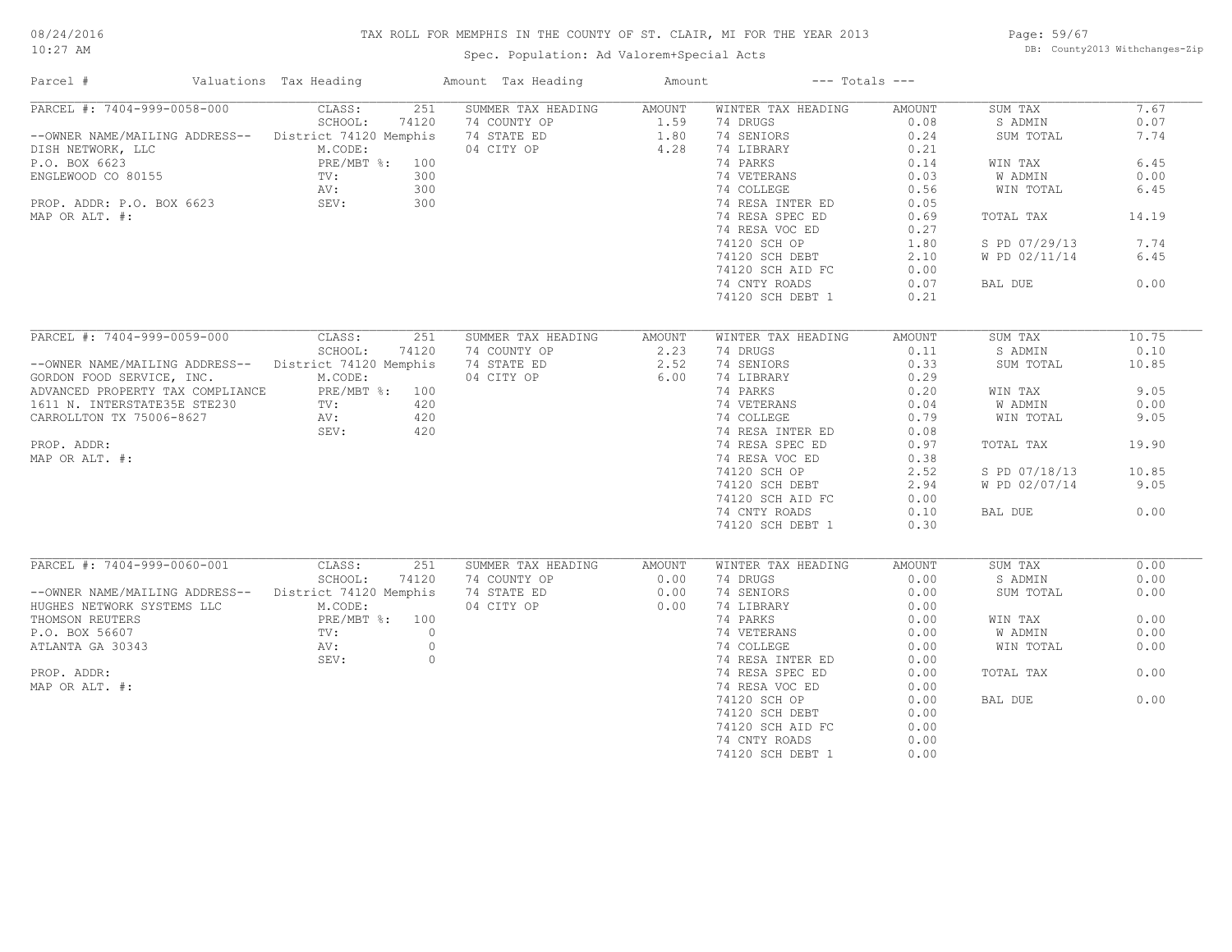# TAX ROLL FOR MEMPHIS IN THE COUNTY OF ST. CLAIR, MI FOR THE YEAR 2013

Spec. Population: Ad Valorem+Special Acts

| Parcel # | Valuations | Tax Heading | Amount | Tax Heading | Amount | --- Totals --- | |
|---|---|---|---|---|---|---|---|
| PARCEL #: 7404-999-0058-000 | CLASS: 251 | SUMMER TAX HEADING | AMOUNT | WINTER TAX HEADING | AMOUNT | SUM TAX | 7.67 |
| | SCHOOL: 74120 | 74 COUNTY OP | 1.59 | 74 DRUGS | 0.08 | S ADMIN | 0.07 |
| --OWNER NAME/MAILING ADDRESS-- | District 74120 Memphis | 74 STATE ED | 1.80 | 74 SENIORS | 0.24 | SUM TOTAL | 7.74 |
| DISH NETWORK, LLC | M.CODE: | 04 CITY OP | 4.28 | 74 LIBRARY | 0.21 | | |
| P.O. BOX 6623 | PRE/MBT %: 100 | | | 74 PARKS | 0.14 | WIN TAX | 6.45 |
| ENGLEWOOD CO 80155 | TV: 300 | | | 74 VETERANS | 0.03 | W ADMIN | 0.00 |
| | AV: 300 | | | 74 COLLEGE | 0.56 | WIN TOTAL | 6.45 |
| PROP. ADDR: P.O. BOX 6623 | SEV: 300 | | | 74 RESA INTER ED | 0.05 | | |
| MAP OR ALT. #: | | | | 74 RESA SPEC ED | 0.69 | TOTAL TAX | 14.19 |
| | | | | 74 RESA VOC ED | 0.27 | | |
| | | | | 74120 SCH OP | 1.80 | S PD 07/29/13 | 7.74 |
| | | | | 74120 SCH DEBT | 2.10 | W PD 02/11/14 | 6.45 |
| | | | | 74120 SCH AID FC | 0.00 | | |
| | | | | 74 CNTY ROADS | 0.07 | BAL DUE | 0.00 |
| | | | | 74120 SCH DEBT 1 | 0.21 | | |
| PARCEL #: 7404-999-0059-000 | CLASS: 251 | SUMMER TAX HEADING | AMOUNT | WINTER TAX HEADING | AMOUNT | SUM TAX | 10.75 |
| | SCHOOL: 74120 | 74 COUNTY OP | 2.23 | 74 DRUGS | 0.11 | S ADMIN | 0.10 |
| --OWNER NAME/MAILING ADDRESS-- | District 74120 Memphis | 74 STATE ED | 2.52 | 74 SENIORS | 0.33 | SUM TOTAL | 10.85 |
| GORDON FOOD SERVICE, INC. | M.CODE: | 04 CITY OP | 6.00 | 74 LIBRARY | 0.29 | | |
| ADVANCED PROPERTY TAX COMPLIANCE | PRE/MBT %: 100 | | | 74 PARKS | 0.20 | WIN TAX | 9.05 |
| 1611 N. INTERSTATE35E STE230 | TV: 420 | | | 74 VETERANS | 0.04 | W ADMIN | 0.00 |
| CARROLLTON TX 75006-8627 | AV: 420 | | | 74 COLLEGE | 0.79 | WIN TOTAL | 9.05 |
| | SEV: 420 | | | 74 RESA INTER ED | 0.08 | | |
| PROP. ADDR: | | | | 74 RESA SPEC ED | 0.97 | TOTAL TAX | 19.90 |
| MAP OR ALT. #: | | | | 74 RESA VOC ED | 0.38 | | |
| | | | | 74120 SCH OP | 2.52 | S PD 07/18/13 | 10.85 |
| | | | | 74120 SCH DEBT | 2.94 | W PD 02/07/14 | 9.05 |
| | | | | 74120 SCH AID FC | 0.00 | | |
| | | | | 74 CNTY ROADS | 0.10 | BAL DUE | 0.00 |
| | | | | 74120 SCH DEBT 1 | 0.30 | | |
| PARCEL #: 7404-999-0060-001 | CLASS: 251 | SUMMER TAX HEADING | AMOUNT | WINTER TAX HEADING | AMOUNT | SUM TAX | 0.00 |
| | SCHOOL: 74120 | 74 COUNTY OP | 0.00 | 74 DRUGS | 0.00 | S ADMIN | 0.00 |
| --OWNER NAME/MAILING ADDRESS-- | District 74120 Memphis | 74 STATE ED | 0.00 | 74 SENIORS | 0.00 | SUM TOTAL | 0.00 |
| HUGHES NETWORK SYSTEMS LLC | M.CODE: | 04 CITY OP | 0.00 | 74 LIBRARY | 0.00 | | |
| THOMSON REUTERS | PRE/MBT %: 100 | | | 74 PARKS | 0.00 | WIN TAX | 0.00 |
| P.O. BOX 56607 | TV: 0 | | | 74 VETERANS | 0.00 | W ADMIN | 0.00 |
| ATLANTA GA 30343 | AV: 0 | | | 74 COLLEGE | 0.00 | WIN TOTAL | 0.00 |
| | SEV: 0 | | | 74 RESA INTER ED | 0.00 | | |
| PROP. ADDR: | | | | 74 RESA SPEC ED | 0.00 | TOTAL TAX | 0.00 |
| MAP OR ALT. #: | | | | 74 RESA VOC ED | 0.00 | | |
| | | | | 74120 SCH OP | 0.00 | BAL DUE | 0.00 |
| | | | | 74120 SCH DEBT | 0.00 | | |
| | | | | 74120 SCH AID FC | 0.00 | | |
| | | | | 74 CNTY ROADS | 0.00 | | |
| | | | | 74120 SCH DEBT 1 | 0.00 | | |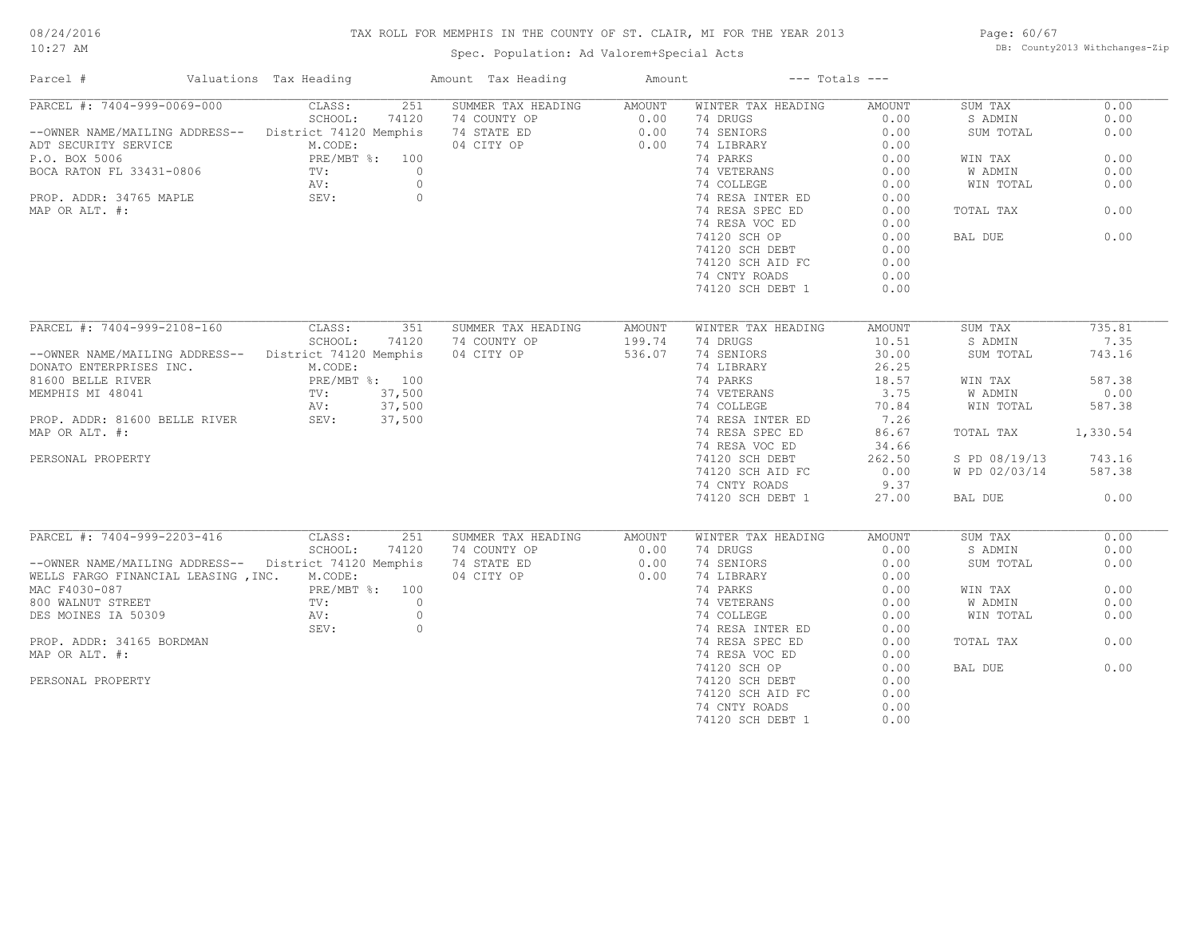# TAX ROLL FOR MEMPHIS IN THE COUNTY OF ST. CLAIR, MI FOR THE YEAR 2013

Spec. Population: Ad Valorem+Special Acts

| Parcel # | Valuations | Tax Heading | Amount | Tax Heading | Amount | --- Totals --- | |
|---|---|---|---|---|---|---|---|

## PARCEL #: 7404-999-0069-000

--OWNER NAME/MAILING ADDRESS--
ADT SECURITY SERVICE
P.O. BOX 5006
BOCA RATON FL 33431-0806

PROP. ADDR: 34765 MAPLE
MAP OR ALT. #:

| Valuations | | Summer Tax Heading | Amount | Winter Tax Heading | Amount | Totals | |
|---|---|---|---|---|---|---|---|
| CLASS: | 251 | 74 COUNTY OP | 0.00 | 74 DRUGS | 0.00 | SUM TAX | 0.00 |
| SCHOOL: | 74120 | 74 STATE ED | 0.00 | 74 SENIORS | 0.00 | S ADMIN | 0.00 |
| District 74120 Memphis | | 04 CITY OP | 0.00 | 74 LIBRARY | 0.00 | SUM TOTAL | 0.00 |
| M.CODE: | | | | 74 PARKS | 0.00 | WIN TAX | 0.00 |
| PRE/MBT %: | 100 | | | 74 VETERANS | 0.00 | W ADMIN | 0.00 |
| TV: | 0 | | | 74 COLLEGE | 0.00 | WIN TOTAL | 0.00 |
| AV: | 0 | | | 74 RESA INTER ED | 0.00 | | |
| SEV: | 0 | | | 74 RESA SPEC ED | 0.00 | TOTAL TAX | 0.00 |
| | | | | 74 RESA VOC ED | 0.00 | | |
| | | | | 74120 SCH OP | 0.00 | BAL DUE | 0.00 |
| | | | | 74120 SCH DEBT | 0.00 | | |
| | | | | 74120 SCH AID FC | 0.00 | | |
| | | | | 74 CNTY ROADS | 0.00 | | |
| | | | | 74120 SCH DEBT 1 | 0.00 | | |

## PARCEL #: 7404-999-2108-160

--OWNER NAME/MAILING ADDRESS--
DONATO ENTERPRISES INC.
81600 BELLE RIVER
MEMPHIS MI 48041

PROP. ADDR: 81600 BELLE RIVER
MAP OR ALT. #:

PERSONAL PROPERTY

| Valuations | | Summer Tax Heading | Amount | Winter Tax Heading | Amount | Totals | |
|---|---|---|---|---|---|---|---|
| CLASS: | 351 | 74 COUNTY OP | 199.74 | 74 DRUGS | 10.51 | SUM TAX | 735.81 |
| SCHOOL: | 74120 | 04 CITY OP | 536.07 | 74 SENIORS | 30.00 | S ADMIN | 7.35 |
| District 74120 Memphis | | | | 74 LIBRARY | 26.25 | SUM TOTAL | 743.16 |
| M.CODE: | | | | 74 PARKS | 18.57 | WIN TAX | 587.38 |
| PRE/MBT %: | 100 | | | 74 VETERANS | 3.75 | W ADMIN | 0.00 |
| TV: | 37,500 | | | 74 COLLEGE | 70.84 | WIN TOTAL | 587.38 |
| AV: | 37,500 | | | 74 RESA INTER ED | 7.26 | | |
| SEV: | 37,500 | | | 74 RESA SPEC ED | 86.67 | TOTAL TAX | 1,330.54 |
| | | | | 74 RESA VOC ED | 34.66 | | |
| | | | | 74120 SCH DEBT | 262.50 | S PD 08/19/13 | 743.16 |
| | | | | 74120 SCH AID FC | 0.00 | W PD 02/03/14 | 587.38 |
| | | | | 74 CNTY ROADS | 9.37 | | |
| | | | | 74120 SCH DEBT 1 | 27.00 | BAL DUE | 0.00 |

## PARCEL #: 7404-999-2203-416

--OWNER NAME/MAILING ADDRESS--
WELLS FARGO FINANCIAL LEASING ,INC.
MAC F4030-087
800 WALNUT STREET
DES MOINES IA 50309

PROP. ADDR: 34165 BORDMAN
MAP OR ALT. #:

PERSONAL PROPERTY

| Valuations | | Summer Tax Heading | Amount | Winter Tax Heading | Amount | Totals | |
|---|---|---|---|---|---|---|---|
| CLASS: | 251 | 74 COUNTY OP | 0.00 | 74 DRUGS | 0.00 | SUM TAX | 0.00 |
| SCHOOL: | 74120 | 74 STATE ED | 0.00 | 74 SENIORS | 0.00 | S ADMIN | 0.00 |
| District 74120 Memphis | | 04 CITY OP | 0.00 | 74 LIBRARY | 0.00 | SUM TOTAL | 0.00 |
| M.CODE: | | | | 74 PARKS | 0.00 | WIN TAX | 0.00 |
| PRE/MBT %: | 100 | | | 74 VETERANS | 0.00 | W ADMIN | 0.00 |
| TV: | 0 | | | 74 COLLEGE | 0.00 | WIN TOTAL | 0.00 |
| AV: | 0 | | | 74 RESA INTER ED | 0.00 | | |
| SEV: | 0 | | | 74 RESA SPEC ED | 0.00 | TOTAL TAX | 0.00 |
| | | | | 74 RESA VOC ED | 0.00 | | |
| | | | | 74120 SCH OP | 0.00 | BAL DUE | 0.00 |
| | | | | 74120 SCH DEBT | 0.00 | | |
| | | | | 74120 SCH AID FC | 0.00 | | |
| | | | | 74 CNTY ROADS | 0.00 | | |
| | | | | 74120 SCH DEBT 1 | 0.00 | | |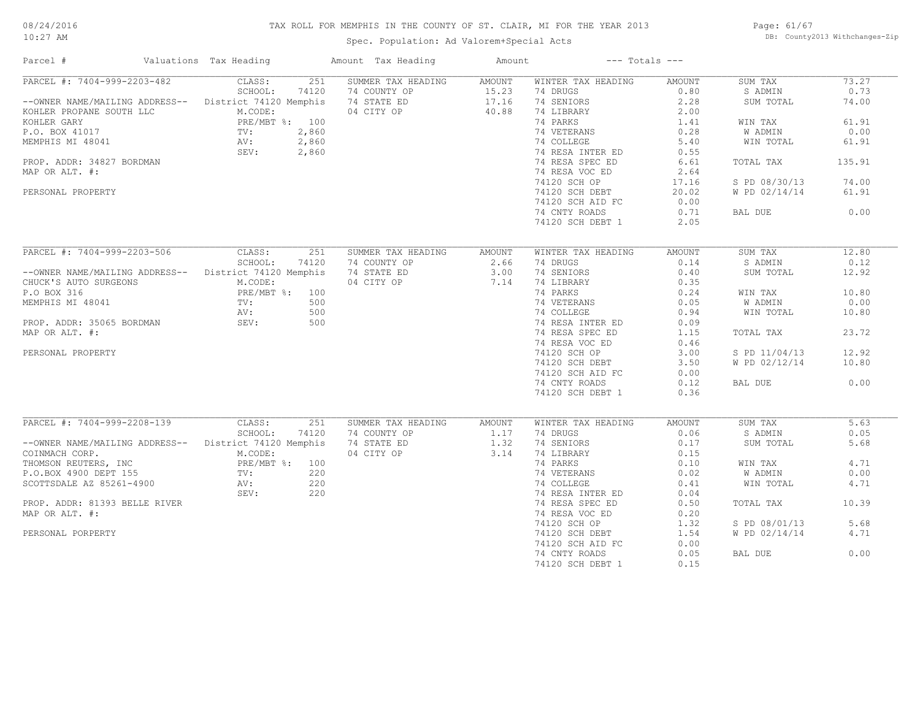# TAX ROLL FOR MEMPHIS IN THE COUNTY OF ST. CLAIR, MI FOR THE YEAR 2013

Spec. Population: Ad Valorem+Special Acts

| Parcel # | Valuations | Tax Heading | Amount | Tax Heading | Amount | --- Totals --- | |
|---|---|---|---|---|---|---|---|

## PARCEL #: 7404-999-2203-482

| Owner / Property | Valuations | | Summer Tax Heading | Amount | Winter Tax Heading | Amount | Totals | |
|---|---|---|---|---|---|---|---|---|
| --OWNER NAME/MAILING ADDRESS-- | CLASS: | 251 | 74 COUNTY OP | 15.23 | 74 DRUGS | 0.80 | SUM TAX | 73.27 |
| KOHLER PROPANE SOUTH LLC | SCHOOL: | 74120 | 74 STATE ED | 17.16 | 74 SENIORS | 2.28 | S ADMIN | 0.73 |
| KOHLER GARY | District 74120 Memphis | | 04 CITY OP | 40.88 | 74 LIBRARY | 2.00 | SUM TOTAL | 74.00 |
| P.O. BOX 41017 | M.CODE: | | | | 74 PARKS | 1.41 | WIN TAX | 61.91 |
| MEMPHIS MI 48041 | PRE/MBT %: | 100 | | | 74 VETERANS | 0.28 | W ADMIN | 0.00 |
| PROP. ADDR: 34827 BORDMAN | TV: | 2,860 | | | 74 COLLEGE | 5.40 | WIN TOTAL | 61.91 |
| MAP OR ALT. #: | AV: | 2,860 | | | 74 RESA INTER ED | 0.55 | | |
| PERSONAL PROPERTY | SEV: | 2,860 | | | 74 RESA SPEC ED | 6.61 | TOTAL TAX | 135.91 |
| | | | | | 74 RESA VOC ED | 2.64 | | |
| | | | | | 74120 SCH OP | 17.16 | S PD 08/30/13 | 74.00 |
| | | | | | 74120 SCH DEBT | 20.02 | W PD 02/14/14 | 61.91 |
| | | | | | 74120 SCH AID FC | 0.00 | | |
| | | | | | 74 CNTY ROADS | 0.71 | BAL DUE | 0.00 |
| | | | | | 74120 SCH DEBT 1 | 2.05 | | |

## PARCEL #: 7404-999-2203-506

| Owner / Property | Valuations | | Summer Tax Heading | Amount | Winter Tax Heading | Amount | Totals | |
|---|---|---|---|---|---|---|---|---|
| --OWNER NAME/MAILING ADDRESS-- | CLASS: | 251 | 74 COUNTY OP | 2.66 | 74 DRUGS | 0.14 | SUM TAX | 12.80 |
| CHUCK'S AUTO SURGEONS | SCHOOL: | 74120 | 74 STATE ED | 3.00 | 74 SENIORS | 0.40 | S ADMIN | 0.12 |
| P.O BOX 316 | District 74120 Memphis | | 04 CITY OP | 7.14 | 74 LIBRARY | 0.35 | SUM TOTAL | 12.92 |
| MEMPHIS MI 48041 | M.CODE: | | | | 74 PARKS | 0.24 | WIN TAX | 10.80 |
| PROP. ADDR: 35065 BORDMAN | PRE/MBT %: | 100 | | | 74 VETERANS | 0.05 | W ADMIN | 0.00 |
| MAP OR ALT. #: | TV: | 500 | | | 74 COLLEGE | 0.94 | WIN TOTAL | 10.80 |
| PERSONAL PROPERTY | AV: | 500 | | | 74 RESA INTER ED | 0.09 | | |
| | SEV: | 500 | | | 74 RESA SPEC ED | 1.15 | TOTAL TAX | 23.72 |
| | | | | | 74 RESA VOC ED | 0.46 | | |
| | | | | | 74120 SCH OP | 3.00 | S PD 11/04/13 | 12.92 |
| | | | | | 74120 SCH DEBT | 3.50 | W PD 02/12/14 | 10.80 |
| | | | | | 74120 SCH AID FC | 0.00 | | |
| | | | | | 74 CNTY ROADS | 0.12 | BAL DUE | 0.00 |
| | | | | | 74120 SCH DEBT 1 | 0.36 | | |

## PARCEL #: 7404-999-2208-139

| Owner / Property | Valuations | | Summer Tax Heading | Amount | Winter Tax Heading | Amount | Totals | |
|---|---|---|---|---|---|---|---|---|
| --OWNER NAME/MAILING ADDRESS-- | CLASS: | 251 | 74 COUNTY OP | 1.17 | 74 DRUGS | 0.06 | SUM TAX | 5.63 |
| COINMACH CORP. | SCHOOL: | 74120 | 74 STATE ED | 1.32 | 74 SENIORS | 0.17 | S ADMIN | 0.05 |
| THOMSON REUTERS, INC | District 74120 Memphis | | 04 CITY OP | 3.14 | 74 LIBRARY | 0.15 | SUM TOTAL | 5.68 |
| P.O.BOX 4900 DEPT 155 | M.CODE: | | | | 74 PARKS | 0.10 | WIN TAX | 4.71 |
| SCOTTSDALE AZ 85261-4900 | PRE/MBT %: | 100 | | | 74 VETERANS | 0.02 | W ADMIN | 0.00 |
| PROP. ADDR: 81393 BELLE RIVER | TV: | 220 | | | 74 COLLEGE | 0.41 | WIN TOTAL | 4.71 |
| MAP OR ALT. #: | AV: | 220 | | | 74 RESA INTER ED | 0.04 | | |
| PERSONAL PORPERTY | SEV: | 220 | | | 74 RESA SPEC ED | 0.50 | TOTAL TAX | 10.39 |
| | | | | | 74 RESA VOC ED | 0.20 | | |
| | | | | | 74120 SCH OP | 1.32 | S PD 08/01/13 | 5.68 |
| | | | | | 74120 SCH DEBT | 1.54 | W PD 02/14/14 | 4.71 |
| | | | | | 74120 SCH AID FC | 0.00 | | |
| | | | | | 74 CNTY ROADS | 0.05 | BAL DUE | 0.00 |
| | | | | | 74120 SCH DEBT 1 | 0.15 | | |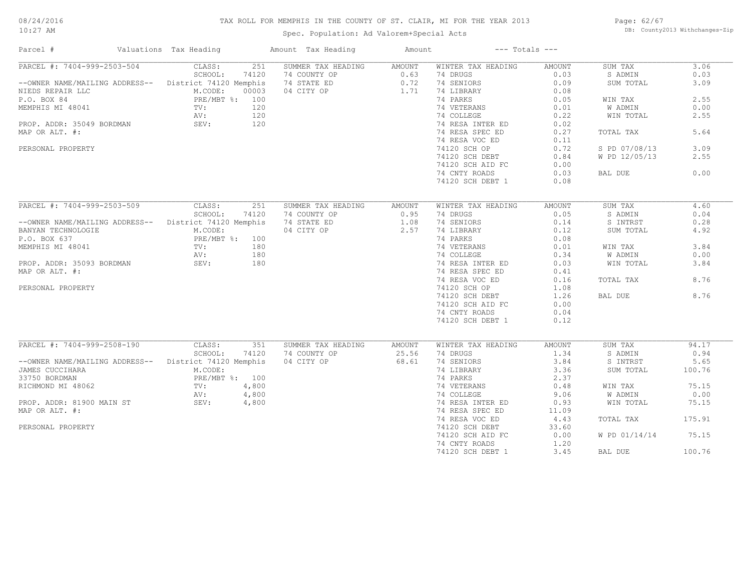# TAX ROLL FOR MEMPHIS IN THE COUNTY OF ST. CLAIR, MI FOR THE YEAR 2013

Spec. Population: Ad Valorem+Special Acts

08/24/2016
10:27 AM

DB: County2013 Withchanges-Zip

| Parcel # | Valuations | Tax Heading | Amount | Tax Heading | Amount | --- Totals --- | |
|---|---|---|---|---|---|---|---|
| PARCEL #: 7404-999-2503-504 | CLASS: 251 | SUMMER TAX HEADING | AMOUNT | WINTER TAX HEADING | AMOUNT | SUM TAX | 3.06 |
| | SCHOOL: 74120 | 74 COUNTY OP | 0.63 | 74 DRUGS | 0.03 | S ADMIN | 0.03 |
| --OWNER NAME/MAILING ADDRESS-- | District 74120 Memphis | 74 STATE ED | 0.72 | 74 SENIORS | 0.09 | SUM TOTAL | 3.09 |
| NIEDS REPAIR LLC | M.CODE: 00003 | 04 CITY OP | 1.71 | 74 LIBRARY | 0.08 | | |
| P.O. BOX 84 | PRE/MBT %: 100 | | | 74 PARKS | 0.05 | WIN TAX | 2.55 |
| MEMPHIS MI 48041 | TV: 120 | | | 74 VETERANS | 0.01 | W ADMIN | 0.00 |
| | AV: 120 | | | 74 COLLEGE | 0.22 | WIN TOTAL | 2.55 |
| PROP. ADDR: 35049 BORDMAN | SEV: 120 | | | 74 RESA INTER ED | 0.02 | | |
| MAP OR ALT. #: | | | | 74 RESA SPEC ED | 0.27 | TOTAL TAX | 5.64 |
| | | | | 74 RESA VOC ED | 0.11 | | |
| PERSONAL PROPERTY | | | | 74120 SCH OP | 0.72 | S PD 07/08/13 | 3.09 |
| | | | | 74120 SCH DEBT | 0.84 | W PD 12/05/13 | 2.55 |
| | | | | 74120 SCH AID FC | 0.00 | | |
| | | | | 74 CNTY ROADS | 0.03 | BAL DUE | 0.00 |
| | | | | 74120 SCH DEBT 1 | 0.08 | | |
| PARCEL #: 7404-999-2503-509 | CLASS: 251 | SUMMER TAX HEADING | AMOUNT | WINTER TAX HEADING | AMOUNT | SUM TAX | 4.60 |
| | SCHOOL: 74120 | 74 COUNTY OP | 0.95 | 74 DRUGS | 0.05 | S ADMIN | 0.04 |
| --OWNER NAME/MAILING ADDRESS-- | District 74120 Memphis | 74 STATE ED | 1.08 | 74 SENIORS | 0.14 | S INTRST | 0.28 |
| BANYAN TECHNOLOGIE | M.CODE: | 04 CITY OP | 2.57 | 74 LIBRARY | 0.12 | SUM TOTAL | 4.92 |
| P.O. BOX 637 | PRE/MBT %: 100 | | | 74 PARKS | 0.08 | | |
| MEMPHIS MI 48041 | TV: 180 | | | 74 VETERANS | 0.01 | WIN TAX | 3.84 |
| | AV: 180 | | | 74 COLLEGE | 0.34 | W ADMIN | 0.00 |
| PROP. ADDR: 35093 BORDMAN | SEV: 180 | | | 74 RESA INTER ED | 0.03 | WIN TOTAL | 3.84 |
| MAP OR ALT. #: | | | | 74 RESA SPEC ED | 0.41 | | |
| | | | | 74 RESA VOC ED | 0.16 | TOTAL TAX | 8.76 |
| PERSONAL PROPERTY | | | | 74120 SCH OP | 1.08 | | |
| | | | | 74120 SCH DEBT | 1.26 | BAL DUE | 8.76 |
| | | | | 74120 SCH AID FC | 0.00 | | |
| | | | | 74 CNTY ROADS | 0.04 | | |
| | | | | 74120 SCH DEBT 1 | 0.12 | | |
| PARCEL #: 7404-999-2508-190 | CLASS: 351 | SUMMER TAX HEADING | AMOUNT | WINTER TAX HEADING | AMOUNT | SUM TAX | 94.17 |
| | SCHOOL: 74120 | 74 COUNTY OP | 25.56 | 74 DRUGS | 1.34 | S ADMIN | 0.94 |
| --OWNER NAME/MAILING ADDRESS-- | District 74120 Memphis | 04 CITY OP | 68.61 | 74 SENIORS | 3.84 | S INTRST | 5.65 |
| JAMES CUCCIHARA | M.CODE: | | | 74 LIBRARY | 3.36 | SUM TOTAL | 100.76 |
| 33750 BORDMAN | PRE/MBT %: 100 | | | 74 PARKS | 2.37 | | |
| RICHMOND MI 48062 | TV: 4,800 | | | 74 VETERANS | 0.48 | WIN TAX | 75.15 |
| | AV: 4,800 | | | 74 COLLEGE | 9.06 | W ADMIN | 0.00 |
| PROP. ADDR: 81900 MAIN ST | SEV: 4,800 | | | 74 RESA INTER ED | 0.93 | WIN TOTAL | 75.15 |
| MAP OR ALT. #: | | | | 74 RESA SPEC ED | 11.09 | | |
| | | | | 74 RESA VOC ED | 4.43 | TOTAL TAX | 175.91 |
| PERSONAL PROPERTY | | | | 74120 SCH DEBT | 33.60 | | |
| | | | | 74120 SCH AID FC | 0.00 | W PD 01/14/14 | 75.15 |
| | | | | 74 CNTY ROADS | 1.20 | | |
| | | | | 74120 SCH DEBT 1 | 3.45 | BAL DUE | 100.76 |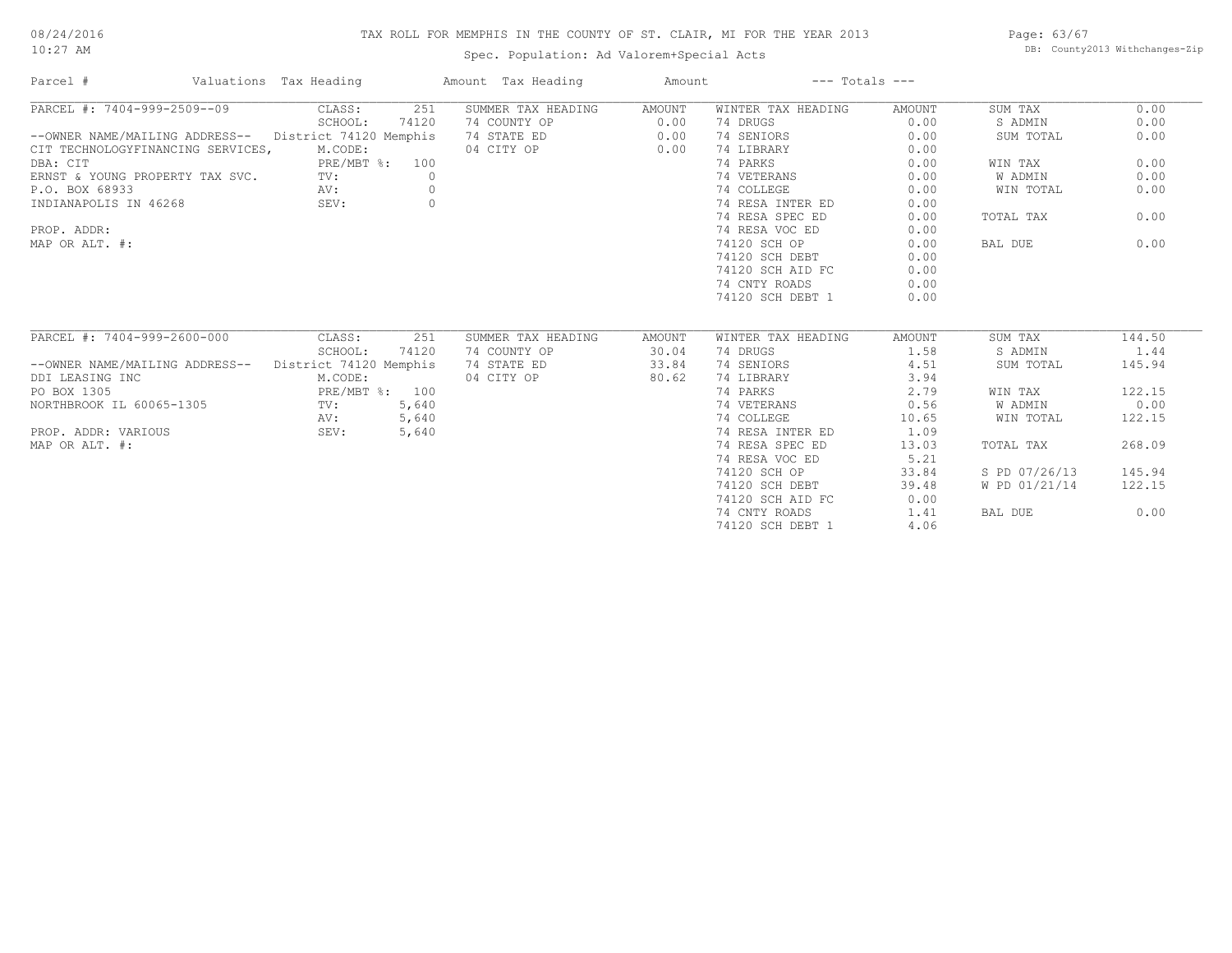TAX ROLL FOR MEMPHIS IN THE COUNTY OF ST. CLAIR, MI FOR THE YEAR 2013

Spec. Population: Ad Valorem+Special Acts

| Parcel # | Valuations | Tax Heading | Amount | Tax Heading | Amount | --- Totals --- | |
|---|---|---|---|---|---|---|---|
| PARCEL #: 7404-999-2509--09 | CLASS: 251 | SUMMER TAX HEADING | AMOUNT | WINTER TAX HEADING | AMOUNT | SUM TAX | 0.00 |
| | SCHOOL: 74120 | 74 COUNTY OP | 0.00 | 74 DRUGS | 0.00 | S ADMIN | 0.00 |
| --OWNER NAME/MAILING ADDRESS-- | District 74120 Memphis | 74 STATE ED | 0.00 | 74 SENIORS | 0.00 | SUM TOTAL | 0.00 |
| CIT TECHNOLOGYFINANCING SERVICES, | M.CODE: | 04 CITY OP | 0.00 | 74 LIBRARY | 0.00 | | |
| DBA: CIT | PRE/MBT %: 100 | | | 74 PARKS | 0.00 | WIN TAX | 0.00 |
| ERNST & YOUNG PROPERTY TAX SVC. | TV: 0 | | | 74 VETERANS | 0.00 | W ADMIN | 0.00 |
| P.O. BOX 68933 | AV: 0 | | | 74 COLLEGE | 0.00 | WIN TOTAL | 0.00 |
| INDIANAPOLIS IN 46268 | SEV: 0 | | | 74 RESA INTER ED | 0.00 | | |
| | | | | 74 RESA SPEC ED | 0.00 | TOTAL TAX | 0.00 |
| PROP. ADDR: | | | | 74 RESA VOC ED | 0.00 | | |
| MAP OR ALT. #: | | | | 74120 SCH OP | 0.00 | BAL DUE | 0.00 |
| | | | | 74120 SCH DEBT | 0.00 | | |
| | | | | 74120 SCH AID FC | 0.00 | | |
| | | | | 74 CNTY ROADS | 0.00 | | |
| | | | | 74120 SCH DEBT 1 | 0.00 | | |
| PARCEL #: 7404-999-2600-000 | CLASS: 251 | SUMMER TAX HEADING | AMOUNT | WINTER TAX HEADING | AMOUNT | SUM TAX | 144.50 |
| | SCHOOL: 74120 | 74 COUNTY OP | 30.04 | 74 DRUGS | 1.58 | S ADMIN | 1.44 |
| --OWNER NAME/MAILING ADDRESS-- | District 74120 Memphis | 74 STATE ED | 33.84 | 74 SENIORS | 4.51 | SUM TOTAL | 145.94 |
| DDI LEASING INC | M.CODE: | 04 CITY OP | 80.62 | 74 LIBRARY | 3.94 | | |
| PO BOX 1305 | PRE/MBT %: 100 | | | 74 PARKS | 2.79 | WIN TAX | 122.15 |
| NORTHBROOK IL 60065-1305 | TV: 5,640 | | | 74 VETERANS | 0.56 | W ADMIN | 0.00 |
| | AV: 5,640 | | | 74 COLLEGE | 10.65 | WIN TOTAL | 122.15 |
| PROP. ADDR: VARIOUS | SEV: 5,640 | | | 74 RESA INTER ED | 1.09 | | |
| MAP OR ALT. #: | | | | 74 RESA SPEC ED | 13.03 | TOTAL TAX | 268.09 |
| | | | | 74 RESA VOC ED | 5.21 | | |
| | | | | 74120 SCH OP | 33.84 | S PD 07/26/13 | 145.94 |
| | | | | 74120 SCH DEBT | 39.48 | W PD 01/21/14 | 122.15 |
| | | | | 74120 SCH AID FC | 0.00 | | |
| | | | | 74 CNTY ROADS | 1.41 | BAL DUE | 0.00 |
| | | | | 74120 SCH DEBT 1 | 4.06 | | |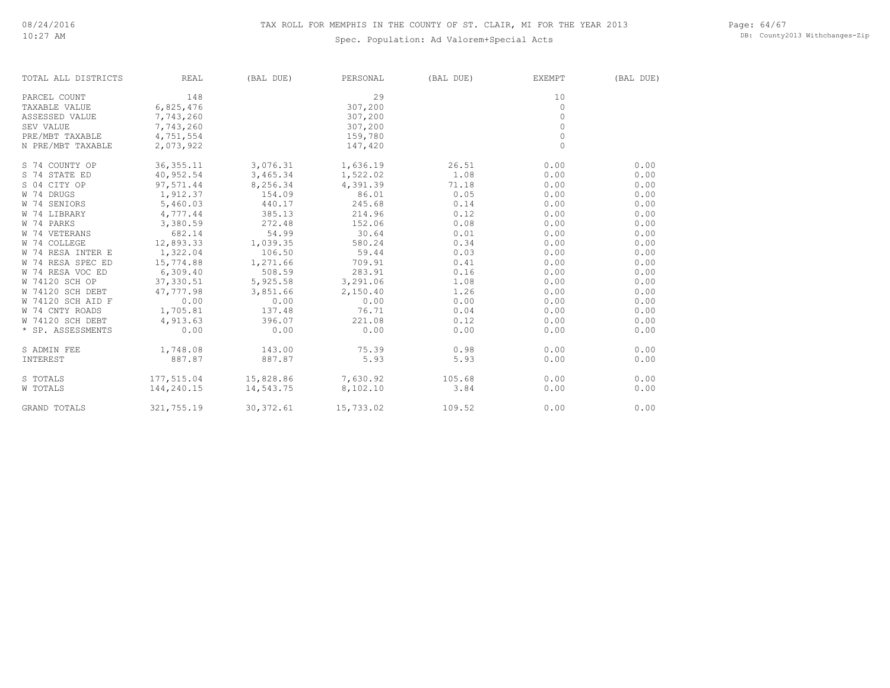# TAX ROLL FOR MEMPHIS IN THE COUNTY OF ST. CLAIR, MI FOR THE YEAR 2013

Spec. Population: Ad Valorem+Special Acts

| TOTAL ALL DISTRICTS | REAL | (BAL DUE) | PERSONAL | (BAL DUE) | EXEMPT | (BAL DUE) |
|---|---|---|---|---|---|---|
| PARCEL COUNT | 148 | | 29 | | 10 | |
| TAXABLE VALUE | 6,825,476 | | 307,200 | | 0 | |
| ASSESSED VALUE | 7,743,260 | | 307,200 | | 0 | |
| SEV VALUE | 7,743,260 | | 307,200 | | 0 | |
| PRE/MBT TAXABLE | 4,751,554 | | 159,780 | | 0 | |
| N PRE/MBT TAXABLE | 2,073,922 | | 147,420 | | 0 | |
| S 74 COUNTY OP | 36,355.11 | 3,076.31 | 1,636.19 | 26.51 | 0.00 | 0.00 |
| S 74 STATE ED | 40,952.54 | 3,465.34 | 1,522.02 | 1.08 | 0.00 | 0.00 |
| S 04 CITY OP | 97,571.44 | 8,256.34 | 4,391.39 | 71.18 | 0.00 | 0.00 |
| W 74 DRUGS | 1,912.37 | 154.09 | 86.01 | 0.05 | 0.00 | 0.00 |
| W 74 SENIORS | 5,460.03 | 440.17 | 245.68 | 0.14 | 0.00 | 0.00 |
| W 74 LIBRARY | 4,777.44 | 385.13 | 214.96 | 0.12 | 0.00 | 0.00 |
| W 74 PARKS | 3,380.59 | 272.48 | 152.06 | 0.08 | 0.00 | 0.00 |
| W 74 VETERANS | 682.14 | 54.99 | 30.64 | 0.01 | 0.00 | 0.00 |
| W 74 COLLEGE | 12,893.33 | 1,039.35 | 580.24 | 0.34 | 0.00 | 0.00 |
| W 74 RESA INTER E | 1,322.04 | 106.50 | 59.44 | 0.03 | 0.00 | 0.00 |
| W 74 RESA SPEC ED | 15,774.88 | 1,271.66 | 709.91 | 0.41 | 0.00 | 0.00 |
| W 74 RESA VOC ED | 6,309.40 | 508.59 | 283.91 | 0.16 | 0.00 | 0.00 |
| W 74120 SCH OP | 37,330.51 | 5,925.58 | 3,291.06 | 1.08 | 0.00 | 0.00 |
| W 74120 SCH DEBT | 47,777.98 | 3,851.66 | 2,150.40 | 1.26 | 0.00 | 0.00 |
| W 74120 SCH AID F | 0.00 | 0.00 | 0.00 | 0.00 | 0.00 | 0.00 |
| W 74 CNTY ROADS | 1,705.81 | 137.48 | 76.71 | 0.04 | 0.00 | 0.00 |
| W 74120 SCH DEBT | 4,913.63 | 396.07 | 221.08 | 0.12 | 0.00 | 0.00 |
| * SP. ASSESSMENTS | 0.00 | 0.00 | 0.00 | 0.00 | 0.00 | 0.00 |
| S ADMIN FEE | 1,748.08 | 143.00 | 75.39 | 0.98 | 0.00 | 0.00 |
| INTEREST | 887.87 | 887.87 | 5.93 | 5.93 | 0.00 | 0.00 |
| S TOTALS | 177,515.04 | 15,828.86 | 7,630.92 | 105.68 | 0.00 | 0.00 |
| W TOTALS | 144,240.15 | 14,543.75 | 8,102.10 | 3.84 | 0.00 | 0.00 |
| GRAND TOTALS | 321,755.19 | 30,372.61 | 15,733.02 | 109.52 | 0.00 | 0.00 |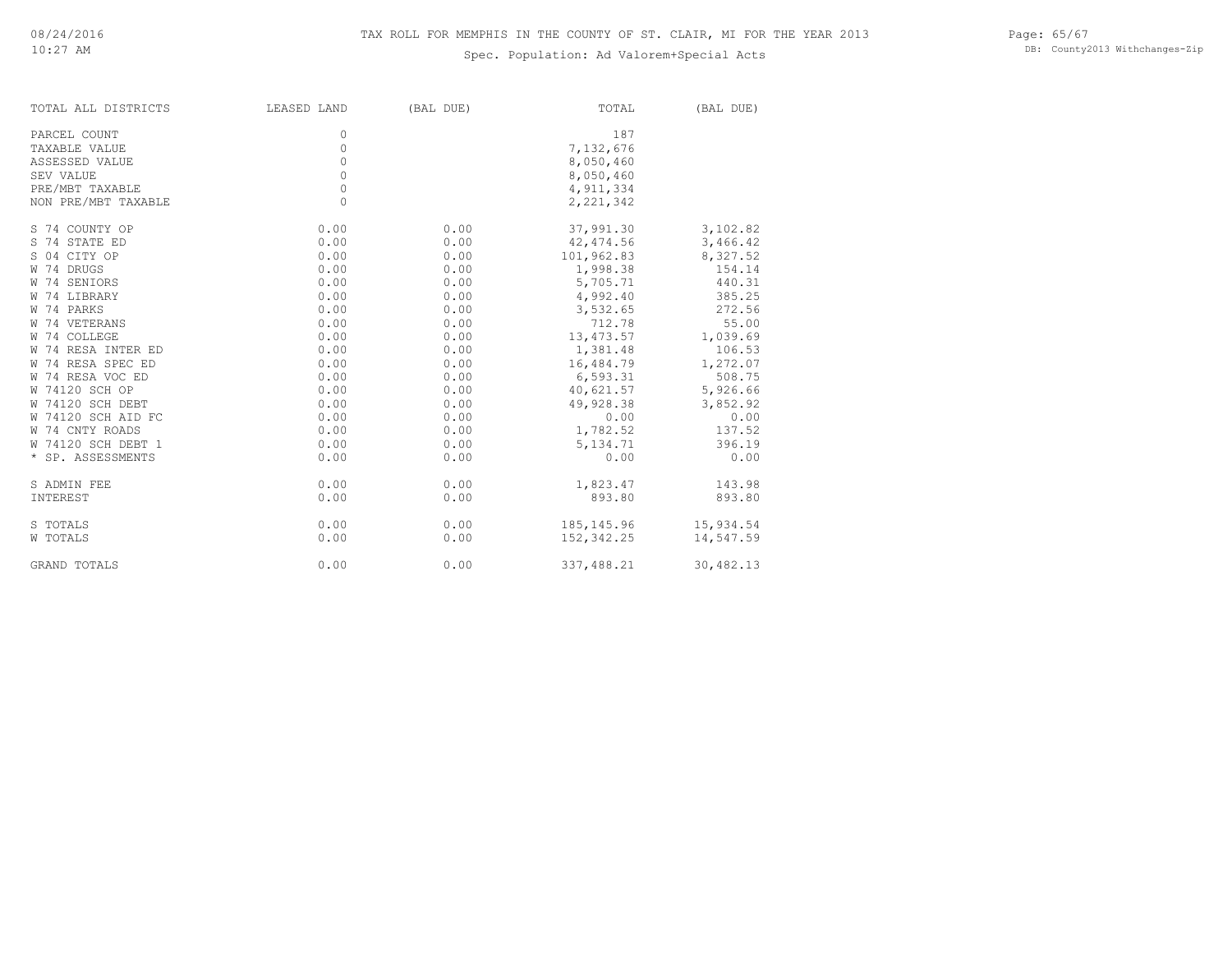# TAX ROLL FOR MEMPHIS IN THE COUNTY OF ST. CLAIR, MI FOR THE YEAR 2013

Spec. Population: Ad Valorem+Special Acts

| TOTAL ALL DISTRICTS | LEASED LAND | (BAL DUE) | TOTAL | (BAL DUE) |
|---|---|---|---|---|
| PARCEL COUNT | 0 | | 187 | |
| TAXABLE VALUE | 0 | | 7,132,676 | |
| ASSESSED VALUE | 0 | | 8,050,460 | |
| SEV VALUE | 0 | | 8,050,460 | |
| PRE/MBT TAXABLE | 0 | | 4,911,334 | |
| NON PRE/MBT TAXABLE | 0 | | 2,221,342 | |
| S 74 COUNTY OP | 0.00 | 0.00 | 37,991.30 | 3,102.82 |
| S 74 STATE ED | 0.00 | 0.00 | 42,474.56 | 3,466.42 |
| S 04 CITY OP | 0.00 | 0.00 | 101,962.83 | 8,327.52 |
| W 74 DRUGS | 0.00 | 0.00 | 1,998.38 | 154.14 |
| W 74 SENIORS | 0.00 | 0.00 | 5,705.71 | 440.31 |
| W 74 LIBRARY | 0.00 | 0.00 | 4,992.40 | 385.25 |
| W 74 PARKS | 0.00 | 0.00 | 3,532.65 | 272.56 |
| W 74 VETERANS | 0.00 | 0.00 | 712.78 | 55.00 |
| W 74 COLLEGE | 0.00 | 0.00 | 13,473.57 | 1,039.69 |
| W 74 RESA INTER ED | 0.00 | 0.00 | 1,381.48 | 106.53 |
| W 74 RESA SPEC ED | 0.00 | 0.00 | 16,484.79 | 1,272.07 |
| W 74 RESA VOC ED | 0.00 | 0.00 | 6,593.31 | 508.75 |
| W 74120 SCH OP | 0.00 | 0.00 | 40,621.57 | 5,926.66 |
| W 74120 SCH DEBT | 0.00 | 0.00 | 49,928.38 | 3,852.92 |
| W 74120 SCH AID FC | 0.00 | 0.00 | 0.00 | 0.00 |
| W 74 CNTY ROADS | 0.00 | 0.00 | 1,782.52 | 137.52 |
| W 74120 SCH DEBT 1 | 0.00 | 0.00 | 5,134.71 | 396.19 |
| * SP. ASSESSMENTS | 0.00 | 0.00 | 0.00 | 0.00 |
| S ADMIN FEE | 0.00 | 0.00 | 1,823.47 | 143.98 |
| INTEREST | 0.00 | 0.00 | 893.80 | 893.80 |
| S TOTALS | 0.00 | 0.00 | 185,145.96 | 15,934.54 |
| W TOTALS | 0.00 | 0.00 | 152,342.25 | 14,547.59 |
| GRAND TOTALS | 0.00 | 0.00 | 337,488.21 | 30,482.13 |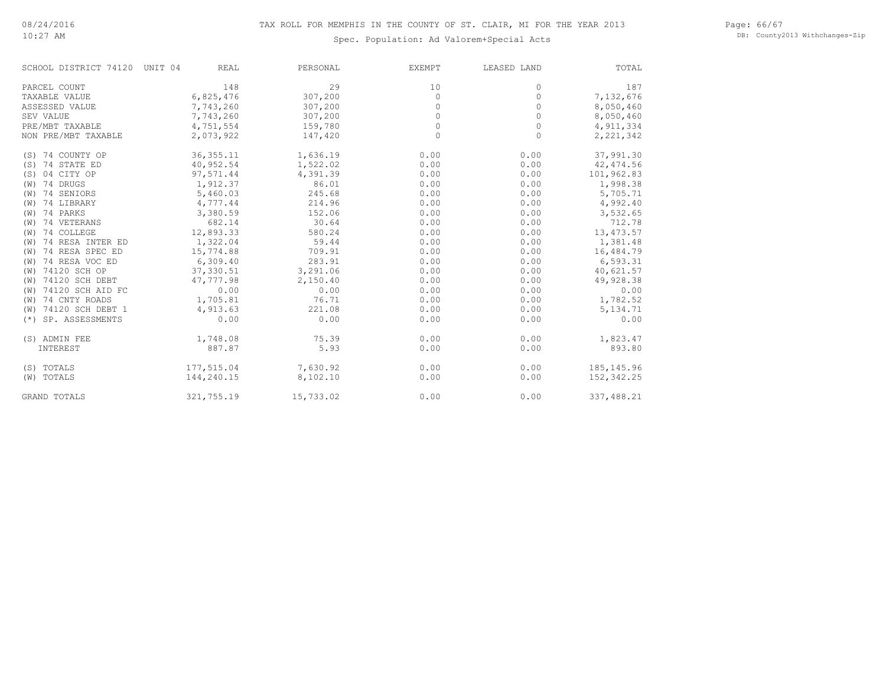TAX ROLL FOR MEMPHIS IN THE COUNTY OF ST. CLAIR, MI FOR THE YEAR 2013

Spec. Population: Ad Valorem+Special Acts

| SCHOOL DISTRICT 74120 UNIT 04 | REAL | PERSONAL | EXEMPT | LEASED LAND | TOTAL |
|---|---|---|---|---|---|
| PARCEL COUNT | 148 | 29 | 10 | 0 | 187 |
| TAXABLE VALUE | 6,825,476 | 307,200 | 0 | 0 | 7,132,676 |
| ASSESSED VALUE | 7,743,260 | 307,200 | 0 | 0 | 8,050,460 |
| SEV VALUE | 7,743,260 | 307,200 | 0 | 0 | 8,050,460 |
| PRE/MBT TAXABLE | 4,751,554 | 159,780 | 0 | 0 | 4,911,334 |
| NON PRE/MBT TAXABLE | 2,073,922 | 147,420 | 0 | 0 | 2,221,342 |
| (S) 74 COUNTY OP | 36,355.11 | 1,636.19 | 0.00 | 0.00 | 37,991.30 |
| (S) 74 STATE ED | 40,952.54 | 1,522.02 | 0.00 | 0.00 | 42,474.56 |
| (S) 04 CITY OP | 97,571.44 | 4,391.39 | 0.00 | 0.00 | 101,962.83 |
| (W) 74 DRUGS | 1,912.37 | 86.01 | 0.00 | 0.00 | 1,998.38 |
| (W) 74 SENIORS | 5,460.03 | 245.68 | 0.00 | 0.00 | 5,705.71 |
| (W) 74 LIBRARY | 4,777.44 | 214.96 | 0.00 | 0.00 | 4,992.40 |
| (W) 74 PARKS | 3,380.59 | 152.06 | 0.00 | 0.00 | 3,532.65 |
| (W) 74 VETERANS | 682.14 | 30.64 | 0.00 | 0.00 | 712.78 |
| (W) 74 COLLEGE | 12,893.33 | 580.24 | 0.00 | 0.00 | 13,473.57 |
| (W) 74 RESA INTER ED | 1,322.04 | 59.44 | 0.00 | 0.00 | 1,381.48 |
| (W) 74 RESA SPEC ED | 15,774.88 | 709.91 | 0.00 | 0.00 | 16,484.79 |
| (W) 74 RESA VOC ED | 6,309.40 | 283.91 | 0.00 | 0.00 | 6,593.31 |
| (W) 74120 SCH OP | 37,330.51 | 3,291.06 | 0.00 | 0.00 | 40,621.57 |
| (W) 74120 SCH DEBT | 47,777.98 | 2,150.40 | 0.00 | 0.00 | 49,928.38 |
| (W) 74120 SCH AID FC | 0.00 | 0.00 | 0.00 | 0.00 | 0.00 |
| (W) 74 CNTY ROADS | 1,705.81 | 76.71 | 0.00 | 0.00 | 1,782.52 |
| (W) 74120 SCH DEBT 1 | 4,913.63 | 221.08 | 0.00 | 0.00 | 5,134.71 |
| (*) SP. ASSESSMENTS | 0.00 | 0.00 | 0.00 | 0.00 | 0.00 |
| (S) ADMIN FEE | 1,748.08 | 75.39 | 0.00 | 0.00 | 1,823.47 |
| INTEREST | 887.87 | 5.93 | 0.00 | 0.00 | 893.80 |
| (S) TOTALS | 177,515.04 | 7,630.92 | 0.00 | 0.00 | 185,145.96 |
| (W) TOTALS | 144,240.15 | 8,102.10 | 0.00 | 0.00 | 152,342.25 |
| GRAND TOTALS | 321,755.19 | 15,733.02 | 0.00 | 0.00 | 337,488.21 |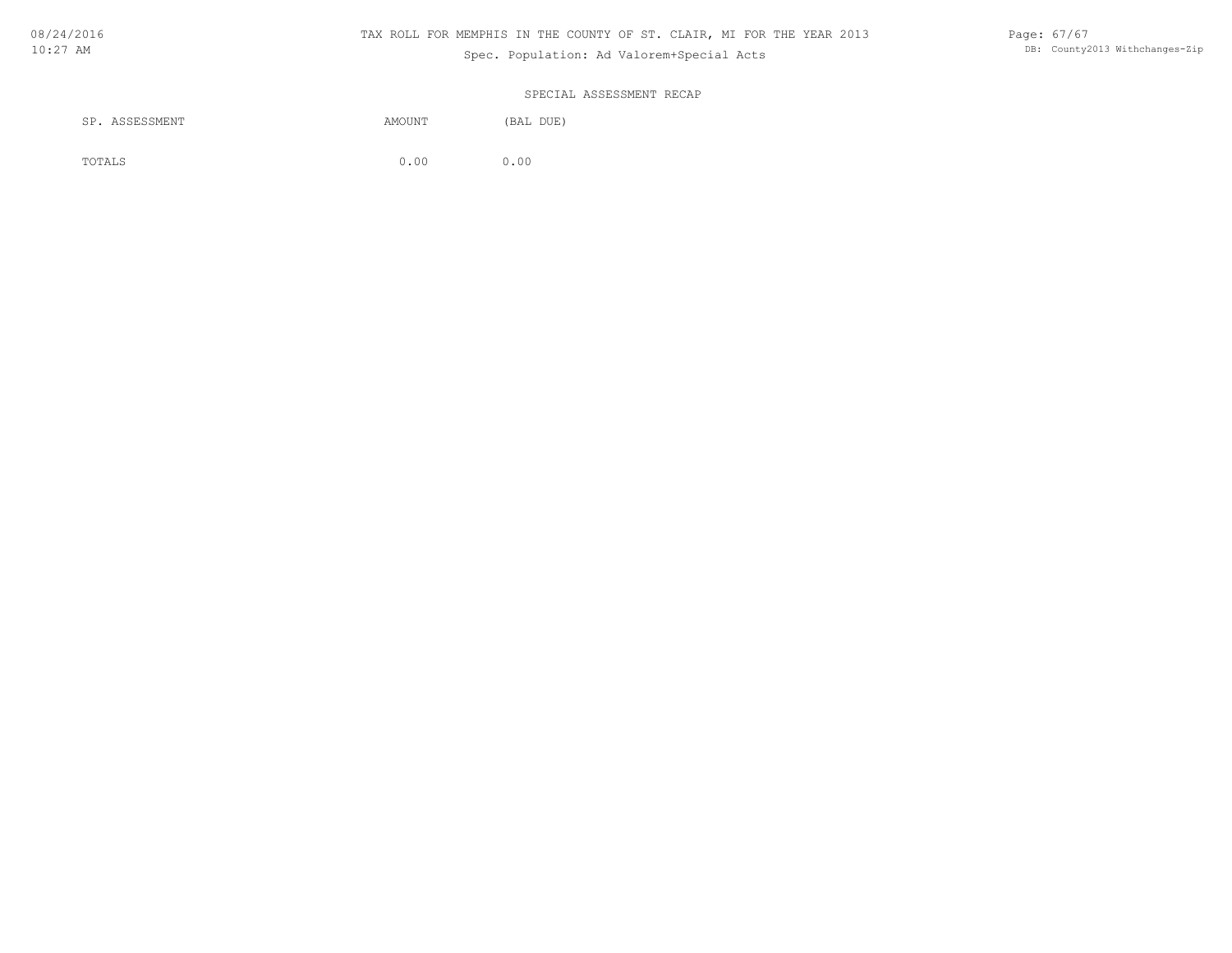## SPECIAL ASSESSMENT RECAP

| SP. ASSESSMENT | AMOUNT | (BAL DUE) |
|---|---|---|
| TOTALS | 0.00 | 0.00 |